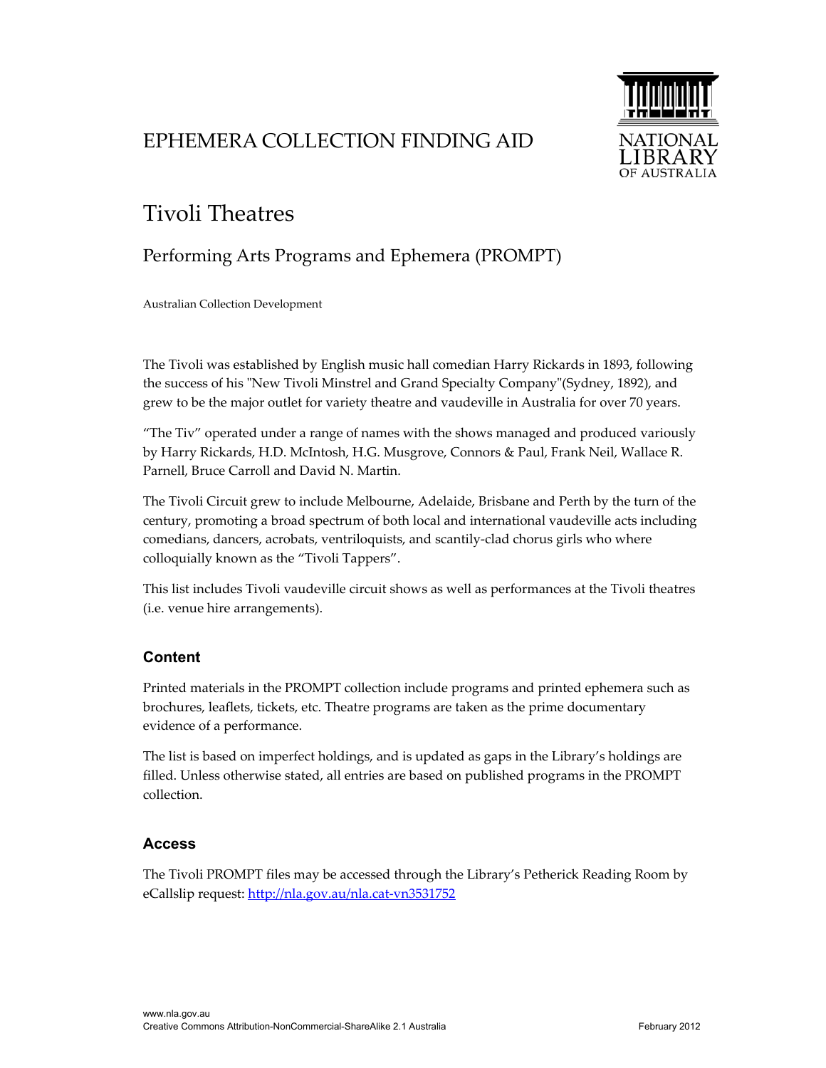# EPHEMERA COLLECTION FINDING AID

NATIONAL LIBRARY OF AUSTRALIA

# Tivoli Theatres

## Performing Arts Programs and Ephemera (PROMPT)

Australian Collection Development

The Tivoli was established by English music hall comedian Harry Rickards in 1893, following the success of his "New Tivoli Minstrel and Grand Specialty Company"(Sydney, 1892), and grew to be the major outlet for variety theatre and vaudeville in Australia for over 70 years.

"The Tiv" operated under a range of names with the shows managed and produced variously by Harry Rickards, H.D. McIntosh, H.G. Musgrove, Connors & Paul, Frank Neil, Wallace R. Parnell, Bruce Carroll and David N. Martin.

The Tivoli Circuit grew to include Melbourne, Adelaide, Brisbane and Perth by the turn of the century, promoting a broad spectrum of both local and international vaudeville acts including comedians, dancers, acrobats, ventriloquists, and scantily-clad chorus girls who where colloquially known as the "Tivoli Tappers".

This list includes Tivoli vaudeville circuit shows as well as performances at the Tivoli theatres (i.e. venue hire arrangements).

### Content

Printed materials in the PROMPT collection include programs and printed ephemera such as brochures, leaflets, tickets, etc. Theatre programs are taken as the prime documentary evidence of a performance.

The list is based on imperfect holdings, and is updated as gaps in the Library's holdings are filled. Unless otherwise stated, all entries are based on published programs in the PROMPT collection.

### Access

The Tivoli PROMPT files may be accessed through the Library's Petherick Reading Room by eCallslip request: http://nla.gov.au/nla.cat-vn3531752

www.nla.gov.au
Creative Commons Attribution-NonCommercial-ShareAlike 2.1 Australia

February 2012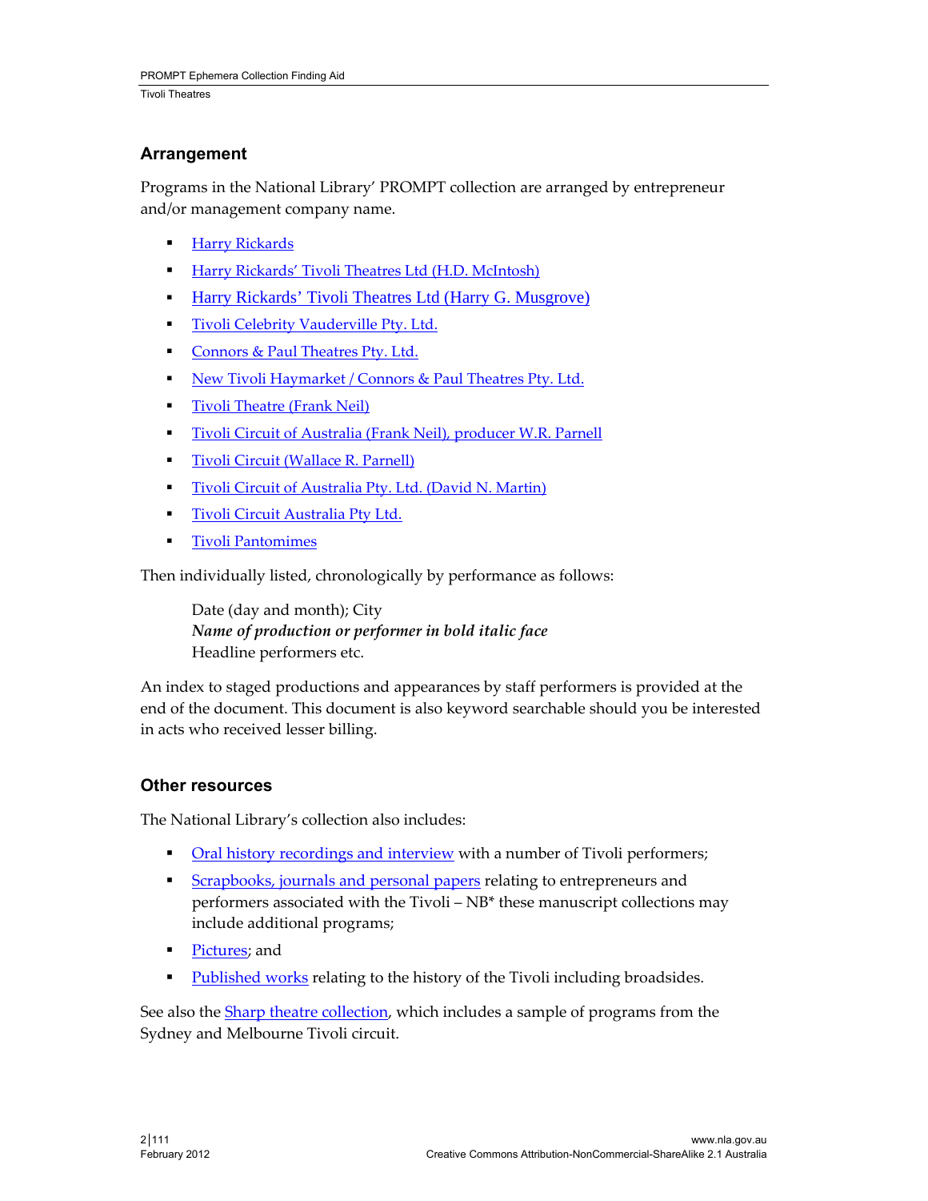## Arrangement

Programs in the National Library' PROMPT collection are arranged by entrepreneur and/or management company name.

- Harry Rickards
- Harry Rickards' Tivoli Theatres Ltd (H.D. McIntosh)
- Harry Rickards' Tivoli Theatres Ltd (Harry G. Musgrove)
- Tivoli Celebrity Vauderville Pty. Ltd.
- Connors & Paul Theatres Pty. Ltd.
- New Tivoli Haymarket / Connors & Paul Theatres Pty. Ltd.
- Tivoli Theatre (Frank Neil)
- Tivoli Circuit of Australia (Frank Neil), producer W.R. Parnell
- Tivoli Circuit (Wallace R. Parnell)
- Tivoli Circuit of Australia Pty. Ltd. (David N. Martin)
- Tivoli Circuit Australia Pty Ltd.
- Tivoli Pantomimes

Then individually listed, chronologically by performance as follows:

> Date (day and month); City
> ***Name of production or performer in bold italic face***
> Headline performers etc.

An index to staged productions and appearances by staff performers is provided at the end of the document. This document is also keyword searchable should you be interested in acts who received lesser billing.

## Other resources

The National Library's collection also includes:

- Oral history recordings and interview with a number of Tivoli performers;
- Scrapbooks, journals and personal papers relating to entrepreneurs and performers associated with the Tivoli – NB* these manuscript collections may include additional programs;
- Pictures; and
- Published works relating to the history of the Tivoli including broadsides.

See also the Sharp theatre collection, which includes a sample of programs from the Sydney and Melbourne Tivoli circuit.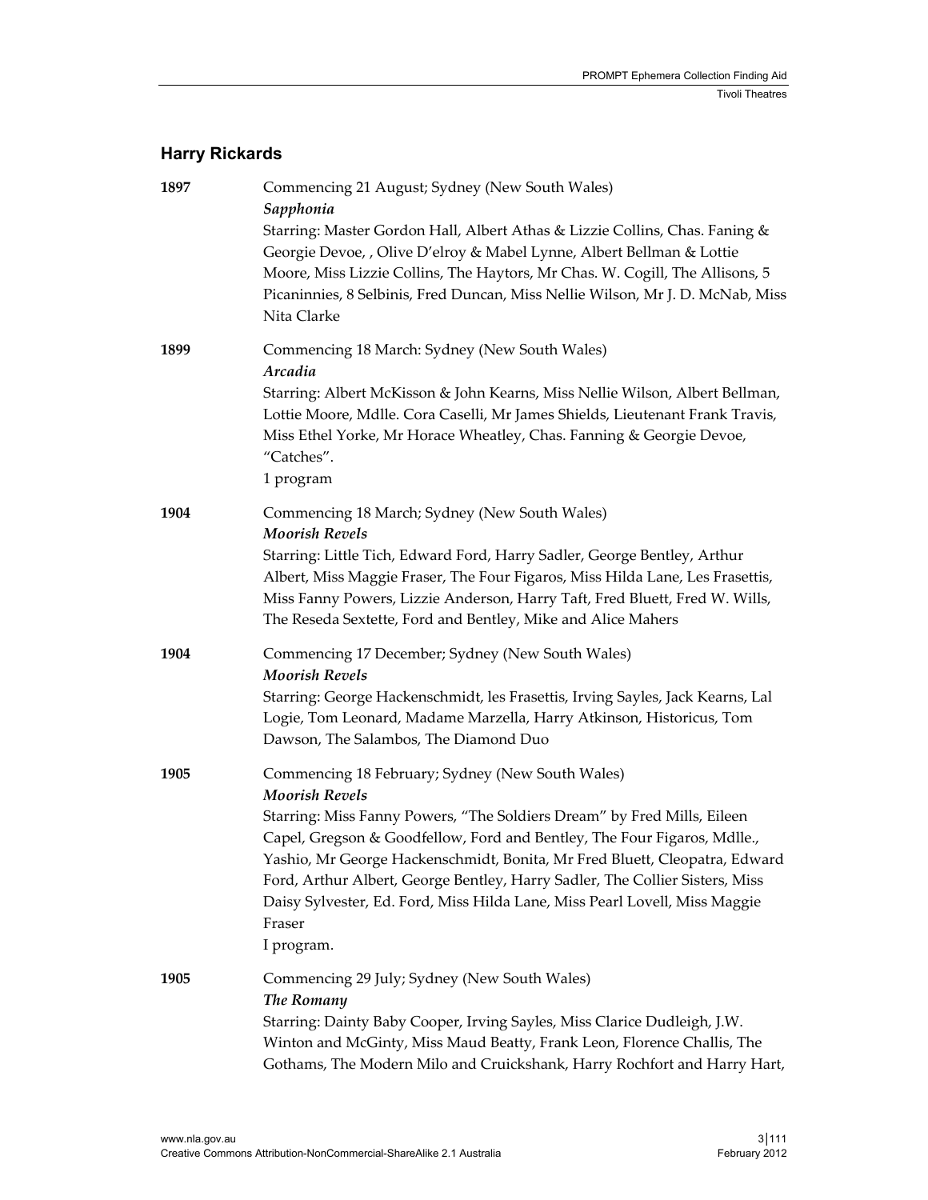## Harry Rickards

**1897** Commencing 21 August; Sydney (New South Wales)
***Sapphonia***
Starring: Master Gordon Hall, Albert Athas & Lizzie Collins, Chas. Faning & Georgie Devoe, , Olive D'elroy & Mabel Lynne, Albert Bellman & Lottie Moore, Miss Lizzie Collins, The Haytors, Mr Chas. W. Cogill, The Allisons, 5 Picaninnies, 8 Selbinis, Fred Duncan, Miss Nellie Wilson, Mr J. D. McNab, Miss Nita Clarke

**1899** Commencing 18 March: Sydney (New South Wales)
***Arcadia***
Starring: Albert McKisson & John Kearns, Miss Nellie Wilson, Albert Bellman, Lottie Moore, Mdlle. Cora Caselli, Mr James Shields, Lieutenant Frank Travis, Miss Ethel Yorke, Mr Horace Wheatley, Chas. Fanning & Georgie Devoe, "Catches".
1 program

**1904** Commencing 18 March; Sydney (New South Wales)
***Moorish Revels***
Starring: Little Tich, Edward Ford, Harry Sadler, George Bentley, Arthur Albert, Miss Maggie Fraser, The Four Figaros, Miss Hilda Lane, Les Frasettis, Miss Fanny Powers, Lizzie Anderson, Harry Taft, Fred Bluett, Fred W. Wills, The Reseda Sextette, Ford and Bentley, Mike and Alice Mahers

**1904** Commencing 17 December; Sydney (New South Wales)
***Moorish Revels***
Starring: George Hackenschmidt, les Frasettis, Irving Sayles, Jack Kearns, Lal Logie, Tom Leonard, Madame Marzella, Harry Atkinson, Historicus, Tom Dawson, The Salambos, The Diamond Duo

**1905** Commencing 18 February; Sydney (New South Wales)
***Moorish Revels***
Starring: Miss Fanny Powers, "The Soldiers Dream" by Fred Mills, Eileen Capel, Gregson & Goodfellow, Ford and Bentley, The Four Figaros, Mdlle., Yashio, Mr George Hackenschmidt, Bonita, Mr Fred Bluett, Cleopatra, Edward Ford, Arthur Albert, George Bentley, Harry Sadler, The Collier Sisters, Miss Daisy Sylvester, Ed. Ford, Miss Hilda Lane, Miss Pearl Lovell, Miss Maggie Fraser
I program.

**1905** Commencing 29 July; Sydney (New South Wales)
***The Romany***
Starring: Dainty Baby Cooper, Irving Sayles, Miss Clarice Dudleigh, J.W. Winton and McGinty, Miss Maud Beatty, Frank Leon, Florence Challis, The Gothams, The Modern Milo and Cruickshank, Harry Rochfort and Harry Hart,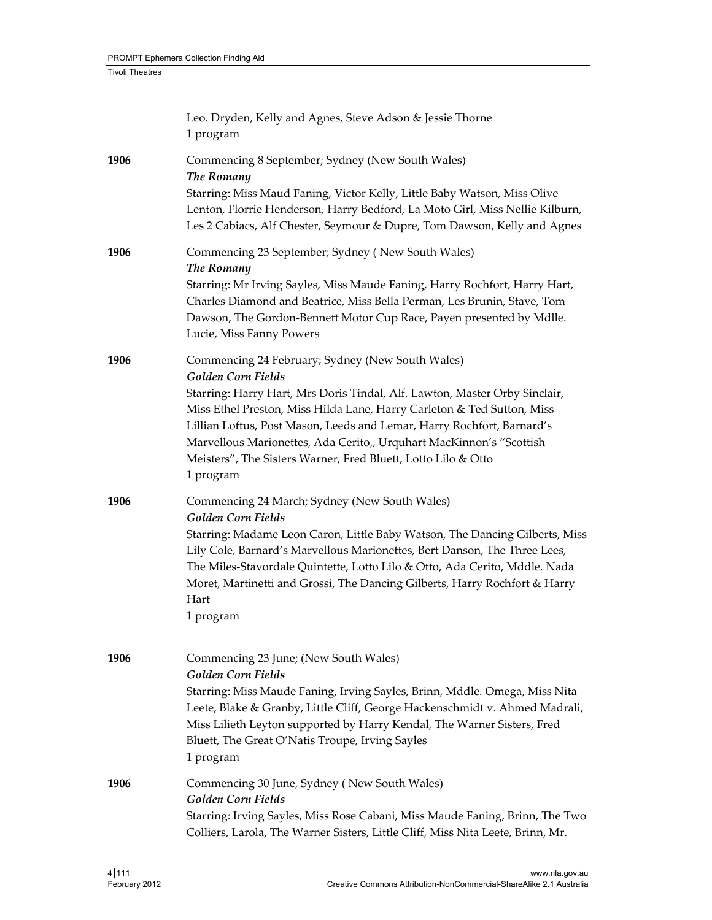Leo. Dryden, Kelly and Agnes, Steve Adson & Jessie Thorne
1 program

**1906** Commencing 8 September; Sydney (New South Wales)
***The Romany***
Starring: Miss Maud Faning, Victor Kelly, Little Baby Watson, Miss Olive Lenton, Florrie Henderson, Harry Bedford, La Moto Girl, Miss Nellie Kilburn, Les 2 Cabiacs, Alf Chester, Seymour & Dupre, Tom Dawson, Kelly and Agnes

**1906** Commencing 23 September; Sydney ( New South Wales)
***The Romany***
Starring: Mr Irving Sayles, Miss Maude Faning, Harry Rochfort, Harry Hart, Charles Diamond and Beatrice, Miss Bella Perman, Les Brunin, Stave, Tom Dawson, The Gordon-Bennett Motor Cup Race, Payen presented by Mdlle. Lucie, Miss Fanny Powers

**1906** Commencing 24 February; Sydney (New South Wales)
***Golden Corn Fields***
Starring: Harry Hart, Mrs Doris Tindal, Alf. Lawton, Master Orby Sinclair, Miss Ethel Preston, Miss Hilda Lane, Harry Carleton & Ted Sutton, Miss Lillian Loftus, Post Mason, Leeds and Lemar, Harry Rochfort, Barnard's Marvellous Marionettes, Ada Cerito,, Urquhart MacKinnon's "Scottish Meisters", The Sisters Warner, Fred Bluett, Lotto Lilo & Otto
1 program

**1906** Commencing 24 March; Sydney (New South Wales)
***Golden Corn Fields***
Starring: Madame Leon Caron, Little Baby Watson, The Dancing Gilberts, Miss Lily Cole, Barnard's Marvellous Marionettes, Bert Danson, The Three Lees, The Miles-Stavordale Quintette, Lotto Lilo & Otto, Ada Cerito, Mddle. Nada Moret, Martinetti and Grossi, The Dancing Gilberts, Harry Rochfort & Harry Hart
1 program

**1906** Commencing 23 June; (New South Wales)
***Golden Corn Fields***
Starring: Miss Maude Faning, Irving Sayles, Brinn, Mddle. Omega, Miss Nita Leete, Blake & Granby, Little Cliff, George Hackenschmidt v. Ahmed Madrali, Miss Lilieth Leyton supported by Harry Kendal, The Warner Sisters, Fred Bluett, The Great O'Natis Troupe, Irving Sayles
1 program

**1906** Commencing 30 June, Sydney ( New South Wales)
***Golden Corn Fields***
Starring: Irving Sayles, Miss Rose Cabani, Miss Maude Faning, Brinn, The Two Colliers, Larola, The Warner Sisters, Little Cliff, Miss Nita Leete, Brinn, Mr.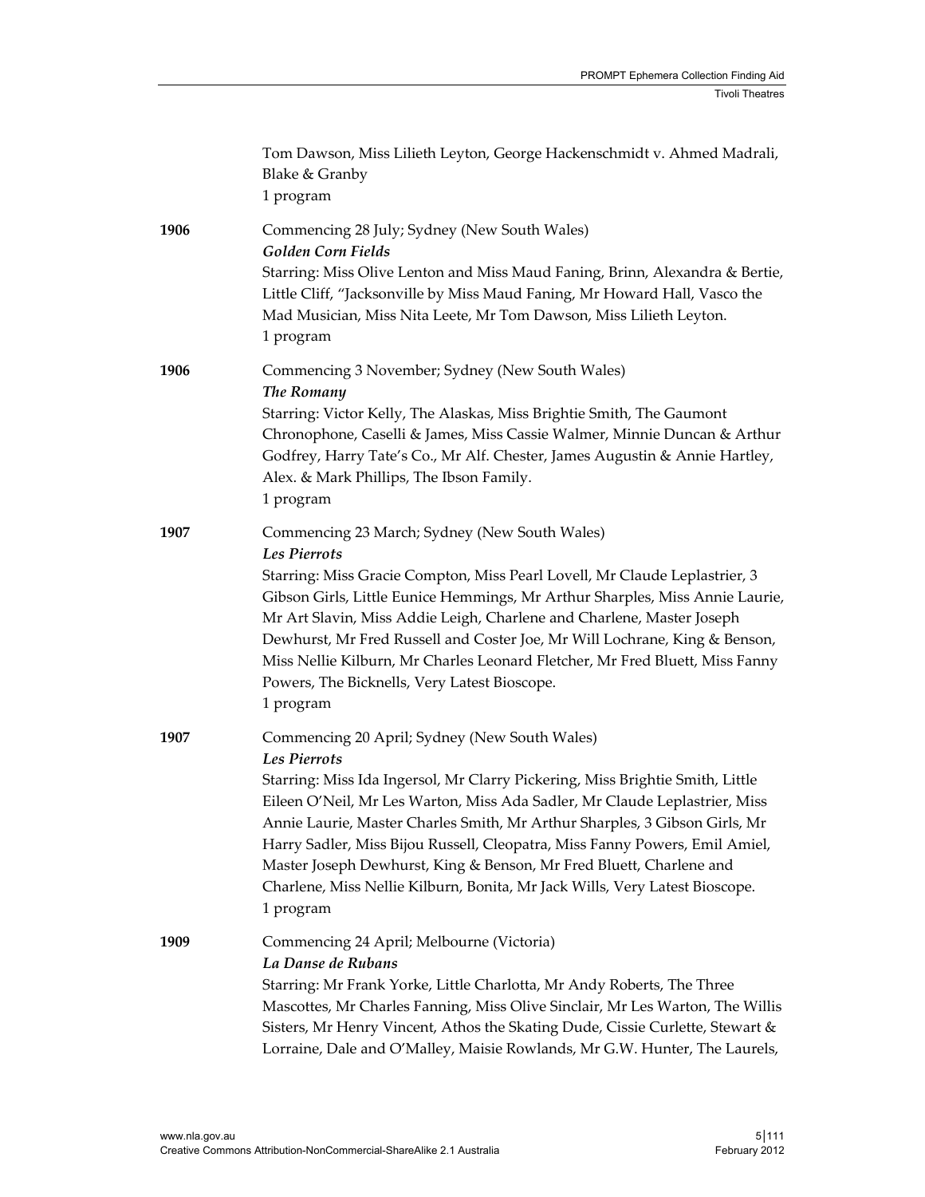Tom Dawson, Miss Lilieth Leyton, George Hackenschmidt v. Ahmed Madrali, Blake & Granby
1 program

**1906** Commencing 28 July; Sydney (New South Wales)
***Golden Corn Fields***
Starring: Miss Olive Lenton and Miss Maud Faning, Brinn, Alexandra & Bertie, Little Cliff, "Jacksonville by Miss Maud Faning, Mr Howard Hall, Vasco the Mad Musician, Miss Nita Leete, Mr Tom Dawson, Miss Lilieth Leyton.
1 program

**1906** Commencing 3 November; Sydney (New South Wales)
***The Romany***
Starring: Victor Kelly, The Alaskas, Miss Brightie Smith, The Gaumont Chronophone, Caselli & James, Miss Cassie Walmer, Minnie Duncan & Arthur Godfrey, Harry Tate's Co., Mr Alf. Chester, James Augustin & Annie Hartley, Alex. & Mark Phillips, The Ibson Family.
1 program

**1907** Commencing 23 March; Sydney (New South Wales)
***Les Pierrots***
Starring: Miss Gracie Compton, Miss Pearl Lovell, Mr Claude Leplastrier, 3 Gibson Girls, Little Eunice Hemmings, Mr Arthur Sharples, Miss Annie Laurie, Mr Art Slavin, Miss Addie Leigh, Charlene and Charlene, Master Joseph Dewhurst, Mr Fred Russell and Coster Joe, Mr Will Lochrane, King & Benson, Miss Nellie Kilburn, Mr Charles Leonard Fletcher, Mr Fred Bluett, Miss Fanny Powers, The Bicknells, Very Latest Bioscope.
1 program

**1907** Commencing 20 April; Sydney (New South Wales)
***Les Pierrots***
Starring: Miss Ida Ingersol, Mr Clarry Pickering, Miss Brightie Smith, Little Eileen O'Neil, Mr Les Warton, Miss Ada Sadler, Mr Claude Leplastrier, Miss Annie Laurie, Master Charles Smith, Mr Arthur Sharples, 3 Gibson Girls, Mr Harry Sadler, Miss Bijou Russell, Cleopatra, Miss Fanny Powers, Emil Amiel, Master Joseph Dewhurst, King & Benson, Mr Fred Bluett, Charlene and Charlene, Miss Nellie Kilburn, Bonita, Mr Jack Wills, Very Latest Bioscope.
1 program

**1909** Commencing 24 April; Melbourne (Victoria)
***La Danse de Rubans***
Starring: Mr Frank Yorke, Little Charlotta, Mr Andy Roberts, The Three Mascottes, Mr Charles Fanning, Miss Olive Sinclair, Mr Les Warton, The Willis Sisters, Mr Henry Vincent, Athos the Skating Dude, Cissie Curlette, Stewart & Lorraine, Dale and O'Malley, Maisie Rowlands, Mr G.W. Hunter, The Laurels,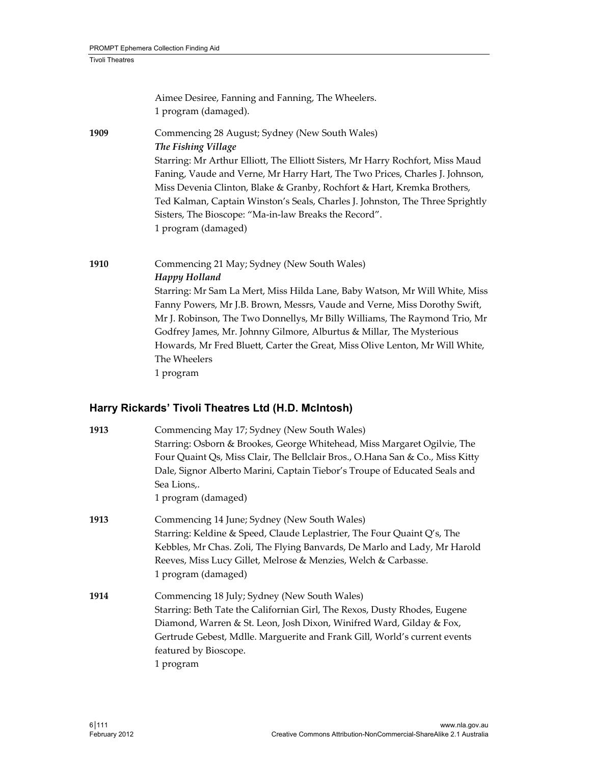Aimee Desiree, Fanning and Fanning, The Wheelers.
1 program (damaged).

**1909** Commencing 28 August; Sydney (New South Wales)
***The Fishing Village***
Starring: Mr Arthur Elliott, The Elliott Sisters, Mr Harry Rochfort, Miss Maud Faning, Vaude and Verne, Mr Harry Hart, The Two Prices, Charles J. Johnson, Miss Devenia Clinton, Blake & Granby, Rochfort & Hart, Kremka Brothers, Ted Kalman, Captain Winston's Seals, Charles J. Johnston, The Three Sprightly Sisters, The Bioscope: "Ma-in-law Breaks the Record".
1 program (damaged)

**1910** Commencing 21 May; Sydney (New South Wales)
***Happy Holland***
Starring: Mr Sam La Mert, Miss Hilda Lane, Baby Watson, Mr Will White, Miss Fanny Powers, Mr J.B. Brown, Messrs, Vaude and Verne, Miss Dorothy Swift, Mr J. Robinson, The Two Donnellys, Mr Billy Williams, The Raymond Trio, Mr Godfrey James, Mr. Johnny Gilmore, Alburtus & Millar, The Mysterious Howards, Mr Fred Bluett, Carter the Great, Miss Olive Lenton, Mr Will White, The Wheelers
1 program

## Harry Rickards' Tivoli Theatres Ltd (H.D. McIntosh)

**1913** Commencing May 17; Sydney (New South Wales)
Starring: Osborn & Brookes, George Whitehead, Miss Margaret Ogilvie, The Four Quaint Qs, Miss Clair, The Bellclair Bros., O.Hana San & Co., Miss Kitty Dale, Signor Alberto Marini, Captain Tiebor's Troupe of Educated Seals and Sea Lions,.
1 program (damaged)

**1913** Commencing 14 June; Sydney (New South Wales)
Starring: Keldine & Speed, Claude Leplastrier, The Four Quaint Q's, The Kebbles, Mr Chas. Zoli, The Flying Banvards, De Marlo and Lady, Mr Harold Reeves, Miss Lucy Gillet, Melrose & Menzies, Welch & Carbasse.
1 program (damaged)

**1914** Commencing 18 July; Sydney (New South Wales)
Starring: Beth Tate the Californian Girl, The Rexos, Dusty Rhodes, Eugene Diamond, Warren & St. Leon, Josh Dixon, Winifred Ward, Gilday & Fox, Gertrude Gebest, Mdlle. Marguerite and Frank Gill, World's current events featured by Bioscope.
1 program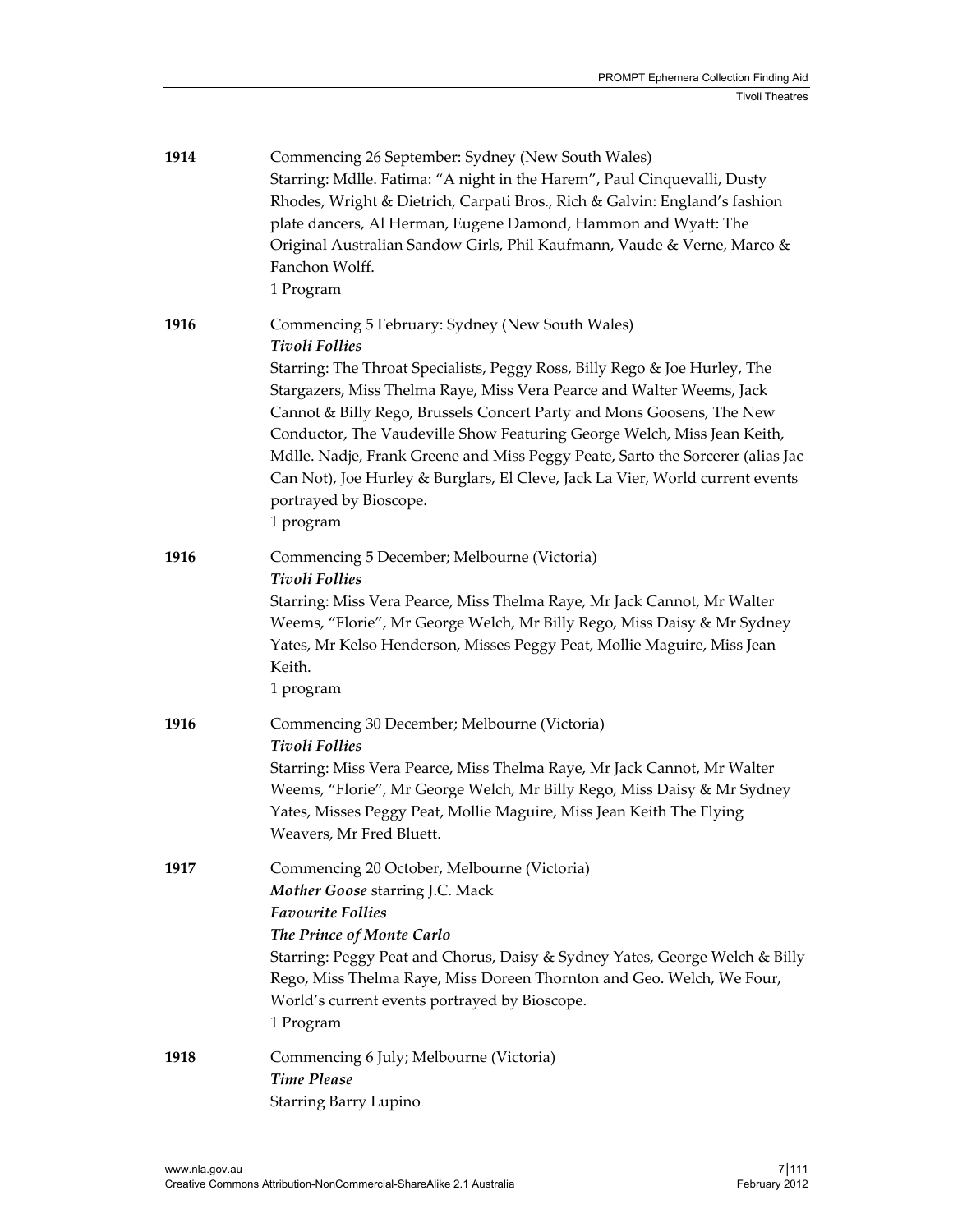**1914** Commencing 26 September: Sydney (New South Wales)
Starring: Mdlle. Fatima: "A night in the Harem", Paul Cinquevalli, Dusty Rhodes, Wright & Dietrich, Carpati Bros., Rich & Galvin: England's fashion plate dancers, Al Herman, Eugene Damond, Hammon and Wyatt: The Original Australian Sandow Girls, Phil Kaufmann, Vaude & Verne, Marco & Fanchon Wolff.
1 Program

**1916** Commencing 5 February: Sydney (New South Wales)
***Tivoli Follies***
Starring: The Throat Specialists, Peggy Ross, Billy Rego & Joe Hurley, The Stargazers, Miss Thelma Raye, Miss Vera Pearce and Walter Weems, Jack Cannot & Billy Rego, Brussels Concert Party and Mons Goosens, The New Conductor, The Vaudeville Show Featuring George Welch, Miss Jean Keith, Mdlle. Nadje, Frank Greene and Miss Peggy Peate, Sarto the Sorcerer (alias Jac Can Not), Joe Hurley & Burglars, El Cleve, Jack La Vier, World current events portrayed by Bioscope.
1 program

**1916** Commencing 5 December; Melbourne (Victoria)
***Tivoli Follies***
Starring: Miss Vera Pearce, Miss Thelma Raye, Mr Jack Cannot, Mr Walter Weems, "Florie", Mr George Welch, Mr Billy Rego, Miss Daisy & Mr Sydney Yates, Mr Kelso Henderson, Misses Peggy Peat, Mollie Maguire, Miss Jean Keith.
1 program

**1916** Commencing 30 December; Melbourne (Victoria)
***Tivoli Follies***
Starring: Miss Vera Pearce, Miss Thelma Raye, Mr Jack Cannot, Mr Walter Weems, "Florie", Mr George Welch, Mr Billy Rego, Miss Daisy & Mr Sydney Yates, Misses Peggy Peat, Mollie Maguire, Miss Jean Keith The Flying Weavers, Mr Fred Bluett.

**1917** Commencing 20 October, Melbourne (Victoria)
***Mother Goose*** starring J.C. Mack
***Favourite Follies***
***The Prince of Monte Carlo***
Starring: Peggy Peat and Chorus, Daisy & Sydney Yates, George Welch & Billy Rego, Miss Thelma Raye, Miss Doreen Thornton and Geo. Welch, We Four, World's current events portrayed by Bioscope.
1 Program

**1918** Commencing 6 July; Melbourne (Victoria)
***Time Please***
Starring Barry Lupino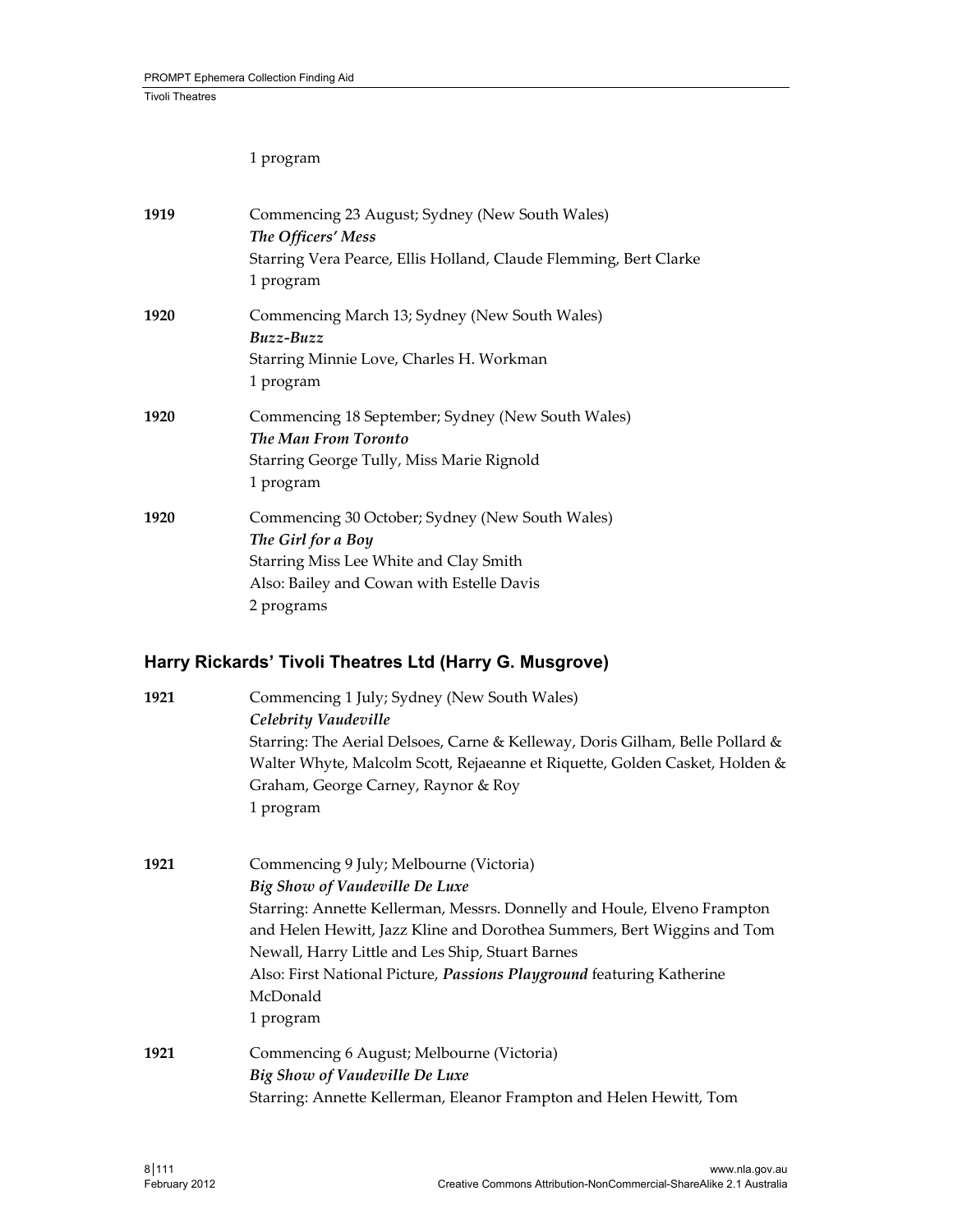1 program

**1919** Commencing 23 August; Sydney (New South Wales)
***The Officers' Mess***
Starring Vera Pearce, Ellis Holland, Claude Flemming, Bert Clarke
1 program

**1920** Commencing March 13; Sydney (New South Wales)
***Buzz-Buzz***
Starring Minnie Love, Charles H. Workman
1 program

**1920** Commencing 18 September; Sydney (New South Wales)
***The Man From Toronto***
Starring George Tully, Miss Marie Rignold
1 program

**1920** Commencing 30 October; Sydney (New South Wales)
***The Girl for a Boy***
Starring Miss Lee White and Clay Smith
Also: Bailey and Cowan with Estelle Davis
2 programs

## Harry Rickards' Tivoli Theatres Ltd (Harry G. Musgrove)

**1921** Commencing 1 July; Sydney (New South Wales)
***Celebrity Vaudeville***
Starring: The Aerial Delsoes, Carne & Kelleway, Doris Gilham, Belle Pollard & Walter Whyte, Malcolm Scott, Rejaeanne et Riquette, Golden Casket, Holden & Graham, George Carney, Raynor & Roy
1 program

**1921** Commencing 9 July; Melbourne (Victoria)
***Big Show of Vaudeville De Luxe***
Starring: Annette Kellerman, Messrs. Donnelly and Houle, Elveno Frampton and Helen Hewitt, Jazz Kline and Dorothea Summers, Bert Wiggins and Tom Newall, Harry Little and Les Ship, Stuart Barnes
Also: First National Picture, ***Passions Playground*** featuring Katherine McDonald
1 program

**1921** Commencing 6 August; Melbourne (Victoria)
***Big Show of Vaudeville De Luxe***
Starring: Annette Kellerman, Eleanor Frampton and Helen Hewitt, Tom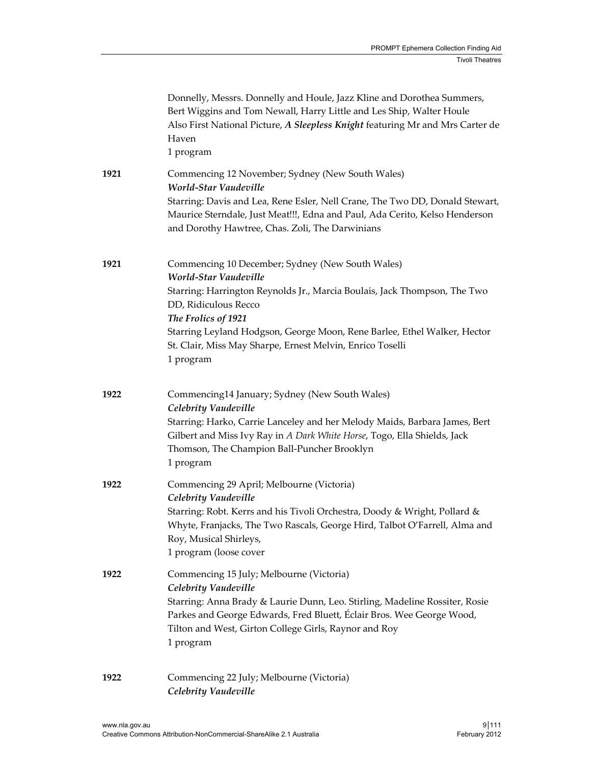Donnelly, Messrs. Donnelly and Houle, Jazz Kline and Dorothea Summers, Bert Wiggins and Tom Newall, Harry Little and Les Ship, Walter Houle
Also First National Picture, ***A Sleepless Knight*** featuring Mr and Mrs Carter de Haven
1 program

**1921** Commencing 12 November; Sydney (New South Wales)
***World-Star Vaudeville***
Starring: Davis and Lea, Rene Esler, Nell Crane, The Two DD, Donald Stewart, Maurice Sterndale, Just Meat!!!, Edna and Paul, Ada Cerito, Kelso Henderson and Dorothy Hawtree, Chas. Zoli, The Darwinians

**1921** Commencing 10 December; Sydney (New South Wales)
***World-Star Vaudeville***
Starring: Harrington Reynolds Jr., Marcia Boulais, Jack Thompson, The Two DD, Ridiculous Recco
***The Frolics of 1921***
Starring Leyland Hodgson, George Moon, Rene Barlee, Ethel Walker, Hector St. Clair, Miss May Sharpe, Ernest Melvin, Enrico Toselli
1 program

**1922** Commencing14 January; Sydney (New South Wales)
***Celebrity Vaudeville***
Starring: Harko, Carrie Lanceley and her Melody Maids, Barbara James, Bert Gilbert and Miss Ivy Ray in *A Dark White Horse*, Togo, Ella Shields, Jack Thomson, The Champion Ball-Puncher Brooklyn
1 program

**1922** Commencing 29 April; Melbourne (Victoria)
***Celebrity Vaudeville***
Starring: Robt. Kerrs and his Tivoli Orchestra, Doody & Wright, Pollard & Whyte, Franjacks, The Two Rascals, George Hird, Talbot O'Farrell, Alma and Roy, Musical Shirleys,
1 program (loose cover

**1922** Commencing 15 July; Melbourne (Victoria)
***Celebrity Vaudeville***
Starring: Anna Brady & Laurie Dunn, Leo. Stirling, Madeline Rossiter, Rosie Parkes and George Edwards, Fred Bluett, Éclair Bros. Wee George Wood, Tilton and West, Girton College Girls, Raynor and Roy
1 program

**1922** Commencing 22 July; Melbourne (Victoria)
***Celebrity Vaudeville***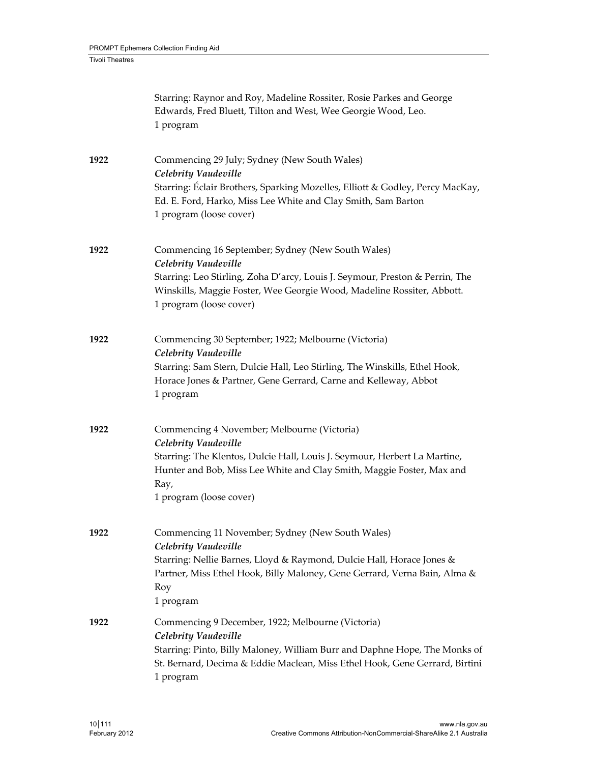Starring: Raynor and Roy, Madeline Rossiter, Rosie Parkes and George Edwards, Fred Bluett, Tilton and West, Wee Georgie Wood, Leo.
1 program

**1922** Commencing 29 July; Sydney (New South Wales)
*Celebrity Vaudeville*
Starring: Éclair Brothers, Sparking Mozelles, Elliott & Godley, Percy MacKay, Ed. E. Ford, Harko, Miss Lee White and Clay Smith, Sam Barton
1 program (loose cover)

**1922** Commencing 16 September; Sydney (New South Wales)
*Celebrity Vaudeville*
Starring: Leo Stirling, Zoha D'arcy, Louis J. Seymour, Preston & Perrin, The Winskills, Maggie Foster, Wee Georgie Wood, Madeline Rossiter, Abbott.
1 program (loose cover)

**1922** Commencing 30 September; 1922; Melbourne (Victoria)
*Celebrity Vaudeville*
Starring: Sam Stern, Dulcie Hall, Leo Stirling, The Winskills, Ethel Hook, Horace Jones & Partner, Gene Gerrard, Carne and Kelleway, Abbot
1 program

**1922** Commencing 4 November; Melbourne (Victoria)
*Celebrity Vaudeville*
Starring: The Klentos, Dulcie Hall, Louis J. Seymour, Herbert La Martine, Hunter and Bob, Miss Lee White and Clay Smith, Maggie Foster, Max and Ray,
1 program (loose cover)

**1922** Commencing 11 November; Sydney (New South Wales)
*Celebrity Vaudeville*
Starring: Nellie Barnes, Lloyd & Raymond, Dulcie Hall, Horace Jones & Partner, Miss Ethel Hook, Billy Maloney, Gene Gerrard, Verna Bain, Alma & Roy
1 program

**1922** Commencing 9 December, 1922; Melbourne (Victoria)
*Celebrity Vaudeville*
Starring: Pinto, Billy Maloney, William Burr and Daphne Hope, The Monks of St. Bernard, Decima & Eddie Maclean, Miss Ethel Hook, Gene Gerrard, Birtini
1 program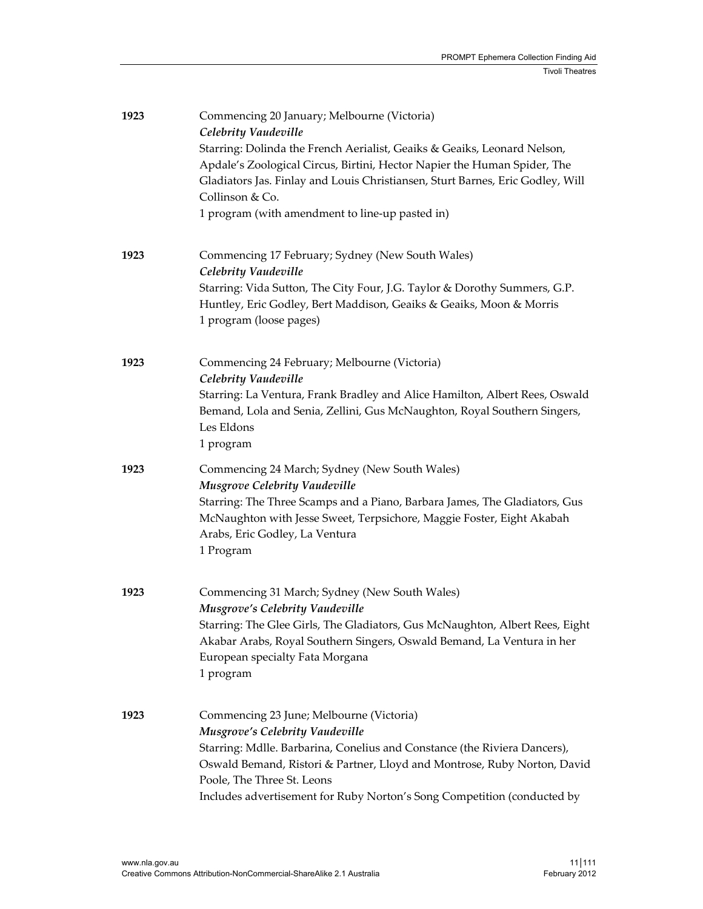**1923** Commencing 20 January; Melbourne (Victoria)
*Celebrity Vaudeville*
Starring: Dolinda the French Aerialist, Geaiks & Geaiks, Leonard Nelson, Apdale's Zoological Circus, Birtini, Hector Napier the Human Spider, The Gladiators Jas. Finlay and Louis Christiansen, Sturt Barnes, Eric Godley, Will Collinson & Co.
1 program (with amendment to line-up pasted in)

**1923** Commencing 17 February; Sydney (New South Wales)
*Celebrity Vaudeville*
Starring: Vida Sutton, The City Four, J.G. Taylor & Dorothy Summers, G.P. Huntley, Eric Godley, Bert Maddison, Geaiks & Geaiks, Moon & Morris
1 program (loose pages)

**1923** Commencing 24 February; Melbourne (Victoria)
*Celebrity Vaudeville*
Starring: La Ventura, Frank Bradley and Alice Hamilton, Albert Rees, Oswald Bemand, Lola and Senia, Zellini, Gus McNaughton, Royal Southern Singers, Les Eldons
1 program

**1923** Commencing 24 March; Sydney (New South Wales)
*Musgrove Celebrity Vaudeville*
Starring: The Three Scamps and a Piano, Barbara James, The Gladiators, Gus McNaughton with Jesse Sweet, Terpsichore, Maggie Foster, Eight Akabah Arabs, Eric Godley, La Ventura
1 Program

**1923** Commencing 31 March; Sydney (New South Wales)
*Musgrove's Celebrity Vaudeville*
Starring: The Glee Girls, The Gladiators, Gus McNaughton, Albert Rees, Eight Akabar Arabs, Royal Southern Singers, Oswald Bemand, La Ventura in her European specialty Fata Morgana
1 program

**1923** Commencing 23 June; Melbourne (Victoria)
*Musgrove's Celebrity Vaudeville*
Starring: Mdlle. Barbarina, Conelius and Constance (the Riviera Dancers), Oswald Bemand, Ristori & Partner, Lloyd and Montrose, Ruby Norton, David Poole, The Three St. Leons
Includes advertisement for Ruby Norton's Song Competition (conducted by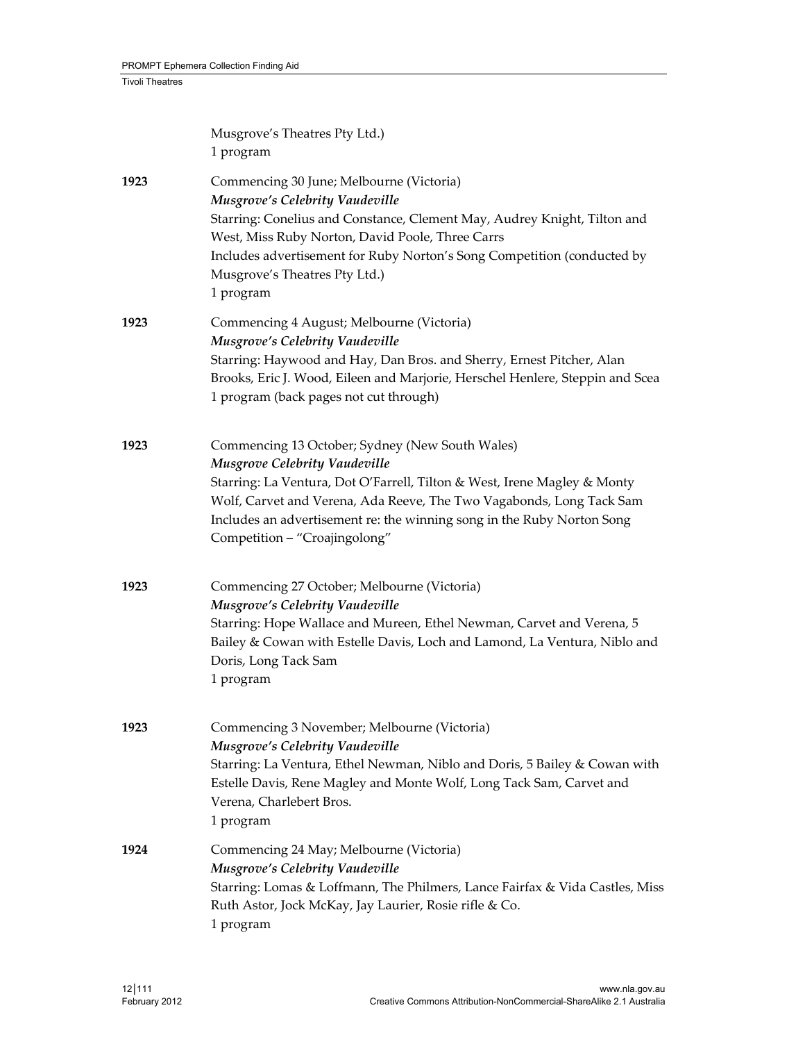Musgrove's Theatres Pty Ltd.)
1 program

| | |
|---|---|
| **1923** | Commencing 30 June; Melbourne (Victoria)<br>***Musgrove's Celebrity Vaudeville***<br>Starring: Conelius and Constance, Clement May, Audrey Knight, Tilton and West, Miss Ruby Norton, David Poole, Three Carrs<br>Includes advertisement for Ruby Norton's Song Competition (conducted by Musgrove's Theatres Pty Ltd.)<br>1 program |
| **1923** | Commencing 4 August; Melbourne (Victoria)<br>***Musgrove's Celebrity Vaudeville***<br>Starring: Haywood and Hay, Dan Bros. and Sherry, Ernest Pitcher, Alan Brooks, Eric J. Wood, Eileen and Marjorie, Herschel Henlere, Steppin and Scea<br>1 program (back pages not cut through) |
| **1923** | Commencing 13 October; Sydney (New South Wales)<br>***Musgrove Celebrity Vaudeville***<br>Starring: La Ventura, Dot O'Farrell, Tilton & West, Irene Magley & Monty Wolf, Carvet and Verena, Ada Reeve, The Two Vagabonds, Long Tack Sam<br>Includes an advertisement re: the winning song in the Ruby Norton Song Competition – "Croajingolong" |
| **1923** | Commencing 27 October; Melbourne (Victoria)<br>***Musgrove's Celebrity Vaudeville***<br>Starring: Hope Wallace and Mureen, Ethel Newman, Carvet and Verena, 5 Bailey & Cowan with Estelle Davis, Loch and Lamond, La Ventura, Niblo and Doris, Long Tack Sam<br>1 program |
| **1923** | Commencing 3 November; Melbourne (Victoria)<br>***Musgrove's Celebrity Vaudeville***<br>Starring: La Ventura, Ethel Newman, Niblo and Doris, 5 Bailey & Cowan with Estelle Davis, Rene Magley and Monte Wolf, Long Tack Sam, Carvet and Verena, Charlebert Bros.<br>1 program |
| **1924** | Commencing 24 May; Melbourne (Victoria)<br>***Musgrove's Celebrity Vaudeville***<br>Starring: Lomas & Loffmann, The Philmers, Lance Fairfax & Vida Castles, Miss Ruth Astor, Jock McKay, Jay Laurier, Rosie rifle & Co.<br>1 program |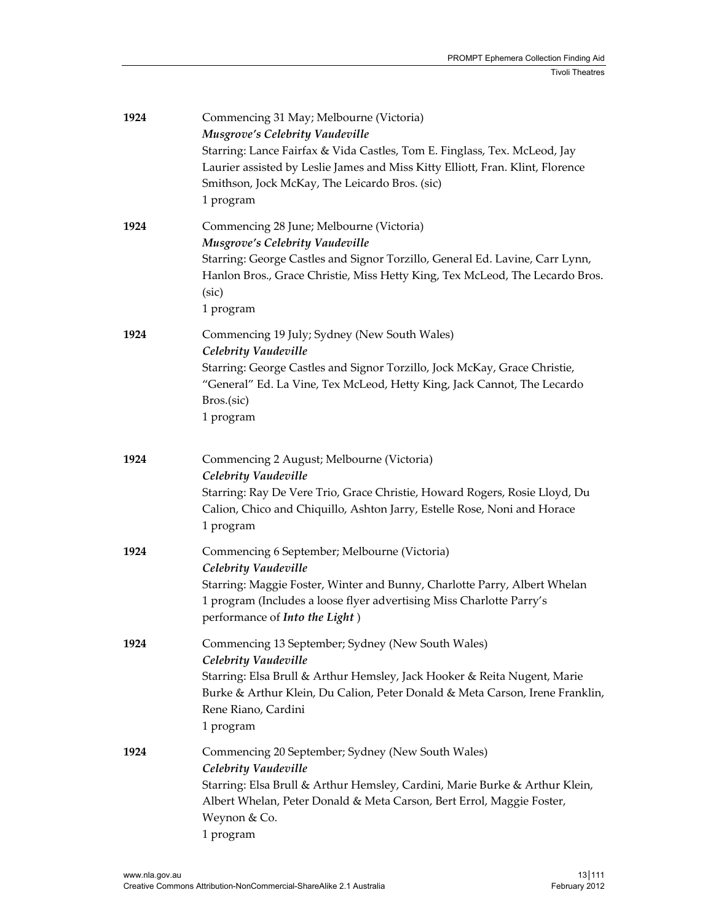**1924** Commencing 31 May; Melbourne (Victoria)
***Musgrove's Celebrity Vaudeville***
Starring: Lance Fairfax & Vida Castles, Tom E. Finglass, Tex. McLeod, Jay Laurier assisted by Leslie James and Miss Kitty Elliott, Fran. Klint, Florence Smithson, Jock McKay, The Leicardo Bros. (sic)
1 program

**1924** Commencing 28 June; Melbourne (Victoria)
***Musgrove's Celebrity Vaudeville***
Starring: George Castles and Signor Torzillo, General Ed. Lavine, Carr Lynn, Hanlon Bros., Grace Christie, Miss Hetty King, Tex McLeod, The Lecardo Bros. (sic)
1 program

**1924** Commencing 19 July; Sydney (New South Wales)
***Celebrity Vaudeville***
Starring: George Castles and Signor Torzillo, Jock McKay, Grace Christie, "General" Ed. La Vine, Tex McLeod, Hetty King, Jack Cannot, The Lecardo Bros.(sic)
1 program

**1924** Commencing 2 August; Melbourne (Victoria)
***Celebrity Vaudeville***
Starring: Ray De Vere Trio, Grace Christie, Howard Rogers, Rosie Lloyd, Du Calion, Chico and Chiquillo, Ashton Jarry, Estelle Rose, Noni and Horace
1 program

**1924** Commencing 6 September; Melbourne (Victoria)
***Celebrity Vaudeville***
Starring: Maggie Foster, Winter and Bunny, Charlotte Parry, Albert Whelan
1 program (Includes a loose flyer advertising Miss Charlotte Parry's performance of ***Into the Light*** )

**1924** Commencing 13 September; Sydney (New South Wales)
***Celebrity Vaudeville***
Starring: Elsa Brull & Arthur Hemsley, Jack Hooker & Reita Nugent, Marie Burke & Arthur Klein, Du Calion, Peter Donald & Meta Carson, Irene Franklin, Rene Riano, Cardini
1 program

**1924** Commencing 20 September; Sydney (New South Wales)
***Celebrity Vaudeville***
Starring: Elsa Brull & Arthur Hemsley, Cardini, Marie Burke & Arthur Klein, Albert Whelan, Peter Donald & Meta Carson, Bert Errol, Maggie Foster, Weynon & Co.
1 program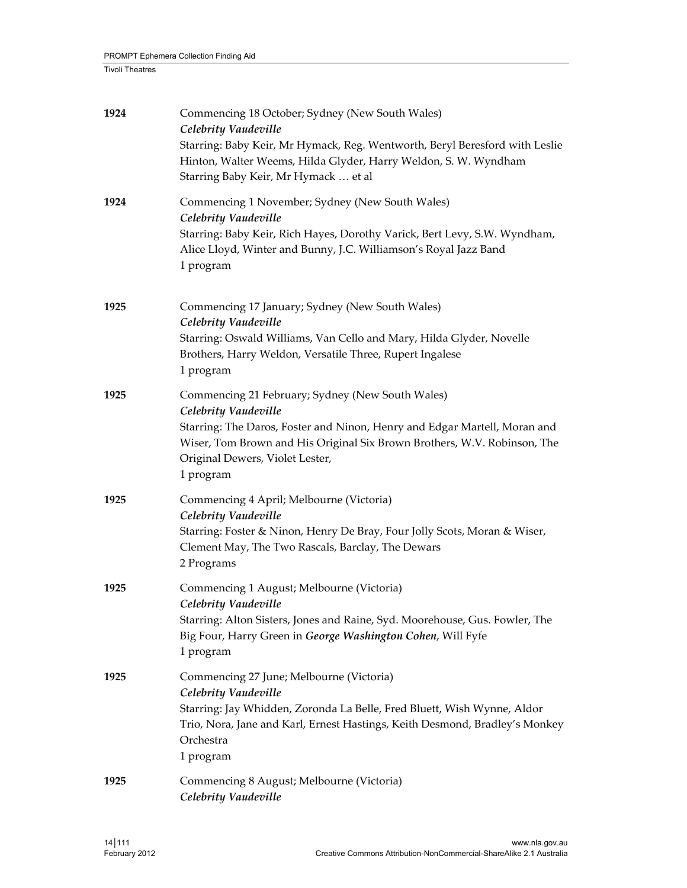**1924** Commencing 18 October; Sydney (New South Wales)
*Celebrity Vaudeville*
Starring: Baby Keir, Mr Hymack, Reg. Wentworth, Beryl Beresford with Leslie Hinton, Walter Weems, Hilda Glyder, Harry Weldon, S. W. Wyndham
Starring Baby Keir, Mr Hymack … et al

**1924** Commencing 1 November; Sydney (New South Wales)
*Celebrity Vaudeville*
Starring: Baby Keir, Rich Hayes, Dorothy Varick, Bert Levy, S.W. Wyndham, Alice Lloyd, Winter and Bunny, J.C. Williamson's Royal Jazz Band
1 program

**1925** Commencing 17 January; Sydney (New South Wales)
*Celebrity Vaudeville*
Starring: Oswald Williams, Van Cello and Mary, Hilda Glyder, Novelle Brothers, Harry Weldon, Versatile Three, Rupert Ingalese
1 program

**1925** Commencing 21 February; Sydney (New South Wales)
*Celebrity Vaudeville*
Starring: The Daros, Foster and Ninon, Henry and Edgar Martell, Moran and Wiser, Tom Brown and His Original Six Brown Brothers, W.V. Robinson, The Original Dewers, Violet Lester,
1 program

**1925** Commencing 4 April; Melbourne (Victoria)
*Celebrity Vaudeville*
Starring: Foster & Ninon, Henry De Bray, Four Jolly Scots, Moran & Wiser, Clement May, The Two Rascals, Barclay, The Dewars
2 Programs

**1925** Commencing 1 August; Melbourne (Victoria)
*Celebrity Vaudeville*
Starring: Alton Sisters, Jones and Raine, Syd. Moorehouse, Gus. Fowler, The Big Four, Harry Green in ***George Washington Cohen***, Will Fyfe
1 program

**1925** Commencing 27 June; Melbourne (Victoria)
*Celebrity Vaudeville*
Starring: Jay Whidden, Zoronda La Belle, Fred Bluett, Wish Wynne, Aldor Trio, Nora, Jane and Karl, Ernest Hastings, Keith Desmond, Bradley's Monkey Orchestra
1 program

**1925** Commencing 8 August; Melbourne (Victoria)
*Celebrity Vaudeville*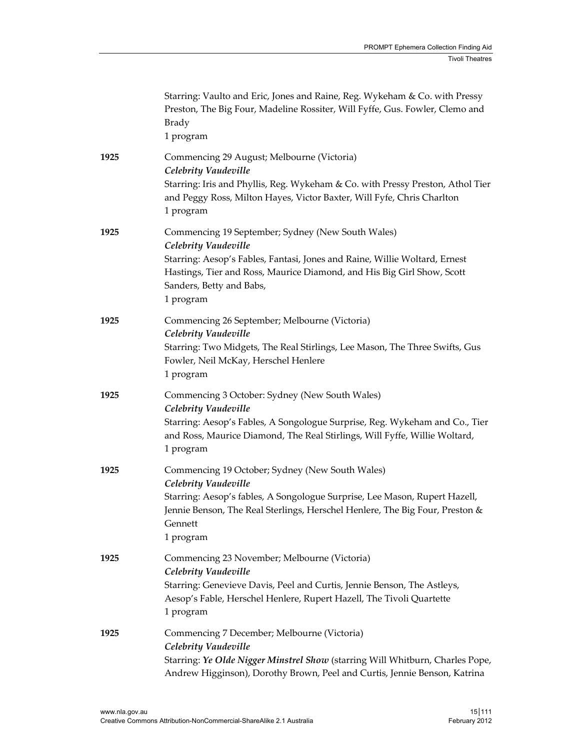Starring: Vaulto and Eric, Jones and Raine, Reg. Wykeham & Co. with Pressy Preston, The Big Four, Madeline Rossiter, Will Fyffe, Gus. Fowler, Clemo and Brady
1 program

**1925** Commencing 29 August; Melbourne (Victoria)
*Celebrity Vaudeville*
Starring: Iris and Phyllis, Reg. Wykeham & Co. with Pressy Preston, Athol Tier and Peggy Ross, Milton Hayes, Victor Baxter, Will Fyfe, Chris Charlton
1 program

**1925** Commencing 19 September; Sydney (New South Wales)
*Celebrity Vaudeville*
Starring: Aesop's Fables, Fantasi, Jones and Raine, Willie Woltard, Ernest Hastings, Tier and Ross, Maurice Diamond, and His Big Girl Show, Scott Sanders, Betty and Babs,
1 program

**1925** Commencing 26 September; Melbourne (Victoria)
*Celebrity Vaudeville*
Starring: Two Midgets, The Real Stirlings, Lee Mason, The Three Swifts, Gus Fowler, Neil McKay, Herschel Henlere
1 program

**1925** Commencing 3 October: Sydney (New South Wales)
*Celebrity Vaudeville*
Starring: Aesop's Fables, A Songologue Surprise, Reg. Wykeham and Co., Tier and Ross, Maurice Diamond, The Real Stirlings, Will Fyffe, Willie Woltard,
1 program

**1925** Commencing 19 October; Sydney (New South Wales)
*Celebrity Vaudeville*
Starring: Aesop's fables, A Songologue Surprise, Lee Mason, Rupert Hazell, Jennie Benson, The Real Sterlings, Herschel Henlere, The Big Four, Preston & Gennett
1 program

**1925** Commencing 23 November; Melbourne (Victoria)
*Celebrity Vaudeville*
Starring: Genevieve Davis, Peel and Curtis, Jennie Benson, The Astleys, Aesop's Fable, Herschel Henlere, Rupert Hazell, The Tivoli Quartette
1 program

**1925** Commencing 7 December; Melbourne (Victoria)
*Celebrity Vaudeville*
Starring: ***Ye Olde Nigger Minstrel Show*** (starring Will Whitburn, Charles Pope, Andrew Higginson), Dorothy Brown, Peel and Curtis, Jennie Benson, Katrina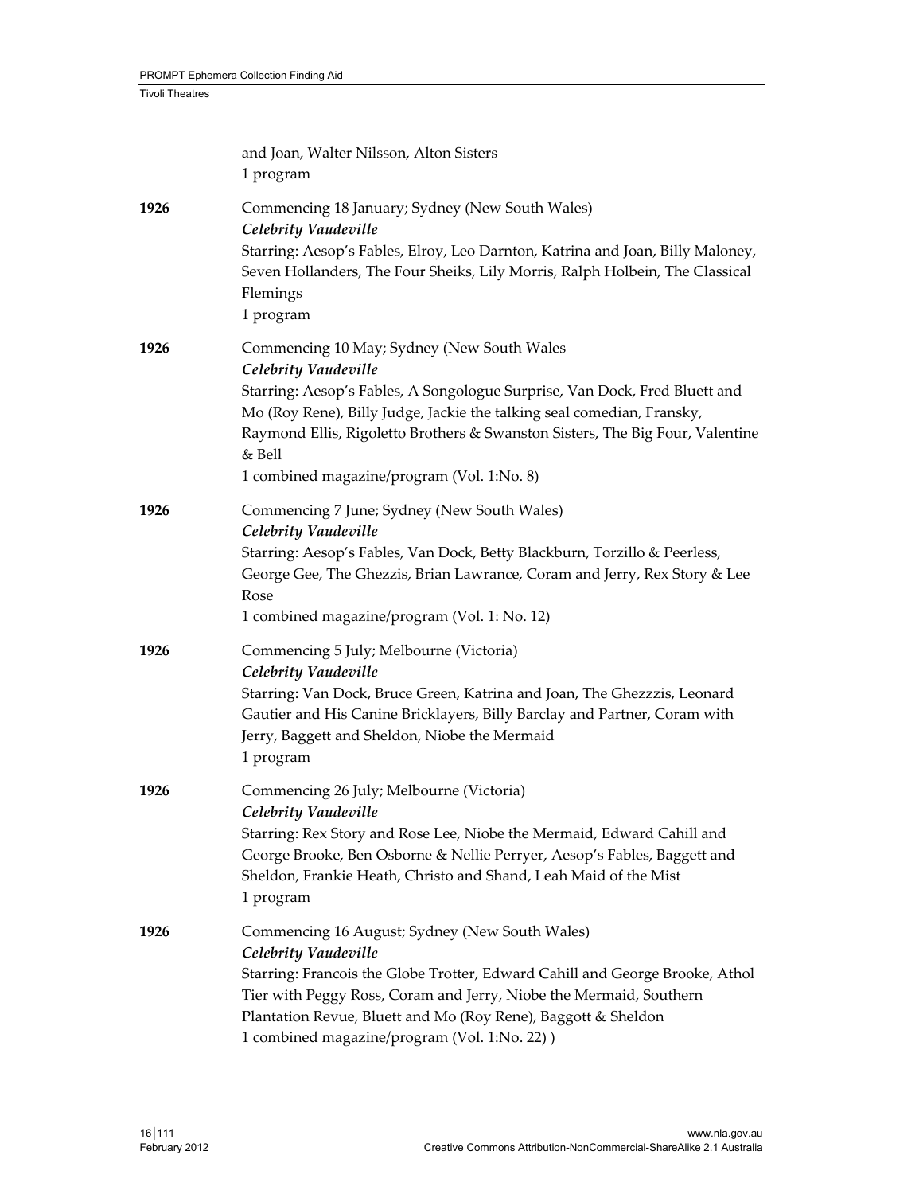and Joan, Walter Nilsson, Alton Sisters
1 program

**1926** Commencing 18 January; Sydney (New South Wales)
*Celebrity Vaudeville*
Starring: Aesop's Fables, Elroy, Leo Darnton, Katrina and Joan, Billy Maloney, Seven Hollanders, The Four Sheiks, Lily Morris, Ralph Holbein, The Classical Flemings
1 program

**1926** Commencing 10 May; Sydney (New South Wales
*Celebrity Vaudeville*
Starring: Aesop's Fables, A Songologue Surprise, Van Dock, Fred Bluett and Mo (Roy Rene), Billy Judge, Jackie the talking seal comedian, Fransky, Raymond Ellis, Rigoletto Brothers & Swanston Sisters, The Big Four, Valentine & Bell
1 combined magazine/program (Vol. 1:No. 8)

**1926** Commencing 7 June; Sydney (New South Wales)
*Celebrity Vaudeville*
Starring: Aesop's Fables, Van Dock, Betty Blackburn, Torzillo & Peerless, George Gee, The Ghezzis, Brian Lawrance, Coram and Jerry, Rex Story & Lee Rose
1 combined magazine/program (Vol. 1: No. 12)

**1926** Commencing 5 July; Melbourne (Victoria)
*Celebrity Vaudeville*
Starring: Van Dock, Bruce Green, Katrina and Joan, The Ghezzzis, Leonard Gautier and His Canine Bricklayers, Billy Barclay and Partner, Coram with Jerry, Baggett and Sheldon, Niobe the Mermaid
1 program

**1926** Commencing 26 July; Melbourne (Victoria)
*Celebrity Vaudeville*
Starring: Rex Story and Rose Lee, Niobe the Mermaid, Edward Cahill and George Brooke, Ben Osborne & Nellie Perryer, Aesop's Fables, Baggett and Sheldon, Frankie Heath, Christo and Shand, Leah Maid of the Mist
1 program

**1926** Commencing 16 August; Sydney (New South Wales)
*Celebrity Vaudeville*
Starring: Francois the Globe Trotter, Edward Cahill and George Brooke, Athol Tier with Peggy Ross, Coram and Jerry, Niobe the Mermaid, Southern Plantation Revue, Bluett and Mo (Roy Rene), Baggott & Sheldon
1 combined magazine/program (Vol. 1:No. 22) )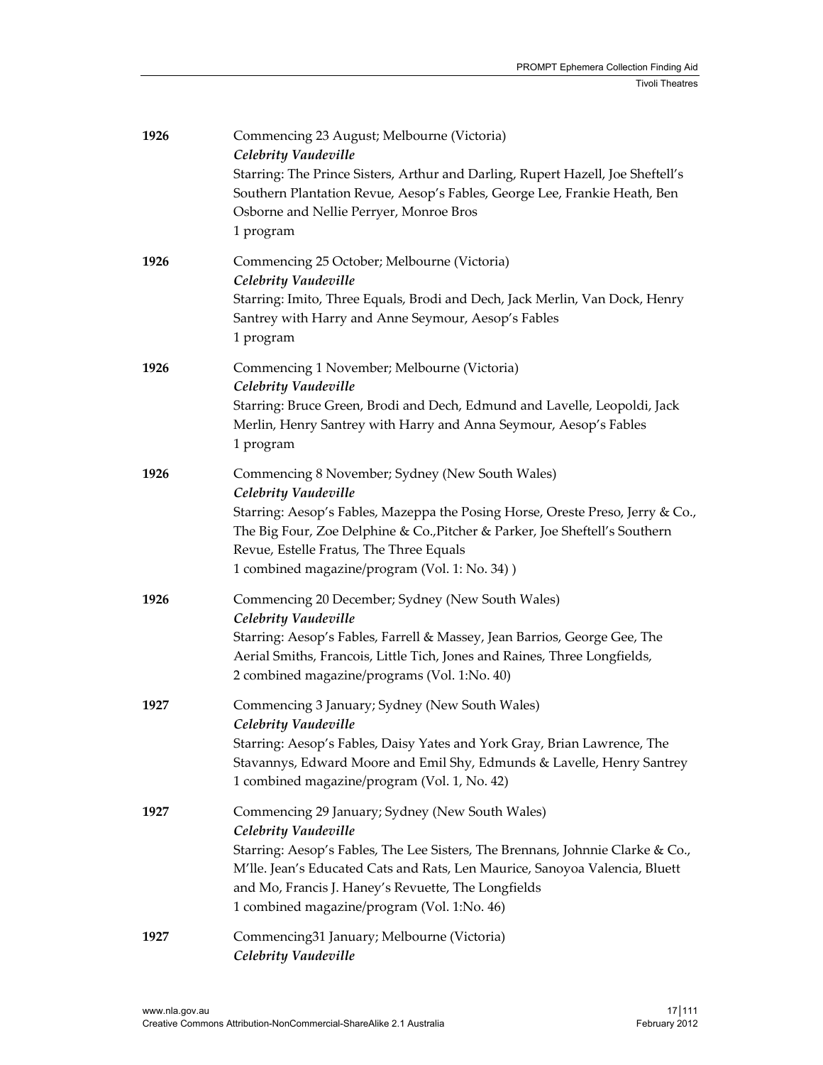**1926** Commencing 23 August; Melbourne (Victoria)
*Celebrity Vaudeville*
Starring: The Prince Sisters, Arthur and Darling, Rupert Hazell, Joe Sheftell's Southern Plantation Revue, Aesop's Fables, George Lee, Frankie Heath, Ben Osborne and Nellie Perryer, Monroe Bros
1 program

**1926** Commencing 25 October; Melbourne (Victoria)
*Celebrity Vaudeville*
Starring: Imito, Three Equals, Brodi and Dech, Jack Merlin, Van Dock, Henry Santrey with Harry and Anne Seymour, Aesop's Fables
1 program

**1926** Commencing 1 November; Melbourne (Victoria)
*Celebrity Vaudeville*
Starring: Bruce Green, Brodi and Dech, Edmund and Lavelle, Leopoldi, Jack Merlin, Henry Santrey with Harry and Anna Seymour, Aesop's Fables
1 program

**1926** Commencing 8 November; Sydney (New South Wales)
*Celebrity Vaudeville*
Starring: Aesop's Fables, Mazeppa the Posing Horse, Oreste Preso, Jerry & Co., The Big Four, Zoe Delphine & Co.,Pitcher & Parker, Joe Sheftell's Southern Revue, Estelle Fratus, The Three Equals
1 combined magazine/program (Vol. 1: No. 34) )

**1926** Commencing 20 December; Sydney (New South Wales)
*Celebrity Vaudeville*
Starring: Aesop's Fables, Farrell & Massey, Jean Barrios, George Gee, The Aerial Smiths, Francois, Little Tich, Jones and Raines, Three Longfields,
2 combined magazine/programs (Vol. 1:No. 40)

**1927** Commencing 3 January; Sydney (New South Wales)
*Celebrity Vaudeville*
Starring: Aesop's Fables, Daisy Yates and York Gray, Brian Lawrence, The Stavannys, Edward Moore and Emil Shy, Edmunds & Lavelle, Henry Santrey
1 combined magazine/program (Vol. 1, No. 42)

**1927** Commencing 29 January; Sydney (New South Wales)
*Celebrity Vaudeville*
Starring: Aesop's Fables, The Lee Sisters, The Brennans, Johnnie Clarke & Co., M'lle. Jean's Educated Cats and Rats, Len Maurice, Sanoyoa Valencia, Bluett and Mo, Francis J. Haney's Revuette, The Longfields
1 combined magazine/program (Vol. 1:No. 46)

**1927** Commencing31 January; Melbourne (Victoria)
*Celebrity Vaudeville*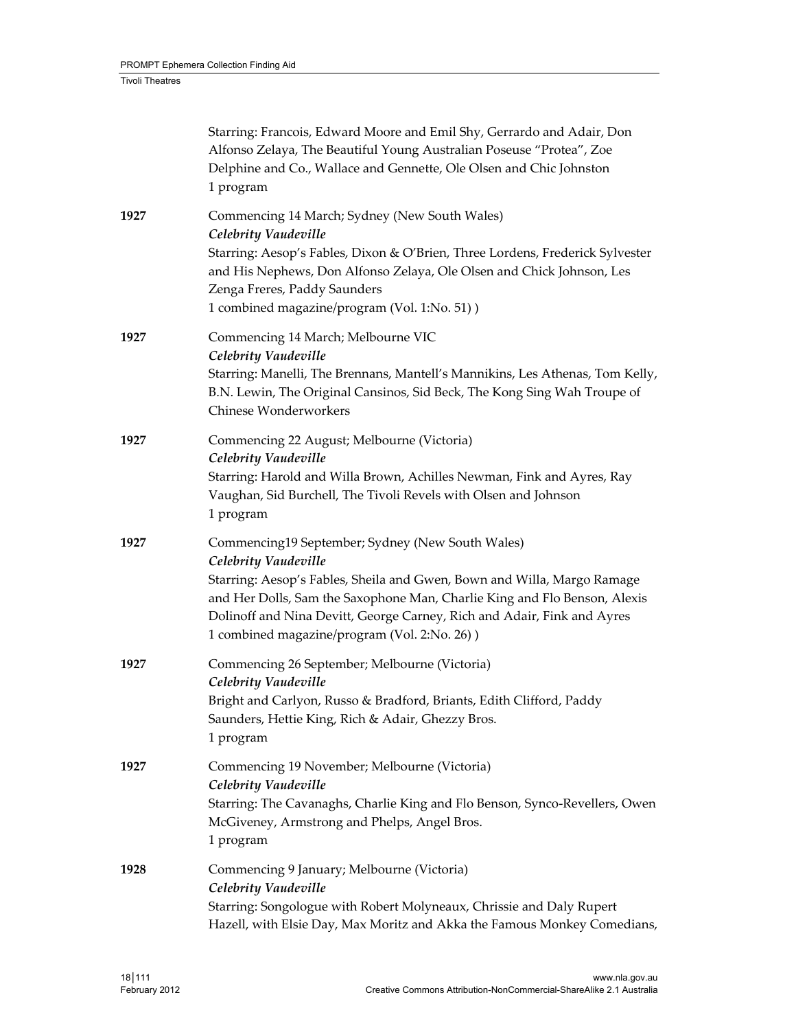Starring: Francois, Edward Moore and Emil Shy, Gerrardo and Adair, Don Alfonso Zelaya, The Beautiful Young Australian Poseuse "Protea", Zoe Delphine and Co., Wallace and Gennette, Ole Olsen and Chic Johnston
1 program

**1927** Commencing 14 March; Sydney (New South Wales)
*Celebrity Vaudeville*
Starring: Aesop's Fables, Dixon & O'Brien, Three Lordens, Frederick Sylvester and His Nephews, Don Alfonso Zelaya, Ole Olsen and Chick Johnson, Les Zenga Freres, Paddy Saunders
1 combined magazine/program (Vol. 1:No. 51) )

**1927** Commencing 14 March; Melbourne VIC
*Celebrity Vaudeville*
Starring: Manelli, The Brennans, Mantell's Mannikins, Les Athenas, Tom Kelly, B.N. Lewin, The Original Cansinos, Sid Beck, The Kong Sing Wah Troupe of Chinese Wonderworkers

**1927** Commencing 22 August; Melbourne (Victoria)
*Celebrity Vaudeville*
Starring: Harold and Willa Brown, Achilles Newman, Fink and Ayres, Ray Vaughan, Sid Burchell, The Tivoli Revels with Olsen and Johnson
1 program

**1927** Commencing19 September; Sydney (New South Wales)
*Celebrity Vaudeville*
Starring: Aesop's Fables, Sheila and Gwen, Bown and Willa, Margo Ramage and Her Dolls, Sam the Saxophone Man, Charlie King and Flo Benson, Alexis Dolinoff and Nina Devitt, George Carney, Rich and Adair, Fink and Ayres
1 combined magazine/program (Vol. 2:No. 26) )

**1927** Commencing 26 September; Melbourne (Victoria)
*Celebrity Vaudeville*
Bright and Carlyon, Russo & Bradford, Briants, Edith Clifford, Paddy Saunders, Hettie King, Rich & Adair, Ghezzy Bros.
1 program

**1927** Commencing 19 November; Melbourne (Victoria)
*Celebrity Vaudeville*
Starring: The Cavanaghs, Charlie King and Flo Benson, Synco-Revellers, Owen McGiveney, Armstrong and Phelps, Angel Bros.
1 program

**1928** Commencing 9 January; Melbourne (Victoria)
*Celebrity Vaudeville*
Starring: Songologue with Robert Molyneaux, Chrissie and Daly Rupert Hazell, with Elsie Day, Max Moritz and Akka the Famous Monkey Comedians,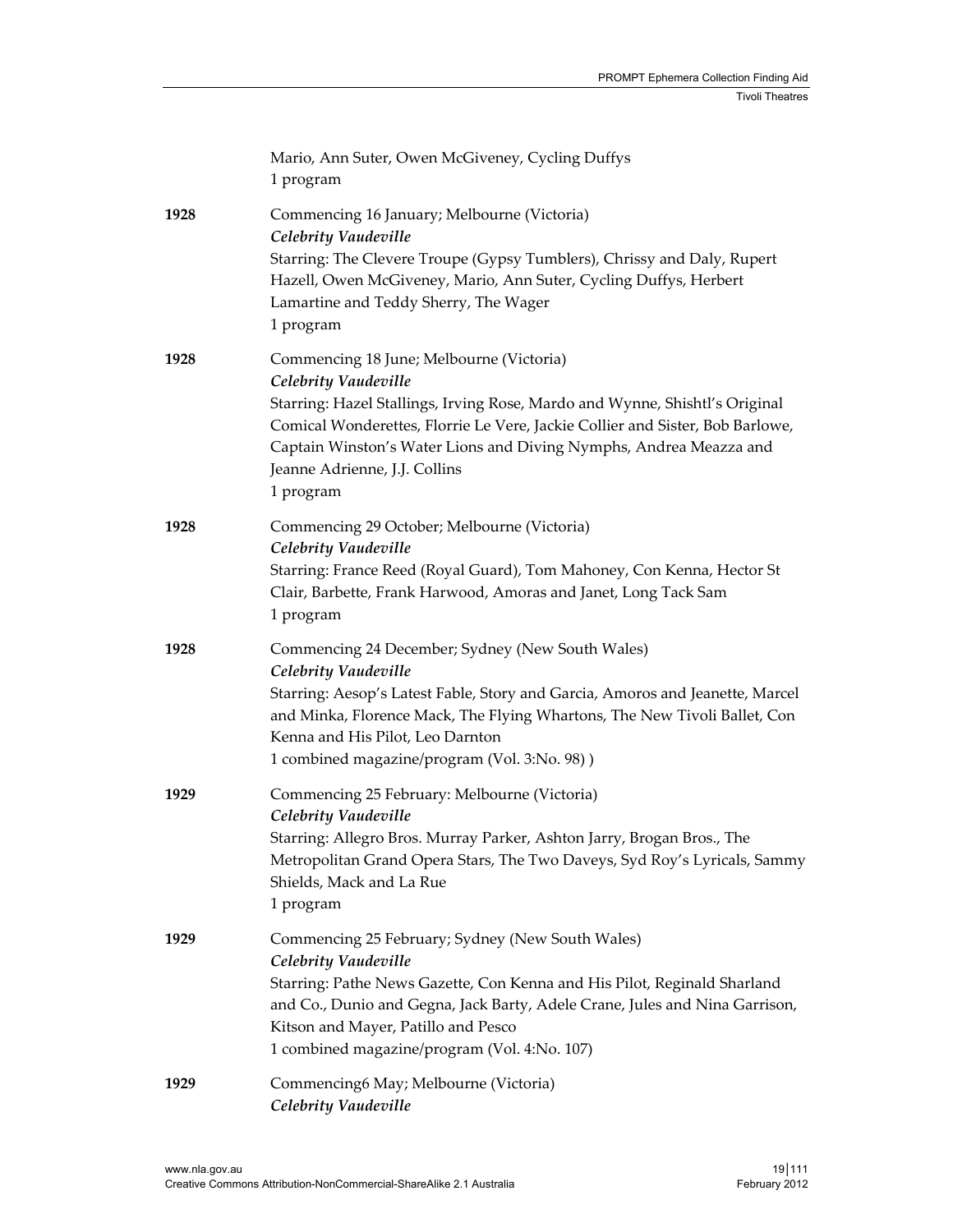Mario, Ann Suter, Owen McGiveney, Cycling Duffys
1 program

**1928** Commencing 16 January; Melbourne (Victoria)
*Celebrity Vaudeville*
Starring: The Clevere Troupe (Gypsy Tumblers), Chrissy and Daly, Rupert Hazell, Owen McGiveney, Mario, Ann Suter, Cycling Duffys, Herbert Lamartine and Teddy Sherry, The Wager
1 program

**1928** Commencing 18 June; Melbourne (Victoria)
*Celebrity Vaudeville*
Starring: Hazel Stallings, Irving Rose, Mardo and Wynne, Shishtl's Original Comical Wonderettes, Florrie Le Vere, Jackie Collier and Sister, Bob Barlowe, Captain Winston's Water Lions and Diving Nymphs, Andrea Meazza and Jeanne Adrienne, J.J. Collins
1 program

**1928** Commencing 29 October; Melbourne (Victoria)
*Celebrity Vaudeville*
Starring: France Reed (Royal Guard), Tom Mahoney, Con Kenna, Hector St Clair, Barbette, Frank Harwood, Amoras and Janet, Long Tack Sam
1 program

**1928** Commencing 24 December; Sydney (New South Wales)
*Celebrity Vaudeville*
Starring: Aesop's Latest Fable, Story and Garcia, Amoros and Jeanette, Marcel and Minka, Florence Mack, The Flying Whartons, The New Tivoli Ballet, Con Kenna and His Pilot, Leo Darnton
1 combined magazine/program (Vol. 3:No. 98) )

**1929** Commencing 25 February: Melbourne (Victoria)
*Celebrity Vaudeville*
Starring: Allegro Bros. Murray Parker, Ashton Jarry, Brogan Bros., The Metropolitan Grand Opera Stars, The Two Daveys, Syd Roy's Lyricals, Sammy Shields, Mack and La Rue
1 program

**1929** Commencing 25 February; Sydney (New South Wales)
*Celebrity Vaudeville*
Starring: Pathe News Gazette, Con Kenna and His Pilot, Reginald Sharland and Co., Dunio and Gegna, Jack Barty, Adele Crane, Jules and Nina Garrison, Kitson and Mayer, Patillo and Pesco
1 combined magazine/program (Vol. 4:No. 107)

**1929** Commencing6 May; Melbourne (Victoria)
*Celebrity Vaudeville*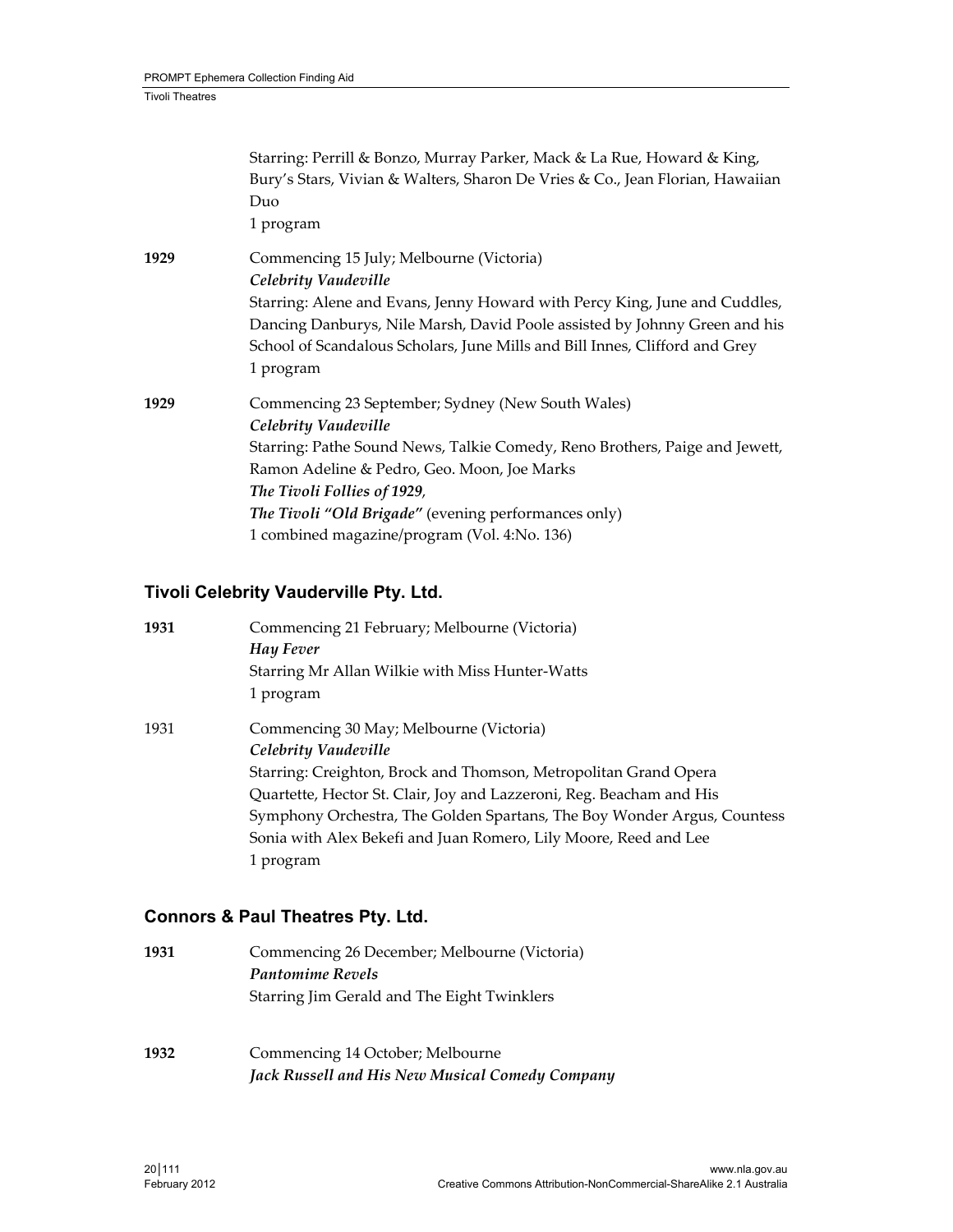Starring: Perrill & Bonzo, Murray Parker, Mack & La Rue, Howard & King, Bury's Stars, Vivian & Walters, Sharon De Vries & Co., Jean Florian, Hawaiian Duo
1 program

**1929** Commencing 15 July; Melbourne (Victoria)
***Celebrity Vaudeville***
Starring: Alene and Evans, Jenny Howard with Percy King, June and Cuddles, Dancing Danburys, Nile Marsh, David Poole assisted by Johnny Green and his School of Scandalous Scholars, June Mills and Bill Innes, Clifford and Grey
1 program

**1929** Commencing 23 September; Sydney (New South Wales)
***Celebrity Vaudeville***
Starring: Pathe Sound News, Talkie Comedy, Reno Brothers, Paige and Jewett, Ramon Adeline & Pedro, Geo. Moon, Joe Marks
***The Tivoli Follies of 1929***,
***The Tivoli "Old Brigade"*** (evening performances only)
1 combined magazine/program (Vol. 4:No. 136)

## Tivoli Celebrity Vauderville Pty. Ltd.

**1931** Commencing 21 February; Melbourne (Victoria)
***Hay Fever***
Starring Mr Allan Wilkie with Miss Hunter-Watts
1 program

1931 Commencing 30 May; Melbourne (Victoria)
***Celebrity Vaudeville***
Starring: Creighton, Brock and Thomson, Metropolitan Grand Opera Quartette, Hector St. Clair, Joy and Lazzeroni, Reg. Beacham and His Symphony Orchestra, The Golden Spartans, The Boy Wonder Argus, Countess Sonia with Alex Bekefi and Juan Romero, Lily Moore, Reed and Lee
1 program

## Connors & Paul Theatres Pty. Ltd.

**1931** Commencing 26 December; Melbourne (Victoria)
***Pantomime Revels***
Starring Jim Gerald and The Eight Twinklers

**1932** Commencing 14 October; Melbourne
***Jack Russell and His New Musical Comedy Company***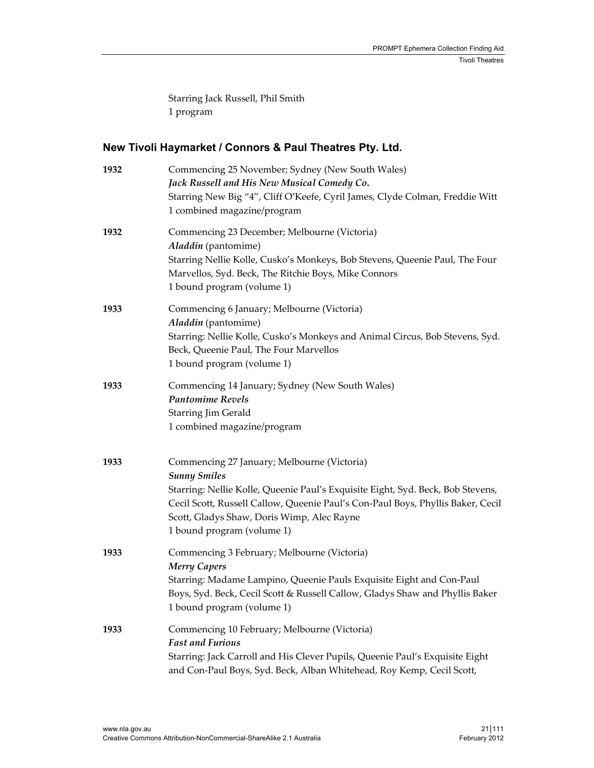Starring Jack Russell, Phil Smith
1 program

## New Tivoli Haymarket / Connors & Paul Theatres Pty. Ltd.

**1932** Commencing 25 November; Sydney (New South Wales)
***Jack Russell and His New Musical Comedy Co.***
Starring New Big "4", Cliff O'Keefe, Cyril James, Clyde Colman, Freddie Witt
1 combined magazine/program

**1932** Commencing 23 December; Melbourne (Victoria)
***Aladdin*** (pantomime)
Starring Nellie Kolle, Cusko's Monkeys, Bob Stevens, Queenie Paul, The Four Marvellos, Syd. Beck, The Ritchie Boys, Mike Connors
1 bound program (volume 1)

**1933** Commencing 6 January; Melbourne (Victoria)
***Aladdin*** (pantomime)
Starring: Nellie Kolle, Cusko's Monkeys and Animal Circus, Bob Stevens, Syd. Beck, Queenie Paul, The Four Marvellos
1 bound program (volume 1)

**1933** Commencing 14 January; Sydney (New South Wales)
***Pantomime Revels***
Starring Jim Gerald
1 combined magazine/program

**1933** Commencing 27 January; Melbourne (Victoria)
***Sunny Smiles***
Starring: Nellie Kolle, Queenie Paul's Exquisite Eight, Syd. Beck, Bob Stevens, Cecil Scott, Russell Callow, Queenie Paul's Con-Paul Boys, Phyllis Baker, Cecil Scott, Gladys Shaw, Doris Wimp, Alec Rayne
1 bound program (volume 1)

**1933** Commencing 3 February; Melbourne (Victoria)
***Merry Capers***
Starring: Madame Lampino, Queenie Pauls Exquisite Eight and Con-Paul Boys, Syd. Beck, Cecil Scott & Russell Callow, Gladys Shaw and Phyllis Baker
1 bound program (volume 1)

**1933** Commencing 10 February; Melbourne (Victoria)
***Fast and Furious***
Starring: Jack Carroll and His Clever Pupils, Queenie Paul's Exquisite Eight and Con-Paul Boys, Syd. Beck, Alban Whitehead, Roy Kemp, Cecil Scott,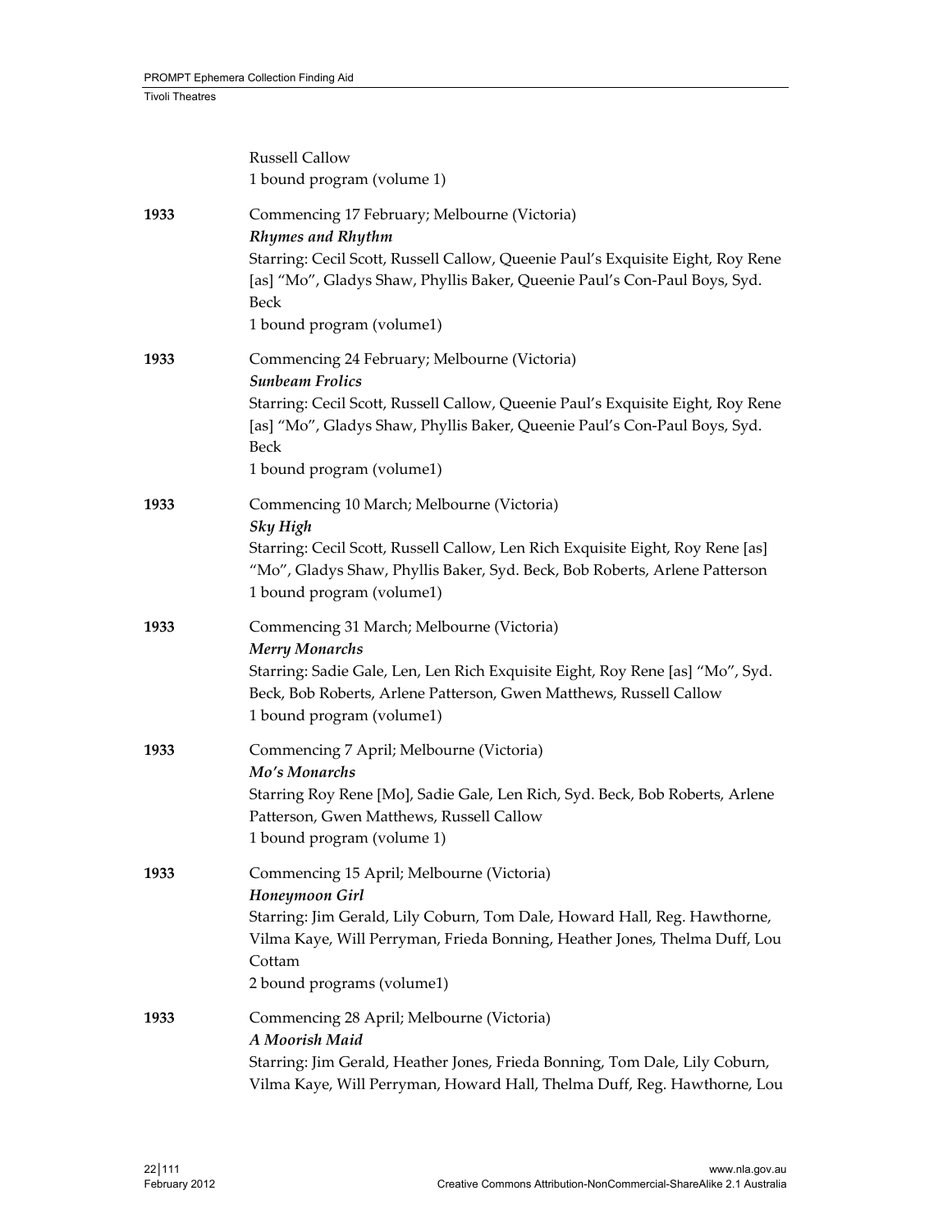Russell Callow
1 bound program (volume 1)

**1933** Commencing 17 February; Melbourne (Victoria)
***Rhymes and Rhythm***
Starring: Cecil Scott, Russell Callow, Queenie Paul's Exquisite Eight, Roy Rene [as] "Mo", Gladys Shaw, Phyllis Baker, Queenie Paul's Con-Paul Boys, Syd. Beck
1 bound program (volume1)

**1933** Commencing 24 February; Melbourne (Victoria)
***Sunbeam Frolics***
Starring: Cecil Scott, Russell Callow, Queenie Paul's Exquisite Eight, Roy Rene [as] "Mo", Gladys Shaw, Phyllis Baker, Queenie Paul's Con-Paul Boys, Syd. Beck
1 bound program (volume1)

**1933** Commencing 10 March; Melbourne (Victoria)
***Sky High***
Starring: Cecil Scott, Russell Callow, Len Rich Exquisite Eight, Roy Rene [as] "Mo", Gladys Shaw, Phyllis Baker, Syd. Beck, Bob Roberts, Arlene Patterson
1 bound program (volume1)

**1933** Commencing 31 March; Melbourne (Victoria)
***Merry Monarchs***
Starring: Sadie Gale, Len, Len Rich Exquisite Eight, Roy Rene [as] "Mo", Syd. Beck, Bob Roberts, Arlene Patterson, Gwen Matthews, Russell Callow
1 bound program (volume1)

**1933** Commencing 7 April; Melbourne (Victoria)
***Mo's Monarchs***
Starring Roy Rene [Mo], Sadie Gale, Len Rich, Syd. Beck, Bob Roberts, Arlene Patterson, Gwen Matthews, Russell Callow
1 bound program (volume 1)

**1933** Commencing 15 April; Melbourne (Victoria)
***Honeymoon Girl***
Starring: Jim Gerald, Lily Coburn, Tom Dale, Howard Hall, Reg. Hawthorne, Vilma Kaye, Will Perryman, Frieda Bonning, Heather Jones, Thelma Duff, Lou Cottam
2 bound programs (volume1)

**1933** Commencing 28 April; Melbourne (Victoria)
***A Moorish Maid***
Starring: Jim Gerald, Heather Jones, Frieda Bonning, Tom Dale, Lily Coburn, Vilma Kaye, Will Perryman, Howard Hall, Thelma Duff, Reg. Hawthorne, Lou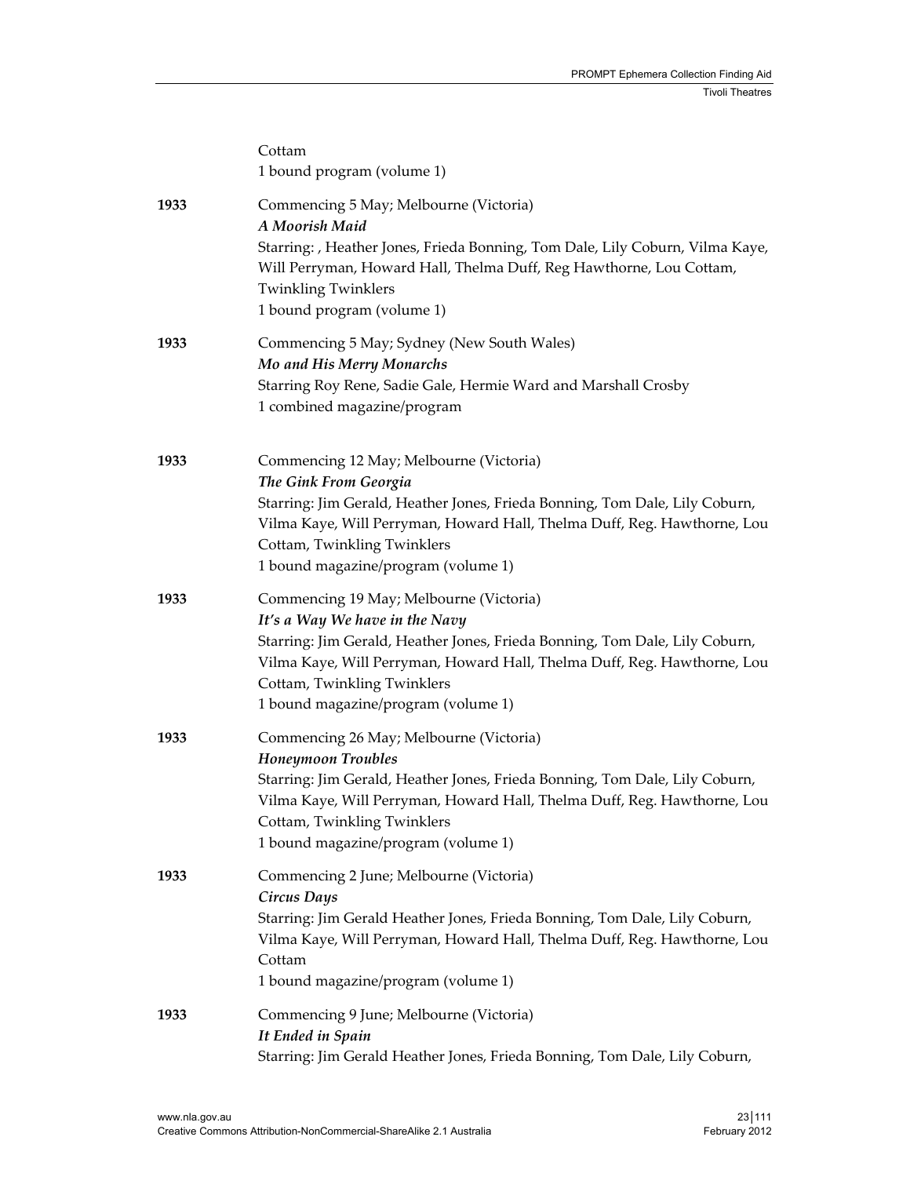Cottam
1 bound program (volume 1)

**1933** Commencing 5 May; Melbourne (Victoria)
***A Moorish Maid***
Starring: , Heather Jones, Frieda Bonning, Tom Dale, Lily Coburn, Vilma Kaye, Will Perryman, Howard Hall, Thelma Duff, Reg Hawthorne, Lou Cottam, Twinkling Twinklers
1 bound program (volume 1)

**1933** Commencing 5 May; Sydney (New South Wales)
***Mo and His Merry Monarchs***
Starring Roy Rene, Sadie Gale, Hermie Ward and Marshall Crosby
1 combined magazine/program

**1933** Commencing 12 May; Melbourne (Victoria)
***The Gink From Georgia***
Starring: Jim Gerald, Heather Jones, Frieda Bonning, Tom Dale, Lily Coburn, Vilma Kaye, Will Perryman, Howard Hall, Thelma Duff, Reg. Hawthorne, Lou Cottam, Twinkling Twinklers
1 bound magazine/program (volume 1)

**1933** Commencing 19 May; Melbourne (Victoria)
***It's a Way We have in the Navy***
Starring: Jim Gerald, Heather Jones, Frieda Bonning, Tom Dale, Lily Coburn, Vilma Kaye, Will Perryman, Howard Hall, Thelma Duff, Reg. Hawthorne, Lou Cottam, Twinkling Twinklers
1 bound magazine/program (volume 1)

**1933** Commencing 26 May; Melbourne (Victoria)
***Honeymoon Troubles***
Starring: Jim Gerald, Heather Jones, Frieda Bonning, Tom Dale, Lily Coburn, Vilma Kaye, Will Perryman, Howard Hall, Thelma Duff, Reg. Hawthorne, Lou Cottam, Twinkling Twinklers
1 bound magazine/program (volume 1)

**1933** Commencing 2 June; Melbourne (Victoria)
***Circus Days***
Starring: Jim Gerald Heather Jones, Frieda Bonning, Tom Dale, Lily Coburn, Vilma Kaye, Will Perryman, Howard Hall, Thelma Duff, Reg. Hawthorne, Lou Cottam
1 bound magazine/program (volume 1)

**1933** Commencing 9 June; Melbourne (Victoria)
***It Ended in Spain***
Starring: Jim Gerald Heather Jones, Frieda Bonning, Tom Dale, Lily Coburn,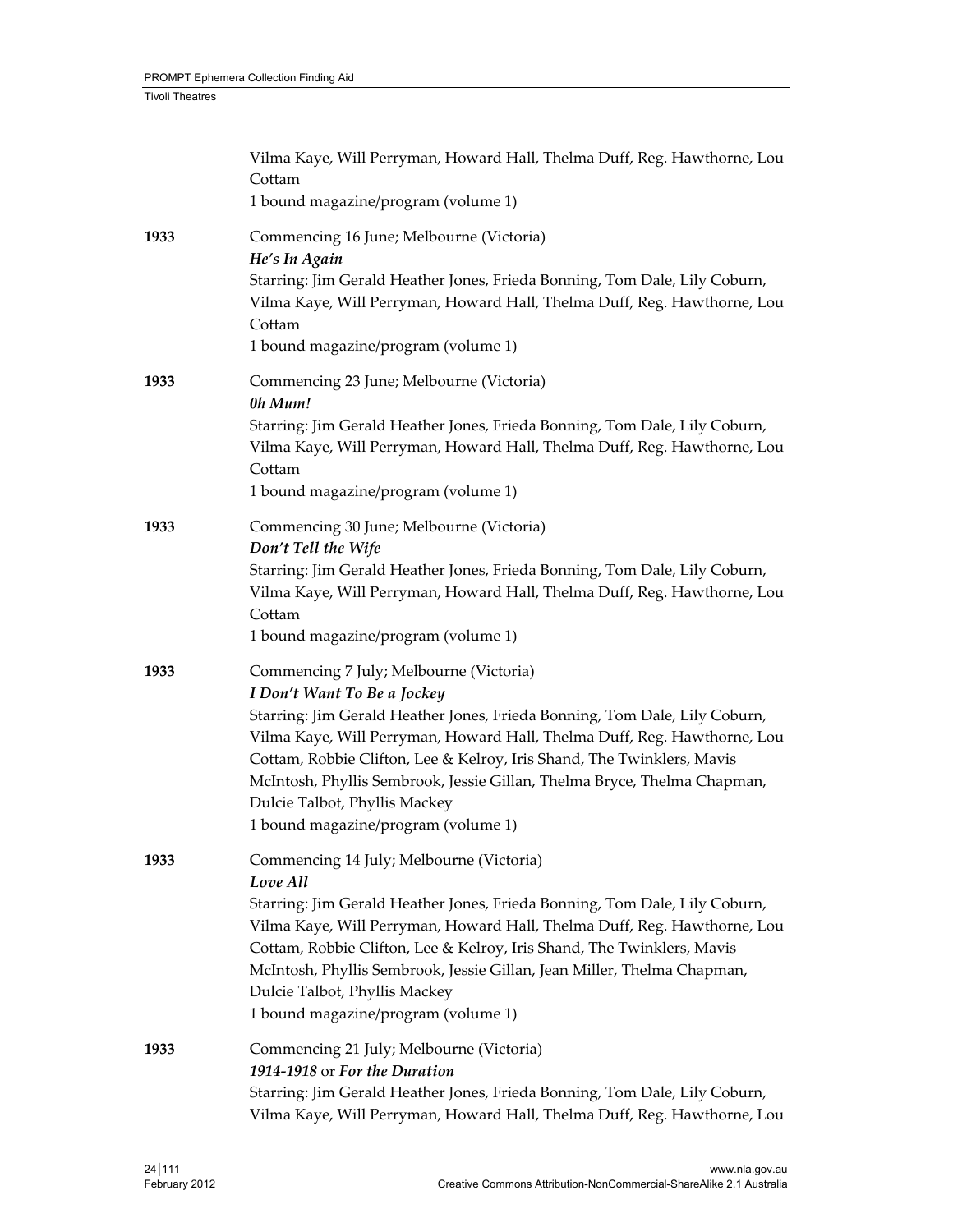Vilma Kaye, Will Perryman, Howard Hall, Thelma Duff, Reg. Hawthorne, Lou Cottam
1 bound magazine/program (volume 1)

**1933** Commencing 16 June; Melbourne (Victoria)
***He's In Again***
Starring: Jim Gerald Heather Jones, Frieda Bonning, Tom Dale, Lily Coburn, Vilma Kaye, Will Perryman, Howard Hall, Thelma Duff, Reg. Hawthorne, Lou Cottam
1 bound magazine/program (volume 1)

**1933** Commencing 23 June; Melbourne (Victoria)
***0h Mum!***
Starring: Jim Gerald Heather Jones, Frieda Bonning, Tom Dale, Lily Coburn, Vilma Kaye, Will Perryman, Howard Hall, Thelma Duff, Reg. Hawthorne, Lou Cottam
1 bound magazine/program (volume 1)

**1933** Commencing 30 June; Melbourne (Victoria)
***Don't Tell the Wife***
Starring: Jim Gerald Heather Jones, Frieda Bonning, Tom Dale, Lily Coburn, Vilma Kaye, Will Perryman, Howard Hall, Thelma Duff, Reg. Hawthorne, Lou Cottam
1 bound magazine/program (volume 1)

**1933** Commencing 7 July; Melbourne (Victoria)
***I Don't Want To Be a Jockey***
Starring: Jim Gerald Heather Jones, Frieda Bonning, Tom Dale, Lily Coburn, Vilma Kaye, Will Perryman, Howard Hall, Thelma Duff, Reg. Hawthorne, Lou Cottam, Robbie Clifton, Lee & Kelroy, Iris Shand, The Twinklers, Mavis McIntosh, Phyllis Sembrook, Jessie Gillan, Thelma Bryce, Thelma Chapman, Dulcie Talbot, Phyllis Mackey
1 bound magazine/program (volume 1)

**1933** Commencing 14 July; Melbourne (Victoria)
***Love All***
Starring: Jim Gerald Heather Jones, Frieda Bonning, Tom Dale, Lily Coburn, Vilma Kaye, Will Perryman, Howard Hall, Thelma Duff, Reg. Hawthorne, Lou Cottam, Robbie Clifton, Lee & Kelroy, Iris Shand, The Twinklers, Mavis McIntosh, Phyllis Sembrook, Jessie Gillan, Jean Miller, Thelma Chapman, Dulcie Talbot, Phyllis Mackey
1 bound magazine/program (volume 1)

**1933** Commencing 21 July; Melbourne (Victoria)
***1914-1918*** or ***For the Duration***
Starring: Jim Gerald Heather Jones, Frieda Bonning, Tom Dale, Lily Coburn, Vilma Kaye, Will Perryman, Howard Hall, Thelma Duff, Reg. Hawthorne, Lou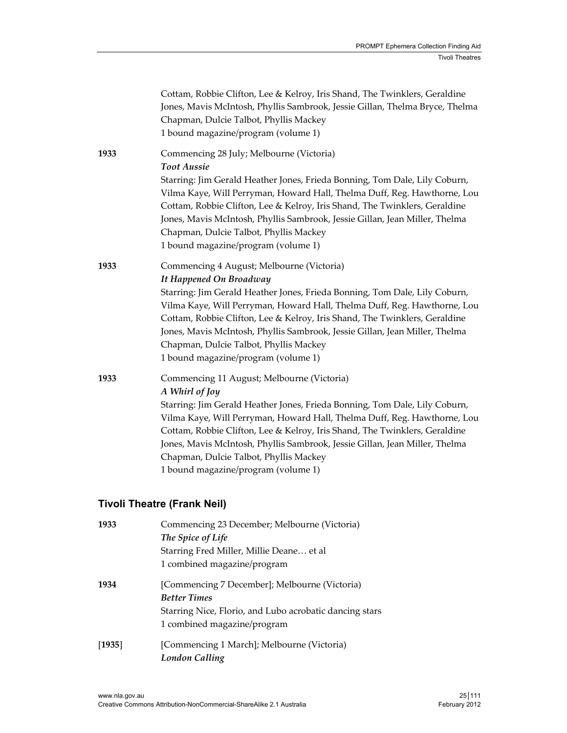Cottam, Robbie Clifton, Lee & Kelroy, Iris Shand, The Twinklers, Geraldine Jones, Mavis McIntosh, Phyllis Sambrook, Jessie Gillan, Thelma Bryce, Thelma Chapman, Dulcie Talbot, Phyllis Mackey
1 bound magazine/program (volume 1)

**1933** Commencing 28 July; Melbourne (Victoria)
***Toot Aussie***
Starring: Jim Gerald Heather Jones, Frieda Bonning, Tom Dale, Lily Coburn, Vilma Kaye, Will Perryman, Howard Hall, Thelma Duff, Reg. Hawthorne, Lou Cottam, Robbie Clifton, Lee & Kelroy, Iris Shand, The Twinklers, Geraldine Jones, Mavis McIntosh, Phyllis Sambrook, Jessie Gillan, Jean Miller, Thelma Chapman, Dulcie Talbot, Phyllis Mackey
1 bound magazine/program (volume 1)

**1933** Commencing 4 August; Melbourne (Victoria)
***It Happened On Broadway***
Starring: Jim Gerald Heather Jones, Frieda Bonning, Tom Dale, Lily Coburn, Vilma Kaye, Will Perryman, Howard Hall, Thelma Duff, Reg. Hawthorne, Lou Cottam, Robbie Clifton, Lee & Kelroy, Iris Shand, The Twinklers, Geraldine Jones, Mavis McIntosh, Phyllis Sambrook, Jessie Gillan, Jean Miller, Thelma Chapman, Dulcie Talbot, Phyllis Mackey
1 bound magazine/program (volume 1)

**1933** Commencing 11 August; Melbourne (Victoria)
***A Whirl of Joy***
Starring: Jim Gerald Heather Jones, Frieda Bonning, Tom Dale, Lily Coburn, Vilma Kaye, Will Perryman, Howard Hall, Thelma Duff, Reg. Hawthorne, Lou Cottam, Robbie Clifton, Lee & Kelroy, Iris Shand, The Twinklers, Geraldine Jones, Mavis McIntosh, Phyllis Sambrook, Jessie Gillan, Jean Miller, Thelma Chapman, Dulcie Talbot, Phyllis Mackey
1 bound magazine/program (volume 1)

## Tivoli Theatre (Frank Neil)

**1933** Commencing 23 December; Melbourne (Victoria)
***The Spice of Life***
Starring Fred Miller, Millie Deane… et al
1 combined magazine/program

**1934** [Commencing 7 December]; Melbourne (Victoria)
***Better Times***
Starring Nice, Florio, and Lubo acrobatic dancing stars
1 combined magazine/program

[**1935**] [Commencing 1 March]; Melbourne (Victoria)
***London Calling***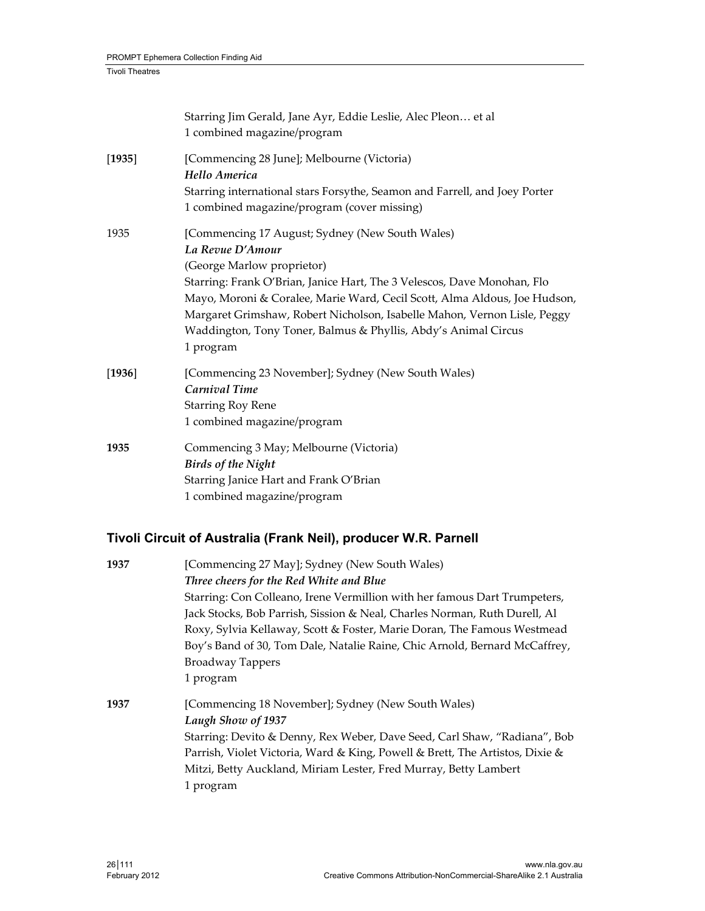| | |
|---|---|
| | Starring Jim Gerald, Jane Ayr, Eddie Leslie, Alec Pleon… et al<br>1 combined magazine/program |
| [**1935**] | [Commencing 28 June]; Melbourne (Victoria)<br>***Hello America***<br>Starring international stars Forsythe, Seamon and Farrell, and Joey Porter<br>1 combined magazine/program (cover missing) |
| 1935 | [Commencing 17 August; Sydney (New South Wales)<br>***La Revue D'Amour***<br>(George Marlow proprietor)<br>Starring: Frank O'Brian, Janice Hart, The 3 Velescos, Dave Monohan, Flo Mayo, Moroni & Coralee, Marie Ward, Cecil Scott, Alma Aldous, Joe Hudson, Margaret Grimshaw, Robert Nicholson, Isabelle Mahon, Vernon Lisle, Peggy Waddington, Tony Toner, Balmus & Phyllis, Abdy's Animal Circus<br>1 program |
| [**1936**] | [Commencing 23 November]; Sydney (New South Wales)<br>***Carnival Time***<br>Starring Roy Rene<br>1 combined magazine/program |
| **1935** | Commencing 3 May; Melbourne (Victoria)<br>***Birds of the Night***<br>Starring Janice Hart and Frank O'Brian<br>1 combined magazine/program |

## Tivoli Circuit of Australia (Frank Neil), producer W.R. Parnell

| | |
|---|---|
| **1937** | [Commencing 27 May]; Sydney (New South Wales)<br>***Three cheers for the Red White and Blue***<br>Starring: Con Colleano, Irene Vermillion with her famous Dart Trumpeters, Jack Stocks, Bob Parrish, Sission & Neal, Charles Norman, Ruth Durell, Al Roxy, Sylvia Kellaway, Scott & Foster, Marie Doran, The Famous Westmead Boy's Band of 30, Tom Dale, Natalie Raine, Chic Arnold, Bernard McCaffrey, Broadway Tappers<br>1 program |
| **1937** | [Commencing 18 November]; Sydney (New South Wales)<br>***Laugh Show of 1937***<br>Starring: Devito & Denny, Rex Weber, Dave Seed, Carl Shaw, "Radiana", Bob Parrish, Violet Victoria, Ward & King, Powell & Brett, The Artistos, Dixie & Mitzi, Betty Auckland, Miriam Lester, Fred Murray, Betty Lambert<br>1 program |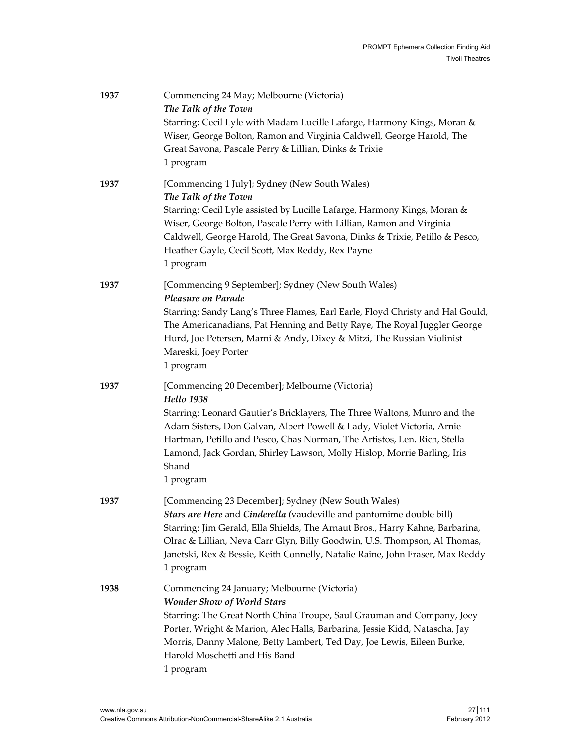**1937** Commencing 24 May; Melbourne (Victoria)
***The Talk of the Town***
Starring: Cecil Lyle with Madam Lucille Lafarge, Harmony Kings, Moran & Wiser, George Bolton, Ramon and Virginia Caldwell, George Harold, The Great Savona, Pascale Perry & Lillian, Dinks & Trixie
1 program

**1937** [Commencing 1 July]; Sydney (New South Wales)
***The Talk of the Town***
Starring: Cecil Lyle assisted by Lucille Lafarge, Harmony Kings, Moran & Wiser, George Bolton, Pascale Perry with Lillian, Ramon and Virginia Caldwell, George Harold, The Great Savona, Dinks & Trixie, Petillo & Pesco, Heather Gayle, Cecil Scott, Max Reddy, Rex Payne
1 program

**1937** [Commencing 9 September]; Sydney (New South Wales)
***Pleasure on Parade***
Starring: Sandy Lang's Three Flames, Earl Earle, Floyd Christy and Hal Gould, The Americanadians, Pat Henning and Betty Raye, The Royal Juggler George Hurd, Joe Petersen, Marni & Andy, Dixey & Mitzi, The Russian Violinist Mareski, Joey Porter
1 program

**1937** [Commencing 20 December]; Melbourne (Victoria)
***Hello 1938***
Starring: Leonard Gautier's Bricklayers, The Three Waltons, Munro and the Adam Sisters, Don Galvan, Albert Powell & Lady, Violet Victoria, Arnie Hartman, Petillo and Pesco, Chas Norman, The Artistos, Len. Rich, Stella Lamond, Jack Gordan, Shirley Lawson, Molly Hislop, Morrie Barling, Iris Shand
1 program

**1937** [Commencing 23 December]; Sydney (New South Wales)
***Stars are Here*** and ***Cinderella*** (vaudeville and pantomime double bill)
Starring: Jim Gerald, Ella Shields, The Arnaut Bros., Harry Kahne, Barbarina, Olrac & Lillian, Neva Carr Glyn, Billy Goodwin, U.S. Thompson, Al Thomas, Janetski, Rex & Bessie, Keith Connelly, Natalie Raine, John Fraser, Max Reddy
1 program

**1938** Commencing 24 January; Melbourne (Victoria)
***Wonder Show of World Stars***
Starring: The Great North China Troupe, Saul Grauman and Company, Joey Porter, Wright & Marion, Alec Halls, Barbarina, Jessie Kidd, Natascha, Jay Morris, Danny Malone, Betty Lambert, Ted Day, Joe Lewis, Eileen Burke, Harold Moschetti and His Band
1 program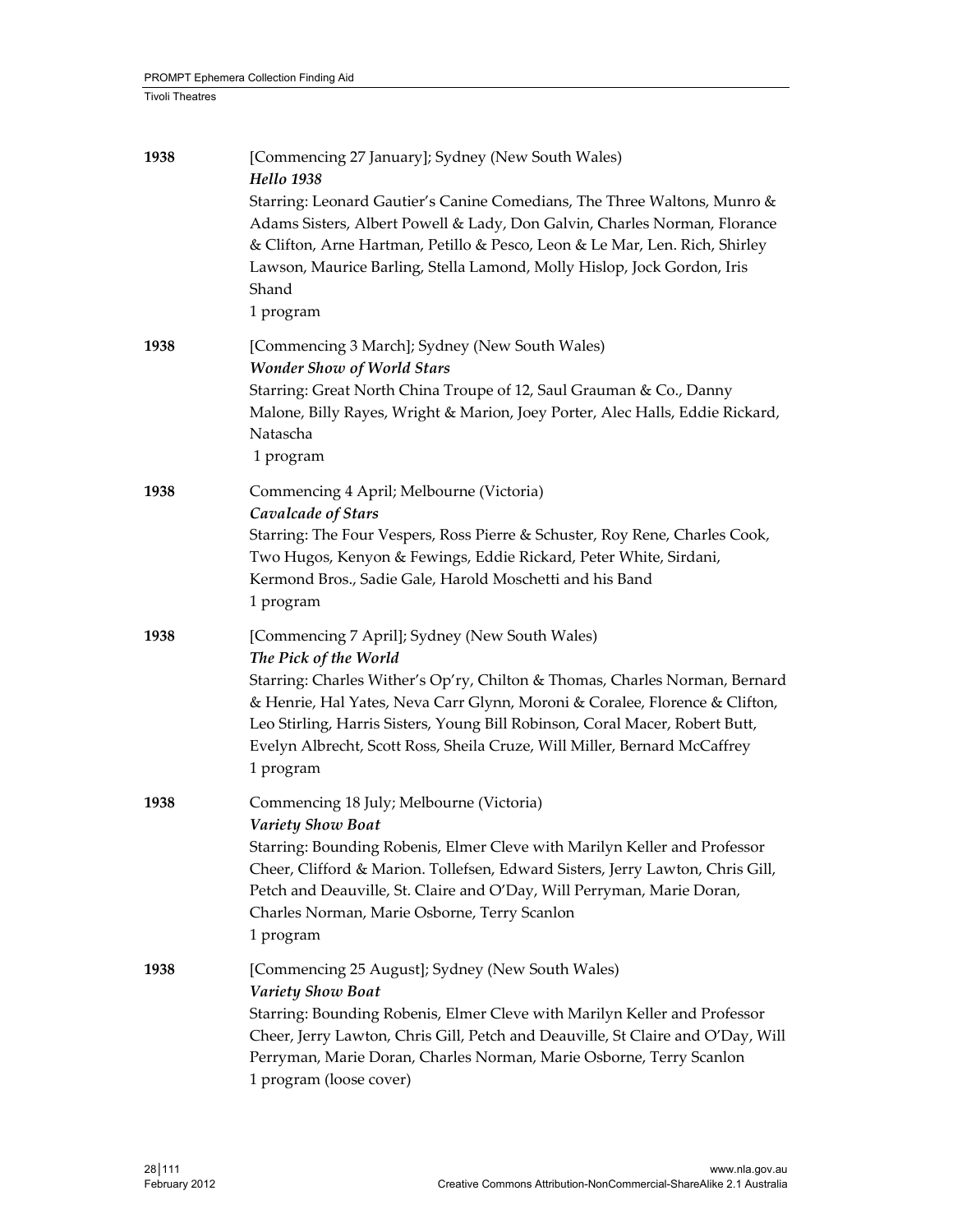**1938**

[Commencing 27 January]; Sydney (New South Wales)
***Hello 1938***
Starring: Leonard Gautier's Canine Comedians, The Three Waltons, Munro & Adams Sisters, Albert Powell & Lady, Don Galvin, Charles Norman, Florance & Clifton, Arne Hartman, Petillo & Pesco, Leon & Le Mar, Len. Rich, Shirley Lawson, Maurice Barling, Stella Lamond, Molly Hislop, Jock Gordon, Iris Shand
1 program

**1938**

[Commencing 3 March]; Sydney (New South Wales)
***Wonder Show of World Stars***
Starring: Great North China Troupe of 12, Saul Grauman & Co., Danny Malone, Billy Rayes, Wright & Marion, Joey Porter, Alec Halls, Eddie Rickard, Natascha
1 program

**1938**

Commencing 4 April; Melbourne (Victoria)
***Cavalcade of Stars***
Starring: The Four Vespers, Ross Pierre & Schuster, Roy Rene, Charles Cook, Two Hugos, Kenyon & Fewings, Eddie Rickard, Peter White, Sirdani, Kermond Bros., Sadie Gale, Harold Moschetti and his Band
1 program

**1938**

[Commencing 7 April]; Sydney (New South Wales)
***The Pick of the World***
Starring: Charles Wither's Op'ry, Chilton & Thomas, Charles Norman, Bernard & Henrie, Hal Yates, Neva Carr Glynn, Moroni & Coralee, Florence & Clifton, Leo Stirling, Harris Sisters, Young Bill Robinson, Coral Macer, Robert Butt, Evelyn Albrecht, Scott Ross, Sheila Cruze, Will Miller, Bernard McCaffrey
1 program

**1938**

Commencing 18 July; Melbourne (Victoria)
***Variety Show Boat***
Starring: Bounding Robenis, Elmer Cleve with Marilyn Keller and Professor Cheer, Clifford & Marion. Tollefsen, Edward Sisters, Jerry Lawton, Chris Gill, Petch and Deauville, St. Claire and O'Day, Will Perryman, Marie Doran, Charles Norman, Marie Osborne, Terry Scanlon
1 program

**1938**

[Commencing 25 August]; Sydney (New South Wales)
***Variety Show Boat***
Starring: Bounding Robenis, Elmer Cleve with Marilyn Keller and Professor Cheer, Jerry Lawton, Chris Gill, Petch and Deauville, St Claire and O'Day, Will Perryman, Marie Doran, Charles Norman, Marie Osborne, Terry Scanlon
1 program (loose cover)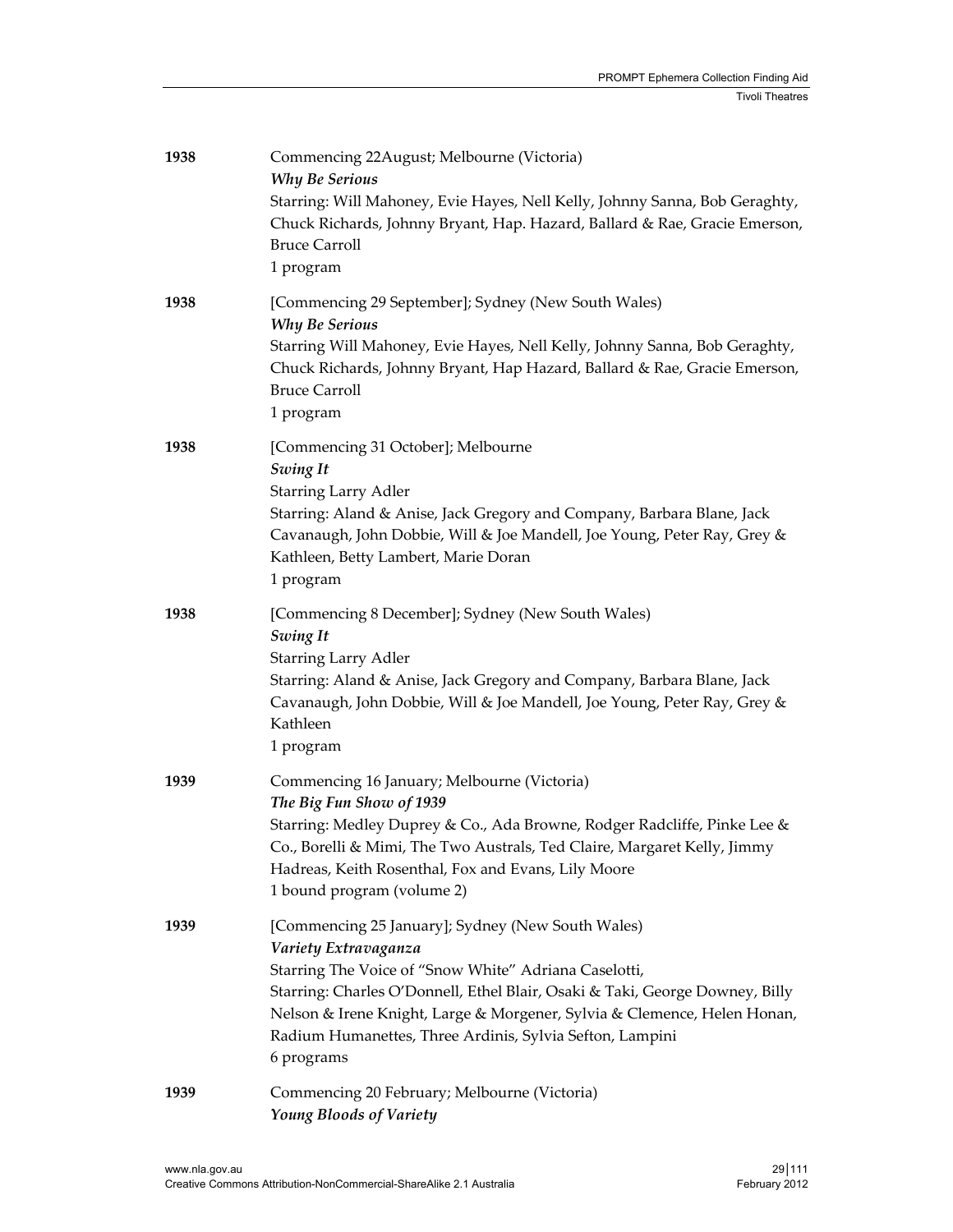**1938**

Commencing 22August; Melbourne (Victoria)
***Why Be Serious***
Starring: Will Mahoney, Evie Hayes, Nell Kelly, Johnny Sanna, Bob Geraghty, Chuck Richards, Johnny Bryant, Hap. Hazard, Ballard & Rae, Gracie Emerson, Bruce Carroll
1 program

**1938**

[Commencing 29 September]; Sydney (New South Wales)
***Why Be Serious***
Starring Will Mahoney, Evie Hayes, Nell Kelly, Johnny Sanna, Bob Geraghty, Chuck Richards, Johnny Bryant, Hap Hazard, Ballard & Rae, Gracie Emerson, Bruce Carroll
1 program

**1938**

[Commencing 31 October]; Melbourne
***Swing It***
Starring Larry Adler
Starring: Aland & Anise, Jack Gregory and Company, Barbara Blane, Jack Cavanaugh, John Dobbie, Will & Joe Mandell, Joe Young, Peter Ray, Grey & Kathleen, Betty Lambert, Marie Doran
1 program

**1938**

[Commencing 8 December]; Sydney (New South Wales)
***Swing It***
Starring Larry Adler
Starring: Aland & Anise, Jack Gregory and Company, Barbara Blane, Jack Cavanaugh, John Dobbie, Will & Joe Mandell, Joe Young, Peter Ray, Grey & Kathleen
1 program

**1939**

Commencing 16 January; Melbourne (Victoria)
***The Big Fun Show of 1939***
Starring: Medley Duprey & Co., Ada Browne, Rodger Radcliffe, Pinke Lee & Co., Borelli & Mimi, The Two Australs, Ted Claire, Margaret Kelly, Jimmy Hadreas, Keith Rosenthal, Fox and Evans, Lily Moore
1 bound program (volume 2)

**1939**

[Commencing 25 January]; Sydney (New South Wales)
***Variety Extravaganza***
Starring The Voice of "Snow White" Adriana Caselotti,
Starring: Charles O'Donnell, Ethel Blair, Osaki & Taki, George Downey, Billy Nelson & Irene Knight, Large & Morgener, Sylvia & Clemence, Helen Honan, Radium Humanettes, Three Ardinis, Sylvia Sefton, Lampini
6 programs

**1939**

Commencing 20 February; Melbourne (Victoria)
***Young Bloods of Variety***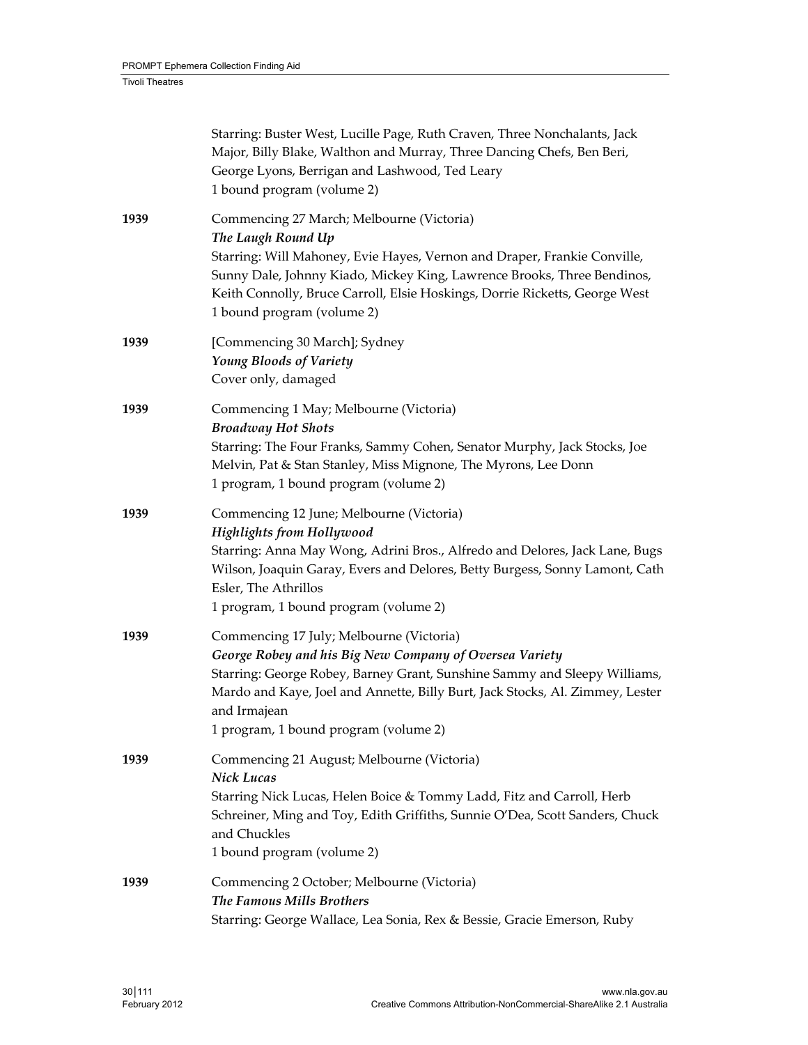Starring: Buster West, Lucille Page, Ruth Craven, Three Nonchalants, Jack Major, Billy Blake, Walthon and Murray, Three Dancing Chefs, Ben Beri, George Lyons, Berrigan and Lashwood, Ted Leary
1 bound program (volume 2)

**1939** Commencing 27 March; Melbourne (Victoria)
***The Laugh Round Up***
Starring: Will Mahoney, Evie Hayes, Vernon and Draper, Frankie Conville, Sunny Dale, Johnny Kiado, Mickey King, Lawrence Brooks, Three Bendinos, Keith Connolly, Bruce Carroll, Elsie Hoskings, Dorrie Ricketts, George West
1 bound program (volume 2)

**1939** [Commencing 30 March]; Sydney
***Young Bloods of Variety***
Cover only, damaged

**1939** Commencing 1 May; Melbourne (Victoria)
***Broadway Hot Shots***
Starring: The Four Franks, Sammy Cohen, Senator Murphy, Jack Stocks, Joe Melvin, Pat & Stan Stanley, Miss Mignone, The Myrons, Lee Donn
1 program, 1 bound program (volume 2)

**1939** Commencing 12 June; Melbourne (Victoria)
***Highlights from Hollywood***
Starring: Anna May Wong, Adrini Bros., Alfredo and Delores, Jack Lane, Bugs Wilson, Joaquin Garay, Evers and Delores, Betty Burgess, Sonny Lamont, Cath Esler, The Athrillos
1 program, 1 bound program (volume 2)

**1939** Commencing 17 July; Melbourne (Victoria)
***George Robey and his Big New Company of Oversea Variety***
Starring: George Robey, Barney Grant, Sunshine Sammy and Sleepy Williams, Mardo and Kaye, Joel and Annette, Billy Burt, Jack Stocks, Al. Zimmey, Lester and Irmajean
1 program, 1 bound program (volume 2)

**1939** Commencing 21 August; Melbourne (Victoria)
***Nick Lucas***
Starring Nick Lucas, Helen Boice & Tommy Ladd, Fitz and Carroll, Herb Schreiner, Ming and Toy, Edith Griffiths, Sunnie O'Dea, Scott Sanders, Chuck and Chuckles
1 bound program (volume 2)

**1939** Commencing 2 October; Melbourne (Victoria)
***The Famous Mills Brothers***
Starring: George Wallace, Lea Sonia, Rex & Bessie, Gracie Emerson, Ruby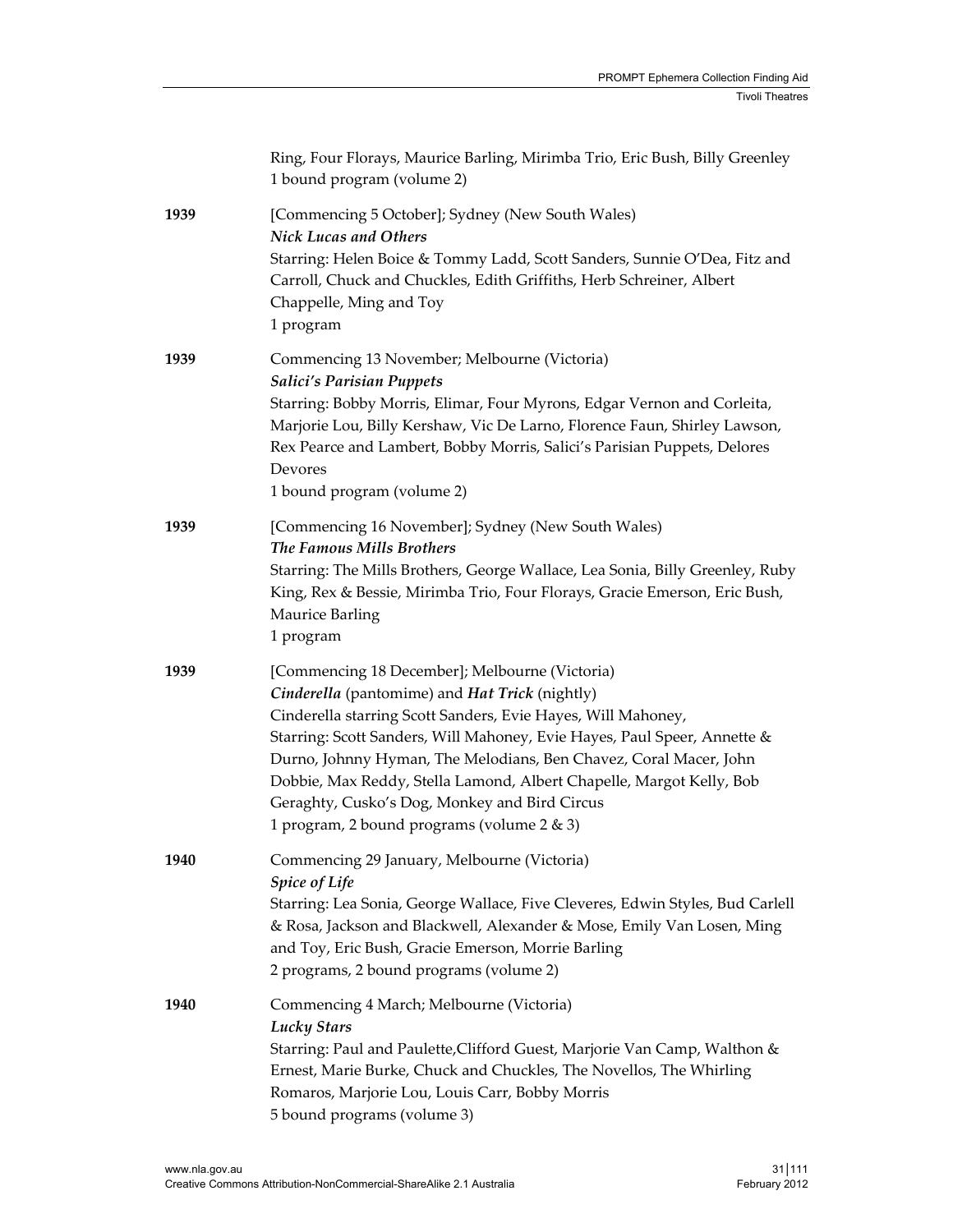Ring, Four Florays, Maurice Barling, Mirimba Trio, Eric Bush, Billy Greenley
1 bound program (volume 2)

**1939** [Commencing 5 October]; Sydney (New South Wales)
***Nick Lucas and Others***
Starring: Helen Boice & Tommy Ladd, Scott Sanders, Sunnie O'Dea, Fitz and Carroll, Chuck and Chuckles, Edith Griffiths, Herb Schreiner, Albert Chappelle, Ming and Toy
1 program

**1939** Commencing 13 November; Melbourne (Victoria)
***Salici's Parisian Puppets***
Starring: Bobby Morris, Elimar, Four Myrons, Edgar Vernon and Corleita, Marjorie Lou, Billy Kershaw, Vic De Larno, Florence Faun, Shirley Lawson, Rex Pearce and Lambert, Bobby Morris, Salici's Parisian Puppets, Delores Devores
1 bound program (volume 2)

**1939** [Commencing 16 November]; Sydney (New South Wales)
***The Famous Mills Brothers***
Starring: The Mills Brothers, George Wallace, Lea Sonia, Billy Greenley, Ruby King, Rex & Bessie, Mirimba Trio, Four Florays, Gracie Emerson, Eric Bush, Maurice Barling
1 program

**1939** [Commencing 18 December]; Melbourne (Victoria)
***Cinderella*** (pantomime) and ***Hat Trick*** (nightly)
Cinderella starring Scott Sanders, Evie Hayes, Will Mahoney,
Starring: Scott Sanders, Will Mahoney, Evie Hayes, Paul Speer, Annette & Durno, Johnny Hyman, The Melodians, Ben Chavez, Coral Macer, John Dobbie, Max Reddy, Stella Lamond, Albert Chapelle, Margot Kelly, Bob Geraghty, Cusko's Dog, Monkey and Bird Circus
1 program, 2 bound programs (volume 2 & 3)

**1940** Commencing 29 January, Melbourne (Victoria)
***Spice of Life***
Starring: Lea Sonia, George Wallace, Five Cleveres, Edwin Styles, Bud Carlell & Rosa, Jackson and Blackwell, Alexander & Mose, Emily Van Losen, Ming and Toy, Eric Bush, Gracie Emerson, Morrie Barling
2 programs, 2 bound programs (volume 2)

**1940** Commencing 4 March; Melbourne (Victoria)
***Lucky Stars***
Starring: Paul and Paulette,Clifford Guest, Marjorie Van Camp, Walthon & Ernest, Marie Burke, Chuck and Chuckles, The Novellos, The Whirling Romaros, Marjorie Lou, Louis Carr, Bobby Morris
5 bound programs (volume 3)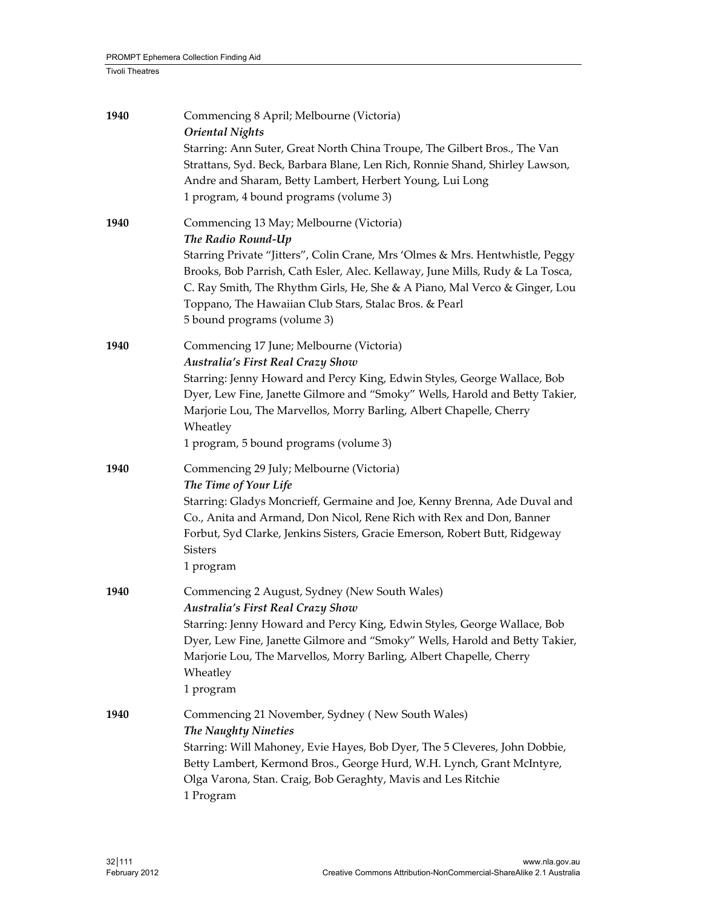**1940**

Commencing 8 April; Melbourne (Victoria)
***Oriental Nights***
Starring: Ann Suter, Great North China Troupe, The Gilbert Bros., The Van Strattans, Syd. Beck, Barbara Blane, Len Rich, Ronnie Shand, Shirley Lawson, Andre and Sharam, Betty Lambert, Herbert Young, Lui Long
1 program, 4 bound programs (volume 3)

**1940**

Commencing 13 May; Melbourne (Victoria)
***The Radio Round-Up***
Starring Private "Jitters", Colin Crane, Mrs 'Olmes & Mrs. Hentwhistle, Peggy Brooks, Bob Parrish, Cath Esler, Alec. Kellaway, June Mills, Rudy & La Tosca, C. Ray Smith, The Rhythm Girls, He, She & A Piano, Mal Verco & Ginger, Lou Toppano, The Hawaiian Club Stars, Stalac Bros. & Pearl
5 bound programs (volume 3)

**1940**

Commencing 17 June; Melbourne (Victoria)
***Australia's First Real Crazy Show***
Starring: Jenny Howard and Percy King, Edwin Styles, George Wallace, Bob Dyer, Lew Fine, Janette Gilmore and "Smoky" Wells, Harold and Betty Takier, Marjorie Lou, The Marvellos, Morry Barling, Albert Chapelle, Cherry Wheatley
1 program, 5 bound programs (volume 3)

**1940**

Commencing 29 July; Melbourne (Victoria)
***The Time of Your Life***
Starring: Gladys Moncrieff, Germaine and Joe, Kenny Brenna, Ade Duval and Co., Anita and Armand, Don Nicol, Rene Rich with Rex and Don, Banner Forbut, Syd Clarke, Jenkins Sisters, Gracie Emerson, Robert Butt, Ridgeway Sisters
1 program

**1940**

Commencing 2 August, Sydney (New South Wales)
***Australia's First Real Crazy Show***
Starring: Jenny Howard and Percy King, Edwin Styles, George Wallace, Bob Dyer, Lew Fine, Janette Gilmore and "Smoky" Wells, Harold and Betty Takier, Marjorie Lou, The Marvellos, Morry Barling, Albert Chapelle, Cherry Wheatley
1 program

**1940**

Commencing 21 November, Sydney ( New South Wales)
***The Naughty Nineties***
Starring: Will Mahoney, Evie Hayes, Bob Dyer, The 5 Cleveres, John Dobbie, Betty Lambert, Kermond Bros., George Hurd, W.H. Lynch, Grant McIntyre, Olga Varona, Stan. Craig, Bob Geraghty, Mavis and Les Ritchie
1 Program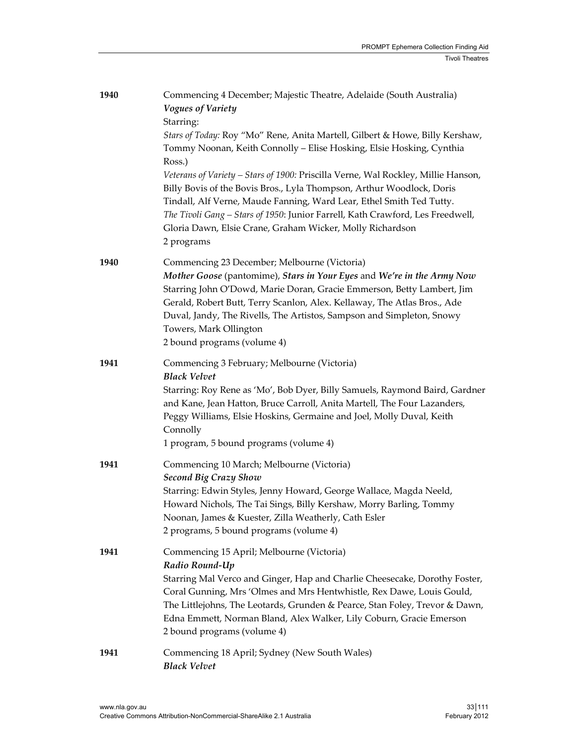**1940** Commencing 4 December; Majestic Theatre, Adelaide (South Australia)
***Vogues of Variety***
Starring:
*Stars of Today:* Roy "Mo" Rene, Anita Martell, Gilbert & Howe, Billy Kershaw, Tommy Noonan, Keith Connolly – Elise Hosking, Elsie Hosking, Cynthia Ross.)
*Veterans of Variety – Stars of 1900:* Priscilla Verne, Wal Rockley, Millie Hanson, Billy Bovis of the Bovis Bros., Lyla Thompson, Arthur Woodlock, Doris Tindall, Alf Verne, Maude Fanning, Ward Lear, Ethel Smith Ted Tutty.
*The Tivoli Gang – Stars of 1950*: Junior Farrell, Kath Crawford, Les Freedwell, Gloria Dawn, Elsie Crane, Graham Wicker, Molly Richardson
2 programs

**1940** Commencing 23 December; Melbourne (Victoria)
***Mother Goose*** (pantomime), ***Stars in Your Eyes*** and ***We're in the Army Now***
Starring John O'Dowd, Marie Doran, Gracie Emmerson, Betty Lambert, Jim Gerald, Robert Butt, Terry Scanlon, Alex. Kellaway, The Atlas Bros., Ade Duval, Jandy, The Rivells, The Artistos, Sampson and Simpleton, Snowy Towers, Mark Ollington
2 bound programs (volume 4)

**1941** Commencing 3 February; Melbourne (Victoria)
***Black Velvet***
Starring: Roy Rene as 'Mo', Bob Dyer, Billy Samuels, Raymond Baird, Gardner and Kane, Jean Hatton, Bruce Carroll, Anita Martell, The Four Lazanders, Peggy Williams, Elsie Hoskins, Germaine and Joel, Molly Duval, Keith Connolly
1 program, 5 bound programs (volume 4)

**1941** Commencing 10 March; Melbourne (Victoria)
***Second Big Crazy Show***
Starring: Edwin Styles, Jenny Howard, George Wallace, Magda Neeld, Howard Nichols, The Tai Sings, Billy Kershaw, Morry Barling, Tommy Noonan, James & Kuester, Zilla Weatherly, Cath Esler
2 programs, 5 bound programs (volume 4)

**1941** Commencing 15 April; Melbourne (Victoria)
***Radio Round-Up***
Starring Mal Verco and Ginger, Hap and Charlie Cheesecake, Dorothy Foster, Coral Gunning, Mrs 'Olmes and Mrs Hentwhistle, Rex Dawe, Louis Gould, The Littlejohns, The Leotards, Grunden & Pearce, Stan Foley, Trevor & Dawn, Edna Emmett, Norman Bland, Alex Walker, Lily Coburn, Gracie Emerson
2 bound programs (volume 4)

**1941** Commencing 18 April; Sydney (New South Wales)
***Black Velvet***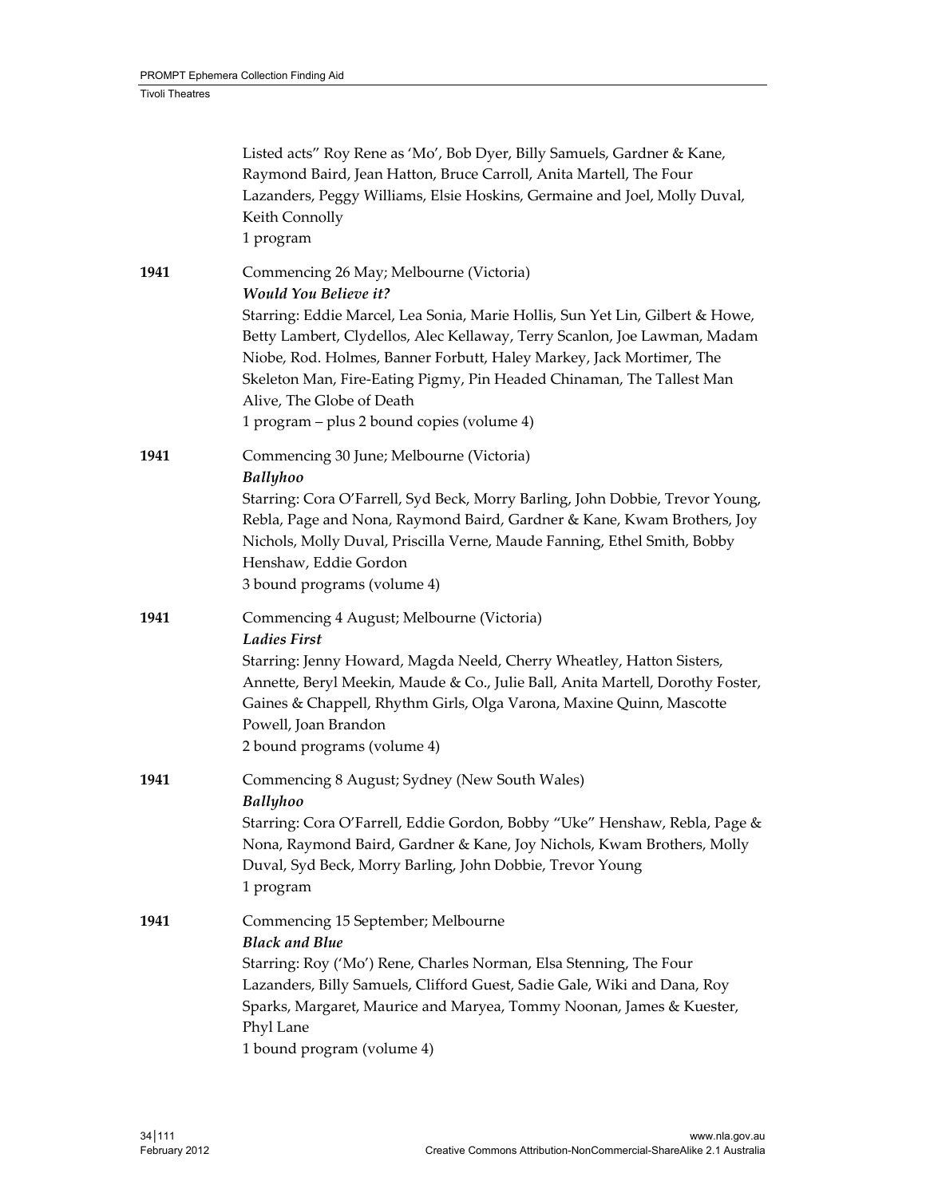Listed acts" Roy Rene as 'Mo', Bob Dyer, Billy Samuels, Gardner & Kane, Raymond Baird, Jean Hatton, Bruce Carroll, Anita Martell, The Four Lazanders, Peggy Williams, Elsie Hoskins, Germaine and Joel, Molly Duval, Keith Connolly
1 program

**1941** Commencing 26 May; Melbourne (Victoria)
***Would You Believe it?***
Starring: Eddie Marcel, Lea Sonia, Marie Hollis, Sun Yet Lin, Gilbert & Howe, Betty Lambert, Clydellos, Alec Kellaway, Terry Scanlon, Joe Lawman, Madam Niobe, Rod. Holmes, Banner Forbutt, Haley Markey, Jack Mortimer, The Skeleton Man, Fire-Eating Pigmy, Pin Headed Chinaman, The Tallest Man Alive, The Globe of Death
1 program – plus 2 bound copies (volume 4)

**1941** Commencing 30 June; Melbourne (Victoria)
***Ballyhoo***
Starring: Cora O'Farrell, Syd Beck, Morry Barling, John Dobbie, Trevor Young, Rebla, Page and Nona, Raymond Baird, Gardner & Kane, Kwam Brothers, Joy Nichols, Molly Duval, Priscilla Verne, Maude Fanning, Ethel Smith, Bobby Henshaw, Eddie Gordon
3 bound programs (volume 4)

**1941** Commencing 4 August; Melbourne (Victoria)
***Ladies First***
Starring: Jenny Howard, Magda Neeld, Cherry Wheatley, Hatton Sisters, Annette, Beryl Meekin, Maude & Co., Julie Ball, Anita Martell, Dorothy Foster, Gaines & Chappell, Rhythm Girls, Olga Varona, Maxine Quinn, Mascotte Powell, Joan Brandon
2 bound programs (volume 4)

**1941** Commencing 8 August; Sydney (New South Wales)
***Ballyhoo***
Starring: Cora O'Farrell, Eddie Gordon, Bobby "Uke" Henshaw, Rebla, Page & Nona, Raymond Baird, Gardner & Kane, Joy Nichols, Kwam Brothers, Molly Duval, Syd Beck, Morry Barling, John Dobbie, Trevor Young
1 program

**1941** Commencing 15 September; Melbourne
***Black and Blue***
Starring: Roy ('Mo') Rene, Charles Norman, Elsa Stenning, The Four Lazanders, Billy Samuels, Clifford Guest, Sadie Gale, Wiki and Dana, Roy Sparks, Margaret, Maurice and Maryea, Tommy Noonan, James & Kuester, Phyl Lane
1 bound program (volume 4)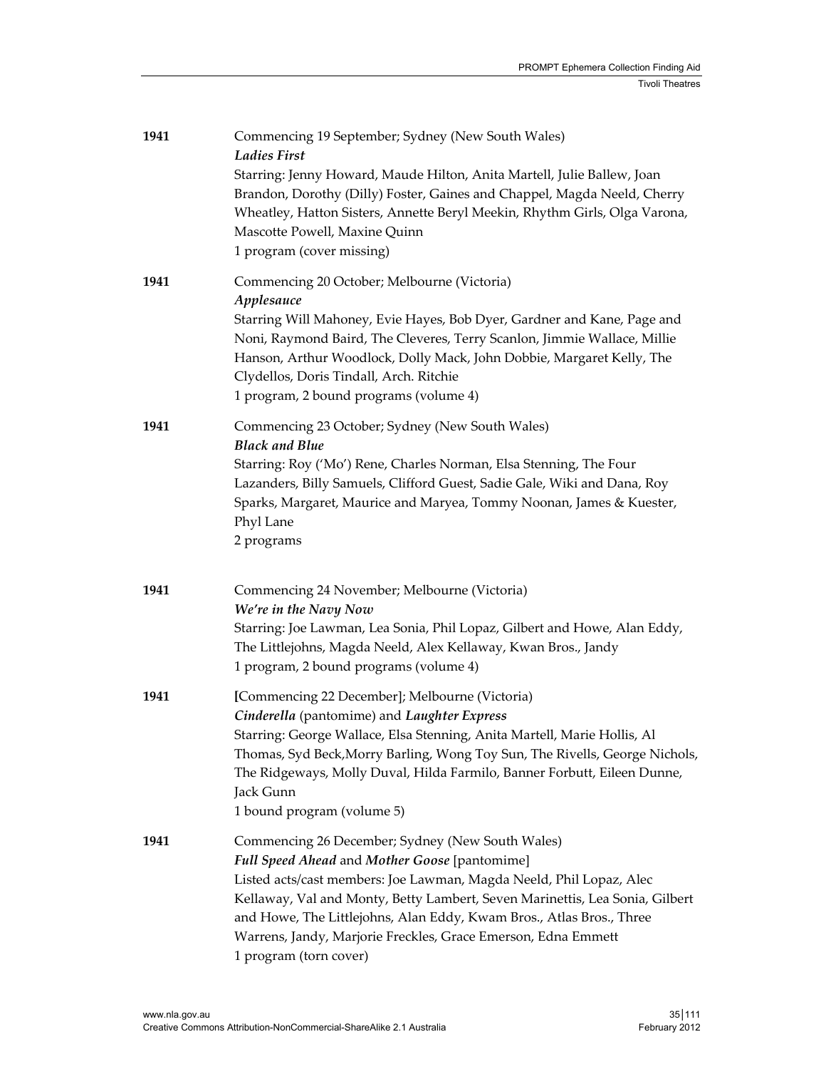**1941**

Commencing 19 September; Sydney (New South Wales)
***Ladies First***
Starring: Jenny Howard, Maude Hilton, Anita Martell, Julie Ballew, Joan Brandon, Dorothy (Dilly) Foster, Gaines and Chappel, Magda Neeld, Cherry Wheatley, Hatton Sisters, Annette Beryl Meekin, Rhythm Girls, Olga Varona, Mascotte Powell, Maxine Quinn
1 program (cover missing)

**1941**

Commencing 20 October; Melbourne (Victoria)
***Applesauce***
Starring Will Mahoney, Evie Hayes, Bob Dyer, Gardner and Kane, Page and Noni, Raymond Baird, The Cleveres, Terry Scanlon, Jimmie Wallace, Millie Hanson, Arthur Woodlock, Dolly Mack, John Dobbie, Margaret Kelly, The Clydellos, Doris Tindall, Arch. Ritchie
1 program, 2 bound programs (volume 4)

**1941**

Commencing 23 October; Sydney (New South Wales)
***Black and Blue***
Starring: Roy ('Mo') Rene, Charles Norman, Elsa Stenning, The Four Lazanders, Billy Samuels, Clifford Guest, Sadie Gale, Wiki and Dana, Roy Sparks, Margaret, Maurice and Maryea, Tommy Noonan, James & Kuester, Phyl Lane
2 programs

**1941**

Commencing 24 November; Melbourne (Victoria)
***We're in the Navy Now***
Starring: Joe Lawman, Lea Sonia, Phil Lopaz, Gilbert and Howe, Alan Eddy, The Littlejohns, Magda Neeld, Alex Kellaway, Kwan Bros., Jandy
1 program, 2 bound programs (volume 4)

**1941**

**[**Commencing 22 December]; Melbourne (Victoria)
***Cinderella*** (pantomime) and ***Laughter Express***
Starring: George Wallace, Elsa Stenning, Anita Martell, Marie Hollis, Al Thomas, Syd Beck,Morry Barling, Wong Toy Sun, The Rivells, George Nichols, The Ridgeways, Molly Duval, Hilda Farmilo, Banner Forbutt, Eileen Dunne, Jack Gunn
1 bound program (volume 5)

**1941**

Commencing 26 December; Sydney (New South Wales)
***Full Speed Ahead*** and ***Mother Goose*** [pantomime]
Listed acts/cast members: Joe Lawman, Magda Neeld, Phil Lopaz, Alec Kellaway, Val and Monty, Betty Lambert, Seven Marinettis, Lea Sonia, Gilbert and Howe, The Littlejohns, Alan Eddy, Kwam Bros., Atlas Bros., Three Warrens, Jandy, Marjorie Freckles, Grace Emerson, Edna Emmett
1 program (torn cover)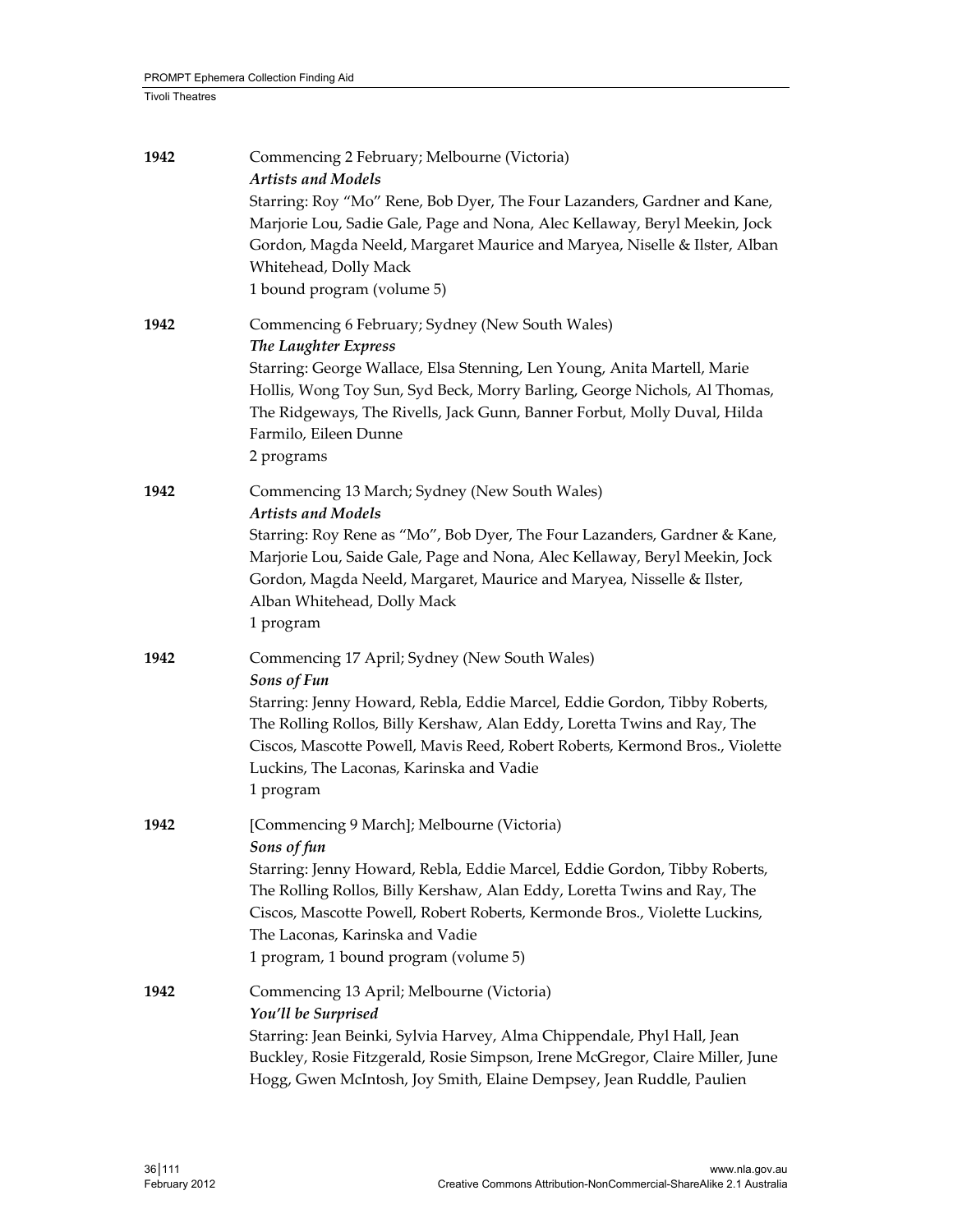**1942** Commencing 2 February; Melbourne (Victoria)
*Artists and Models*
Starring: Roy "Mo" Rene, Bob Dyer, The Four Lazanders, Gardner and Kane, Marjorie Lou, Sadie Gale, Page and Nona, Alec Kellaway, Beryl Meekin, Jock Gordon, Magda Neeld, Margaret Maurice and Maryea, Niselle & Ilster, Alban Whitehead, Dolly Mack
1 bound program (volume 5)

**1942** Commencing 6 February; Sydney (New South Wales)
*The Laughter Express*
Starring: George Wallace, Elsa Stenning, Len Young, Anita Martell, Marie Hollis, Wong Toy Sun, Syd Beck, Morry Barling, George Nichols, Al Thomas, The Ridgeways, The Rivells, Jack Gunn, Banner Forbut, Molly Duval, Hilda Farmilo, Eileen Dunne
2 programs

**1942** Commencing 13 March; Sydney (New South Wales)
*Artists and Models*
Starring: Roy Rene as "Mo", Bob Dyer, The Four Lazanders, Gardner & Kane, Marjorie Lou, Saide Gale, Page and Nona, Alec Kellaway, Beryl Meekin, Jock Gordon, Magda Neeld, Margaret, Maurice and Maryea, Nisselle & Ilster, Alban Whitehead, Dolly Mack
1 program

**1942** Commencing 17 April; Sydney (New South Wales)
*Sons of Fun*
Starring: Jenny Howard, Rebla, Eddie Marcel, Eddie Gordon, Tibby Roberts, The Rolling Rollos, Billy Kershaw, Alan Eddy, Loretta Twins and Ray, The Ciscos, Mascotte Powell, Mavis Reed, Robert Roberts, Kermond Bros., Violette Luckins, The Laconas, Karinska and Vadie
1 program

**1942** [Commencing 9 March]; Melbourne (Victoria)
*Sons of fun*
Starring: Jenny Howard, Rebla, Eddie Marcel, Eddie Gordon, Tibby Roberts, The Rolling Rollos, Billy Kershaw, Alan Eddy, Loretta Twins and Ray, The Ciscos, Mascotte Powell, Robert Roberts, Kermonde Bros., Violette Luckins, The Laconas, Karinska and Vadie
1 program, 1 bound program (volume 5)

**1942** Commencing 13 April; Melbourne (Victoria)
*You'll be Surprised*
Starring: Jean Beinki, Sylvia Harvey, Alma Chippendale, Phyl Hall, Jean Buckley, Rosie Fitzgerald, Rosie Simpson, Irene McGregor, Claire Miller, June Hogg, Gwen McIntosh, Joy Smith, Elaine Dempsey, Jean Ruddle, Paulien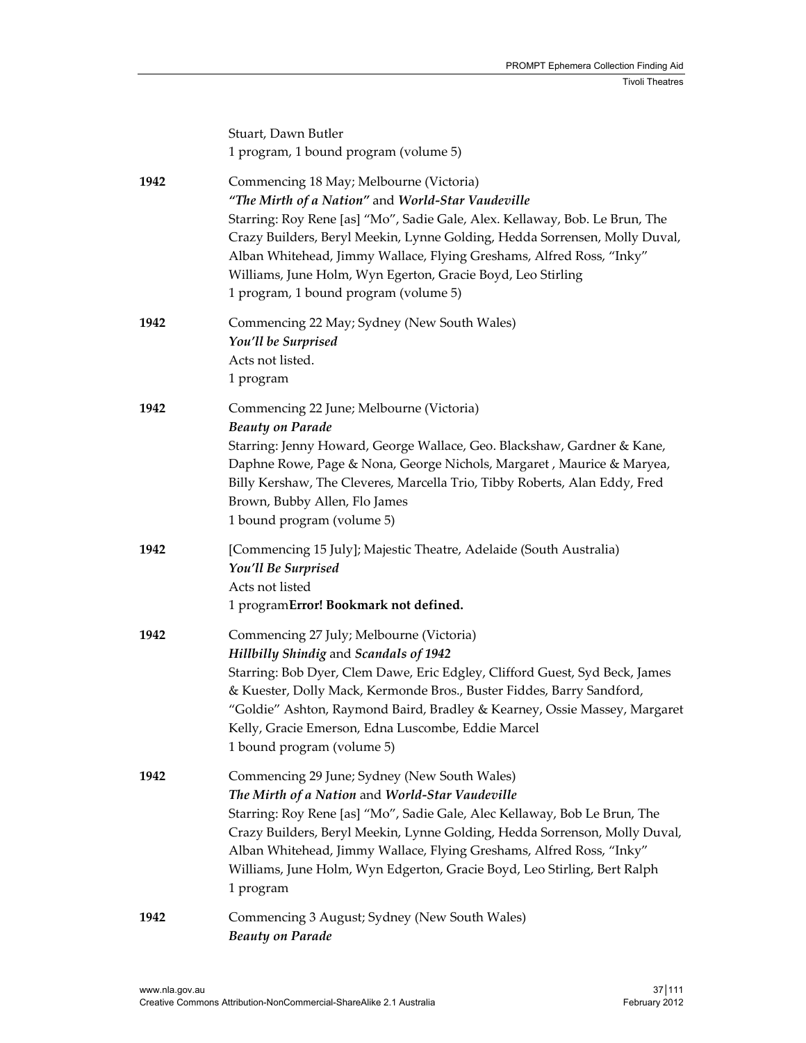Stuart, Dawn Butler
1 program, 1 bound program (volume 5)

**1942** Commencing 18 May; Melbourne (Victoria)
***"The Mirth of a Nation"*** and ***World-Star Vaudeville***
Starring: Roy Rene [as] "Mo", Sadie Gale, Alex. Kellaway, Bob. Le Brun, The Crazy Builders, Beryl Meekin, Lynne Golding, Hedda Sorrensen, Molly Duval, Alban Whitehead, Jimmy Wallace, Flying Greshams, Alfred Ross, "Inky" Williams, June Holm, Wyn Egerton, Gracie Boyd, Leo Stirling
1 program, 1 bound program (volume 5)

**1942** Commencing 22 May; Sydney (New South Wales)
***You'll be Surprised***
Acts not listed.
1 program

**1942** Commencing 22 June; Melbourne (Victoria)
***Beauty on Parade***
Starring: Jenny Howard, George Wallace, Geo. Blackshaw, Gardner & Kane, Daphne Rowe, Page & Nona, George Nichols, Margaret , Maurice & Maryea, Billy Kershaw, The Cleveres, Marcella Trio, Tibby Roberts, Alan Eddy, Fred Brown, Bubby Allen, Flo James
1 bound program (volume 5)

**1942** [Commencing 15 July]; Majestic Theatre, Adelaide (South Australia)
***You'll Be Surprised***
Acts not listed
1 program**Error! Bookmark not defined.**

**1942** Commencing 27 July; Melbourne (Victoria)
***Hillbilly Shindig*** and ***Scandals of 1942***
Starring: Bob Dyer, Clem Dawe, Eric Edgley, Clifford Guest, Syd Beck, James & Kuester, Dolly Mack, Kermonde Bros., Buster Fiddes, Barry Sandford, "Goldie" Ashton, Raymond Baird, Bradley & Kearney, Ossie Massey, Margaret Kelly, Gracie Emerson, Edna Luscombe, Eddie Marcel
1 bound program (volume 5)

**1942** Commencing 29 June; Sydney (New South Wales)
***The Mirth of a Nation*** and ***World-Star Vaudeville***
Starring: Roy Rene [as] "Mo", Sadie Gale, Alec Kellaway, Bob Le Brun, The Crazy Builders, Beryl Meekin, Lynne Golding, Hedda Sorrenson, Molly Duval, Alban Whitehead, Jimmy Wallace, Flying Greshams, Alfred Ross, "Inky" Williams, June Holm, Wyn Edgerton, Gracie Boyd, Leo Stirling, Bert Ralph
1 program

**1942** Commencing 3 August; Sydney (New South Wales)
***Beauty on Parade***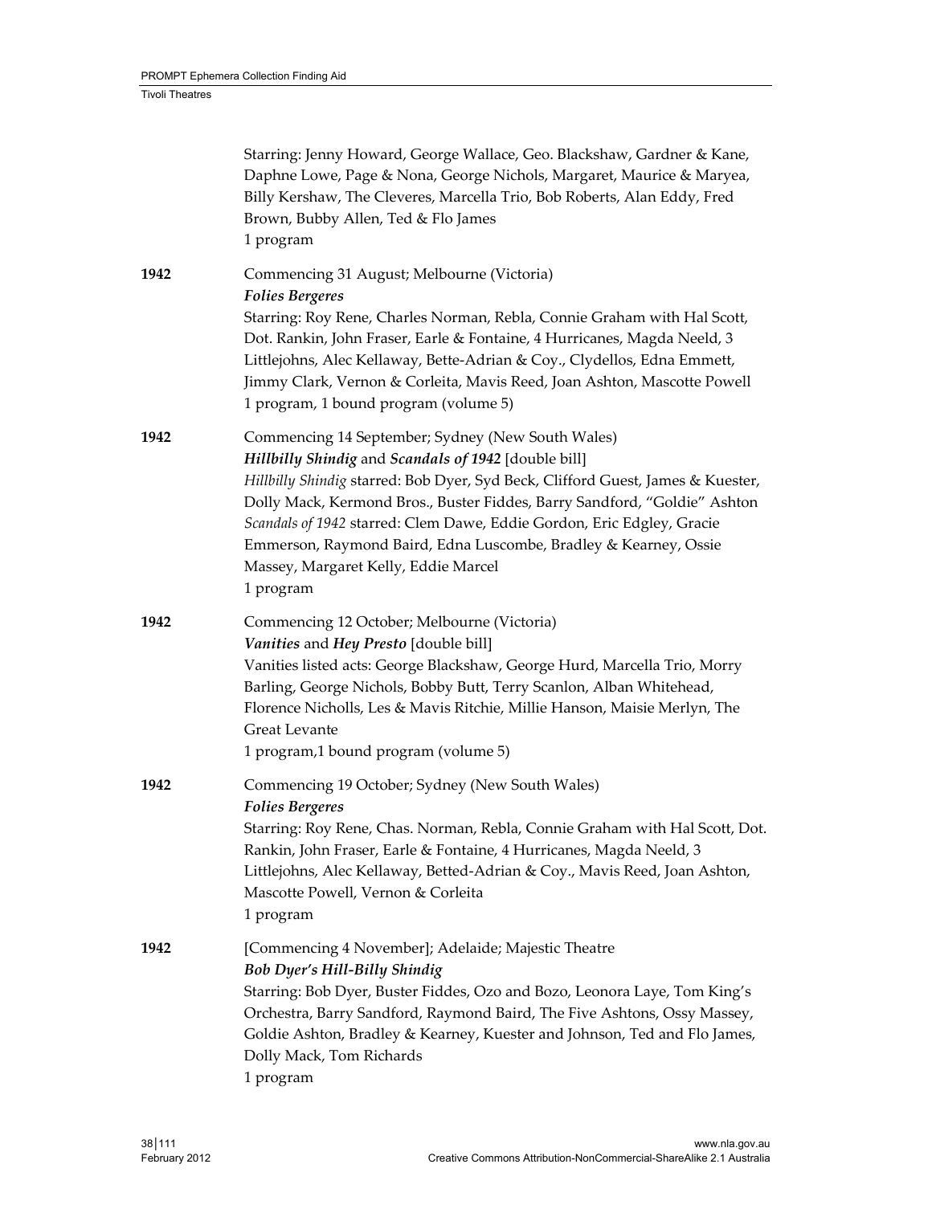Starring: Jenny Howard, George Wallace, Geo. Blackshaw, Gardner & Kane, Daphne Lowe, Page & Nona, George Nichols, Margaret, Maurice & Maryea, Billy Kershaw, The Cleveres, Marcella Trio, Bob Roberts, Alan Eddy, Fred Brown, Bubby Allen, Ted & Flo James
1 program

**1942** Commencing 31 August; Melbourne (Victoria)
***Folies Bergeres***
Starring: Roy Rene, Charles Norman, Rebla, Connie Graham with Hal Scott, Dot. Rankin, John Fraser, Earle & Fontaine, 4 Hurricanes, Magda Neeld, 3 Littlejohns, Alec Kellaway, Bette-Adrian & Coy., Clydellos, Edna Emmett, Jimmy Clark, Vernon & Corleita, Mavis Reed, Joan Ashton, Mascotte Powell
1 program, 1 bound program (volume 5)

**1942** Commencing 14 September; Sydney (New South Wales)
***Hillbilly Shindig*** and ***Scandals of 1942*** [double bill]
*Hillbilly Shindig* starred: Bob Dyer, Syd Beck, Clifford Guest, James & Kuester, Dolly Mack, Kermond Bros., Buster Fiddes, Barry Sandford, "Goldie" Ashton
*Scandals of 1942* starred: Clem Dawe, Eddie Gordon, Eric Edgley, Gracie Emmerson, Raymond Baird, Edna Luscombe, Bradley & Kearney, Ossie Massey, Margaret Kelly, Eddie Marcel
1 program

**1942** Commencing 12 October; Melbourne (Victoria)
***Vanities*** and ***Hey Presto*** [double bill]
Vanities listed acts: George Blackshaw, George Hurd, Marcella Trio, Morry Barling, George Nichols, Bobby Butt, Terry Scanlon, Alban Whitehead, Florence Nicholls, Les & Mavis Ritchie, Millie Hanson, Maisie Merlyn, The Great Levante
1 program,1 bound program (volume 5)

**1942** Commencing 19 October; Sydney (New South Wales)
***Folies Bergeres***
Starring: Roy Rene, Chas. Norman, Rebla, Connie Graham with Hal Scott, Dot. Rankin, John Fraser, Earle & Fontaine, 4 Hurricanes, Magda Neeld, 3 Littlejohns, Alec Kellaway, Betted-Adrian & Coy., Mavis Reed, Joan Ashton, Mascotte Powell, Vernon & Corleita
1 program

**1942** [Commencing 4 November]; Adelaide; Majestic Theatre
***Bob Dyer's Hill-Billy Shindig***
Starring: Bob Dyer, Buster Fiddes, Ozo and Bozo, Leonora Laye, Tom King's Orchestra, Barry Sandford, Raymond Baird, The Five Ashtons, Ossy Massey, Goldie Ashton, Bradley & Kearney, Kuester and Johnson, Ted and Flo James, Dolly Mack, Tom Richards
1 program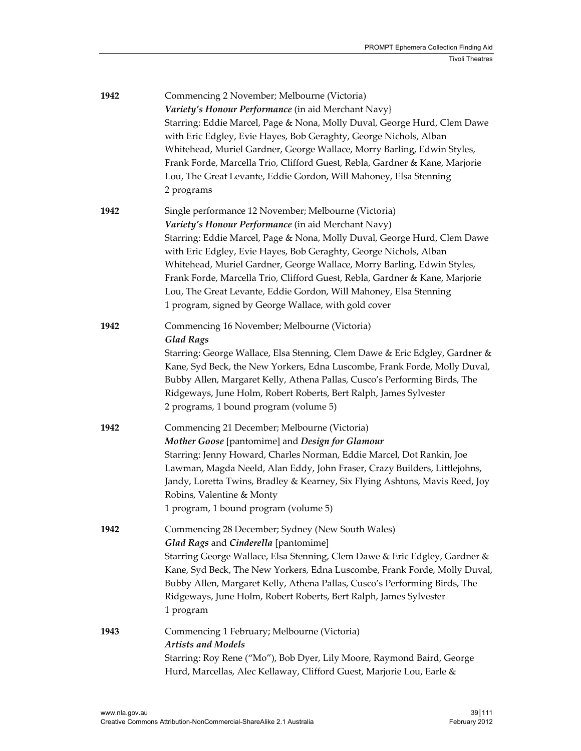**1942** Commencing 2 November; Melbourne (Victoria)
***Variety's Honour Performance*** (in aid Merchant Navy}
Starring: Eddie Marcel, Page & Nona, Molly Duval, George Hurd, Clem Dawe with Eric Edgley, Evie Hayes, Bob Geraghty, George Nichols, Alban Whitehead, Muriel Gardner, George Wallace, Morry Barling, Edwin Styles, Frank Forde, Marcella Trio, Clifford Guest, Rebla, Gardner & Kane, Marjorie Lou, The Great Levante, Eddie Gordon, Will Mahoney, Elsa Stenning
2 programs

**1942** Single performance 12 November; Melbourne (Victoria)
***Variety's Honour Performance*** (in aid Merchant Navy)
Starring: Eddie Marcel, Page & Nona, Molly Duval, George Hurd, Clem Dawe with Eric Edgley, Evie Hayes, Bob Geraghty, George Nichols, Alban Whitehead, Muriel Gardner, George Wallace, Morry Barling, Edwin Styles, Frank Forde, Marcella Trio, Clifford Guest, Rebla, Gardner & Kane, Marjorie Lou, The Great Levante, Eddie Gordon, Will Mahoney, Elsa Stenning
1 program, signed by George Wallace, with gold cover

**1942** Commencing 16 November; Melbourne (Victoria)
***Glad Rags***
Starring: George Wallace, Elsa Stenning, Clem Dawe & Eric Edgley, Gardner & Kane, Syd Beck, the New Yorkers, Edna Luscombe, Frank Forde, Molly Duval, Bubby Allen, Margaret Kelly, Athena Pallas, Cusco's Performing Birds, The Ridgeways, June Holm, Robert Roberts, Bert Ralph, James Sylvester
2 programs, 1 bound program (volume 5)

**1942** Commencing 21 December; Melbourne (Victoria)
***Mother Goose*** [pantomime] and ***Design for Glamour***
Starring: Jenny Howard, Charles Norman, Eddie Marcel, Dot Rankin, Joe Lawman, Magda Neeld, Alan Eddy, John Fraser, Crazy Builders, Littlejohns, Jandy, Loretta Twins, Bradley & Kearney, Six Flying Ashtons, Mavis Reed, Joy Robins, Valentine & Monty
1 program, 1 bound program (volume 5)

**1942** Commencing 28 December; Sydney (New South Wales)
***Glad Rags*** and ***Cinderella*** [pantomime]
Starring George Wallace, Elsa Stenning, Clem Dawe & Eric Edgley, Gardner & Kane, Syd Beck, The New Yorkers, Edna Luscombe, Frank Forde, Molly Duval, Bubby Allen, Margaret Kelly, Athena Pallas, Cusco's Performing Birds, The Ridgeways, June Holm, Robert Roberts, Bert Ralph, James Sylvester
1 program

**1943** Commencing 1 February; Melbourne (Victoria)
***Artists and Models***
Starring: Roy Rene ("Mo"), Bob Dyer, Lily Moore, Raymond Baird, George Hurd, Marcellas, Alec Kellaway, Clifford Guest, Marjorie Lou, Earle &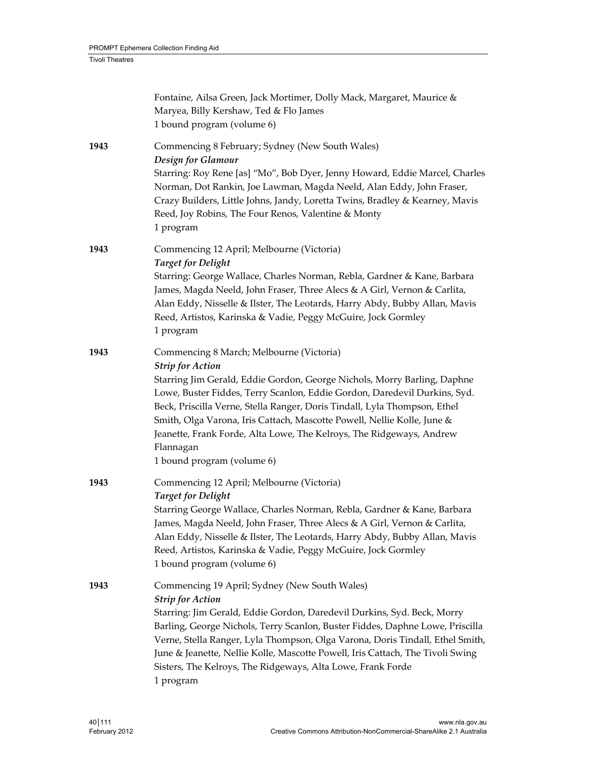Fontaine, Ailsa Green, Jack Mortimer, Dolly Mack, Margaret, Maurice & Maryea, Billy Kershaw, Ted & Flo James
1 bound program (volume 6)

**1943** Commencing 8 February; Sydney (New South Wales)
***Design for Glamour***
Starring: Roy Rene [as] "Mo", Bob Dyer, Jenny Howard, Eddie Marcel, Charles Norman, Dot Rankin, Joe Lawman, Magda Neeld, Alan Eddy, John Fraser, Crazy Builders, Little Johns, Jandy, Loretta Twins, Bradley & Kearney, Mavis Reed, Joy Robins, The Four Renos, Valentine & Monty
1 program

**1943** Commencing 12 April; Melbourne (Victoria)
***Target for Delight***
Starring: George Wallace, Charles Norman, Rebla, Gardner & Kane, Barbara James, Magda Neeld, John Fraser, Three Alecs & A Girl, Vernon & Carlita, Alan Eddy, Nisselle & Ilster, The Leotards, Harry Abdy, Bubby Allan, Mavis Reed, Artistos, Karinska & Vadie, Peggy McGuire, Jock Gormley
1 program

**1943** Commencing 8 March; Melbourne (Victoria)
***Strip for Action***
Starring Jim Gerald, Eddie Gordon, George Nichols, Morry Barling, Daphne Lowe, Buster Fiddes, Terry Scanlon, Eddie Gordon, Daredevil Durkins, Syd. Beck, Priscilla Verne, Stella Ranger, Doris Tindall, Lyla Thompson, Ethel Smith, Olga Varona, Iris Cattach, Mascotte Powell, Nellie Kolle, June & Jeanette, Frank Forde, Alta Lowe, The Kelroys, The Ridgeways, Andrew Flannagan
1 bound program (volume 6)

**1943** Commencing 12 April; Melbourne (Victoria)
***Target for Delight***
Starring George Wallace, Charles Norman, Rebla, Gardner & Kane, Barbara James, Magda Neeld, John Fraser, Three Alecs & A Girl, Vernon & Carlita, Alan Eddy, Nisselle & Ilster, The Leotards, Harry Abdy, Bubby Allan, Mavis Reed, Artistos, Karinska & Vadie, Peggy McGuire, Jock Gormley
1 bound program (volume 6)

**1943** Commencing 19 April; Sydney (New South Wales)
***Strip for Action***
Starring: Jim Gerald, Eddie Gordon, Daredevil Durkins, Syd. Beck, Morry Barling, George Nichols, Terry Scanlon, Buster Fiddes, Daphne Lowe, Priscilla Verne, Stella Ranger, Lyla Thompson, Olga Varona, Doris Tindall, Ethel Smith, June & Jeanette, Nellie Kolle, Mascotte Powell, Iris Cattach, The Tivoli Swing Sisters, The Kelroys, The Ridgeways, Alta Lowe, Frank Forde
1 program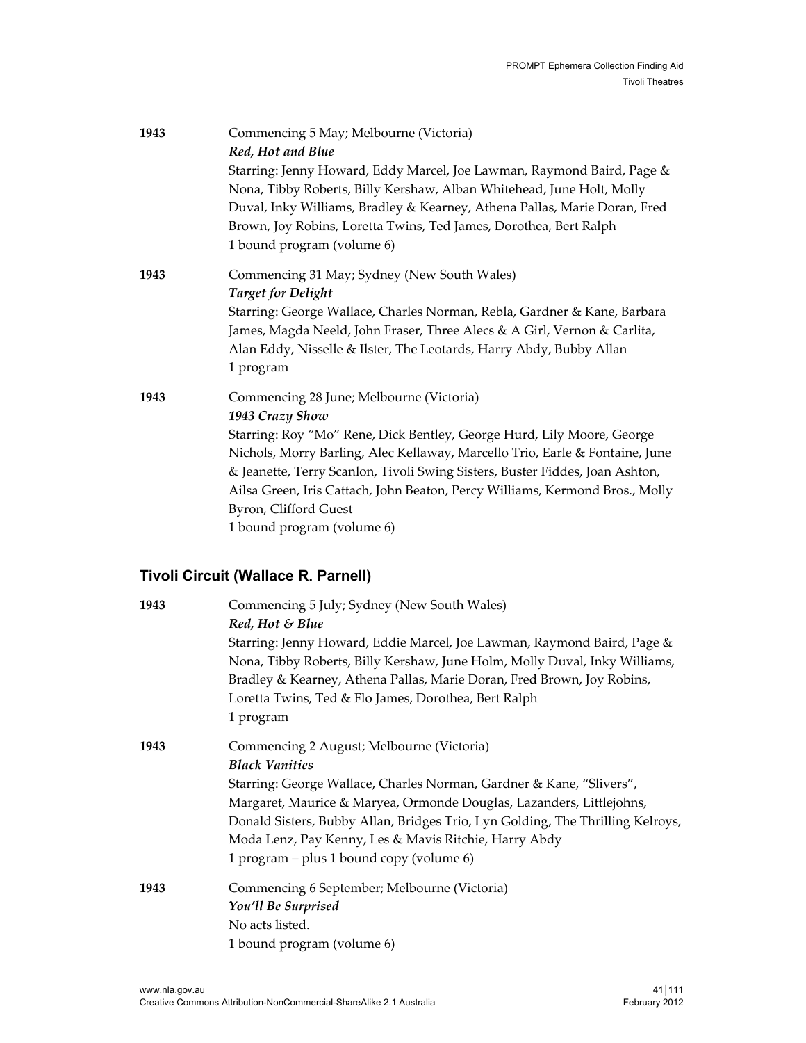**1943** Commencing 5 May; Melbourne (Victoria)
***Red, Hot and Blue***
Starring: Jenny Howard, Eddy Marcel, Joe Lawman, Raymond Baird, Page & Nona, Tibby Roberts, Billy Kershaw, Alban Whitehead, June Holt, Molly Duval, Inky Williams, Bradley & Kearney, Athena Pallas, Marie Doran, Fred Brown, Joy Robins, Loretta Twins, Ted James, Dorothea, Bert Ralph
1 bound program (volume 6)

**1943** Commencing 31 May; Sydney (New South Wales)
***Target for Delight***
Starring: George Wallace, Charles Norman, Rebla, Gardner & Kane, Barbara James, Magda Neeld, John Fraser, Three Alecs & A Girl, Vernon & Carlita, Alan Eddy, Nisselle & Ilster, The Leotards, Harry Abdy, Bubby Allan
1 program

**1943** Commencing 28 June; Melbourne (Victoria)
***1943 Crazy Show***
Starring: Roy "Mo" Rene, Dick Bentley, George Hurd, Lily Moore, George Nichols, Morry Barling, Alec Kellaway, Marcello Trio, Earle & Fontaine, June & Jeanette, Terry Scanlon, Tivoli Swing Sisters, Buster Fiddes, Joan Ashton, Ailsa Green, Iris Cattach, John Beaton, Percy Williams, Kermond Bros., Molly Byron, Clifford Guest
1 bound program (volume 6)

## Tivoli Circuit (Wallace R. Parnell)

**1943** Commencing 5 July; Sydney (New South Wales)
***Red, Hot & Blue***
Starring: Jenny Howard, Eddie Marcel, Joe Lawman, Raymond Baird, Page & Nona, Tibby Roberts, Billy Kershaw, June Holm, Molly Duval, Inky Williams, Bradley & Kearney, Athena Pallas, Marie Doran, Fred Brown, Joy Robins, Loretta Twins, Ted & Flo James, Dorothea, Bert Ralph
1 program

**1943** Commencing 2 August; Melbourne (Victoria)
***Black Vanities***
Starring: George Wallace, Charles Norman, Gardner & Kane, "Slivers", Margaret, Maurice & Maryea, Ormonde Douglas, Lazanders, Littlejohns, Donald Sisters, Bubby Allan, Bridges Trio, Lyn Golding, The Thrilling Kelroys, Moda Lenz, Pay Kenny, Les & Mavis Ritchie, Harry Abdy
1 program – plus 1 bound copy (volume 6)

**1943** Commencing 6 September; Melbourne (Victoria)
***You'll Be Surprised***
No acts listed.
1 bound program (volume 6)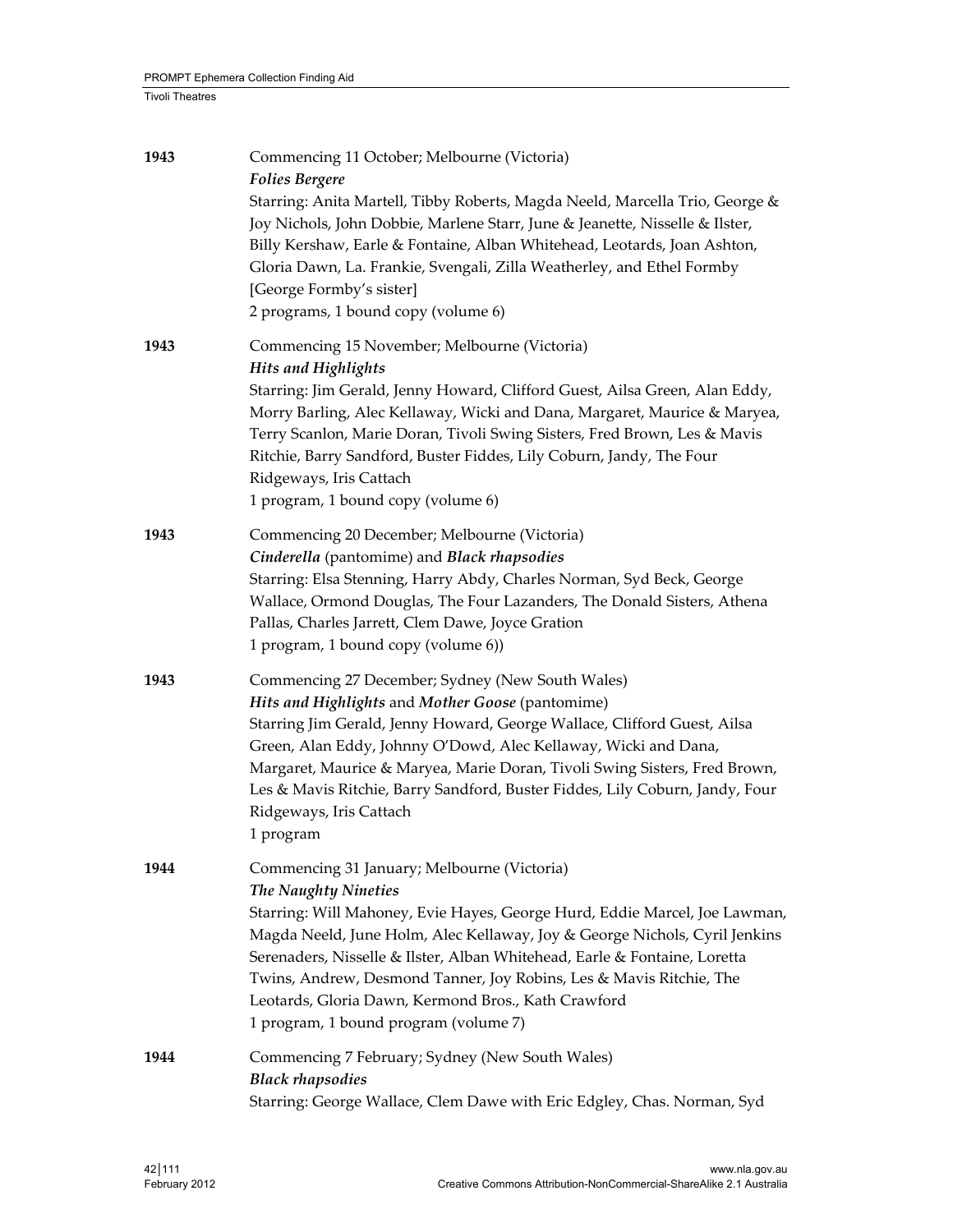**1943** Commencing 11 October; Melbourne (Victoria)
***Folies Bergere***
Starring: Anita Martell, Tibby Roberts, Magda Neeld, Marcella Trio, George & Joy Nichols, John Dobbie, Marlene Starr, June & Jeanette, Nisselle & Ilster, Billy Kershaw, Earle & Fontaine, Alban Whitehead, Leotards, Joan Ashton, Gloria Dawn, La. Frankie, Svengali, Zilla Weatherley, and Ethel Formby [George Formby's sister]
2 programs, 1 bound copy (volume 6)

**1943** Commencing 15 November; Melbourne (Victoria)
***Hits and Highlights***
Starring: Jim Gerald, Jenny Howard, Clifford Guest, Ailsa Green, Alan Eddy, Morry Barling, Alec Kellaway, Wicki and Dana, Margaret, Maurice & Maryea, Terry Scanlon, Marie Doran, Tivoli Swing Sisters, Fred Brown, Les & Mavis Ritchie, Barry Sandford, Buster Fiddes, Lily Coburn, Jandy, The Four Ridgeways, Iris Cattach
1 program, 1 bound copy (volume 6)

**1943** Commencing 20 December; Melbourne (Victoria)
***Cinderella*** (pantomime) and ***Black rhapsodies***
Starring: Elsa Stenning, Harry Abdy, Charles Norman, Syd Beck, George Wallace, Ormond Douglas, The Four Lazanders, The Donald Sisters, Athena Pallas, Charles Jarrett, Clem Dawe, Joyce Gration
1 program, 1 bound copy (volume 6))

**1943** Commencing 27 December; Sydney (New South Wales)
***Hits and Highlights*** and ***Mother Goose*** (pantomime)
Starring Jim Gerald, Jenny Howard, George Wallace, Clifford Guest, Ailsa Green, Alan Eddy, Johnny O'Dowd, Alec Kellaway, Wicki and Dana, Margaret, Maurice & Maryea, Marie Doran, Tivoli Swing Sisters, Fred Brown, Les & Mavis Ritchie, Barry Sandford, Buster Fiddes, Lily Coburn, Jandy, Four Ridgeways, Iris Cattach
1 program

**1944** Commencing 31 January; Melbourne (Victoria)
***The Naughty Nineties***
Starring: Will Mahoney, Evie Hayes, George Hurd, Eddie Marcel, Joe Lawman, Magda Neeld, June Holm, Alec Kellaway, Joy & George Nichols, Cyril Jenkins Serenaders, Nisselle & Ilster, Alban Whitehead, Earle & Fontaine, Loretta Twins, Andrew, Desmond Tanner, Joy Robins, Les & Mavis Ritchie, The Leotards, Gloria Dawn, Kermond Bros., Kath Crawford
1 program, 1 bound program (volume 7)

**1944** Commencing 7 February; Sydney (New South Wales)
***Black rhapsodies***
Starring: George Wallace, Clem Dawe with Eric Edgley, Chas. Norman, Syd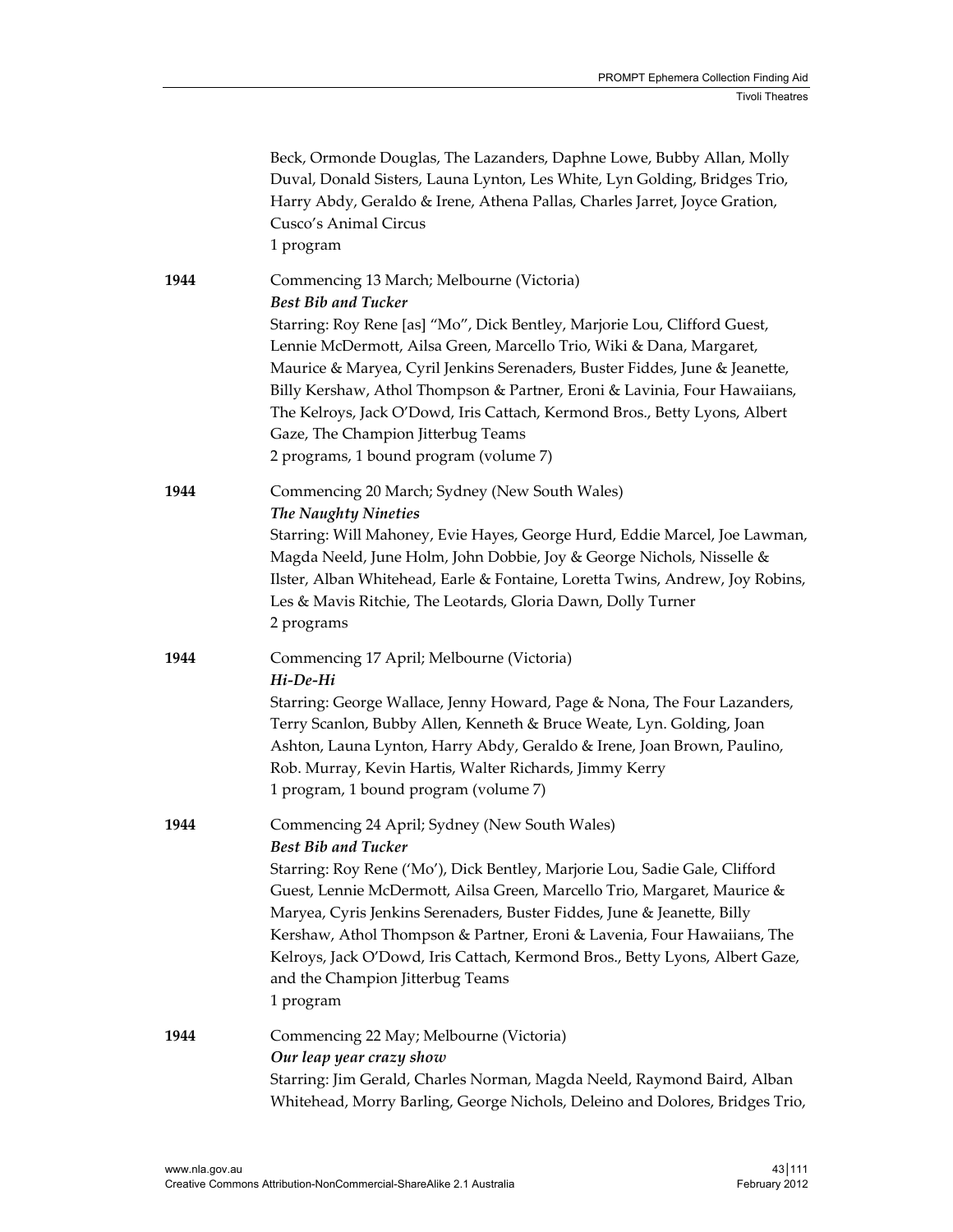Beck, Ormonde Douglas, The Lazanders, Daphne Lowe, Bubby Allan, Molly Duval, Donald Sisters, Launa Lynton, Les White, Lyn Golding, Bridges Trio, Harry Abdy, Geraldo & Irene, Athena Pallas, Charles Jarret, Joyce Gration, Cusco's Animal Circus
1 program

**1944** Commencing 13 March; Melbourne (Victoria)
***Best Bib and Tucker***
Starring: Roy Rene [as] "Mo", Dick Bentley, Marjorie Lou, Clifford Guest, Lennie McDermott, Ailsa Green, Marcello Trio, Wiki & Dana, Margaret, Maurice & Maryea, Cyril Jenkins Serenaders, Buster Fiddes, June & Jeanette, Billy Kershaw, Athol Thompson & Partner, Eroni & Lavinia, Four Hawaiians, The Kelroys, Jack O'Dowd, Iris Cattach, Kermond Bros., Betty Lyons, Albert Gaze, The Champion Jitterbug Teams
2 programs, 1 bound program (volume 7)

**1944** Commencing 20 March; Sydney (New South Wales)
***The Naughty Nineties***
Starring: Will Mahoney, Evie Hayes, George Hurd, Eddie Marcel, Joe Lawman, Magda Neeld, June Holm, John Dobbie, Joy & George Nichols, Nisselle & Ilster, Alban Whitehead, Earle & Fontaine, Loretta Twins, Andrew, Joy Robins, Les & Mavis Ritchie, The Leotards, Gloria Dawn, Dolly Turner
2 programs

**1944** Commencing 17 April; Melbourne (Victoria)
***Hi-De-Hi***
Starring: George Wallace, Jenny Howard, Page & Nona, The Four Lazanders, Terry Scanlon, Bubby Allen, Kenneth & Bruce Weate, Lyn. Golding, Joan Ashton, Launa Lynton, Harry Abdy, Geraldo & Irene, Joan Brown, Paulino, Rob. Murray, Kevin Hartis, Walter Richards, Jimmy Kerry
1 program, 1 bound program (volume 7)

**1944** Commencing 24 April; Sydney (New South Wales)
***Best Bib and Tucker***
Starring: Roy Rene ('Mo'), Dick Bentley, Marjorie Lou, Sadie Gale, Clifford Guest, Lennie McDermott, Ailsa Green, Marcello Trio, Margaret, Maurice & Maryea, Cyris Jenkins Serenaders, Buster Fiddes, June & Jeanette, Billy Kershaw, Athol Thompson & Partner, Eroni & Lavenia, Four Hawaiians, The Kelroys, Jack O'Dowd, Iris Cattach, Kermond Bros., Betty Lyons, Albert Gaze, and the Champion Jitterbug Teams
1 program

**1944** Commencing 22 May; Melbourne (Victoria)
***Our leap year crazy show***
Starring: Jim Gerald, Charles Norman, Magda Neeld, Raymond Baird, Alban Whitehead, Morry Barling, George Nichols, Deleino and Dolores, Bridges Trio,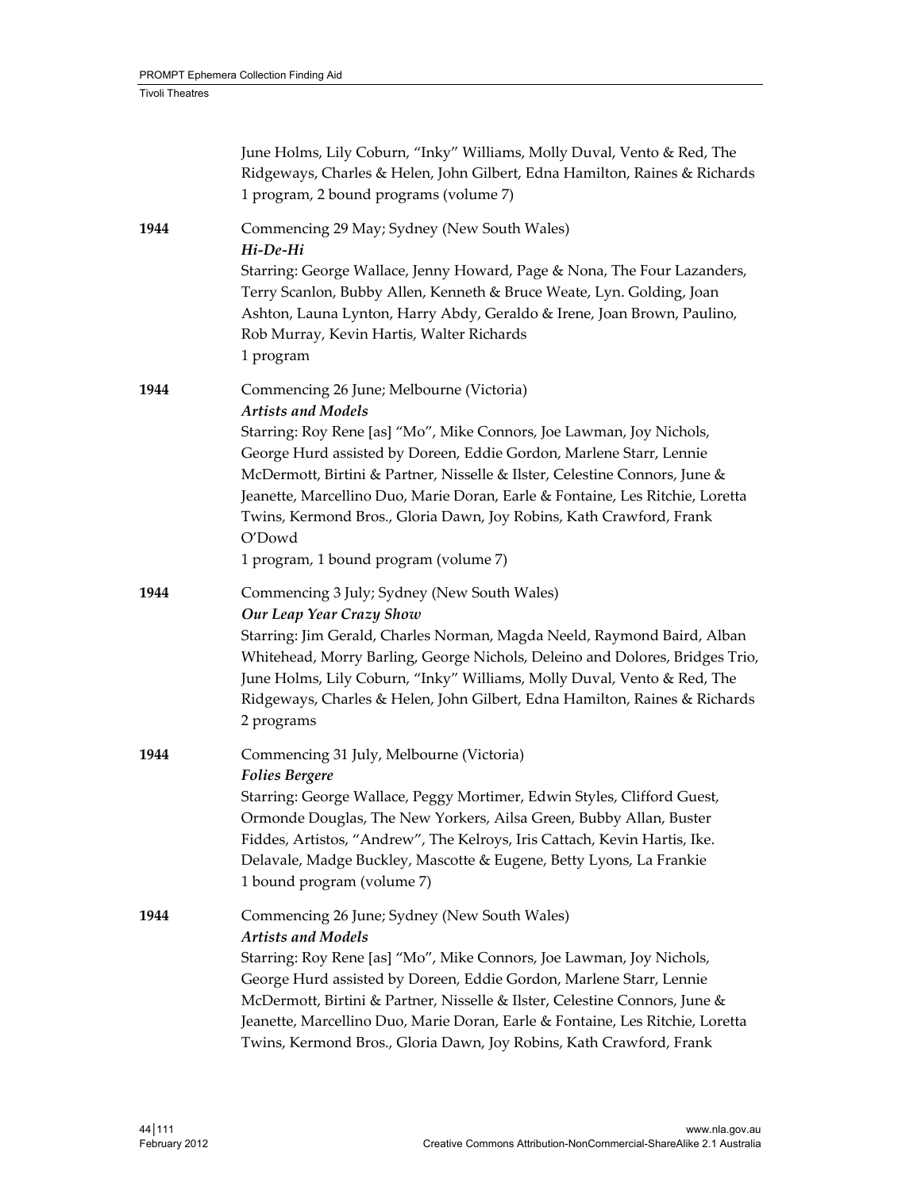June Holms, Lily Coburn, "Inky" Williams, Molly Duval, Vento & Red, The Ridgeways, Charles & Helen, John Gilbert, Edna Hamilton, Raines & Richards
1 program, 2 bound programs (volume 7)

**1944** Commencing 29 May; Sydney (New South Wales)
***Hi-De-Hi***
Starring: George Wallace, Jenny Howard, Page & Nona, The Four Lazanders, Terry Scanlon, Bubby Allen, Kenneth & Bruce Weate, Lyn. Golding, Joan Ashton, Launa Lynton, Harry Abdy, Geraldo & Irene, Joan Brown, Paulino, Rob Murray, Kevin Hartis, Walter Richards
1 program

**1944** Commencing 26 June; Melbourne (Victoria)
***Artists and Models***
Starring: Roy Rene [as] "Mo", Mike Connors, Joe Lawman, Joy Nichols, George Hurd assisted by Doreen, Eddie Gordon, Marlene Starr, Lennie McDermott, Birtini & Partner, Nisselle & Ilster, Celestine Connors, June & Jeanette, Marcellino Duo, Marie Doran, Earle & Fontaine, Les Ritchie, Loretta Twins, Kermond Bros., Gloria Dawn, Joy Robins, Kath Crawford, Frank O'Dowd
1 program, 1 bound program (volume 7)

**1944** Commencing 3 July; Sydney (New South Wales)
***Our Leap Year Crazy Show***
Starring: Jim Gerald, Charles Norman, Magda Neeld, Raymond Baird, Alban Whitehead, Morry Barling, George Nichols, Deleino and Dolores, Bridges Trio, June Holms, Lily Coburn, "Inky" Williams, Molly Duval, Vento & Red, The Ridgeways, Charles & Helen, John Gilbert, Edna Hamilton, Raines & Richards
2 programs

**1944** Commencing 31 July, Melbourne (Victoria)
***Folies Bergere***
Starring: George Wallace, Peggy Mortimer, Edwin Styles, Clifford Guest, Ormonde Douglas, The New Yorkers, Ailsa Green, Bubby Allan, Buster Fiddes, Artistos, "Andrew", The Kelroys, Iris Cattach, Kevin Hartis, Ike. Delavale, Madge Buckley, Mascotte & Eugene, Betty Lyons, La Frankie
1 bound program (volume 7)

**1944** Commencing 26 June; Sydney (New South Wales)
***Artists and Models***
Starring: Roy Rene [as] "Mo", Mike Connors, Joe Lawman, Joy Nichols, George Hurd assisted by Doreen, Eddie Gordon, Marlene Starr, Lennie McDermott, Birtini & Partner, Nisselle & Ilster, Celestine Connors, June & Jeanette, Marcellino Duo, Marie Doran, Earle & Fontaine, Les Ritchie, Loretta Twins, Kermond Bros., Gloria Dawn, Joy Robins, Kath Crawford, Frank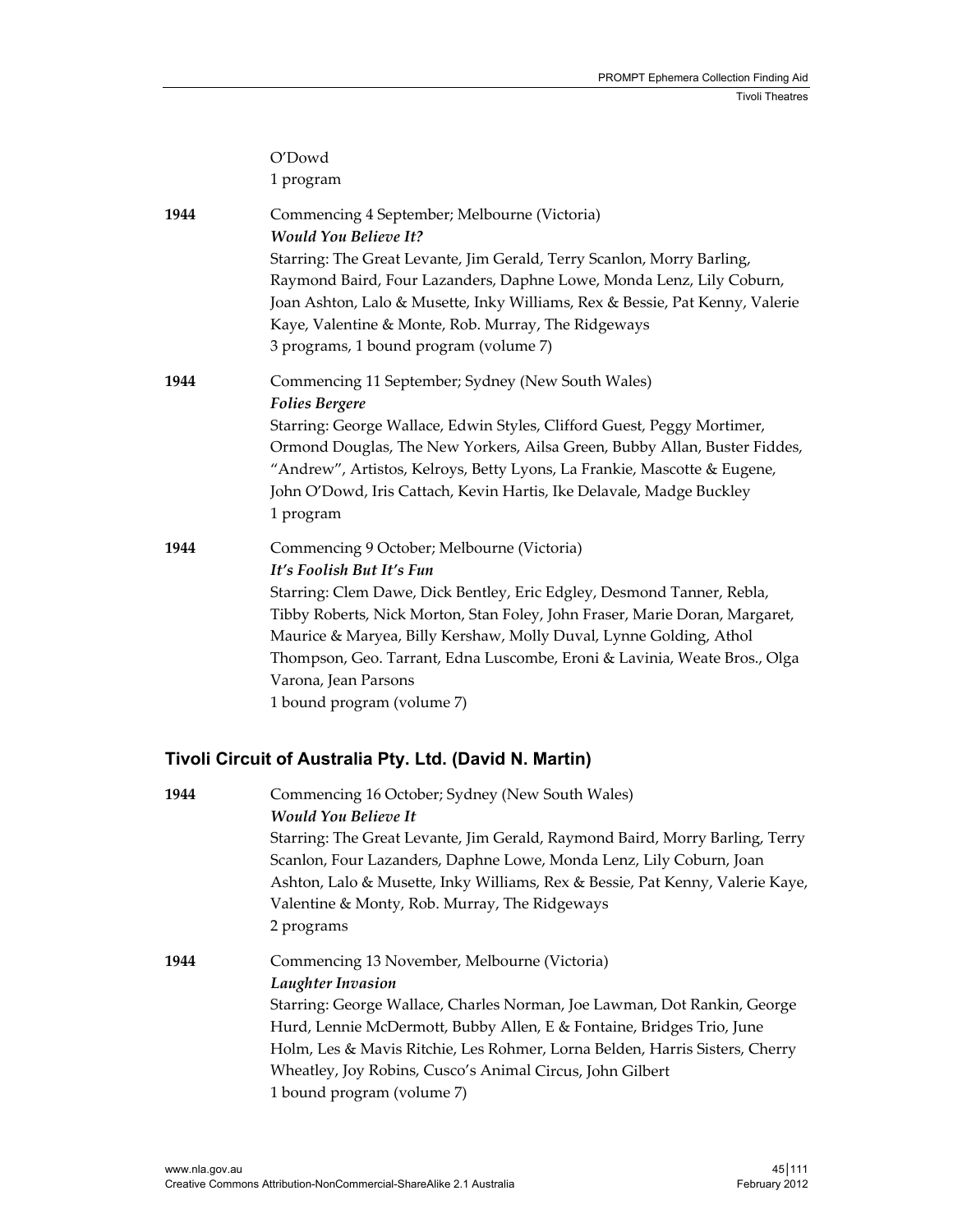O'Dowd
1 program

**1944** Commencing 4 September; Melbourne (Victoria)
***Would You Believe It?***
Starring: The Great Levante, Jim Gerald, Terry Scanlon, Morry Barling, Raymond Baird, Four Lazanders, Daphne Lowe, Monda Lenz, Lily Coburn, Joan Ashton, Lalo & Musette, Inky Williams, Rex & Bessie, Pat Kenny, Valerie Kaye, Valentine & Monte, Rob. Murray, The Ridgeways
3 programs, 1 bound program (volume 7)

**1944** Commencing 11 September; Sydney (New South Wales)
***Folies Bergere***
Starring: George Wallace, Edwin Styles, Clifford Guest, Peggy Mortimer, Ormond Douglas, The New Yorkers, Ailsa Green, Bubby Allan, Buster Fiddes, "Andrew", Artistos, Kelroys, Betty Lyons, La Frankie, Mascotte & Eugene, John O'Dowd, Iris Cattach, Kevin Hartis, Ike Delavale, Madge Buckley
1 program

**1944** Commencing 9 October; Melbourne (Victoria)
***It's Foolish But It's Fun***
Starring: Clem Dawe, Dick Bentley, Eric Edgley, Desmond Tanner, Rebla, Tibby Roberts, Nick Morton, Stan Foley, John Fraser, Marie Doran, Margaret, Maurice & Maryea, Billy Kershaw, Molly Duval, Lynne Golding, Athol Thompson, Geo. Tarrant, Edna Luscombe, Eroni & Lavinia, Weate Bros., Olga Varona, Jean Parsons
1 bound program (volume 7)

## Tivoli Circuit of Australia Pty. Ltd. (David N. Martin)

**1944** Commencing 16 October; Sydney (New South Wales)
***Would You Believe It***
Starring: The Great Levante, Jim Gerald, Raymond Baird, Morry Barling, Terry Scanlon, Four Lazanders, Daphne Lowe, Monda Lenz, Lily Coburn, Joan Ashton, Lalo & Musette, Inky Williams, Rex & Bessie, Pat Kenny, Valerie Kaye, Valentine & Monty, Rob. Murray, The Ridgeways
2 programs

**1944** Commencing 13 November, Melbourne (Victoria)
***Laughter Invasion***
Starring: George Wallace, Charles Norman, Joe Lawman, Dot Rankin, George Hurd, Lennie McDermott, Bubby Allen, E & Fontaine, Bridges Trio, June Holm, Les & Mavis Ritchie, Les Rohmer, Lorna Belden, Harris Sisters, Cherry Wheatley, Joy Robins, Cusco's Animal Circus, John Gilbert
1 bound program (volume 7)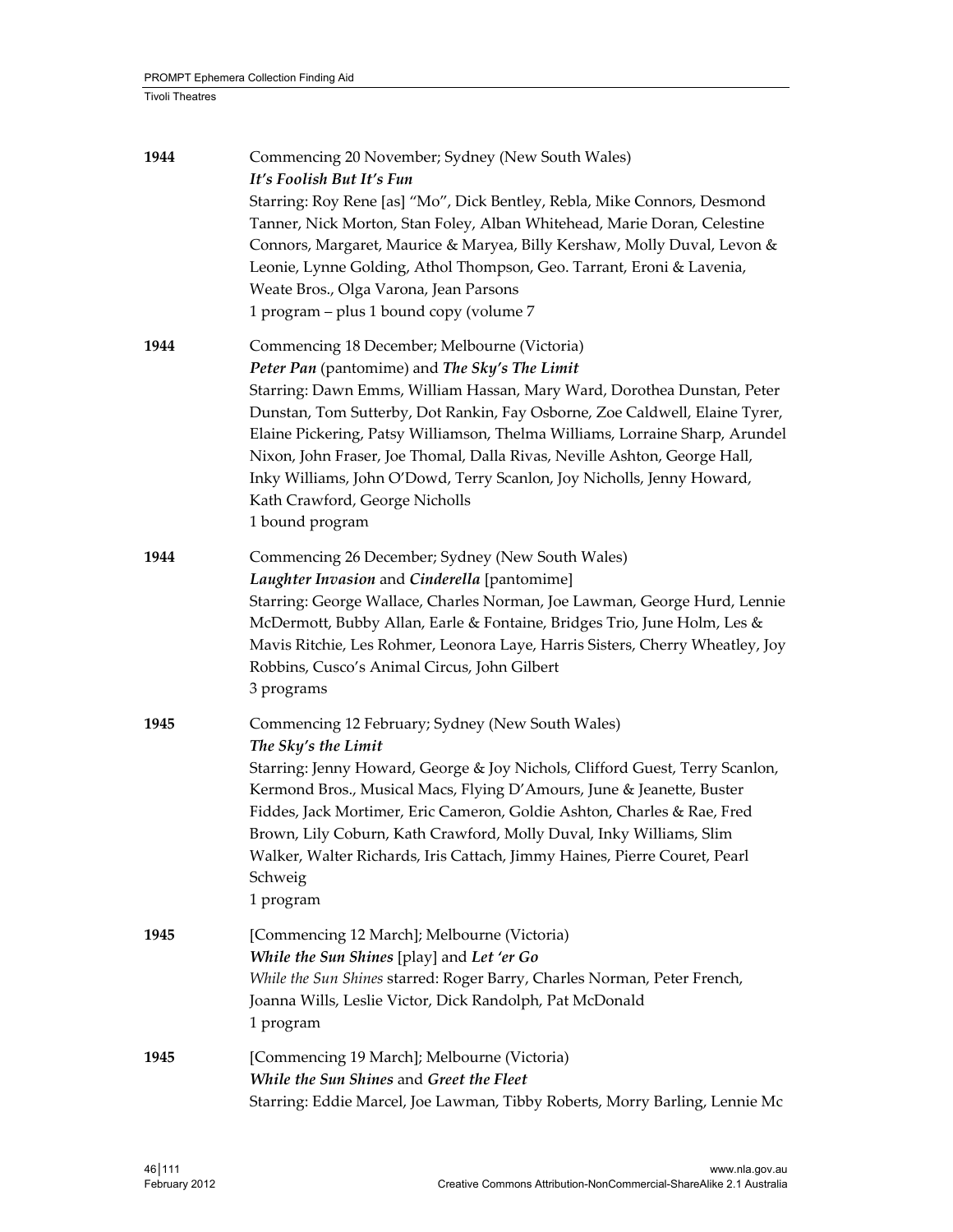**1944** Commencing 20 November; Sydney (New South Wales)
***It's Foolish But It's Fun***
Starring: Roy Rene [as] "Mo", Dick Bentley, Rebla, Mike Connors, Desmond Tanner, Nick Morton, Stan Foley, Alban Whitehead, Marie Doran, Celestine Connors, Margaret, Maurice & Maryea, Billy Kershaw, Molly Duval, Levon & Leonie, Lynne Golding, Athol Thompson, Geo. Tarrant, Eroni & Lavenia, Weate Bros., Olga Varona, Jean Parsons
1 program – plus 1 bound copy (volume 7

**1944** Commencing 18 December; Melbourne (Victoria)
***Peter Pan*** (pantomime) and ***The Sky's The Limit***
Starring: Dawn Emms, William Hassan, Mary Ward, Dorothea Dunstan, Peter Dunstan, Tom Sutterby, Dot Rankin, Fay Osborne, Zoe Caldwell, Elaine Tyrer, Elaine Pickering, Patsy Williamson, Thelma Williams, Lorraine Sharp, Arundel Nixon, John Fraser, Joe Thomal, Dalla Rivas, Neville Ashton, George Hall, Inky Williams, John O'Dowd, Terry Scanlon, Joy Nicholls, Jenny Howard, Kath Crawford, George Nicholls
1 bound program

**1944** Commencing 26 December; Sydney (New South Wales)
***Laughter Invasion*** and ***Cinderella*** [pantomime]
Starring: George Wallace, Charles Norman, Joe Lawman, George Hurd, Lennie McDermott, Bubby Allan, Earle & Fontaine, Bridges Trio, June Holm, Les & Mavis Ritchie, Les Rohmer, Leonora Laye, Harris Sisters, Cherry Wheatley, Joy Robbins, Cusco's Animal Circus, John Gilbert
3 programs

**1945** Commencing 12 February; Sydney (New South Wales)
***The Sky's the Limit***
Starring: Jenny Howard, George & Joy Nichols, Clifford Guest, Terry Scanlon, Kermond Bros., Musical Macs, Flying D'Amours, June & Jeanette, Buster Fiddes, Jack Mortimer, Eric Cameron, Goldie Ashton, Charles & Rae, Fred Brown, Lily Coburn, Kath Crawford, Molly Duval, Inky Williams, Slim Walker, Walter Richards, Iris Cattach, Jimmy Haines, Pierre Couret, Pearl Schweig
1 program

**1945** [Commencing 12 March]; Melbourne (Victoria)
***While the Sun Shines*** [play] and ***Let 'er Go***
*While the Sun Shines* starred: Roger Barry, Charles Norman, Peter French, Joanna Wills, Leslie Victor, Dick Randolph, Pat McDonald
1 program

**1945** [Commencing 19 March]; Melbourne (Victoria)
***While the Sun Shines*** and ***Greet the Fleet***
Starring: Eddie Marcel, Joe Lawman, Tibby Roberts, Morry Barling, Lennie Mc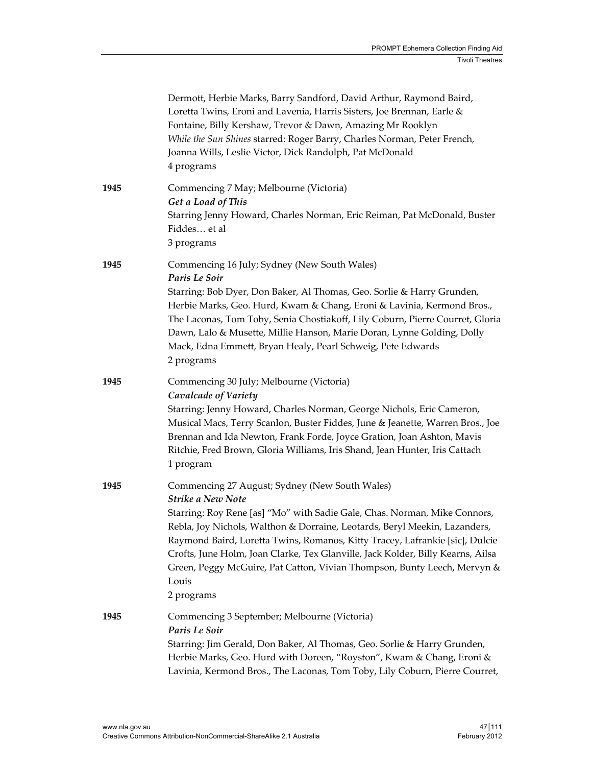Dermott, Herbie Marks, Barry Sandford, David Arthur, Raymond Baird, Loretta Twins, Eroni and Lavenia, Harris Sisters, Joe Brennan, Earle & Fontaine, Billy Kershaw, Trevor & Dawn, Amazing Mr Rooklyn
*While the Sun Shines* starred: Roger Barry, Charles Norman, Peter French, Joanna Wills, Leslie Victor, Dick Randolph, Pat McDonald
4 programs

**1945** Commencing 7 May; Melbourne (Victoria)
***Get a Load of This***
Starring Jenny Howard, Charles Norman, Eric Reiman, Pat McDonald, Buster Fiddes… et al
3 programs

**1945** Commencing 16 July; Sydney (New South Wales)
***Paris Le Soir***
Starring: Bob Dyer, Don Baker, Al Thomas, Geo. Sorlie & Harry Grunden, Herbie Marks, Geo. Hurd, Kwam & Chang, Eroni & Lavinia, Kermond Bros., The Laconas, Tom Toby, Senia Chostiakoff, Lily Coburn, Pierre Courret, Gloria Dawn, Lalo & Musette, Millie Hanson, Marie Doran, Lynne Golding, Dolly Mack, Edna Emmett, Bryan Healy, Pearl Schweig, Pete Edwards
2 programs

**1945** Commencing 30 July; Melbourne (Victoria)
***Cavalcade of Variety***
Starring: Jenny Howard, Charles Norman, George Nichols, Eric Cameron, Musical Macs, Terry Scanlon, Buster Fiddes, June & Jeanette, Warren Bros., Joe Brennan and Ida Newton, Frank Forde, Joyce Gration, Joan Ashton, Mavis Ritchie, Fred Brown, Gloria Williams, Iris Shand, Jean Hunter, Iris Cattach
1 program

**1945** Commencing 27 August; Sydney (New South Wales)
***Strike a New Note***
Starring: Roy Rene [as] "Mo" with Sadie Gale, Chas. Norman, Mike Connors, Rebla, Joy Nichols, Walthon & Dorraine, Leotards, Beryl Meekin, Lazanders, Raymond Baird, Loretta Twins, Romanos, Kitty Tracey, Lafrankie [sic], Dulcie Crofts, June Holm, Joan Clarke, Tex Glanville, Jack Kolder, Billy Kearns, Ailsa Green, Peggy McGuire, Pat Catton, Vivian Thompson, Bunty Leech, Mervyn & Louis
2 programs

**1945** Commencing 3 September; Melbourne (Victoria)
***Paris Le Soir***
Starring: Jim Gerald, Don Baker, Al Thomas, Geo. Sorlie & Harry Grunden, Herbie Marks, Geo. Hurd with Doreen, "Royston", Kwam & Chang, Eroni & Lavinia, Kermond Bros., The Laconas, Tom Toby, Lily Coburn, Pierre Courret,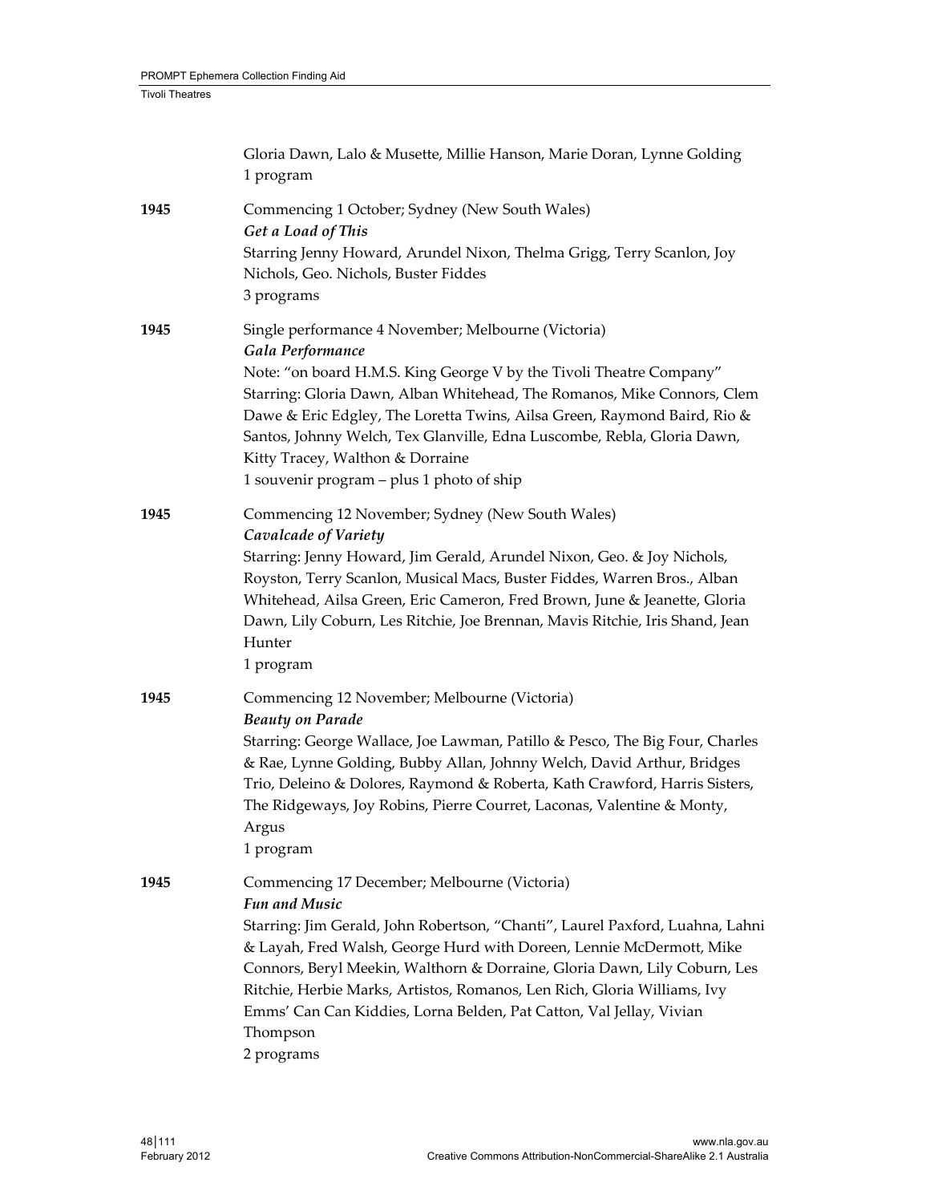Gloria Dawn, Lalo & Musette, Millie Hanson, Marie Doran, Lynne Golding
1 program

**1945** Commencing 1 October; Sydney (New South Wales)
***Get a Load of This***
Starring Jenny Howard, Arundel Nixon, Thelma Grigg, Terry Scanlon, Joy Nichols, Geo. Nichols, Buster Fiddes
3 programs

**1945** Single performance 4 November; Melbourne (Victoria)
***Gala Performance***
Note: "on board H.M.S. King George V by the Tivoli Theatre Company"
Starring: Gloria Dawn, Alban Whitehead, The Romanos, Mike Connors, Clem Dawe & Eric Edgley, The Loretta Twins, Ailsa Green, Raymond Baird, Rio & Santos, Johnny Welch, Tex Glanville, Edna Luscombe, Rebla, Gloria Dawn, Kitty Tracey, Walthon & Dorraine
1 souvenir program – plus 1 photo of ship

**1945** Commencing 12 November; Sydney (New South Wales)
***Cavalcade of Variety***
Starring: Jenny Howard, Jim Gerald, Arundel Nixon, Geo. & Joy Nichols, Royston, Terry Scanlon, Musical Macs, Buster Fiddes, Warren Bros., Alban Whitehead, Ailsa Green, Eric Cameron, Fred Brown, June & Jeanette, Gloria Dawn, Lily Coburn, Les Ritchie, Joe Brennan, Mavis Ritchie, Iris Shand, Jean Hunter
1 program

**1945** Commencing 12 November; Melbourne (Victoria)
***Beauty on Parade***
Starring: George Wallace, Joe Lawman, Patillo & Pesco, The Big Four, Charles & Rae, Lynne Golding, Bubby Allan, Johnny Welch, David Arthur, Bridges Trio, Deleino & Dolores, Raymond & Roberta, Kath Crawford, Harris Sisters, The Ridgeways, Joy Robins, Pierre Courret, Laconas, Valentine & Monty, Argus
1 program

**1945** Commencing 17 December; Melbourne (Victoria)
***Fun and Music***
Starring: Jim Gerald, John Robertson, "Chanti", Laurel Paxford, Luahna, Lahni & Layah, Fred Walsh, George Hurd with Doreen, Lennie McDermott, Mike Connors, Beryl Meekin, Walthorn & Dorraine, Gloria Dawn, Lily Coburn, Les Ritchie, Herbie Marks, Artistos, Romanos, Len Rich, Gloria Williams, Ivy Emms' Can Can Kiddies, Lorna Belden, Pat Catton, Val Jellay, Vivian Thompson
2 programs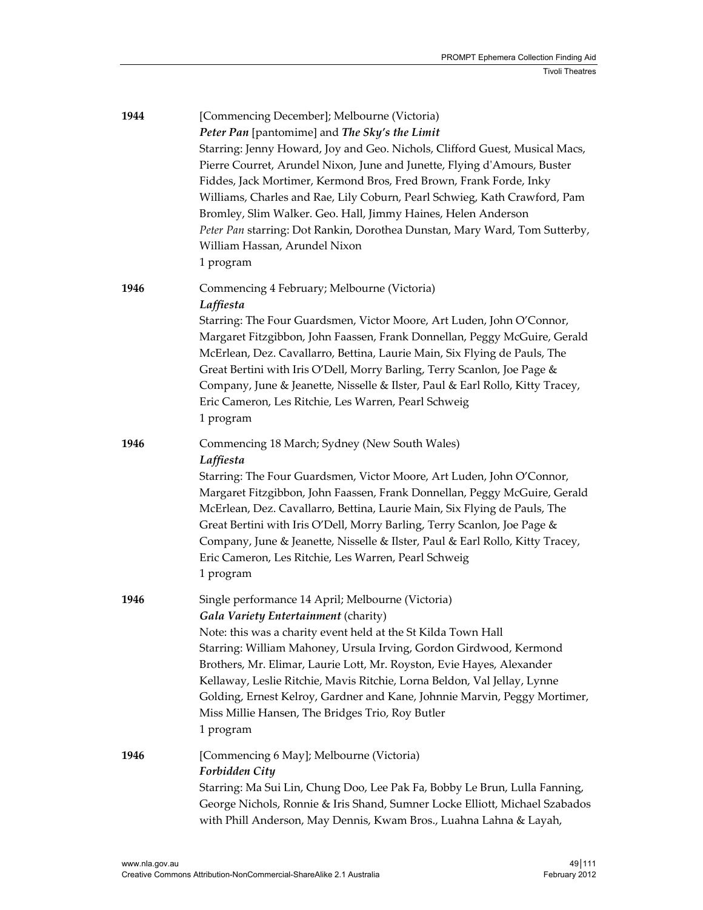**1944** [Commencing December]; Melbourne (Victoria)
***Peter Pan*** [pantomime] and ***The Sky's the Limit***
Starring: Jenny Howard, Joy and Geo. Nichols, Clifford Guest, Musical Macs, Pierre Courret, Arundel Nixon, June and Junette, Flying d'Amours, Buster Fiddes, Jack Mortimer, Kermond Bros, Fred Brown, Frank Forde, Inky Williams, Charles and Rae, Lily Coburn, Pearl Schwieg, Kath Crawford, Pam Bromley, Slim Walker. Geo. Hall, Jimmy Haines, Helen Anderson
*Peter Pan* starring: Dot Rankin, Dorothea Dunstan, Mary Ward, Tom Sutterby, William Hassan, Arundel Nixon
1 program

**1946** Commencing 4 February; Melbourne (Victoria)
***Laffiesta***
Starring: The Four Guardsmen, Victor Moore, Art Luden, John O'Connor, Margaret Fitzgibbon, John Faassen, Frank Donnellan, Peggy McGuire, Gerald McErlean, Dez. Cavallarro, Bettina, Laurie Main, Six Flying de Pauls, The Great Bertini with Iris O'Dell, Morry Barling, Terry Scanlon, Joe Page & Company, June & Jeanette, Nisselle & Ilster, Paul & Earl Rollo, Kitty Tracey, Eric Cameron, Les Ritchie, Les Warren, Pearl Schweig
1 program

**1946** Commencing 18 March; Sydney (New South Wales)
***Laffiesta***
Starring: The Four Guardsmen, Victor Moore, Art Luden, John O'Connor, Margaret Fitzgibbon, John Faassen, Frank Donnellan, Peggy McGuire, Gerald McErlean, Dez. Cavallarro, Bettina, Laurie Main, Six Flying de Pauls, The Great Bertini with Iris O'Dell, Morry Barling, Terry Scanlon, Joe Page & Company, June & Jeanette, Nisselle & Ilster, Paul & Earl Rollo, Kitty Tracey, Eric Cameron, Les Ritchie, Les Warren, Pearl Schweig
1 program

**1946** Single performance 14 April; Melbourne (Victoria)
***Gala Variety Entertainment*** (charity)
Note: this was a charity event held at the St Kilda Town Hall
Starring: William Mahoney, Ursula Irving, Gordon Girdwood, Kermond Brothers, Mr. Elimar, Laurie Lott, Mr. Royston, Evie Hayes, Alexander Kellaway, Leslie Ritchie, Mavis Ritchie, Lorna Beldon, Val Jellay, Lynne Golding, Ernest Kelroy, Gardner and Kane, Johnnie Marvin, Peggy Mortimer, Miss Millie Hansen, The Bridges Trio, Roy Butler
1 program

**1946** [Commencing 6 May]; Melbourne (Victoria)
***Forbidden City***
Starring: Ma Sui Lin, Chung Doo, Lee Pak Fa, Bobby Le Brun, Lulla Fanning, George Nichols, Ronnie & Iris Shand, Sumner Locke Elliott, Michael Szabados with Phill Anderson, May Dennis, Kwam Bros., Luahna Lahna & Layah,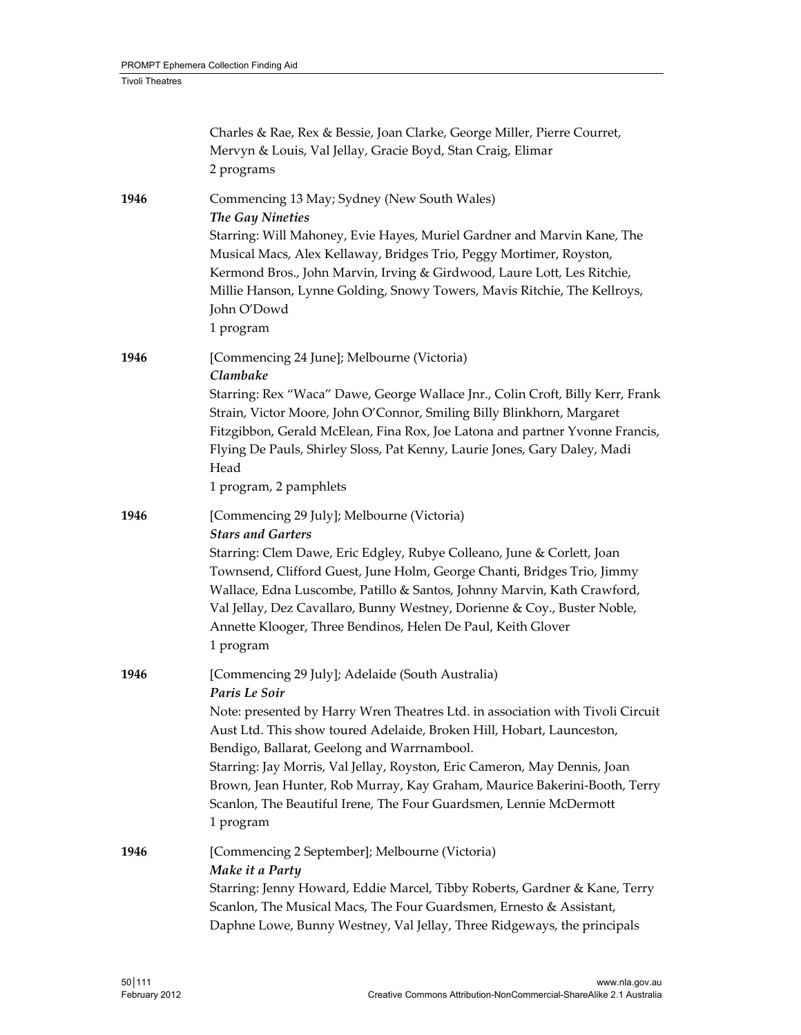Charles & Rae, Rex & Bessie, Joan Clarke, George Miller, Pierre Courret, Mervyn & Louis, Val Jellay, Gracie Boyd, Stan Craig, Elimar
2 programs

**1946** Commencing 13 May; Sydney (New South Wales)
***The Gay Nineties***
Starring: Will Mahoney, Evie Hayes, Muriel Gardner and Marvin Kane, The Musical Macs, Alex Kellaway, Bridges Trio, Peggy Mortimer, Royston, Kermond Bros., John Marvin, Irving & Girdwood, Laure Lott, Les Ritchie, Millie Hanson, Lynne Golding, Snowy Towers, Mavis Ritchie, The Kellroys, John O'Dowd
1 program

**1946** [Commencing 24 June]; Melbourne (Victoria)
***Clambake***
Starring: Rex "Waca" Dawe, George Wallace Jnr., Colin Croft, Billy Kerr, Frank Strain, Victor Moore, John O'Connor, Smiling Billy Blinkhorn, Margaret Fitzgibbon, Gerald McElean, Fina Rox, Joe Latona and partner Yvonne Francis, Flying De Pauls, Shirley Sloss, Pat Kenny, Laurie Jones, Gary Daley, Madi Head
1 program, 2 pamphlets

**1946** [Commencing 29 July]; Melbourne (Victoria)
***Stars and Garters***
Starring: Clem Dawe, Eric Edgley, Rubye Colleano, June & Corlett, Joan Townsend, Clifford Guest, June Holm, George Chanti, Bridges Trio, Jimmy Wallace, Edna Luscombe, Patillo & Santos, Johnny Marvin, Kath Crawford, Val Jellay, Dez Cavallaro, Bunny Westney, Dorienne & Coy., Buster Noble, Annette Klooger, Three Bendinos, Helen De Paul, Keith Glover
1 program

**1946** [Commencing 29 July]; Adelaide (South Australia)
***Paris Le Soir***
Note: presented by Harry Wren Theatres Ltd. in association with Tivoli Circuit Aust Ltd. This show toured Adelaide, Broken Hill, Hobart, Launceston, Bendigo, Ballarat, Geelong and Warrnambool.
Starring: Jay Morris, Val Jellay, Royston, Eric Cameron, May Dennis, Joan Brown, Jean Hunter, Rob Murray, Kay Graham, Maurice Bakerini-Booth, Terry Scanlon, The Beautiful Irene, The Four Guardsmen, Lennie McDermott
1 program

**1946** [Commencing 2 September]; Melbourne (Victoria)
***Make it a Party***
Starring: Jenny Howard, Eddie Marcel, Tibby Roberts, Gardner & Kane, Terry Scanlon, The Musical Macs, The Four Guardsmen, Ernesto & Assistant, Daphne Lowe, Bunny Westney, Val Jellay, Three Ridgeways, the principals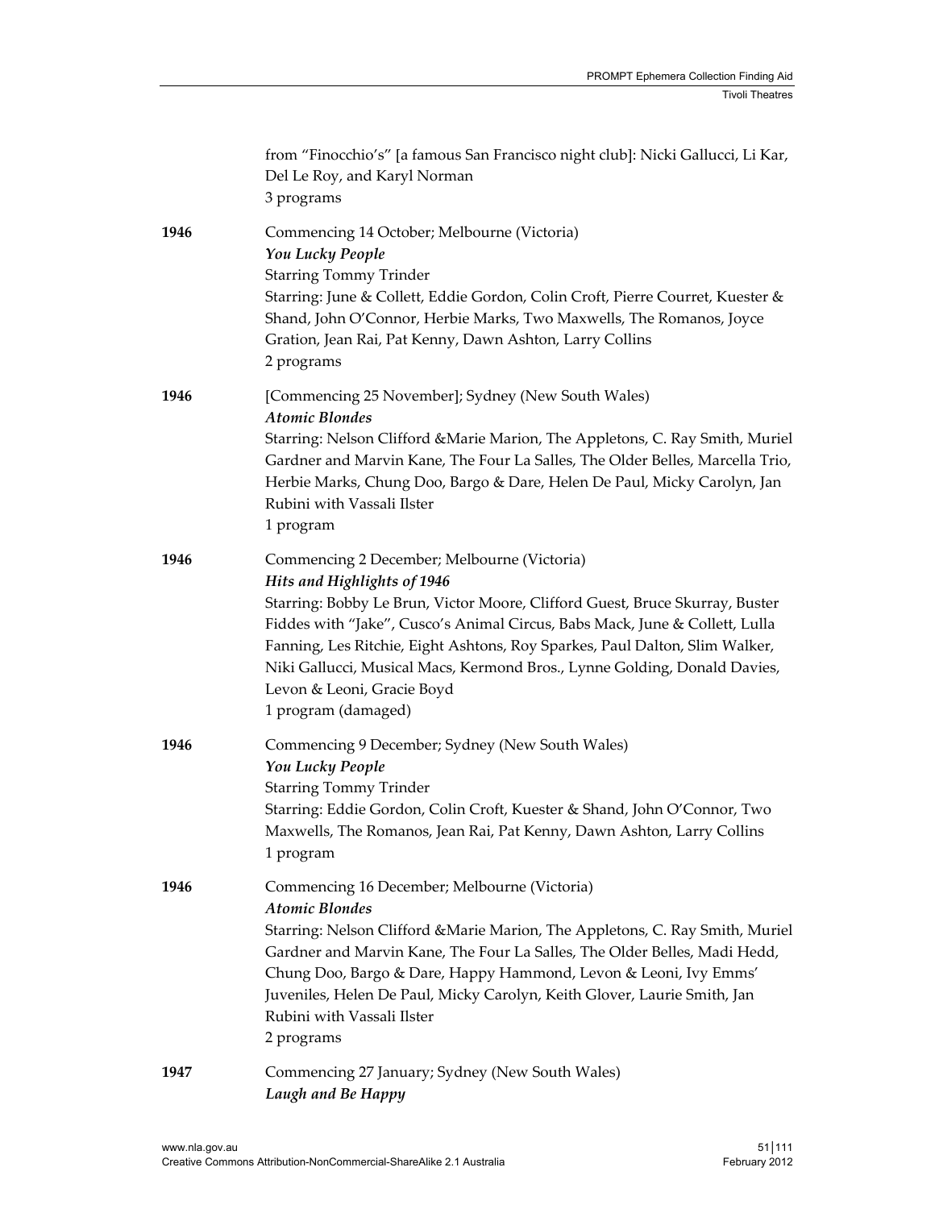| | |
|---|---|
| | from "Finocchio's" [a famous San Francisco night club]: Nicki Gallucci, Li Kar, Del Le Roy, and Karyl Norman<br>3 programs |
| **1946** | Commencing 14 October; Melbourne (Victoria)<br>***You Lucky People***<br>Starring Tommy Trinder<br>Starring: June & Collett, Eddie Gordon, Colin Croft, Pierre Courret, Kuester & Shand, John O'Connor, Herbie Marks, Two Maxwells, The Romanos, Joyce Gration, Jean Rai, Pat Kenny, Dawn Ashton, Larry Collins<br>2 programs |
| **1946** | [Commencing 25 November]; Sydney (New South Wales)<br>***Atomic Blondes***<br>Starring: Nelson Clifford &Marie Marion, The Appletons, C. Ray Smith, Muriel Gardner and Marvin Kane, The Four La Salles, The Older Belles, Marcella Trio, Herbie Marks, Chung Doo, Bargo & Dare, Helen De Paul, Micky Carolyn, Jan Rubini with Vassali Ilster<br>1 program |
| **1946** | Commencing 2 December; Melbourne (Victoria)<br>***Hits and Highlights of 1946***<br>Starring: Bobby Le Brun, Victor Moore, Clifford Guest, Bruce Skurray, Buster Fiddes with "Jake", Cusco's Animal Circus, Babs Mack, June & Collett, Lulla Fanning, Les Ritchie, Eight Ashtons, Roy Sparkes, Paul Dalton, Slim Walker, Niki Gallucci, Musical Macs, Kermond Bros., Lynne Golding, Donald Davies, Levon & Leoni, Gracie Boyd<br>1 program (damaged) |
| **1946** | Commencing 9 December; Sydney (New South Wales)<br>***You Lucky People***<br>Starring Tommy Trinder<br>Starring: Eddie Gordon, Colin Croft, Kuester & Shand, John O'Connor, Two Maxwells, The Romanos, Jean Rai, Pat Kenny, Dawn Ashton, Larry Collins<br>1 program |
| **1946** | Commencing 16 December; Melbourne (Victoria)<br>***Atomic Blondes***<br>Starring: Nelson Clifford &Marie Marion, The Appletons, C. Ray Smith, Muriel Gardner and Marvin Kane, The Four La Salles, The Older Belles, Madi Hedd, Chung Doo, Bargo & Dare, Happy Hammond, Levon & Leoni, Ivy Emms' Juveniles, Helen De Paul, Micky Carolyn, Keith Glover, Laurie Smith, Jan Rubini with Vassali Ilster<br>2 programs |
| **1947** | Commencing 27 January; Sydney (New South Wales)<br>***Laugh and Be Happy*** |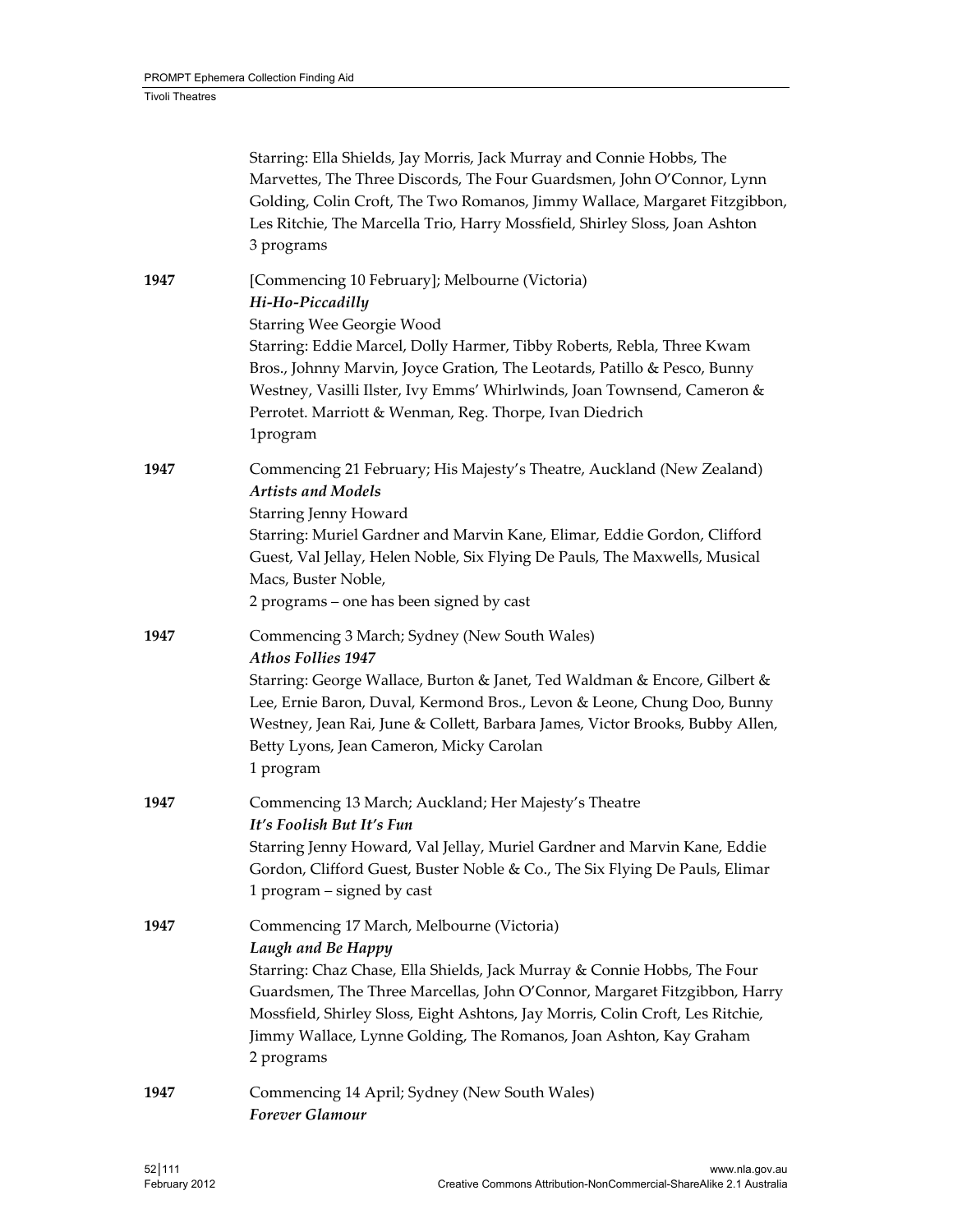Starring: Ella Shields, Jay Morris, Jack Murray and Connie Hobbs, The Marvettes, The Three Discords, The Four Guardsmen, John O'Connor, Lynn Golding, Colin Croft, The Two Romanos, Jimmy Wallace, Margaret Fitzgibbon, Les Ritchie, The Marcella Trio, Harry Mossfield, Shirley Sloss, Joan Ashton
3 programs

**1947** [Commencing 10 February]; Melbourne (Victoria)
***Hi-Ho-Piccadilly***
Starring Wee Georgie Wood
Starring: Eddie Marcel, Dolly Harmer, Tibby Roberts, Rebla, Three Kwam Bros., Johnny Marvin, Joyce Gration, The Leotards, Patillo & Pesco, Bunny Westney, Vasilli Ilster, Ivy Emms' Whirlwinds, Joan Townsend, Cameron & Perrotet. Marriott & Wenman, Reg. Thorpe, Ivan Diedrich
1program

**1947** Commencing 21 February; His Majesty's Theatre, Auckland (New Zealand)
***Artists and Models***
Starring Jenny Howard
Starring: Muriel Gardner and Marvin Kane, Elimar, Eddie Gordon, Clifford Guest, Val Jellay, Helen Noble, Six Flying De Pauls, The Maxwells, Musical Macs, Buster Noble,
2 programs – one has been signed by cast

**1947** Commencing 3 March; Sydney (New South Wales)
***Athos Follies 1947***
Starring: George Wallace, Burton & Janet, Ted Waldman & Encore, Gilbert & Lee, Ernie Baron, Duval, Kermond Bros., Levon & Leone, Chung Doo, Bunny Westney, Jean Rai, June & Collett, Barbara James, Victor Brooks, Bubby Allen, Betty Lyons, Jean Cameron, Micky Carolan
1 program

**1947** Commencing 13 March; Auckland; Her Majesty's Theatre
***It's Foolish But It's Fun***
Starring Jenny Howard, Val Jellay, Muriel Gardner and Marvin Kane, Eddie Gordon, Clifford Guest, Buster Noble & Co., The Six Flying De Pauls, Elimar
1 program – signed by cast

**1947** Commencing 17 March, Melbourne (Victoria)
***Laugh and Be Happy***
Starring: Chaz Chase, Ella Shields, Jack Murray & Connie Hobbs, The Four Guardsmen, The Three Marcellas, John O'Connor, Margaret Fitzgibbon, Harry Mossfield, Shirley Sloss, Eight Ashtons, Jay Morris, Colin Croft, Les Ritchie, Jimmy Wallace, Lynne Golding, The Romanos, Joan Ashton, Kay Graham
2 programs

**1947** Commencing 14 April; Sydney (New South Wales)
***Forever Glamour***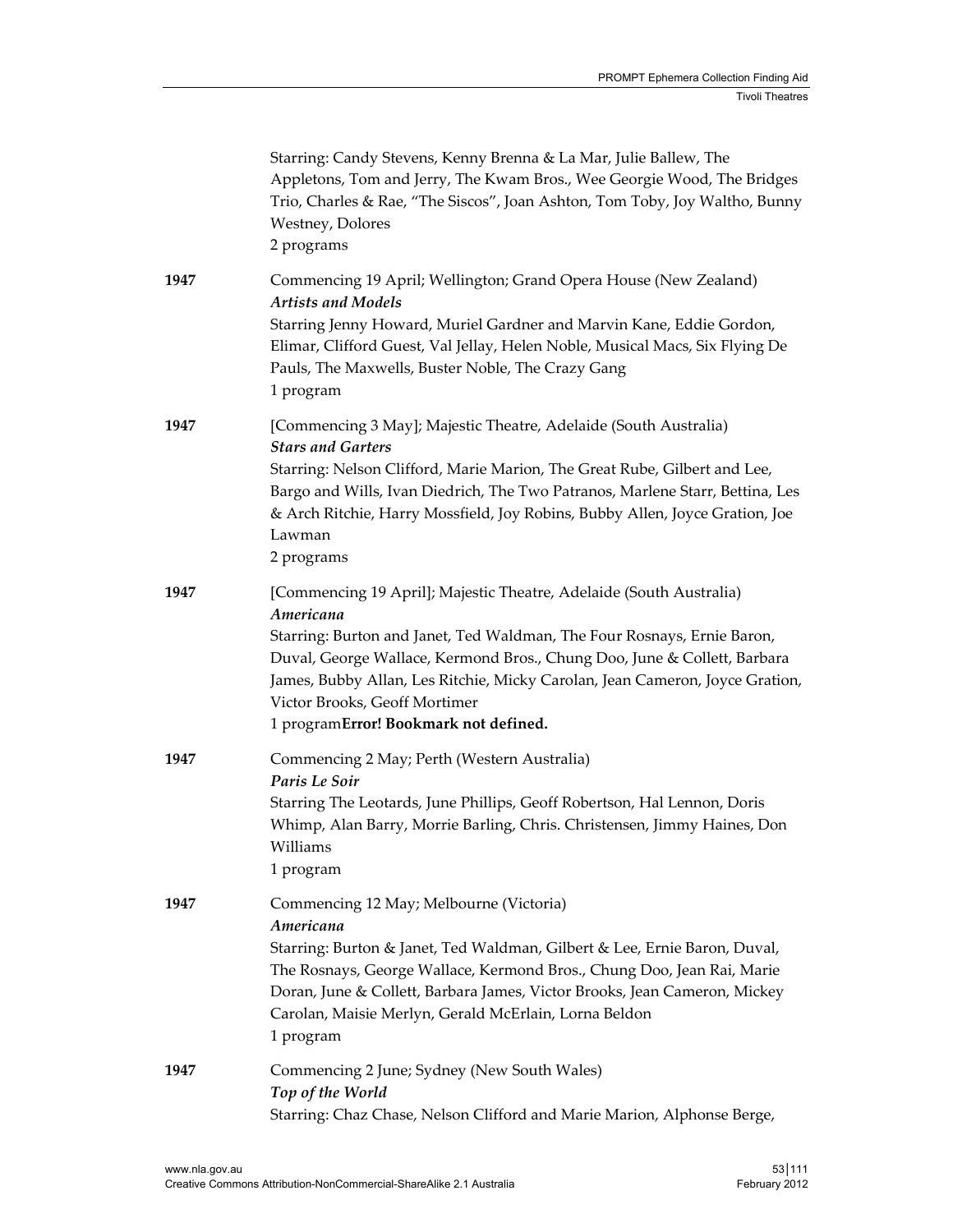Starring: Candy Stevens, Kenny Brenna & La Mar, Julie Ballew, The Appletons, Tom and Jerry, The Kwam Bros., Wee Georgie Wood, The Bridges Trio, Charles & Rae, "The Siscos", Joan Ashton, Tom Toby, Joy Waltho, Bunny Westney, Dolores
2 programs

**1947** Commencing 19 April; Wellington; Grand Opera House (New Zealand)
***Artists and Models***
Starring Jenny Howard, Muriel Gardner and Marvin Kane, Eddie Gordon, Elimar, Clifford Guest, Val Jellay, Helen Noble, Musical Macs, Six Flying De Pauls, The Maxwells, Buster Noble, The Crazy Gang
1 program

**1947** [Commencing 3 May]; Majestic Theatre, Adelaide (South Australia)
***Stars and Garters***
Starring: Nelson Clifford, Marie Marion, The Great Rube, Gilbert and Lee, Bargo and Wills, Ivan Diedrich, The Two Patranos, Marlene Starr, Bettina, Les & Arch Ritchie, Harry Mossfield, Joy Robins, Bubby Allen, Joyce Gration, Joe Lawman
2 programs

**1947** [Commencing 19 April]; Majestic Theatre, Adelaide (South Australia)
***Americana***
Starring: Burton and Janet, Ted Waldman, The Four Rosnays, Ernie Baron, Duval, George Wallace, Kermond Bros., Chung Doo, June & Collett, Barbara James, Bubby Allan, Les Ritchie, Micky Carolan, Jean Cameron, Joyce Gration, Victor Brooks, Geoff Mortimer
1 program**Error! Bookmark not defined.**

**1947** Commencing 2 May; Perth (Western Australia)
***Paris Le Soir***
Starring The Leotards, June Phillips, Geoff Robertson, Hal Lennon, Doris Whimp, Alan Barry, Morrie Barling, Chris. Christensen, Jimmy Haines, Don Williams
1 program

**1947** Commencing 12 May; Melbourne (Victoria)
***Americana***
Starring: Burton & Janet, Ted Waldman, Gilbert & Lee, Ernie Baron, Duval, The Rosnays, George Wallace, Kermond Bros., Chung Doo, Jean Rai, Marie Doran, June & Collett, Barbara James, Victor Brooks, Jean Cameron, Mickey Carolan, Maisie Merlyn, Gerald McErlain, Lorna Beldon
1 program

**1947** Commencing 2 June; Sydney (New South Wales)
***Top of the World***
Starring: Chaz Chase, Nelson Clifford and Marie Marion, Alphonse Berge,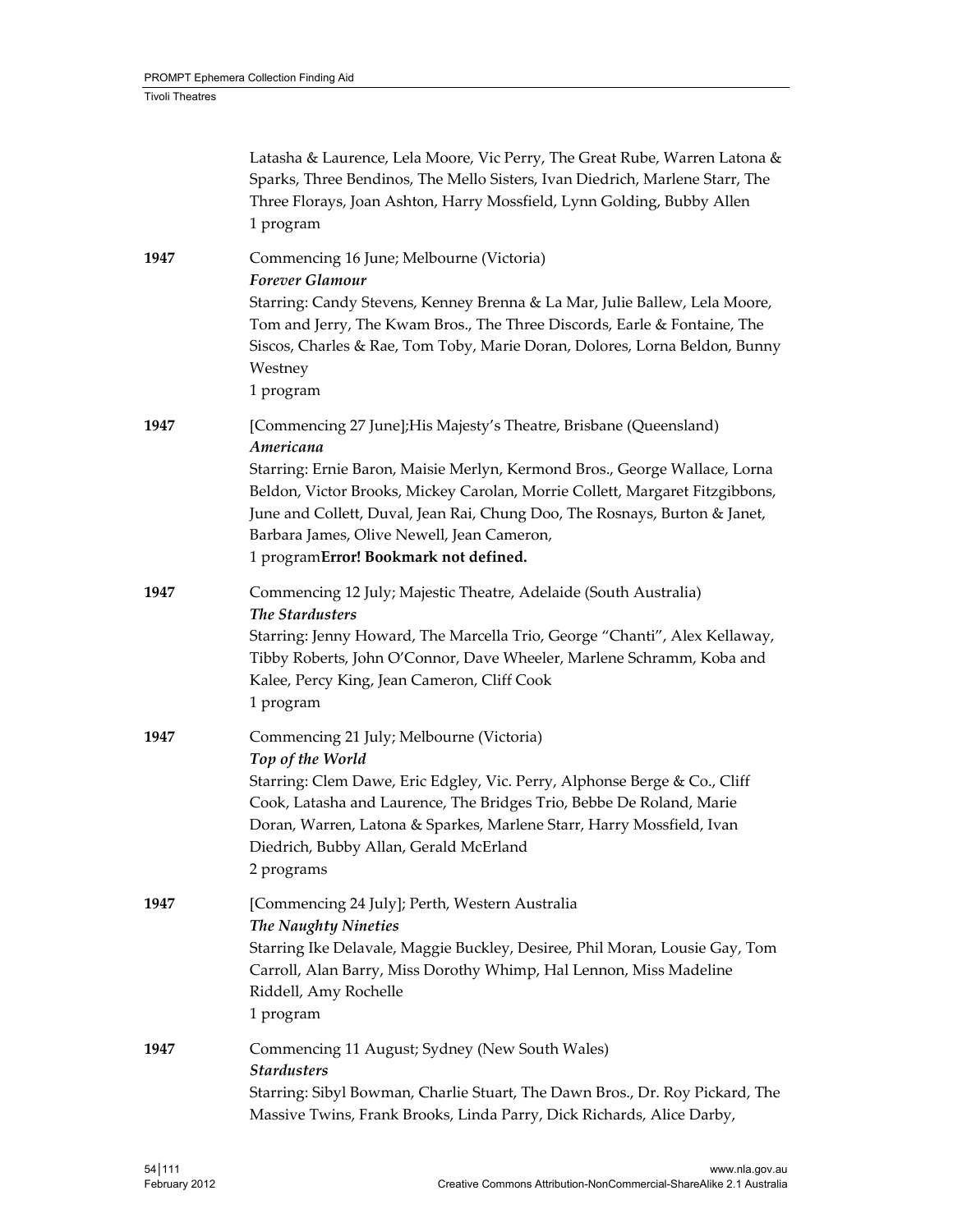Latasha & Laurence, Lela Moore, Vic Perry, The Great Rube, Warren Latona & Sparks, Three Bendinos, The Mello Sisters, Ivan Diedrich, Marlene Starr, The Three Florays, Joan Ashton, Harry Mossfield, Lynn Golding, Bubby Allen
1 program

**1947** Commencing 16 June; Melbourne (Victoria)
***Forever Glamour***
Starring: Candy Stevens, Kenney Brenna & La Mar, Julie Ballew, Lela Moore, Tom and Jerry, The Kwam Bros., The Three Discords, Earle & Fontaine, The Siscos, Charles & Rae, Tom Toby, Marie Doran, Dolores, Lorna Beldon, Bunny Westney
1 program

**1947** [Commencing 27 June];His Majesty's Theatre, Brisbane (Queensland)
***Americana***
Starring: Ernie Baron, Maisie Merlyn, Kermond Bros., George Wallace, Lorna Beldon, Victor Brooks, Mickey Carolan, Morrie Collett, Margaret Fitzgibbons, June and Collett, Duval, Jean Rai, Chung Doo, The Rosnays, Burton & Janet, Barbara James, Olive Newell, Jean Cameron,
1 program**Error! Bookmark not defined.**

**1947** Commencing 12 July; Majestic Theatre, Adelaide (South Australia)
***The Stardusters***
Starring: Jenny Howard, The Marcella Trio, George "Chanti", Alex Kellaway, Tibby Roberts, John O'Connor, Dave Wheeler, Marlene Schramm, Koba and Kalee, Percy King, Jean Cameron, Cliff Cook
1 program

**1947** Commencing 21 July; Melbourne (Victoria)
***Top of the World***
Starring: Clem Dawe, Eric Edgley, Vic. Perry, Alphonse Berge & Co., Cliff Cook, Latasha and Laurence, The Bridges Trio, Bebbe De Roland, Marie Doran, Warren, Latona & Sparkes, Marlene Starr, Harry Mossfield, Ivan Diedrich, Bubby Allan, Gerald McErland
2 programs

**1947** [Commencing 24 July]; Perth, Western Australia
***The Naughty Nineties***
Starring Ike Delavale, Maggie Buckley, Desiree, Phil Moran, Lousie Gay, Tom Carroll, Alan Barry, Miss Dorothy Whimp, Hal Lennon, Miss Madeline Riddell, Amy Rochelle
1 program

**1947** Commencing 11 August; Sydney (New South Wales)
***Stardusters***
Starring: Sibyl Bowman, Charlie Stuart, The Dawn Bros., Dr. Roy Pickard, The Massive Twins, Frank Brooks, Linda Parry, Dick Richards, Alice Darby,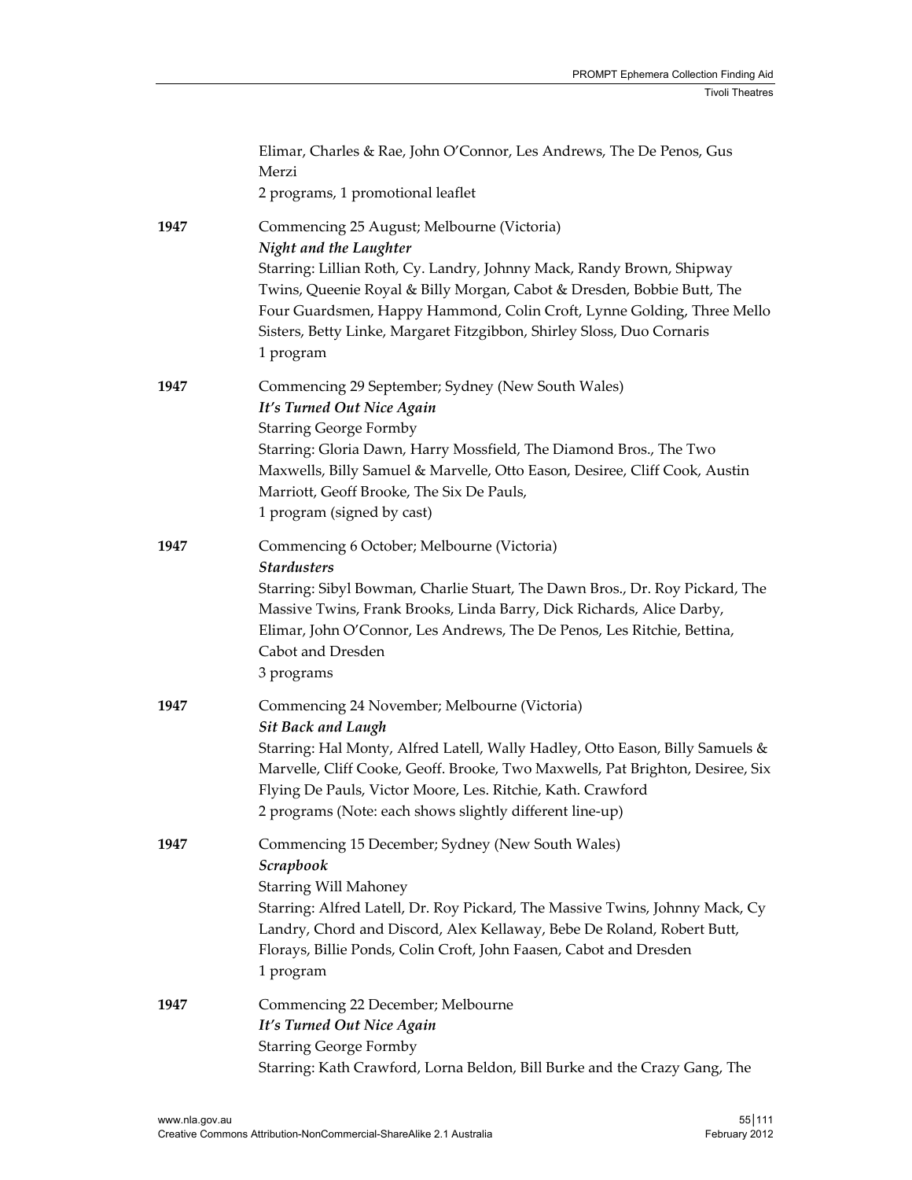Elimar, Charles & Rae, John O'Connor, Les Andrews, The De Penos, Gus Merzi
2 programs, 1 promotional leaflet

**1947** Commencing 25 August; Melbourne (Victoria)
***Night and the Laughter***
Starring: Lillian Roth, Cy. Landry, Johnny Mack, Randy Brown, Shipway Twins, Queenie Royal & Billy Morgan, Cabot & Dresden, Bobbie Butt, The Four Guardsmen, Happy Hammond, Colin Croft, Lynne Golding, Three Mello Sisters, Betty Linke, Margaret Fitzgibbon, Shirley Sloss, Duo Cornaris
1 program

**1947** Commencing 29 September; Sydney (New South Wales)
***It's Turned Out Nice Again***
Starring George Formby
Starring: Gloria Dawn, Harry Mossfield, The Diamond Bros., The Two Maxwells, Billy Samuel & Marvelle, Otto Eason, Desiree, Cliff Cook, Austin Marriott, Geoff Brooke, The Six De Pauls,
1 program (signed by cast)

**1947** Commencing 6 October; Melbourne (Victoria)
***Stardusters***
Starring: Sibyl Bowman, Charlie Stuart, The Dawn Bros., Dr. Roy Pickard, The Massive Twins, Frank Brooks, Linda Barry, Dick Richards, Alice Darby, Elimar, John O'Connor, Les Andrews, The De Penos, Les Ritchie, Bettina, Cabot and Dresden
3 programs

**1947** Commencing 24 November; Melbourne (Victoria)
***Sit Back and Laugh***
Starring: Hal Monty, Alfred Latell, Wally Hadley, Otto Eason, Billy Samuels & Marvelle, Cliff Cooke, Geoff. Brooke, Two Maxwells, Pat Brighton, Desiree, Six Flying De Pauls, Victor Moore, Les. Ritchie, Kath. Crawford
2 programs (Note: each shows slightly different line-up)

**1947** Commencing 15 December; Sydney (New South Wales)
***Scrapbook***
Starring Will Mahoney
Starring: Alfred Latell, Dr. Roy Pickard, The Massive Twins, Johnny Mack, Cy Landry, Chord and Discord, Alex Kellaway, Bebe De Roland, Robert Butt, Florays, Billie Ponds, Colin Croft, John Faasen, Cabot and Dresden
1 program

**1947** Commencing 22 December; Melbourne
***It's Turned Out Nice Again***
Starring George Formby
Starring: Kath Crawford, Lorna Beldon, Bill Burke and the Crazy Gang, The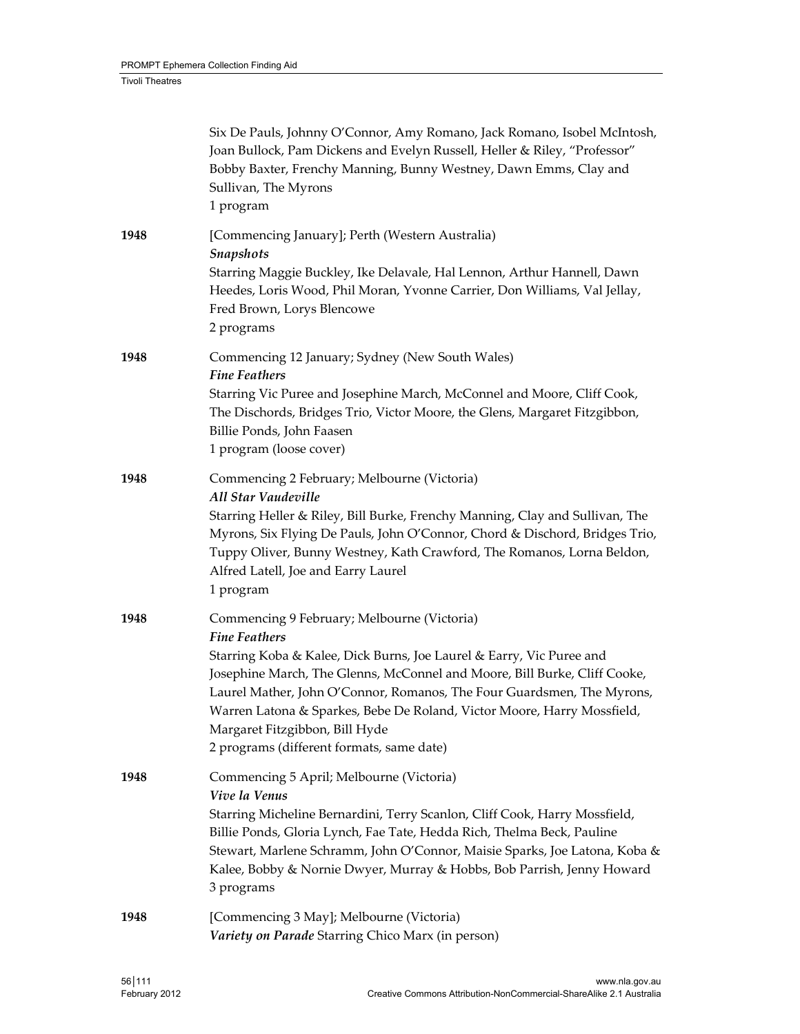Six De Pauls, Johnny O'Connor, Amy Romano, Jack Romano, Isobel McIntosh, Joan Bullock, Pam Dickens and Evelyn Russell, Heller & Riley, "Professor" Bobby Baxter, Frenchy Manning, Bunny Westney, Dawn Emms, Clay and Sullivan, The Myrons
1 program

**1948** [Commencing January]; Perth (Western Australia)
***Snapshots***
Starring Maggie Buckley, Ike Delavale, Hal Lennon, Arthur Hannell, Dawn Heedes, Loris Wood, Phil Moran, Yvonne Carrier, Don Williams, Val Jellay, Fred Brown, Lorys Blencowe
2 programs

**1948** Commencing 12 January; Sydney (New South Wales)
***Fine Feathers***
Starring Vic Puree and Josephine March, McConnel and Moore, Cliff Cook, The Dischords, Bridges Trio, Victor Moore, the Glens, Margaret Fitzgibbon, Billie Ponds, John Faasen
1 program (loose cover)

**1948** Commencing 2 February; Melbourne (Victoria)
***All Star Vaudeville***
Starring Heller & Riley, Bill Burke, Frenchy Manning, Clay and Sullivan, The Myrons, Six Flying De Pauls, John O'Connor, Chord & Dischord, Bridges Trio, Tuppy Oliver, Bunny Westney, Kath Crawford, The Romanos, Lorna Beldon, Alfred Latell, Joe and Earry Laurel
1 program

**1948** Commencing 9 February; Melbourne (Victoria)
***Fine Feathers***
Starring Koba & Kalee, Dick Burns, Joe Laurel & Earry, Vic Puree and Josephine March, The Glenns, McConnel and Moore, Bill Burke, Cliff Cooke, Laurel Mather, John O'Connor, Romanos, The Four Guardsmen, The Myrons, Warren Latona & Sparkes, Bebe De Roland, Victor Moore, Harry Mossfield, Margaret Fitzgibbon, Bill Hyde
2 programs (different formats, same date)

**1948** Commencing 5 April; Melbourne (Victoria)
***Vive la Venus***
Starring Micheline Bernardini, Terry Scanlon, Cliff Cook, Harry Mossfield, Billie Ponds, Gloria Lynch, Fae Tate, Hedda Rich, Thelma Beck, Pauline Stewart, Marlene Schramm, John O'Connor, Maisie Sparks, Joe Latona, Koba & Kalee, Bobby & Nornie Dwyer, Murray & Hobbs, Bob Parrish, Jenny Howard
3 programs

**1948** [Commencing 3 May]; Melbourne (Victoria)
***Variety on Parade*** Starring Chico Marx (in person)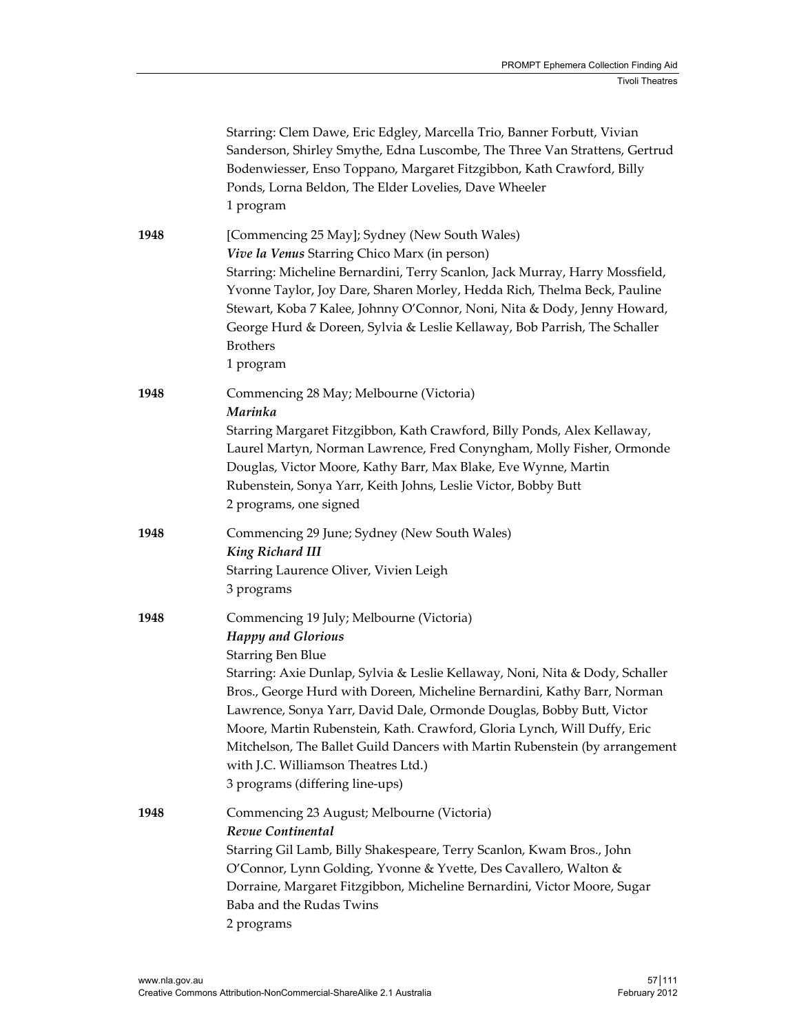Starring: Clem Dawe, Eric Edgley, Marcella Trio, Banner Forbutt, Vivian Sanderson, Shirley Smythe, Edna Luscombe, The Three Van Strattens, Gertrud Bodenwiesser, Enso Toppano, Margaret Fitzgibbon, Kath Crawford, Billy Ponds, Lorna Beldon, The Elder Lovelies, Dave Wheeler
1 program

**1948** [Commencing 25 May]; Sydney (New South Wales)
***Vive la Venus*** Starring Chico Marx (in person)
Starring: Micheline Bernardini, Terry Scanlon, Jack Murray, Harry Mossfield, Yvonne Taylor, Joy Dare, Sharen Morley, Hedda Rich, Thelma Beck, Pauline Stewart, Koba 7 Kalee, Johnny O'Connor, Noni, Nita & Dody, Jenny Howard, George Hurd & Doreen, Sylvia & Leslie Kellaway, Bob Parrish, The Schaller Brothers
1 program

**1948** Commencing 28 May; Melbourne (Victoria)
***Marinka***
Starring Margaret Fitzgibbon, Kath Crawford, Billy Ponds, Alex Kellaway, Laurel Martyn, Norman Lawrence, Fred Conyngham, Molly Fisher, Ormonde Douglas, Victor Moore, Kathy Barr, Max Blake, Eve Wynne, Martin Rubenstein, Sonya Yarr, Keith Johns, Leslie Victor, Bobby Butt
2 programs, one signed

**1948** Commencing 29 June; Sydney (New South Wales)
***King Richard III***
Starring Laurence Oliver, Vivien Leigh
3 programs

**1948** Commencing 19 July; Melbourne (Victoria)
***Happy and Glorious***
Starring Ben Blue
Starring: Axie Dunlap, Sylvia & Leslie Kellaway, Noni, Nita & Dody, Schaller Bros., George Hurd with Doreen, Micheline Bernardini, Kathy Barr, Norman Lawrence, Sonya Yarr, David Dale, Ormonde Douglas, Bobby Butt, Victor Moore, Martin Rubenstein, Kath. Crawford, Gloria Lynch, Will Duffy, Eric Mitchelson, The Ballet Guild Dancers with Martin Rubenstein (by arrangement with J.C. Williamson Theatres Ltd.)
3 programs (differing line-ups)

**1948** Commencing 23 August; Melbourne (Victoria)
***Revue Continental***
Starring Gil Lamb, Billy Shakespeare, Terry Scanlon, Kwam Bros., John O'Connor, Lynn Golding, Yvonne & Yvette, Des Cavallero, Walton & Dorraine, Margaret Fitzgibbon, Micheline Bernardini, Victor Moore, Sugar Baba and the Rudas Twins
2 programs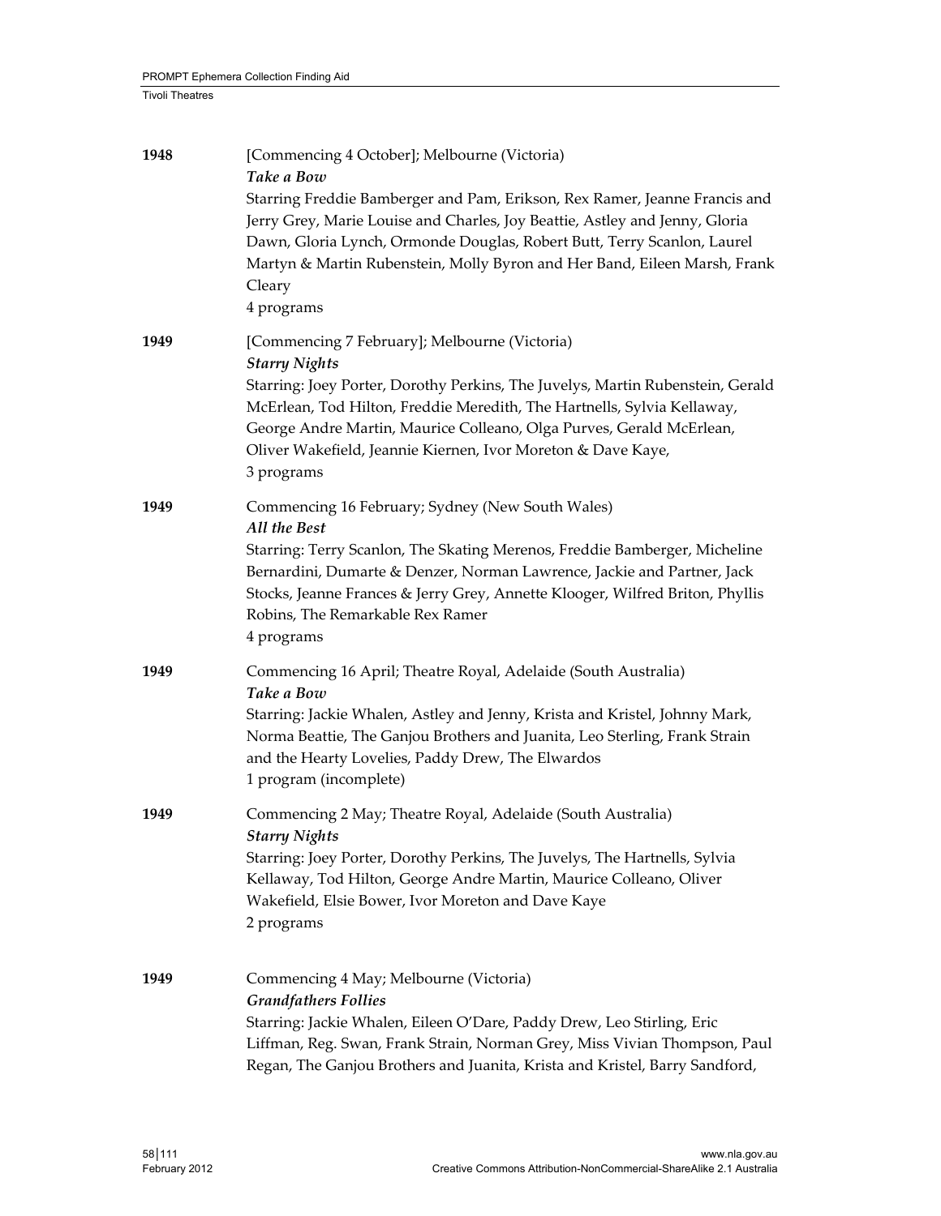**1948** [Commencing 4 October]; Melbourne (Victoria)
*Take a Bow*
Starring Freddie Bamberger and Pam, Erikson, Rex Ramer, Jeanne Francis and Jerry Grey, Marie Louise and Charles, Joy Beattie, Astley and Jenny, Gloria Dawn, Gloria Lynch, Ormonde Douglas, Robert Butt, Terry Scanlon, Laurel Martyn & Martin Rubenstein, Molly Byron and Her Band, Eileen Marsh, Frank Cleary
4 programs

**1949** [Commencing 7 February]; Melbourne (Victoria)
*Starry Nights*
Starring: Joey Porter, Dorothy Perkins, The Juvelys, Martin Rubenstein, Gerald McErlean, Tod Hilton, Freddie Meredith, The Hartnells, Sylvia Kellaway, George Andre Martin, Maurice Colleano, Olga Purves, Gerald McErlean, Oliver Wakefield, Jeannie Kiernen, Ivor Moreton & Dave Kaye,
3 programs

**1949** Commencing 16 February; Sydney (New South Wales)
*All the Best*
Starring: Terry Scanlon, The Skating Merenos, Freddie Bamberger, Micheline Bernardini, Dumarte & Denzer, Norman Lawrence, Jackie and Partner, Jack Stocks, Jeanne Frances & Jerry Grey, Annette Klooger, Wilfred Briton, Phyllis Robins, The Remarkable Rex Ramer
4 programs

**1949** Commencing 16 April; Theatre Royal, Adelaide (South Australia)
*Take a Bow*
Starring: Jackie Whalen, Astley and Jenny, Krista and Kristel, Johnny Mark, Norma Beattie, The Ganjou Brothers and Juanita, Leo Sterling, Frank Strain and the Hearty Lovelies, Paddy Drew, The Elwardos
1 program (incomplete)

**1949** Commencing 2 May; Theatre Royal, Adelaide (South Australia)
*Starry Nights*
Starring: Joey Porter, Dorothy Perkins, The Juvelys, The Hartnells, Sylvia Kellaway, Tod Hilton, George Andre Martin, Maurice Colleano, Oliver Wakefield, Elsie Bower, Ivor Moreton and Dave Kaye
2 programs

**1949** Commencing 4 May; Melbourne (Victoria)
*Grandfathers Follies*
Starring: Jackie Whalen, Eileen O'Dare, Paddy Drew, Leo Stirling, Eric Liffman, Reg. Swan, Frank Strain, Norman Grey, Miss Vivian Thompson, Paul Regan, The Ganjou Brothers and Juanita, Krista and Kristel, Barry Sandford,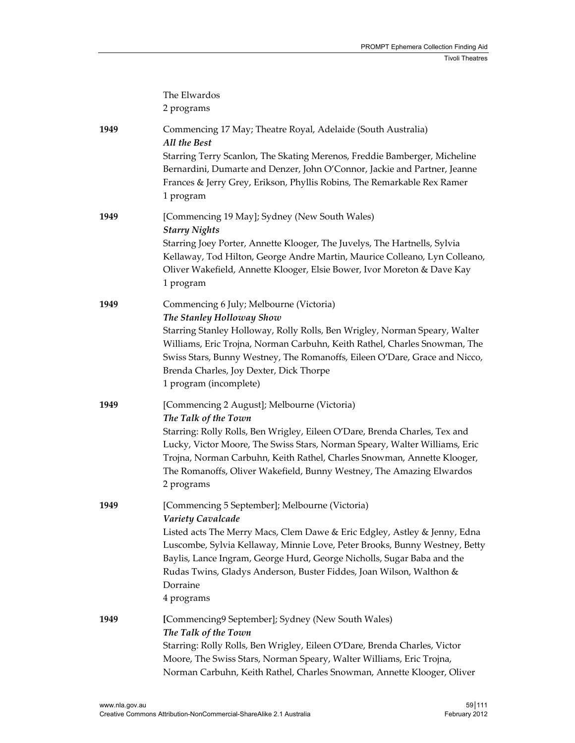The Elwardos
2 programs

**1949** Commencing 17 May; Theatre Royal, Adelaide (South Australia)
***All the Best***
Starring Terry Scanlon, The Skating Merenos, Freddie Bamberger, Micheline Bernardini, Dumarte and Denzer, John O'Connor, Jackie and Partner, Jeanne Frances & Jerry Grey, Erikson, Phyllis Robins, The Remarkable Rex Ramer
1 program

**1949** [Commencing 19 May]; Sydney (New South Wales)
***Starry Nights***
Starring Joey Porter, Annette Klooger, The Juvelys, The Hartnells, Sylvia Kellaway, Tod Hilton, George Andre Martin, Maurice Colleano, Lyn Colleano, Oliver Wakefield, Annette Klooger, Elsie Bower, Ivor Moreton & Dave Kay
1 program

**1949** Commencing 6 July; Melbourne (Victoria)
***The Stanley Holloway Show***
Starring Stanley Holloway, Rolly Rolls, Ben Wrigley, Norman Speary, Walter Williams, Eric Trojna, Norman Carbuhn, Keith Rathel, Charles Snowman, The Swiss Stars, Bunny Westney, The Romanoffs, Eileen O'Dare, Grace and Nicco, Brenda Charles, Joy Dexter, Dick Thorpe
1 program (incomplete)

**1949** [Commencing 2 August]; Melbourne (Victoria)
***The Talk of the Town***
Starring: Rolly Rolls, Ben Wrigley, Eileen O'Dare, Brenda Charles, Tex and Lucky, Victor Moore, The Swiss Stars, Norman Speary, Walter Williams, Eric Trojna, Norman Carbuhn, Keith Rathel, Charles Snowman, Annette Klooger, The Romanoffs, Oliver Wakefield, Bunny Westney, The Amazing Elwardos
2 programs

**1949** [Commencing 5 September]; Melbourne (Victoria)
***Variety Cavalcade***
Listed acts The Merry Macs, Clem Dawe & Eric Edgley, Astley & Jenny, Edna Luscombe, Sylvia Kellaway, Minnie Love, Peter Brooks, Bunny Westney, Betty Baylis, Lance Ingram, George Hurd, George Nicholls, Sugar Baba and the Rudas Twins, Gladys Anderson, Buster Fiddes, Joan Wilson, Walthon & Dorraine
4 programs

**1949** [Commencing9 September]; Sydney (New South Wales)
***The Talk of the Town***
Starring: Rolly Rolls, Ben Wrigley, Eileen O'Dare, Brenda Charles, Victor Moore, The Swiss Stars, Norman Speary, Walter Williams, Eric Trojna, Norman Carbuhn, Keith Rathel, Charles Snowman, Annette Klooger, Oliver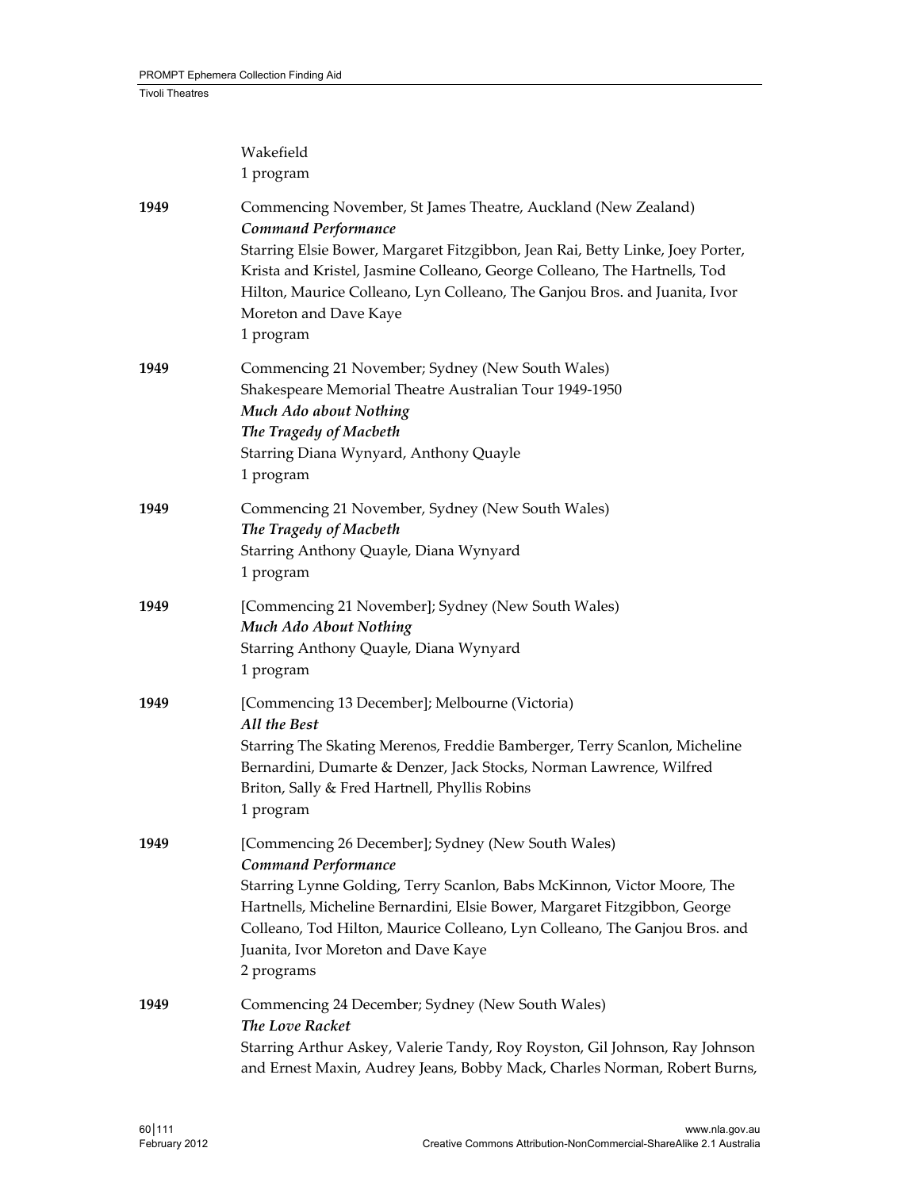Wakefield
1 program

**1949** Commencing November, St James Theatre, Auckland (New Zealand)
***Command Performance***
Starring Elsie Bower, Margaret Fitzgibbon, Jean Rai, Betty Linke, Joey Porter, Krista and Kristel, Jasmine Colleano, George Colleano, The Hartnells, Tod Hilton, Maurice Colleano, Lyn Colleano, The Ganjou Bros. and Juanita, Ivor Moreton and Dave Kaye
1 program

**1949** Commencing 21 November; Sydney (New South Wales)
Shakespeare Memorial Theatre Australian Tour 1949-1950
***Much Ado about Nothing***
***The Tragedy of Macbeth***
Starring Diana Wynyard, Anthony Quayle
1 program

**1949** Commencing 21 November, Sydney (New South Wales)
***The Tragedy of Macbeth***
Starring Anthony Quayle, Diana Wynyard
1 program

**1949** [Commencing 21 November]; Sydney (New South Wales)
***Much Ado About Nothing***
Starring Anthony Quayle, Diana Wynyard
1 program

**1949** [Commencing 13 December]; Melbourne (Victoria)
***All the Best***
Starring The Skating Merenos, Freddie Bamberger, Terry Scanlon, Micheline Bernardini, Dumarte & Denzer, Jack Stocks, Norman Lawrence, Wilfred Briton, Sally & Fred Hartnell, Phyllis Robins
1 program

**1949** [Commencing 26 December]; Sydney (New South Wales)
***Command Performance***
Starring Lynne Golding, Terry Scanlon, Babs McKinnon, Victor Moore, The Hartnells, Micheline Bernardini, Elsie Bower, Margaret Fitzgibbon, George Colleano, Tod Hilton, Maurice Colleano, Lyn Colleano, The Ganjou Bros. and Juanita, Ivor Moreton and Dave Kaye
2 programs

**1949** Commencing 24 December; Sydney (New South Wales)
***The Love Racket***
Starring Arthur Askey, Valerie Tandy, Roy Royston, Gil Johnson, Ray Johnson and Ernest Maxin, Audrey Jeans, Bobby Mack, Charles Norman, Robert Burns,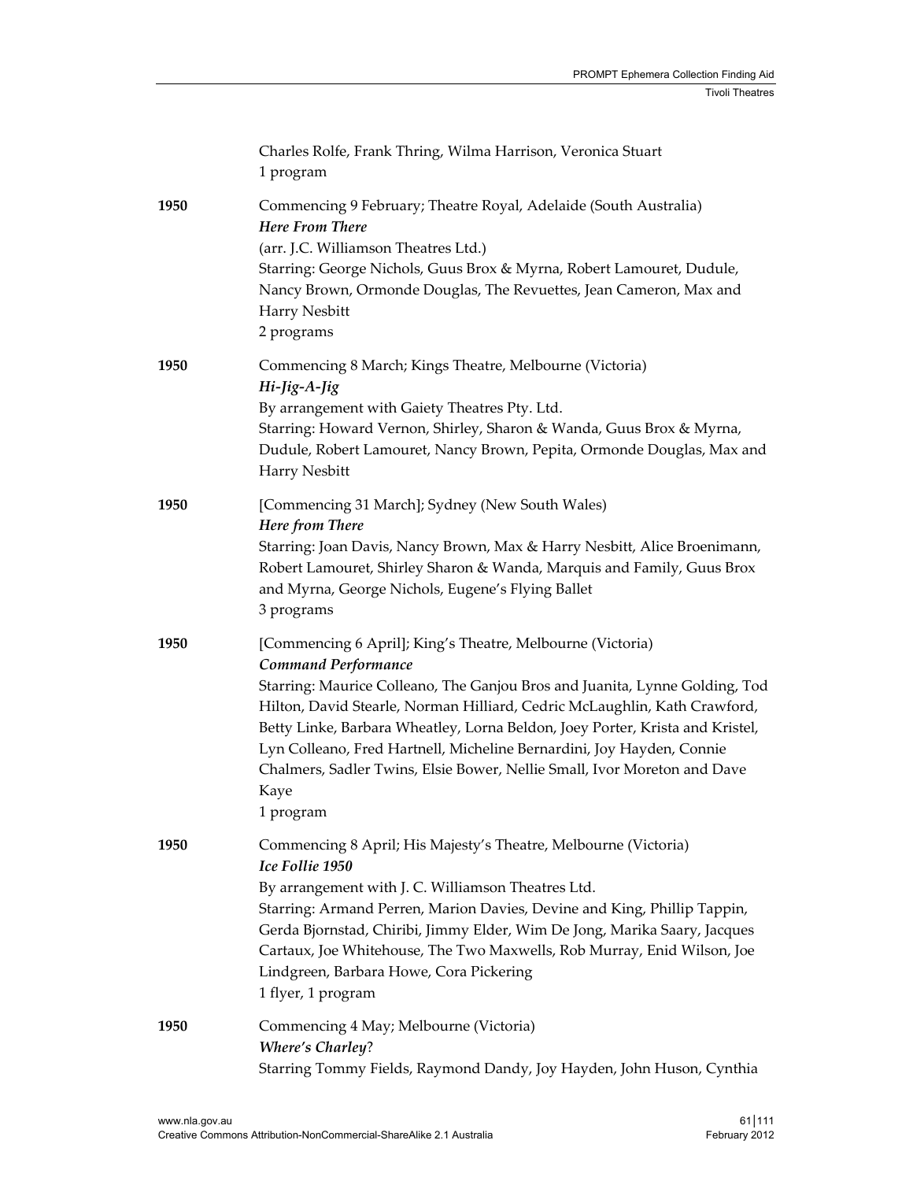Charles Rolfe, Frank Thring, Wilma Harrison, Veronica Stuart
1 program

**1950** Commencing 9 February; Theatre Royal, Adelaide (South Australia)
***Here From There***
(arr. J.C. Williamson Theatres Ltd.)
Starring: George Nichols, Guus Brox & Myrna, Robert Lamouret, Dudule, Nancy Brown, Ormonde Douglas, The Revuettes, Jean Cameron, Max and Harry Nesbitt
2 programs

**1950** Commencing 8 March; Kings Theatre, Melbourne (Victoria)
***Hi-Jig-A-Jig***
By arrangement with Gaiety Theatres Pty. Ltd.
Starring: Howard Vernon, Shirley, Sharon & Wanda, Guus Brox & Myrna, Dudule, Robert Lamouret, Nancy Brown, Pepita, Ormonde Douglas, Max and Harry Nesbitt

**1950** [Commencing 31 March]; Sydney (New South Wales)
***Here from There***
Starring: Joan Davis, Nancy Brown, Max & Harry Nesbitt, Alice Broenimann, Robert Lamouret, Shirley Sharon & Wanda, Marquis and Family, Guus Brox and Myrna, George Nichols, Eugene's Flying Ballet
3 programs

**1950** [Commencing 6 April]; King's Theatre, Melbourne (Victoria)
***Command Performance***
Starring: Maurice Colleano, The Ganjou Bros and Juanita, Lynne Golding, Tod Hilton, David Stearle, Norman Hilliard, Cedric McLaughlin, Kath Crawford, Betty Linke, Barbara Wheatley, Lorna Beldon, Joey Porter, Krista and Kristel, Lyn Colleano, Fred Hartnell, Micheline Bernardini, Joy Hayden, Connie Chalmers, Sadler Twins, Elsie Bower, Nellie Small, Ivor Moreton and Dave Kaye
1 program

**1950** Commencing 8 April; His Majesty's Theatre, Melbourne (Victoria)
***Ice Follie 1950***
By arrangement with J. C. Williamson Theatres Ltd.
Starring: Armand Perren, Marion Davies, Devine and King, Phillip Tappin, Gerda Bjornstad, Chiribi, Jimmy Elder, Wim De Jong, Marika Saary, Jacques Cartaux, Joe Whitehouse, The Two Maxwells, Rob Murray, Enid Wilson, Joe Lindgreen, Barbara Howe, Cora Pickering
1 flyer, 1 program

**1950** Commencing 4 May; Melbourne (Victoria)
***Where's Charley*?**
Starring Tommy Fields, Raymond Dandy, Joy Hayden, John Huson, Cynthia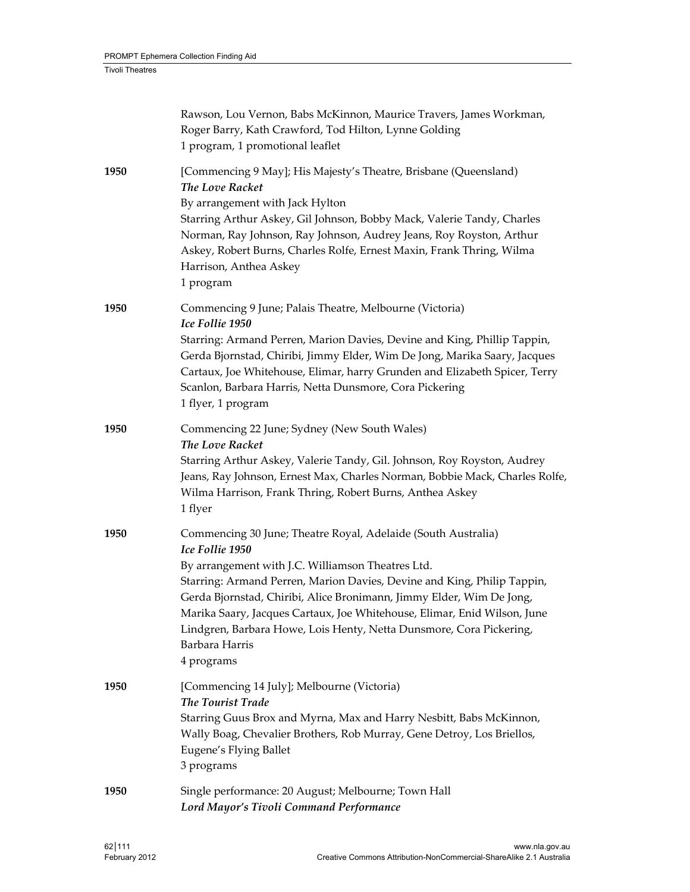Rawson, Lou Vernon, Babs McKinnon, Maurice Travers, James Workman, Roger Barry, Kath Crawford, Tod Hilton, Lynne Golding
1 program, 1 promotional leaflet

**1950** [Commencing 9 May]; His Majesty's Theatre, Brisbane (Queensland)
***The Love Racket***
By arrangement with Jack Hylton
Starring Arthur Askey, Gil Johnson, Bobby Mack, Valerie Tandy, Charles Norman, Ray Johnson, Ray Johnson, Audrey Jeans, Roy Royston, Arthur Askey, Robert Burns, Charles Rolfe, Ernest Maxin, Frank Thring, Wilma Harrison, Anthea Askey
1 program

**1950** Commencing 9 June; Palais Theatre, Melbourne (Victoria)
***Ice Follie 1950***
Starring: Armand Perren, Marion Davies, Devine and King, Phillip Tappin, Gerda Bjornstad, Chiribi, Jimmy Elder, Wim De Jong, Marika Saary, Jacques Cartaux, Joe Whitehouse, Elimar, harry Grunden and Elizabeth Spicer, Terry Scanlon, Barbara Harris, Netta Dunsmore, Cora Pickering
1 flyer, 1 program

**1950** Commencing 22 June; Sydney (New South Wales)
***The Love Racket***
Starring Arthur Askey, Valerie Tandy, Gil. Johnson, Roy Royston, Audrey Jeans, Ray Johnson, Ernest Max, Charles Norman, Bobbie Mack, Charles Rolfe, Wilma Harrison, Frank Thring, Robert Burns, Anthea Askey
1 flyer

**1950** Commencing 30 June; Theatre Royal, Adelaide (South Australia)
***Ice Follie 1950***
By arrangement with J.C. Williamson Theatres Ltd.
Starring: Armand Perren, Marion Davies, Devine and King, Philip Tappin, Gerda Bjornstad, Chiribi, Alice Bronimann, Jimmy Elder, Wim De Jong, Marika Saary, Jacques Cartaux, Joe Whitehouse, Elimar, Enid Wilson, June Lindgren, Barbara Howe, Lois Henty, Netta Dunsmore, Cora Pickering, Barbara Harris
4 programs

**1950** [Commencing 14 July]; Melbourne (Victoria)
***The Tourist Trade***
Starring Guus Brox and Myrna, Max and Harry Nesbitt, Babs McKinnon, Wally Boag, Chevalier Brothers, Rob Murray, Gene Detroy, Los Briellos, Eugene's Flying Ballet
3 programs

**1950** Single performance: 20 August; Melbourne; Town Hall
***Lord Mayor's Tivoli Command Performance***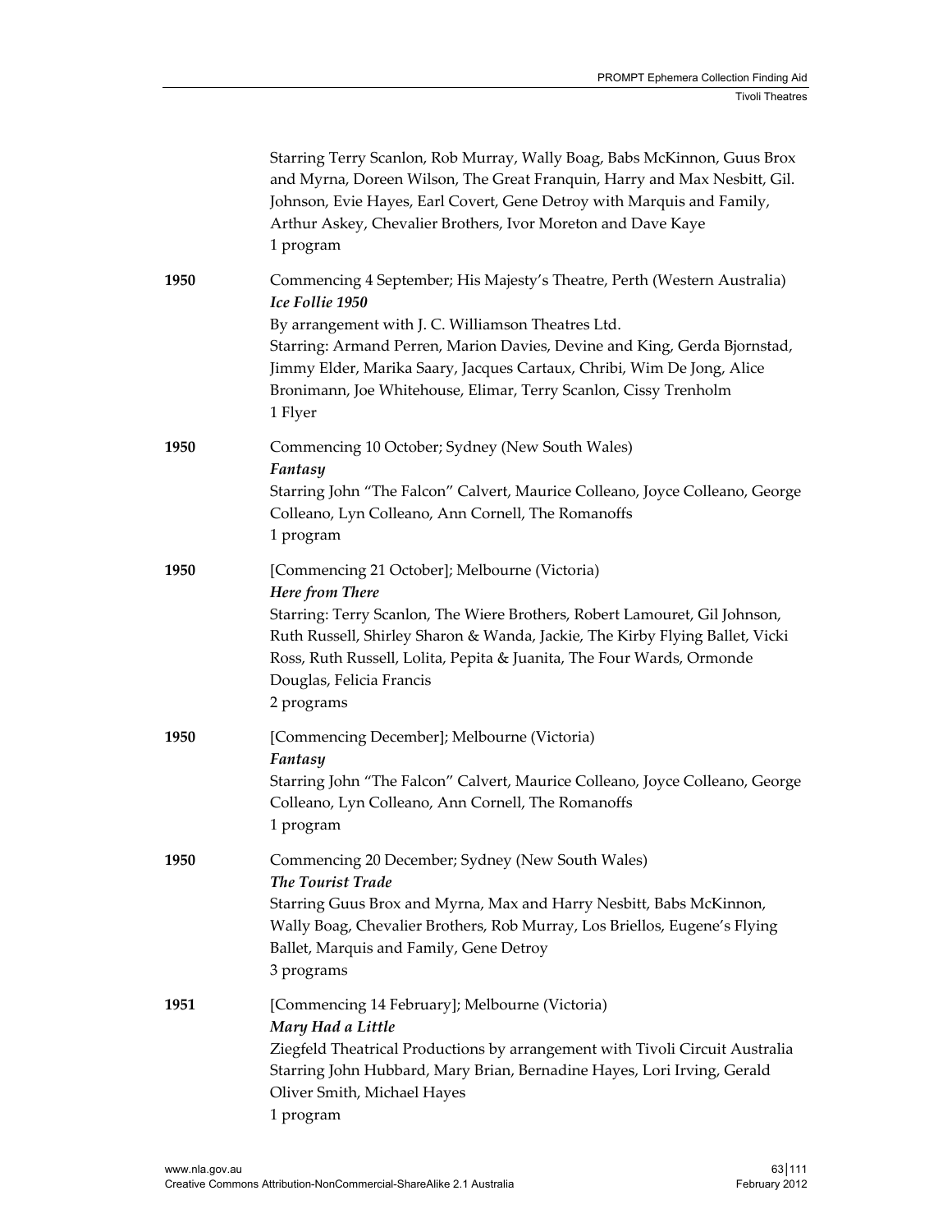Starring Terry Scanlon, Rob Murray, Wally Boag, Babs McKinnon, Guus Brox and Myrna, Doreen Wilson, The Great Franquin, Harry and Max Nesbitt, Gil. Johnson, Evie Hayes, Earl Covert, Gene Detroy with Marquis and Family, Arthur Askey, Chevalier Brothers, Ivor Moreton and Dave Kaye
1 program

**1950** Commencing 4 September; His Majesty's Theatre, Perth (Western Australia)
***Ice Follie 1950***
By arrangement with J. C. Williamson Theatres Ltd.
Starring: Armand Perren, Marion Davies, Devine and King, Gerda Bjornstad, Jimmy Elder, Marika Saary, Jacques Cartaux, Chribi, Wim De Jong, Alice Bronimann, Joe Whitehouse, Elimar, Terry Scanlon, Cissy Trenholm
1 Flyer

**1950** Commencing 10 October; Sydney (New South Wales)
***Fantasy***
Starring John "The Falcon" Calvert, Maurice Colleano, Joyce Colleano, George Colleano, Lyn Colleano, Ann Cornell, The Romanoffs
1 program

**1950** [Commencing 21 October]; Melbourne (Victoria)
***Here from There***
Starring: Terry Scanlon, The Wiere Brothers, Robert Lamouret, Gil Johnson, Ruth Russell, Shirley Sharon & Wanda, Jackie, The Kirby Flying Ballet, Vicki Ross, Ruth Russell, Lolita, Pepita & Juanita, The Four Wards, Ormonde Douglas, Felicia Francis
2 programs

**1950** [Commencing December]; Melbourne (Victoria)
***Fantasy***
Starring John "The Falcon" Calvert, Maurice Colleano, Joyce Colleano, George Colleano, Lyn Colleano, Ann Cornell, The Romanoffs
1 program

**1950** Commencing 20 December; Sydney (New South Wales)
***The Tourist Trade***
Starring Guus Brox and Myrna, Max and Harry Nesbitt, Babs McKinnon, Wally Boag, Chevalier Brothers, Rob Murray, Los Briellos, Eugene's Flying Ballet, Marquis and Family, Gene Detroy
3 programs

**1951** [Commencing 14 February]; Melbourne (Victoria)
***Mary Had a Little***
Ziegfeld Theatrical Productions by arrangement with Tivoli Circuit Australia
Starring John Hubbard, Mary Brian, Bernadine Hayes, Lori Irving, Gerald Oliver Smith, Michael Hayes
1 program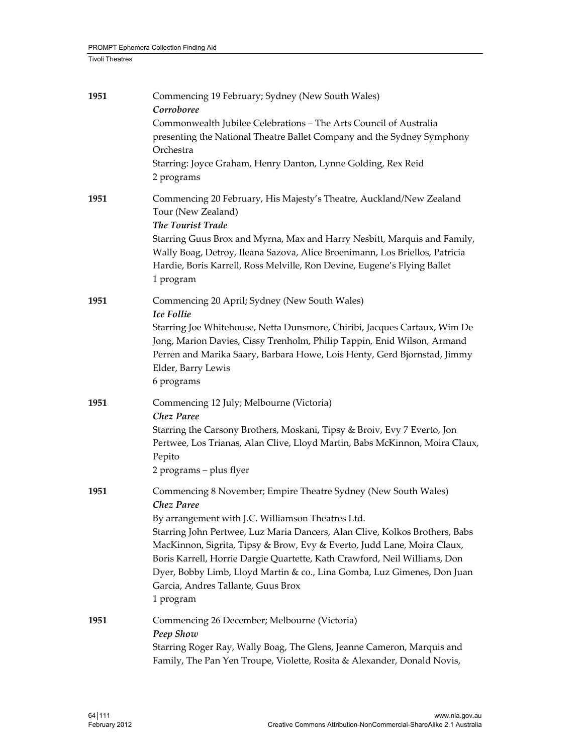**1951**

Commencing 19 February; Sydney (New South Wales)
*Corroboree*
Commonwealth Jubilee Celebrations – The Arts Council of Australia presenting the National Theatre Ballet Company and the Sydney Symphony Orchestra
Starring: Joyce Graham, Henry Danton, Lynne Golding, Rex Reid
2 programs

**1951**

Commencing 20 February, His Majesty's Theatre, Auckland/New Zealand Tour (New Zealand)
*The Tourist Trade*
Starring Guus Brox and Myrna, Max and Harry Nesbitt, Marquis and Family, Wally Boag, Detroy, Ileana Sazova, Alice Broenimann, Los Briellos, Patricia Hardie, Boris Karrell, Ross Melville, Ron Devine, Eugene's Flying Ballet
1 program

**1951**

Commencing 20 April; Sydney (New South Wales)
*Ice Follie*
Starring Joe Whitehouse, Netta Dunsmore, Chiribi, Jacques Cartaux, Wim De Jong, Marion Davies, Cissy Trenholm, Philip Tappin, Enid Wilson, Armand Perren and Marika Saary, Barbara Howe, Lois Henty, Gerd Bjornstad, Jimmy Elder, Barry Lewis
6 programs

**1951**

Commencing 12 July; Melbourne (Victoria)
*Chez Paree*
Starring the Carsony Brothers, Moskani, Tipsy & Broiv, Evy 7 Everto, Jon Pertwee, Los Trianas, Alan Clive, Lloyd Martin, Babs McKinnon, Moira Claux, Pepito
2 programs – plus flyer

**1951**

Commencing 8 November; Empire Theatre Sydney (New South Wales)
*Chez Paree*
By arrangement with J.C. Williamson Theatres Ltd.
Starring John Pertwee, Luz Maria Dancers, Alan Clive, Kolkos Brothers, Babs MacKinnon, Sigrita, Tipsy & Brow, Evy & Everto, Judd Lane, Moira Claux, Boris Karrell, Horrie Dargie Quartette, Kath Crawford, Neil Williams, Don Dyer, Bobby Limb, Lloyd Martin & co., Lina Gomba, Luz Gimenes, Don Juan Garcia, Andres Tallante, Guus Brox
1 program

**1951**

Commencing 26 December; Melbourne (Victoria)
*Peep Show*
Starring Roger Ray, Wally Boag, The Glens, Jeanne Cameron, Marquis and Family, The Pan Yen Troupe, Violette, Rosita & Alexander, Donald Novis,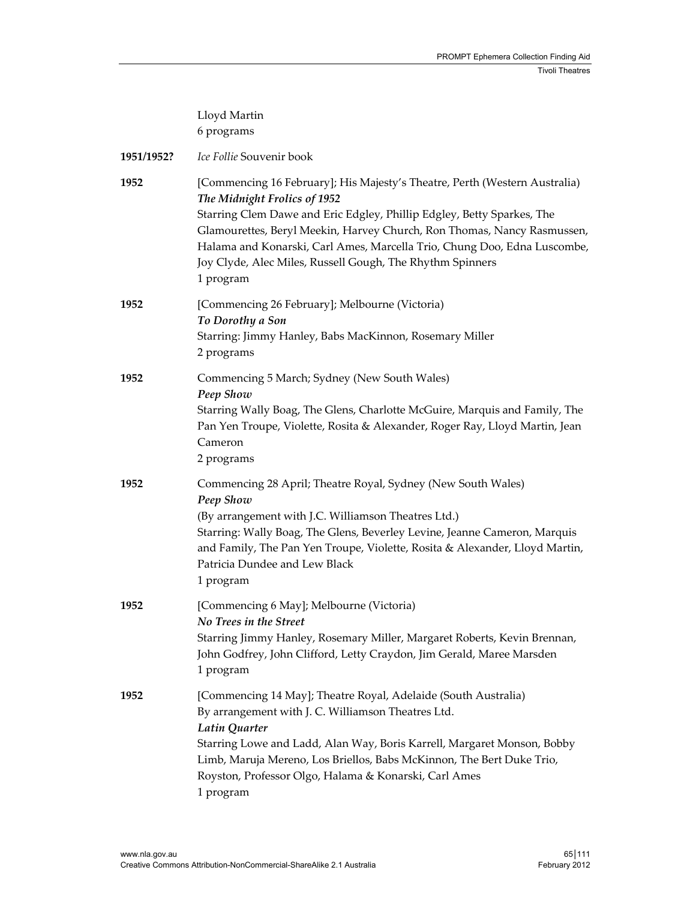Lloyd Martin
6 programs

**1951/1952?** *Ice Follie* Souvenir book

**1952** [Commencing 16 February]; His Majesty's Theatre, Perth (Western Australia)
***The Midnight Frolics of 1952***
Starring Clem Dawe and Eric Edgley, Phillip Edgley, Betty Sparkes, The Glamourettes, Beryl Meekin, Harvey Church, Ron Thomas, Nancy Rasmussen, Halama and Konarski, Carl Ames, Marcella Trio, Chung Doo, Edna Luscombe, Joy Clyde, Alec Miles, Russell Gough, The Rhythm Spinners
1 program

**1952** [Commencing 26 February]; Melbourne (Victoria)
***To Dorothy a Son***
Starring: Jimmy Hanley, Babs MacKinnon, Rosemary Miller
2 programs

**1952** Commencing 5 March; Sydney (New South Wales)
***Peep Show***
Starring Wally Boag, The Glens, Charlotte McGuire, Marquis and Family, The Pan Yen Troupe, Violette, Rosita & Alexander, Roger Ray, Lloyd Martin, Jean Cameron
2 programs

**1952** Commencing 28 April; Theatre Royal, Sydney (New South Wales)
***Peep Show***
(By arrangement with J.C. Williamson Theatres Ltd.)
Starring: Wally Boag, The Glens, Beverley Levine, Jeanne Cameron, Marquis and Family, The Pan Yen Troupe, Violette, Rosita & Alexander, Lloyd Martin, Patricia Dundee and Lew Black
1 program

**1952** [Commencing 6 May]; Melbourne (Victoria)
***No Trees in the Street***
Starring Jimmy Hanley, Rosemary Miller, Margaret Roberts, Kevin Brennan, John Godfrey, John Clifford, Letty Craydon, Jim Gerald, Maree Marsden
1 program

**1952** [Commencing 14 May]; Theatre Royal, Adelaide (South Australia)
By arrangement with J. C. Williamson Theatres Ltd.
***Latin Quarter***
Starring Lowe and Ladd, Alan Way, Boris Karrell, Margaret Monson, Bobby Limb, Maruja Mereno, Los Briellos, Babs McKinnon, The Bert Duke Trio, Royston, Professor Olgo, Halama & Konarski, Carl Ames
1 program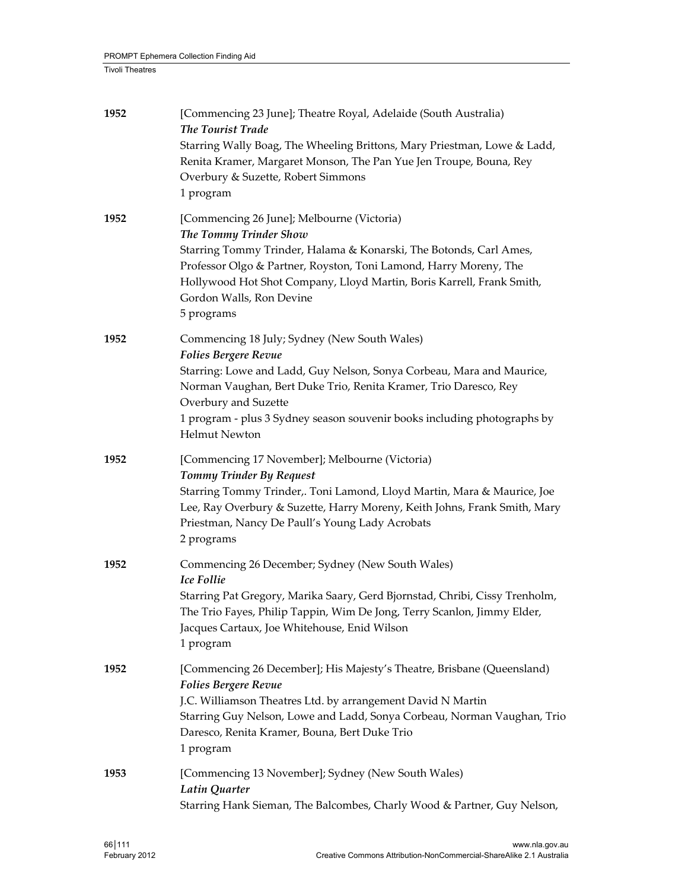**1952** [Commencing 23 June]; Theatre Royal, Adelaide (South Australia)
***The Tourist Trade***
Starring Wally Boag, The Wheeling Brittons, Mary Priestman, Lowe & Ladd, Renita Kramer, Margaret Monson, The Pan Yue Jen Troupe, Bouna, Rey Overbury & Suzette, Robert Simmons
1 program

**1952** [Commencing 26 June]; Melbourne (Victoria)
***The Tommy Trinder Show***
Starring Tommy Trinder, Halama & Konarski, The Botonds, Carl Ames, Professor Olgo & Partner, Royston, Toni Lamond, Harry Moreny, The Hollywood Hot Shot Company, Lloyd Martin, Boris Karrell, Frank Smith, Gordon Walls, Ron Devine
5 programs

**1952** Commencing 18 July; Sydney (New South Wales)
***Folies Bergere Revue***
Starring: Lowe and Ladd, Guy Nelson, Sonya Corbeau, Mara and Maurice, Norman Vaughan, Bert Duke Trio, Renita Kramer, Trio Daresco, Rey Overbury and Suzette
1 program - plus 3 Sydney season souvenir books including photographs by Helmut Newton

**1952** [Commencing 17 November]; Melbourne (Victoria)
***Tommy Trinder By Request***
Starring Tommy Trinder,. Toni Lamond, Lloyd Martin, Mara & Maurice, Joe Lee, Ray Overbury & Suzette, Harry Moreny, Keith Johns, Frank Smith, Mary Priestman, Nancy De Paull's Young Lady Acrobats
2 programs

**1952** Commencing 26 December; Sydney (New South Wales)
***Ice Follie***
Starring Pat Gregory, Marika Saary, Gerd Bjornstad, Chribi, Cissy Trenholm, The Trio Fayes, Philip Tappin, Wim De Jong, Terry Scanlon, Jimmy Elder, Jacques Cartaux, Joe Whitehouse, Enid Wilson
1 program

**1952** [Commencing 26 December]; His Majesty's Theatre, Brisbane (Queensland)
***Folies Bergere Revue***
J.C. Williamson Theatres Ltd. by arrangement David N Martin
Starring Guy Nelson, Lowe and Ladd, Sonya Corbeau, Norman Vaughan, Trio Daresco, Renita Kramer, Bouna, Bert Duke Trio
1 program

**1953** [Commencing 13 November]; Sydney (New South Wales)
***Latin Quarter***
Starring Hank Sieman, The Balcombes, Charly Wood & Partner, Guy Nelson,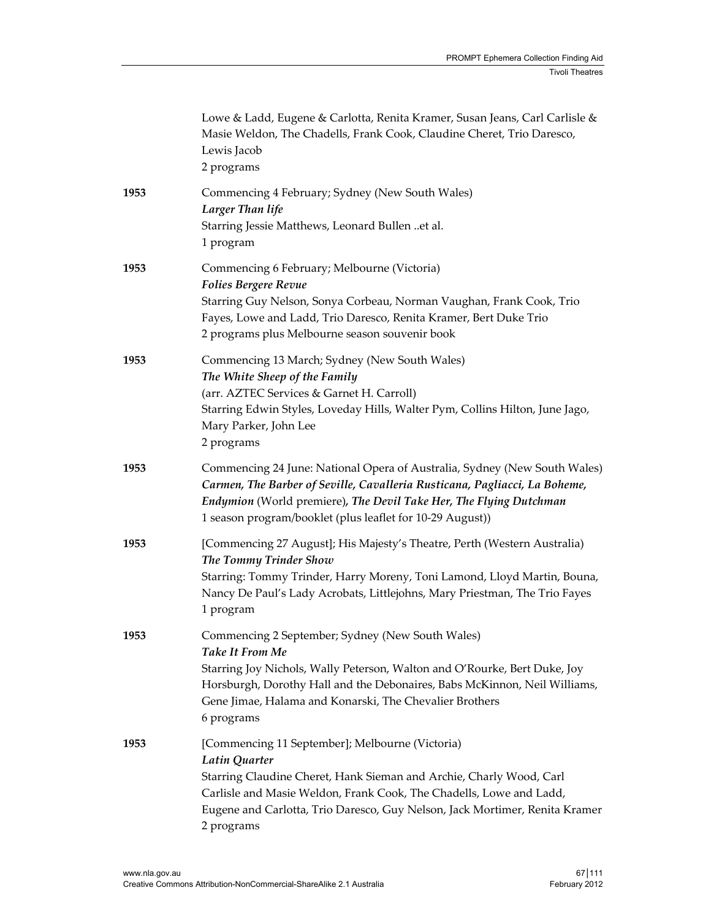Lowe & Ladd, Eugene & Carlotta, Renita Kramer, Susan Jeans, Carl Carlisle & Masie Weldon, The Chadells, Frank Cook, Claudine Cheret, Trio Daresco, Lewis Jacob
2 programs

**1953** Commencing 4 February; Sydney (New South Wales)
***Larger Than life***
Starring Jessie Matthews, Leonard Bullen ..et al.
1 program

**1953** Commencing 6 February; Melbourne (Victoria)
***Folies Bergere Revue***
Starring Guy Nelson, Sonya Corbeau, Norman Vaughan, Frank Cook, Trio Fayes, Lowe and Ladd, Trio Daresco, Renita Kramer, Bert Duke Trio
2 programs plus Melbourne season souvenir book

**1953** Commencing 13 March; Sydney (New South Wales)
***The White Sheep of the Family***
(arr. AZTEC Services & Garnet H. Carroll)
Starring Edwin Styles, Loveday Hills, Walter Pym, Collins Hilton, June Jago, Mary Parker, John Lee
2 programs

**1953** Commencing 24 June: National Opera of Australia, Sydney (New South Wales)
***Carmen, The Barber of Seville, Cavalleria Rusticana, Pagliacci, La Boheme, Endymion*** (World premiere)***, The Devil Take Her, The Flying Dutchman***
1 season program/booklet (plus leaflet for 10-29 August))

**1953** [Commencing 27 August]; His Majesty's Theatre, Perth (Western Australia)
***The Tommy Trinder Show***
Starring: Tommy Trinder, Harry Moreny, Toni Lamond, Lloyd Martin, Bouna, Nancy De Paul's Lady Acrobats, Littlejohns, Mary Priestman, The Trio Fayes
1 program

**1953** Commencing 2 September; Sydney (New South Wales)
***Take It From Me***
Starring Joy Nichols, Wally Peterson, Walton and O'Rourke, Bert Duke, Joy Horsburgh, Dorothy Hall and the Debonaires, Babs McKinnon, Neil Williams, Gene Jimae, Halama and Konarski, The Chevalier Brothers
6 programs

**1953** [Commencing 11 September]; Melbourne (Victoria)
***Latin Quarter***
Starring Claudine Cheret, Hank Sieman and Archie, Charly Wood, Carl Carlisle and Masie Weldon, Frank Cook, The Chadells, Lowe and Ladd, Eugene and Carlotta, Trio Daresco, Guy Nelson, Jack Mortimer, Renita Kramer
2 programs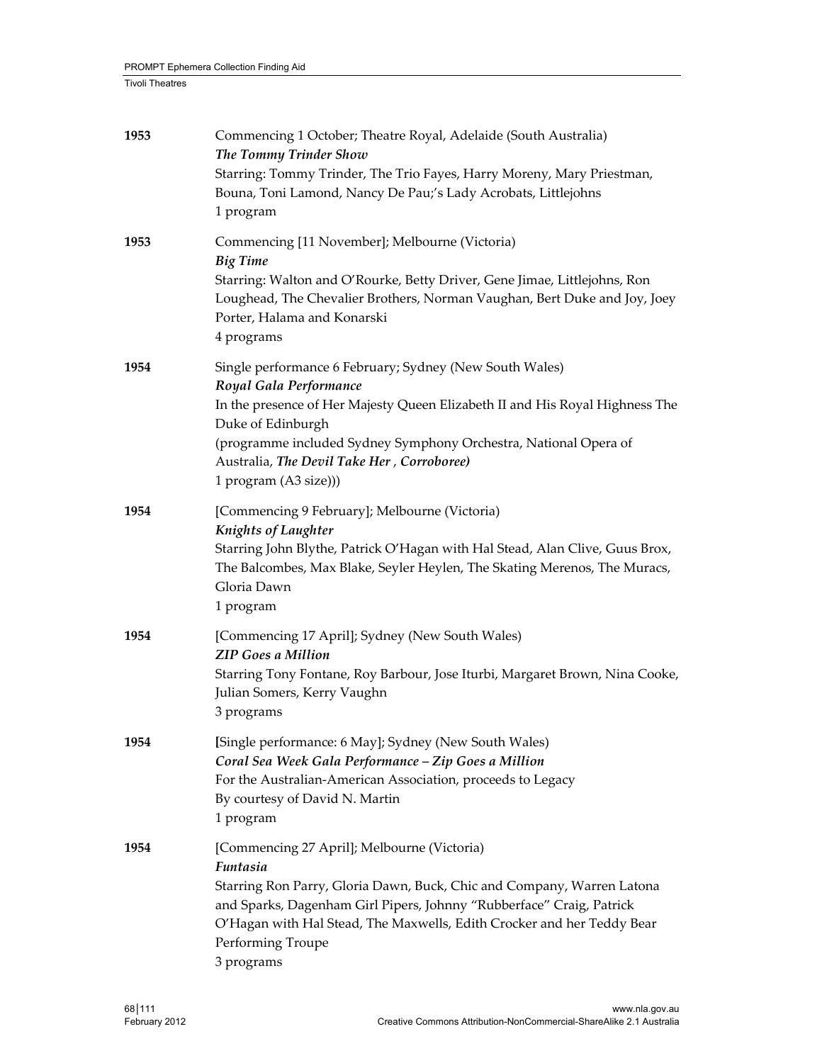| | |
|---|---|
| **1953** | Commencing 1 October; Theatre Royal, Adelaide (South Australia)<br>***The Tommy Trinder Show***<br>Starring: Tommy Trinder, The Trio Fayes, Harry Moreny, Mary Priestman, Bouna, Toni Lamond, Nancy De Pau;'s Lady Acrobats, Littlejohns<br>1 program |
| **1953** | Commencing [11 November]; Melbourne (Victoria)<br>***Big Time***<br>Starring: Walton and O'Rourke, Betty Driver, Gene Jimae, Littlejohns, Ron Loughead, The Chevalier Brothers, Norman Vaughan, Bert Duke and Joy, Joey Porter, Halama and Konarski<br>4 programs |
| **1954** | Single performance 6 February; Sydney (New South Wales)<br>***Royal Gala Performance***<br>In the presence of Her Majesty Queen Elizabeth II and His Royal Highness The Duke of Edinburgh<br>(programme included Sydney Symphony Orchestra, National Opera of Australia, ***The Devil Take Her , Corroboree)***<br>1 program (A3 size))) |
| **1954** | [Commencing 9 February]; Melbourne (Victoria)<br>***Knights of Laughter***<br>Starring John Blythe, Patrick O'Hagan with Hal Stead, Alan Clive, Guus Brox, The Balcombes, Max Blake, Seyler Heylen, The Skating Merenos, The Muracs, Gloria Dawn<br>1 program |
| **1954** | [Commencing 17 April]; Sydney (New South Wales)<br>***ZIP Goes a Million***<br>Starring Tony Fontane, Roy Barbour, Jose Iturbi, Margaret Brown, Nina Cooke, Julian Somers, Kerry Vaughn<br>3 programs |
| **1954** | **[**Single performance: 6 May]; Sydney (New South Wales)<br>***Coral Sea Week Gala Performance – Zip Goes a Million***<br>For the Australian-American Association, proceeds to Legacy<br>By courtesy of David N. Martin<br>1 program |
| **1954** | [Commencing 27 April]; Melbourne (Victoria)<br>***Funtasia***<br>Starring Ron Parry, Gloria Dawn, Buck, Chic and Company, Warren Latona and Sparks, Dagenham Girl Pipers, Johnny "Rubberface" Craig, Patrick O'Hagan with Hal Stead, The Maxwells, Edith Crocker and her Teddy Bear Performing Troupe<br>3 programs |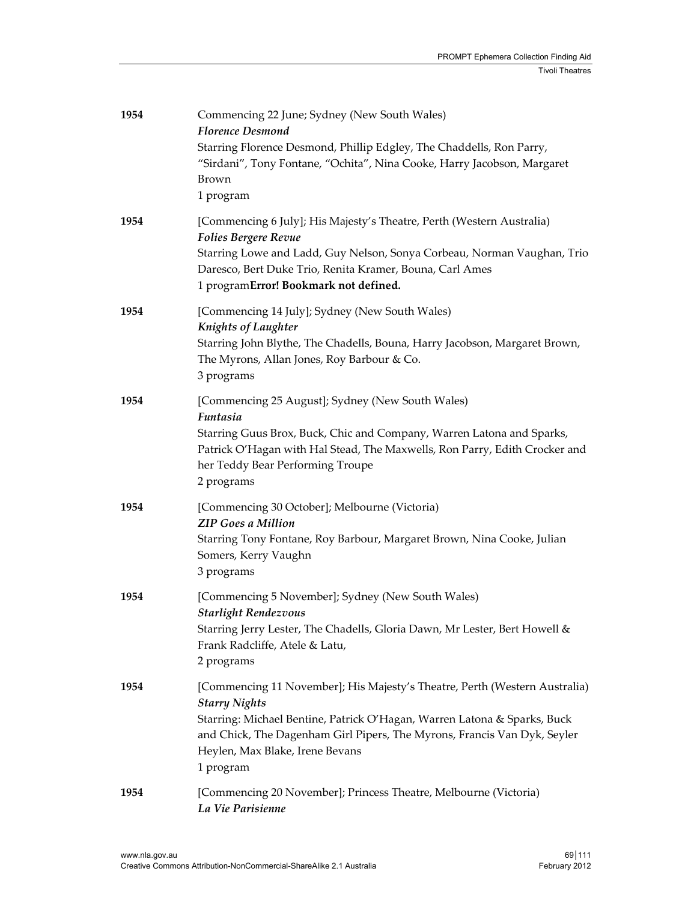1954 Commencing 22 June; Sydney (New South Wales)
***Florence Desmond***
Starring Florence Desmond, Phillip Edgley, The Chaddells, Ron Parry, "Sirdani", Tony Fontane, "Ochita", Nina Cooke, Harry Jacobson, Margaret Brown
1 program

1954 [Commencing 6 July]; His Majesty's Theatre, Perth (Western Australia)
***Folies Bergere Revue***
Starring Lowe and Ladd, Guy Nelson, Sonya Corbeau, Norman Vaughan, Trio Daresco, Bert Duke Trio, Renita Kramer, Bouna, Carl Ames
1 program**Error! Bookmark not defined.**

1954 [Commencing 14 July]; Sydney (New South Wales)
***Knights of Laughter***
Starring John Blythe, The Chadells, Bouna, Harry Jacobson, Margaret Brown, The Myrons, Allan Jones, Roy Barbour & Co.
3 programs

1954 [Commencing 25 August]; Sydney (New South Wales)
***Funtasia***
Starring Guus Brox, Buck, Chic and Company, Warren Latona and Sparks, Patrick O'Hagan with Hal Stead, The Maxwells, Ron Parry, Edith Crocker and her Teddy Bear Performing Troupe
2 programs

1954 [Commencing 30 October]; Melbourne (Victoria)
***ZIP Goes a Million***
Starring Tony Fontane, Roy Barbour, Margaret Brown, Nina Cooke, Julian Somers, Kerry Vaughn
3 programs

1954 [Commencing 5 November]; Sydney (New South Wales)
***Starlight Rendezvous***
Starring Jerry Lester, The Chadells, Gloria Dawn, Mr Lester, Bert Howell & Frank Radcliffe, Atele & Latu,
2 programs

1954 [Commencing 11 November]; His Majesty's Theatre, Perth (Western Australia)
***Starry Nights***
Starring: Michael Bentine, Patrick O'Hagan, Warren Latona & Sparks, Buck and Chick, The Dagenham Girl Pipers, The Myrons, Francis Van Dyk, Seyler Heylen, Max Blake, Irene Bevans
1 program

1954 [Commencing 20 November]; Princess Theatre, Melbourne (Victoria)
***La Vie Parisienne***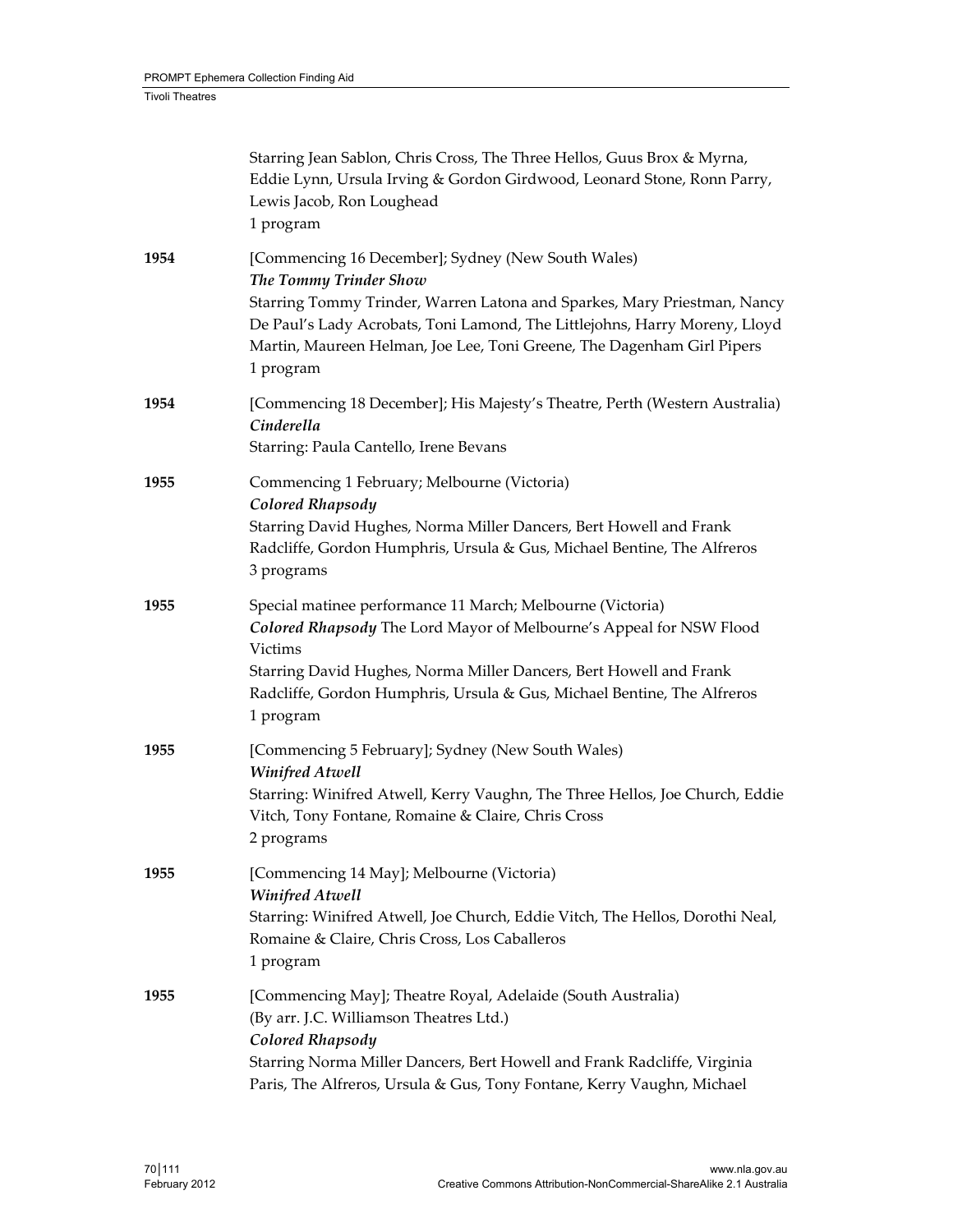Starring Jean Sablon, Chris Cross, The Three Hellos, Guus Brox & Myrna, Eddie Lynn, Ursula Irving & Gordon Girdwood, Leonard Stone, Ronn Parry, Lewis Jacob, Ron Loughead
1 program

**1954** [Commencing 16 December]; Sydney (New South Wales)
***The Tommy Trinder Show***
Starring Tommy Trinder, Warren Latona and Sparkes, Mary Priestman, Nancy De Paul's Lady Acrobats, Toni Lamond, The Littlejohns, Harry Moreny, Lloyd Martin, Maureen Helman, Joe Lee, Toni Greene, The Dagenham Girl Pipers
1 program

**1954** [Commencing 18 December]; His Majesty's Theatre, Perth (Western Australia)
***Cinderella***
Starring: Paula Cantello, Irene Bevans

**1955** Commencing 1 February; Melbourne (Victoria)
***Colored Rhapsody***
Starring David Hughes, Norma Miller Dancers, Bert Howell and Frank Radcliffe, Gordon Humphris, Ursula & Gus, Michael Bentine, The Alfreros
3 programs

**1955** Special matinee performance 11 March; Melbourne (Victoria)
***Colored Rhapsody*** The Lord Mayor of Melbourne's Appeal for NSW Flood Victims
Starring David Hughes, Norma Miller Dancers, Bert Howell and Frank Radcliffe, Gordon Humphris, Ursula & Gus, Michael Bentine, The Alfreros
1 program

**1955** [Commencing 5 February]; Sydney (New South Wales)
***Winifred Atwell***
Starring: Winifred Atwell, Kerry Vaughn, The Three Hellos, Joe Church, Eddie Vitch, Tony Fontane, Romaine & Claire, Chris Cross
2 programs

**1955** [Commencing 14 May]; Melbourne (Victoria)
***Winifred Atwell***
Starring: Winifred Atwell, Joe Church, Eddie Vitch, The Hellos, Dorothi Neal, Romaine & Claire, Chris Cross, Los Caballeros
1 program

**1955** [Commencing May]; Theatre Royal, Adelaide (South Australia)
(By arr. J.C. Williamson Theatres Ltd.)
***Colored Rhapsody***
Starring Norma Miller Dancers, Bert Howell and Frank Radcliffe, Virginia Paris, The Alfreros, Ursula & Gus, Tony Fontane, Kerry Vaughn, Michael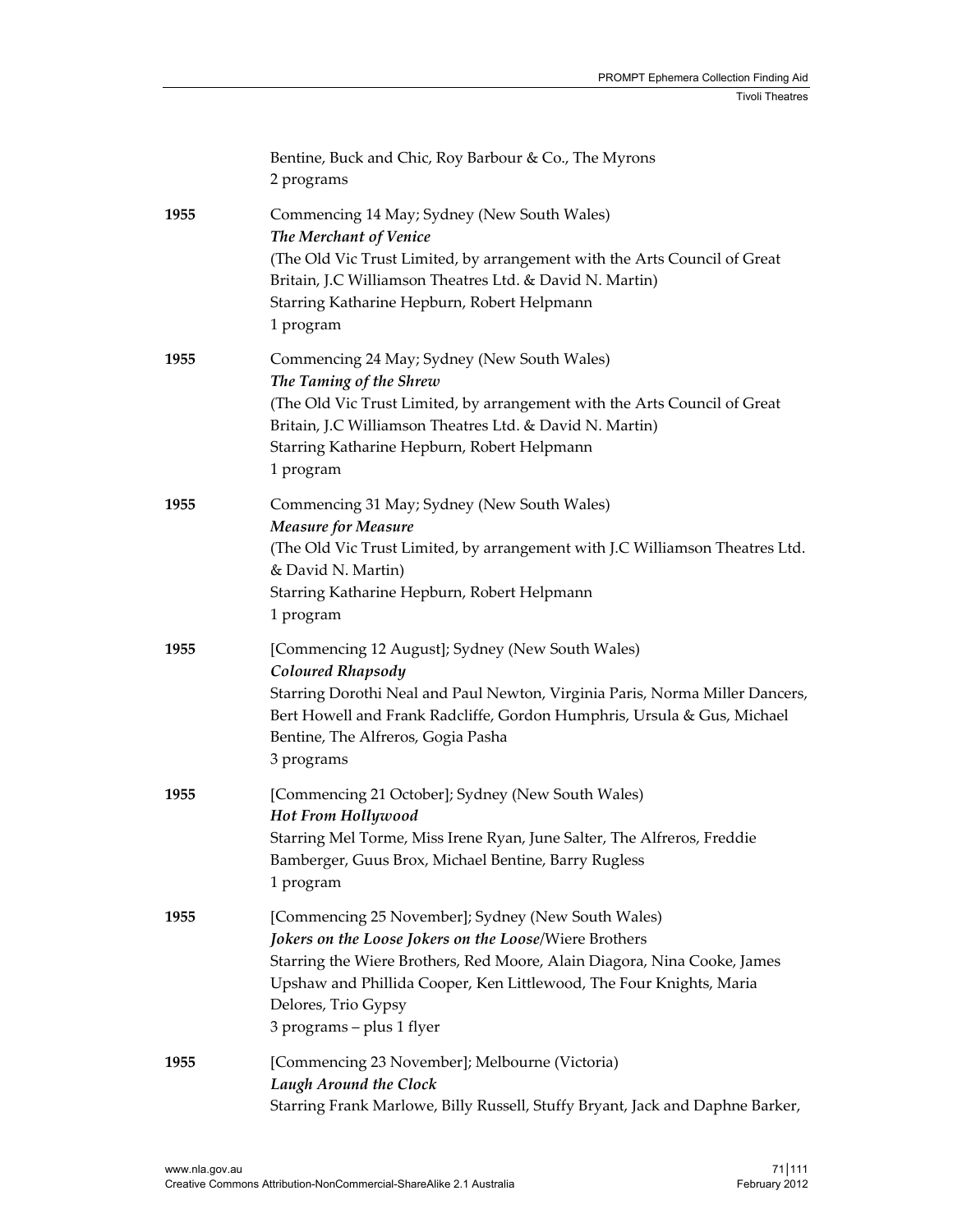Bentine, Buck and Chic, Roy Barbour & Co., The Myrons
2 programs

**1955** Commencing 14 May; Sydney (New South Wales)
***The Merchant of Venice***
(The Old Vic Trust Limited, by arrangement with the Arts Council of Great Britain, J.C Williamson Theatres Ltd. & David N. Martin)
Starring Katharine Hepburn, Robert Helpmann
1 program

**1955** Commencing 24 May; Sydney (New South Wales)
***The Taming of the Shrew***
(The Old Vic Trust Limited, by arrangement with the Arts Council of Great Britain, J.C Williamson Theatres Ltd. & David N. Martin)
Starring Katharine Hepburn, Robert Helpmann
1 program

**1955** Commencing 31 May; Sydney (New South Wales)
***Measure for Measure***
(The Old Vic Trust Limited, by arrangement with J.C Williamson Theatres Ltd. & David N. Martin)
Starring Katharine Hepburn, Robert Helpmann
1 program

**1955** [Commencing 12 August]; Sydney (New South Wales)
***Coloured Rhapsody***
Starring Dorothi Neal and Paul Newton, Virginia Paris, Norma Miller Dancers, Bert Howell and Frank Radcliffe, Gordon Humphris, Ursula & Gus, Michael Bentine, The Alfreros, Gogia Pasha
3 programs

**1955** [Commencing 21 October]; Sydney (New South Wales)
***Hot From Hollywood***
Starring Mel Torme, Miss Irene Ryan, June Salter, The Alfreros, Freddie Bamberger, Guus Brox, Michael Bentine, Barry Rugless
1 program

**1955** [Commencing 25 November]; Sydney (New South Wales)
***Jokers on the Loose Jokers on the Loose***/Wiere Brothers
Starring the Wiere Brothers, Red Moore, Alain Diagora, Nina Cooke, James Upshaw and Phillida Cooper, Ken Littlewood, The Four Knights, Maria Delores, Trio Gypsy
3 programs – plus 1 flyer

**1955** [Commencing 23 November]; Melbourne (Victoria)
***Laugh Around the Clock***
Starring Frank Marlowe, Billy Russell, Stuffy Bryant, Jack and Daphne Barker,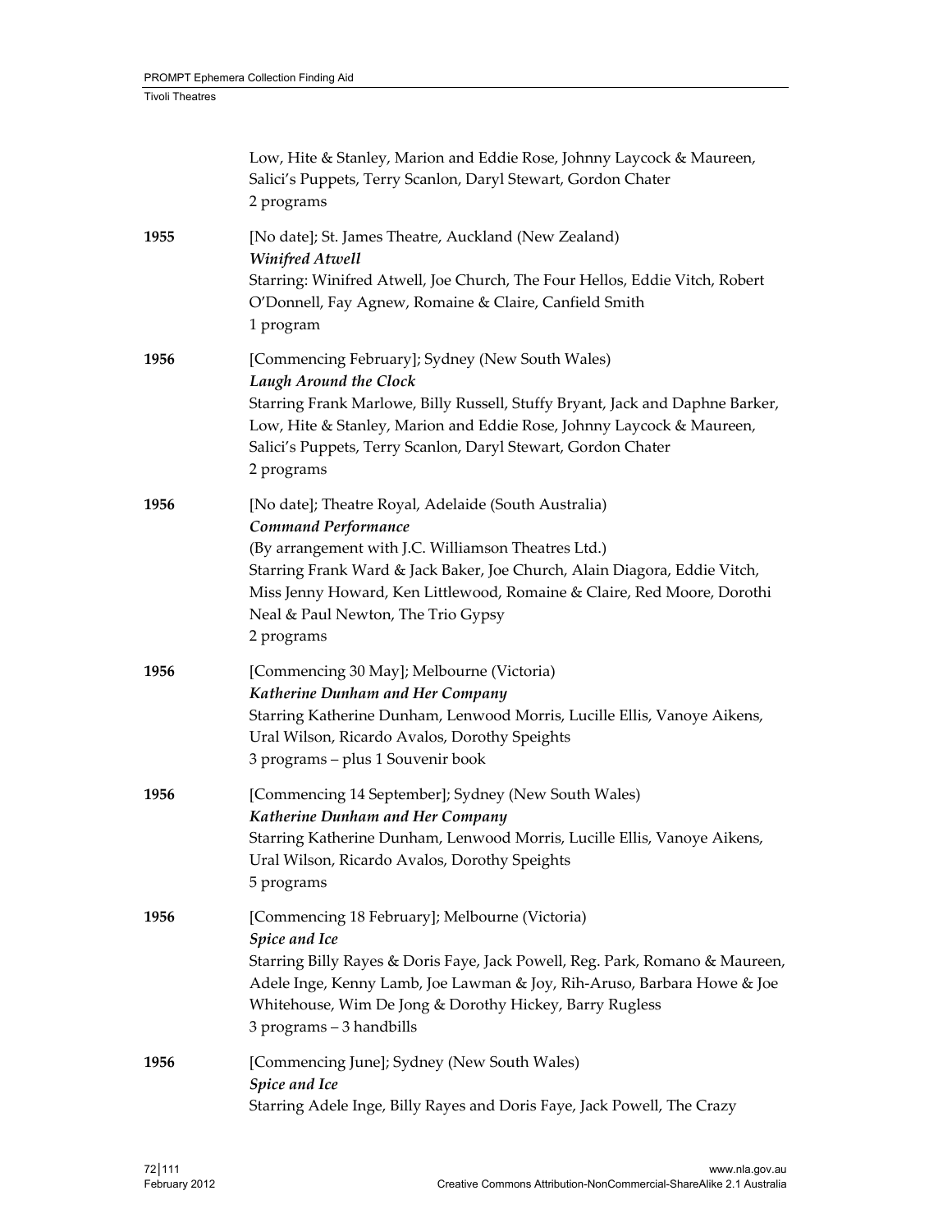| | |
|---|---|
| | Low, Hite & Stanley, Marion and Eddie Rose, Johnny Laycock & Maureen, Salici's Puppets, Terry Scanlon, Daryl Stewart, Gordon Chater<br>2 programs |
| **1955** | [No date]; St. James Theatre, Auckland (New Zealand)<br>***Winifred Atwell***<br>Starring: Winifred Atwell, Joe Church, The Four Hellos, Eddie Vitch, Robert O'Donnell, Fay Agnew, Romaine & Claire, Canfield Smith<br>1 program |
| **1956** | [Commencing February]; Sydney (New South Wales)<br>***Laugh Around the Clock***<br>Starring Frank Marlowe, Billy Russell, Stuffy Bryant, Jack and Daphne Barker, Low, Hite & Stanley, Marion and Eddie Rose, Johnny Laycock & Maureen, Salici's Puppets, Terry Scanlon, Daryl Stewart, Gordon Chater<br>2 programs |
| **1956** | [No date]; Theatre Royal, Adelaide (South Australia)<br>***Command Performance***<br>(By arrangement with J.C. Williamson Theatres Ltd.)<br>Starring Frank Ward & Jack Baker, Joe Church, Alain Diagora, Eddie Vitch, Miss Jenny Howard, Ken Littlewood, Romaine & Claire, Red Moore, Dorothi Neal & Paul Newton, The Trio Gypsy<br>2 programs |
| **1956** | [Commencing 30 May]; Melbourne (Victoria)<br>***Katherine Dunham and Her Company***<br>Starring Katherine Dunham, Lenwood Morris, Lucille Ellis, Vanoye Aikens, Ural Wilson, Ricardo Avalos, Dorothy Speights<br>3 programs – plus 1 Souvenir book |
| **1956** | [Commencing 14 September]; Sydney (New South Wales)<br>***Katherine Dunham and Her Company***<br>Starring Katherine Dunham, Lenwood Morris, Lucille Ellis, Vanoye Aikens, Ural Wilson, Ricardo Avalos, Dorothy Speights<br>5 programs |
| **1956** | [Commencing 18 February]; Melbourne (Victoria)<br>***Spice and Ice***<br>Starring Billy Rayes & Doris Faye, Jack Powell, Reg. Park, Romano & Maureen, Adele Inge, Kenny Lamb, Joe Lawman & Joy, Rih-Aruso, Barbara Howe & Joe Whitehouse, Wim De Jong & Dorothy Hickey, Barry Rugless<br>3 programs – 3 handbills |
| **1956** | [Commencing June]; Sydney (New South Wales)<br>***Spice and Ice***<br>Starring Adele Inge, Billy Rayes and Doris Faye, Jack Powell, The Crazy |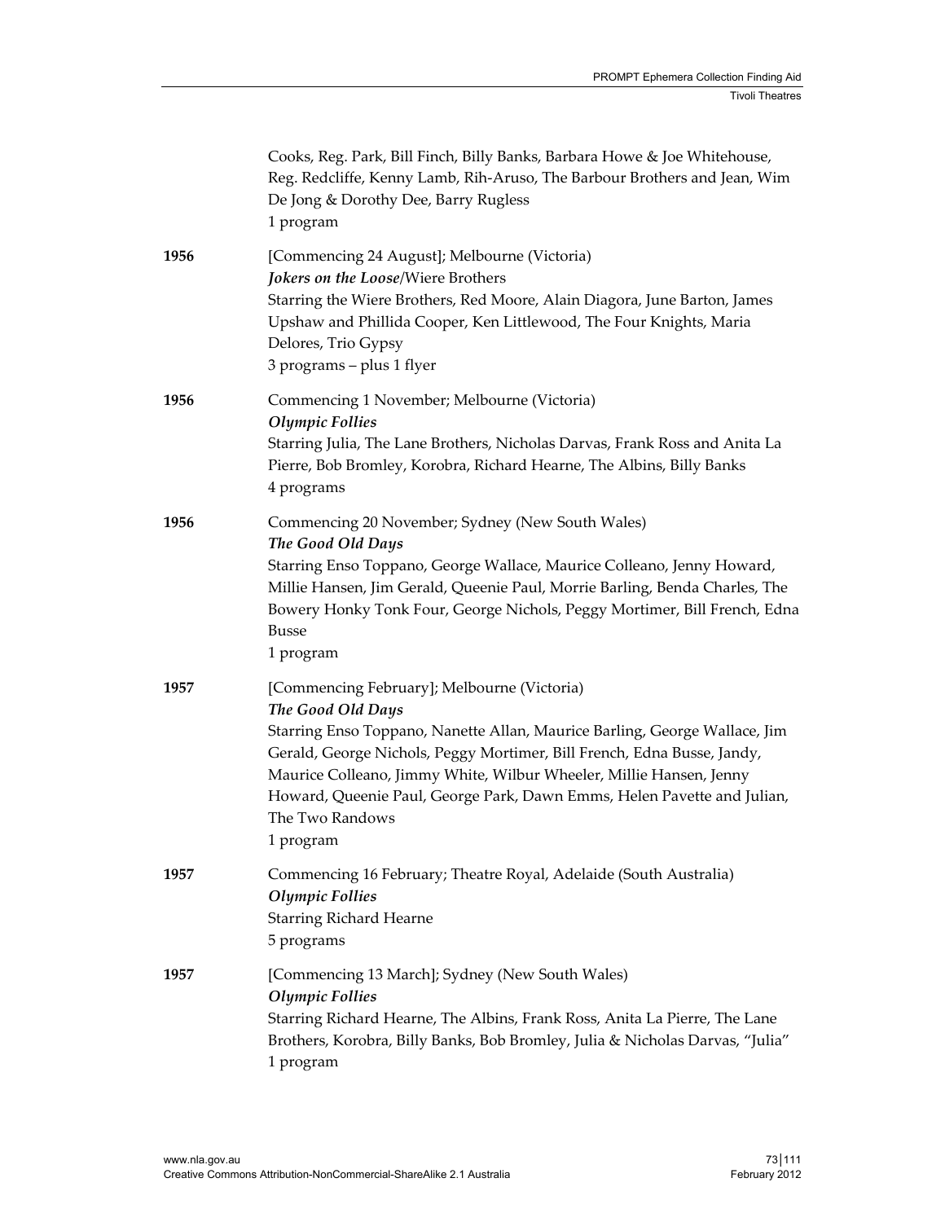| | |
|---|---|
| | Cooks, Reg. Park, Bill Finch, Billy Banks, Barbara Howe & Joe Whitehouse, Reg. Redcliffe, Kenny Lamb, Rih-Aruso, The Barbour Brothers and Jean, Wim De Jong & Dorothy Dee, Barry Rugless<br>1 program |
| **1956** | [Commencing 24 August]; Melbourne (Victoria)<br>***Jokers on the Loose***/Wiere Brothers<br>Starring the Wiere Brothers, Red Moore, Alain Diagora, June Barton, James Upshaw and Phillida Cooper, Ken Littlewood, The Four Knights, Maria Delores, Trio Gypsy<br>3 programs – plus 1 flyer |
| **1956** | Commencing 1 November; Melbourne (Victoria)<br>***Olympic Follies***<br>Starring Julia, The Lane Brothers, Nicholas Darvas, Frank Ross and Anita La Pierre, Bob Bromley, Korobra, Richard Hearne, The Albins, Billy Banks<br>4 programs |
| **1956** | Commencing 20 November; Sydney (New South Wales)<br>***The Good Old Days***<br>Starring Enso Toppano, George Wallace, Maurice Colleano, Jenny Howard, Millie Hansen, Jim Gerald, Queenie Paul, Morrie Barling, Benda Charles, The Bowery Honky Tonk Four, George Nichols, Peggy Mortimer, Bill French, Edna Busse<br>1 program |
| **1957** | [Commencing February]; Melbourne (Victoria)<br>***The Good Old Days***<br>Starring Enso Toppano, Nanette Allan, Maurice Barling, George Wallace, Jim Gerald, George Nichols, Peggy Mortimer, Bill French, Edna Busse, Jandy, Maurice Colleano, Jimmy White, Wilbur Wheeler, Millie Hansen, Jenny Howard, Queenie Paul, George Park, Dawn Emms, Helen Pavette and Julian, The Two Randows<br>1 program |
| **1957** | Commencing 16 February; Theatre Royal, Adelaide (South Australia)<br>***Olympic Follies***<br>Starring Richard Hearne<br>5 programs |
| **1957** | [Commencing 13 March]; Sydney (New South Wales)<br>***Olympic Follies***<br>Starring Richard Hearne, The Albins, Frank Ross, Anita La Pierre, The Lane Brothers, Korobra, Billy Banks, Bob Bromley, Julia & Nicholas Darvas, "Julia"<br>1 program |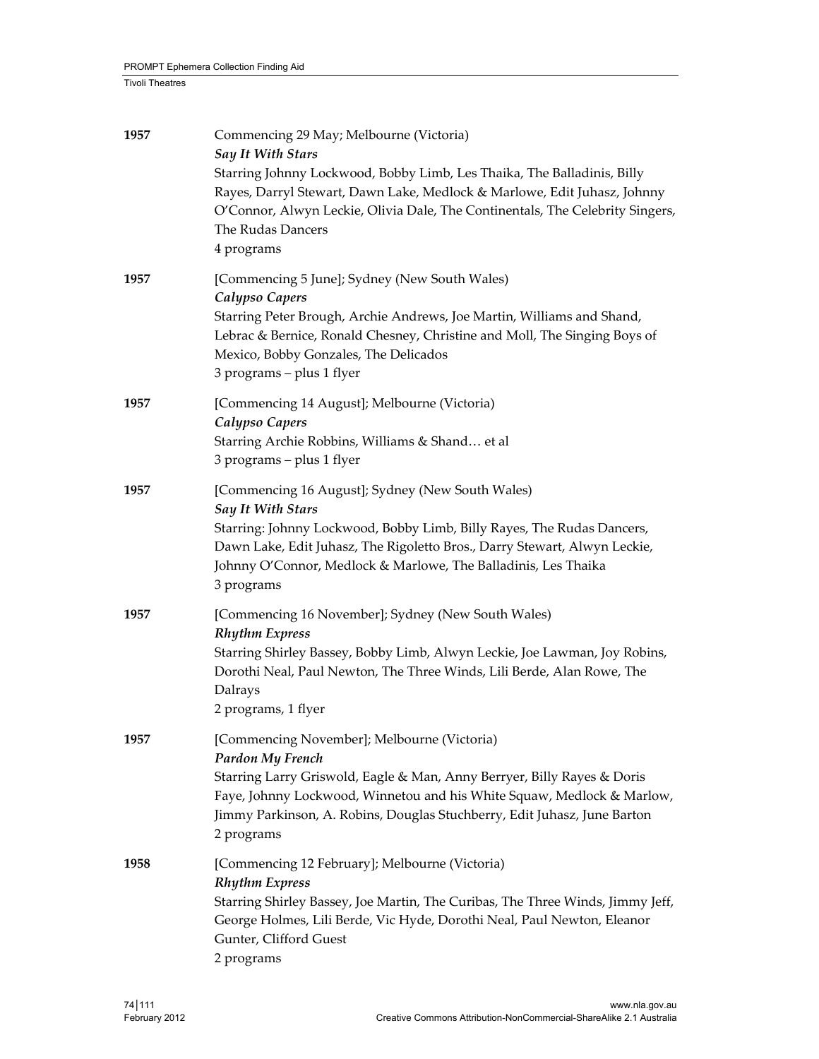**1957** Commencing 29 May; Melbourne (Victoria)
***Say It With Stars***
Starring Johnny Lockwood, Bobby Limb, Les Thaika, The Balladinis, Billy Rayes, Darryl Stewart, Dawn Lake, Medlock & Marlowe, Edit Juhasz, Johnny O'Connor, Alwyn Leckie, Olivia Dale, The Continentals, The Celebrity Singers, The Rudas Dancers
4 programs

**1957** [Commencing 5 June]; Sydney (New South Wales)
***Calypso Capers***
Starring Peter Brough, Archie Andrews, Joe Martin, Williams and Shand, Lebrac & Bernice, Ronald Chesney, Christine and Moll, The Singing Boys of Mexico, Bobby Gonzales, The Delicados
3 programs – plus 1 flyer

**1957** [Commencing 14 August]; Melbourne (Victoria)
***Calypso Capers***
Starring Archie Robbins, Williams & Shand… et al
3 programs – plus 1 flyer

**1957** [Commencing 16 August]; Sydney (New South Wales)
***Say It With Stars***
Starring: Johnny Lockwood, Bobby Limb, Billy Rayes, The Rudas Dancers, Dawn Lake, Edit Juhasz, The Rigoletto Bros., Darry Stewart, Alwyn Leckie, Johnny O'Connor, Medlock & Marlowe, The Balladinis, Les Thaika
3 programs

**1957** [Commencing 16 November]; Sydney (New South Wales)
***Rhythm Express***
Starring Shirley Bassey, Bobby Limb, Alwyn Leckie, Joe Lawman, Joy Robins, Dorothi Neal, Paul Newton, The Three Winds, Lili Berde, Alan Rowe, The Dalrays
2 programs, 1 flyer

**1957** [Commencing November]; Melbourne (Victoria)
***Pardon My French***
Starring Larry Griswold, Eagle & Man, Anny Berryer, Billy Rayes & Doris Faye, Johnny Lockwood, Winnetou and his White Squaw, Medlock & Marlow, Jimmy Parkinson, A. Robins, Douglas Stuchberry, Edit Juhasz, June Barton
2 programs

**1958** [Commencing 12 February]; Melbourne (Victoria)
***Rhythm Express***
Starring Shirley Bassey, Joe Martin, The Curibas, The Three Winds, Jimmy Jeff, George Holmes, Lili Berde, Vic Hyde, Dorothi Neal, Paul Newton, Eleanor Gunter, Clifford Guest
2 programs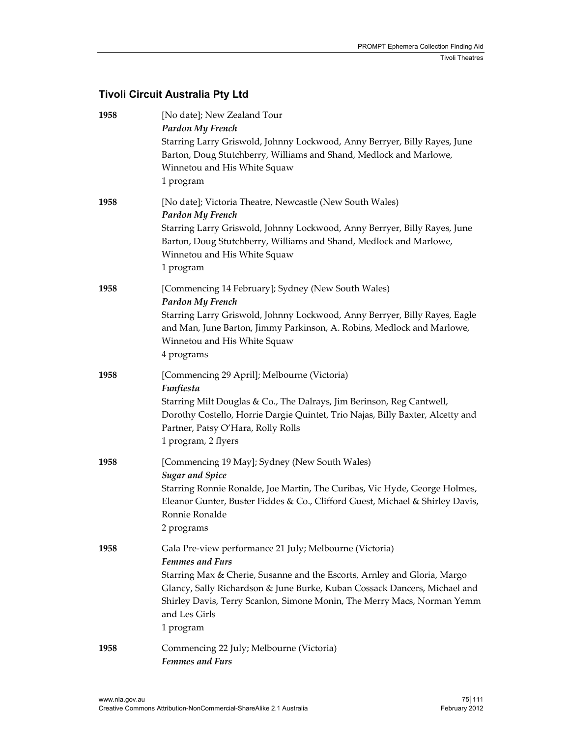## Tivoli Circuit Australia Pty Ltd

| | |
|---|---|
| **1958** | [No date]; New Zealand Tour<br>***Pardon My French***<br>Starring Larry Griswold, Johnny Lockwood, Anny Berryer, Billy Rayes, June Barton, Doug Stutchberry, Williams and Shand, Medlock and Marlowe, Winnetou and His White Squaw<br>1 program |
| **1958** | [No date]; Victoria Theatre, Newcastle (New South Wales)<br>***Pardon My French***<br>Starring Larry Griswold, Johnny Lockwood, Anny Berryer, Billy Rayes, June Barton, Doug Stutchberry, Williams and Shand, Medlock and Marlowe, Winnetou and His White Squaw<br>1 program |
| **1958** | [Commencing 14 February]; Sydney (New South Wales)<br>***Pardon My French***<br>Starring Larry Griswold, Johnny Lockwood, Anny Berryer, Billy Rayes, Eagle and Man, June Barton, Jimmy Parkinson, A. Robins, Medlock and Marlowe, Winnetou and His White Squaw<br>4 programs |
| **1958** | [Commencing 29 April]; Melbourne (Victoria)<br>***Funfiesta***<br>Starring Milt Douglas & Co., The Dalrays, Jim Berinson, Reg Cantwell, Dorothy Costello, Horrie Dargie Quintet, Trio Najas, Billy Baxter, Alcetty and Partner, Patsy O'Hara, Rolly Rolls<br>1 program, 2 flyers |
| **1958** | [Commencing 19 May]; Sydney (New South Wales)<br>***Sugar and Spice***<br>Starring Ronnie Ronalde, Joe Martin, The Curibas, Vic Hyde, George Holmes, Eleanor Gunter, Buster Fiddes & Co., Clifford Guest, Michael & Shirley Davis, Ronnie Ronalde<br>2 programs |
| **1958** | Gala Pre-view performance 21 July; Melbourne (Victoria)<br>***Femmes and Furs***<br>Starring Max & Cherie, Susanne and the Escorts, Arnley and Gloria, Margo Glancy, Sally Richardson & June Burke, Kuban Cossack Dancers, Michael and Shirley Davis, Terry Scanlon, Simone Monin, The Merry Macs, Norman Yemm and Les Girls<br>1 program |
| **1958** | Commencing 22 July; Melbourne (Victoria)<br>***Femmes and Furs*** |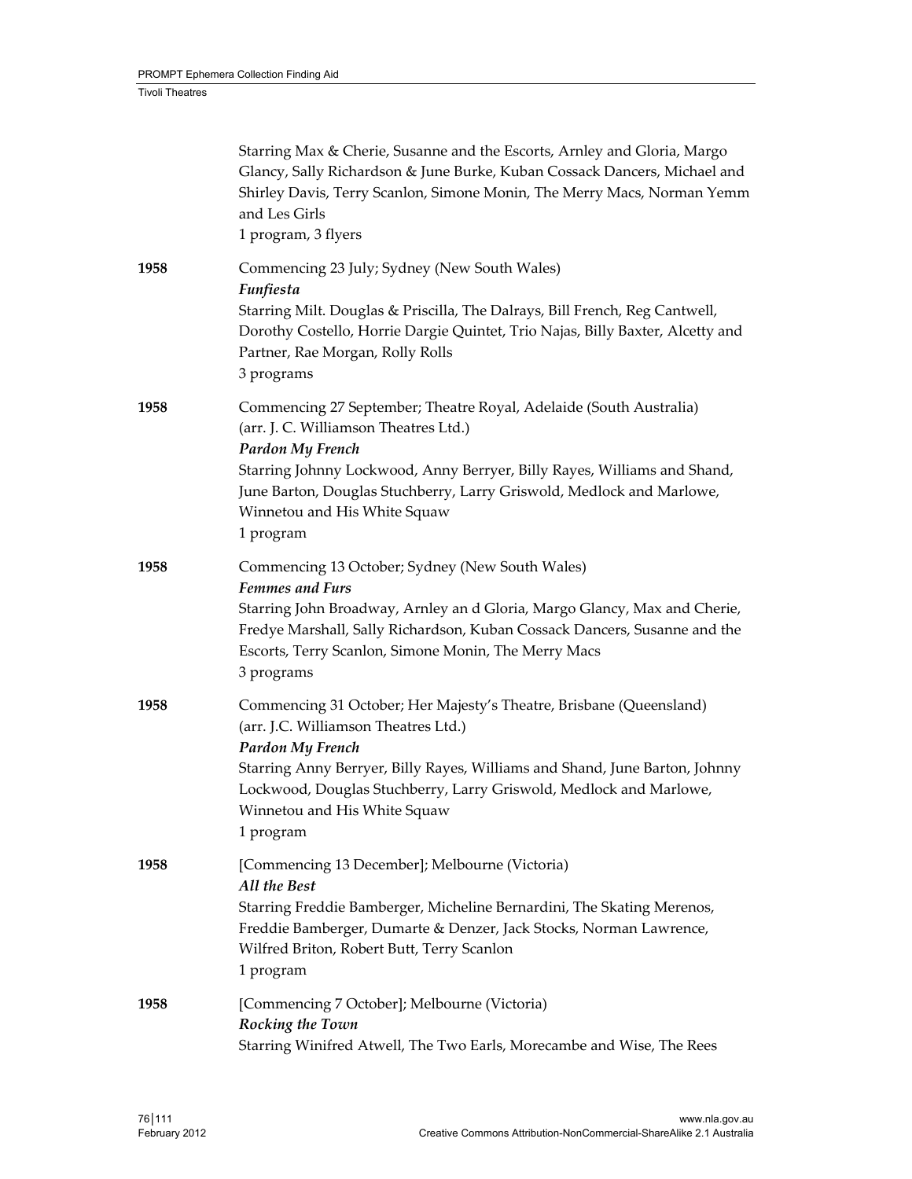Starring Max & Cherie, Susanne and the Escorts, Arnley and Gloria, Margo Glancy, Sally Richardson & June Burke, Kuban Cossack Dancers, Michael and Shirley Davis, Terry Scanlon, Simone Monin, The Merry Macs, Norman Yemm and Les Girls
1 program, 3 flyers

**1958** Commencing 23 July; Sydney (New South Wales)
***Funfiesta***
Starring Milt. Douglas & Priscilla, The Dalrays, Bill French, Reg Cantwell, Dorothy Costello, Horrie Dargie Quintet, Trio Najas, Billy Baxter, Alcetty and Partner, Rae Morgan, Rolly Rolls
3 programs

**1958** Commencing 27 September; Theatre Royal, Adelaide (South Australia)
(arr. J. C. Williamson Theatres Ltd.)
***Pardon My French***
Starring Johnny Lockwood, Anny Berryer, Billy Rayes, Williams and Shand, June Barton, Douglas Stuchberry, Larry Griswold, Medlock and Marlowe, Winnetou and His White Squaw
1 program

**1958** Commencing 13 October; Sydney (New South Wales)
***Femmes and Furs***
Starring John Broadway, Arnley an d Gloria, Margo Glancy, Max and Cherie, Fredye Marshall, Sally Richardson, Kuban Cossack Dancers, Susanne and the Escorts, Terry Scanlon, Simone Monin, The Merry Macs
3 programs

**1958** Commencing 31 October; Her Majesty's Theatre, Brisbane (Queensland)
(arr. J.C. Williamson Theatres Ltd.)
***Pardon My French***
Starring Anny Berryer, Billy Rayes, Williams and Shand, June Barton, Johnny Lockwood, Douglas Stuchberry, Larry Griswold, Medlock and Marlowe, Winnetou and His White Squaw
1 program

**1958** [Commencing 13 December]; Melbourne (Victoria)
***All the Best***
Starring Freddie Bamberger, Micheline Bernardini, The Skating Merenos, Freddie Bamberger, Dumarte & Denzer, Jack Stocks, Norman Lawrence, Wilfred Briton, Robert Butt, Terry Scanlon
1 program

**1958** [Commencing 7 October]; Melbourne (Victoria)
***Rocking the Town***
Starring Winifred Atwell, The Two Earls, Morecambe and Wise, The Rees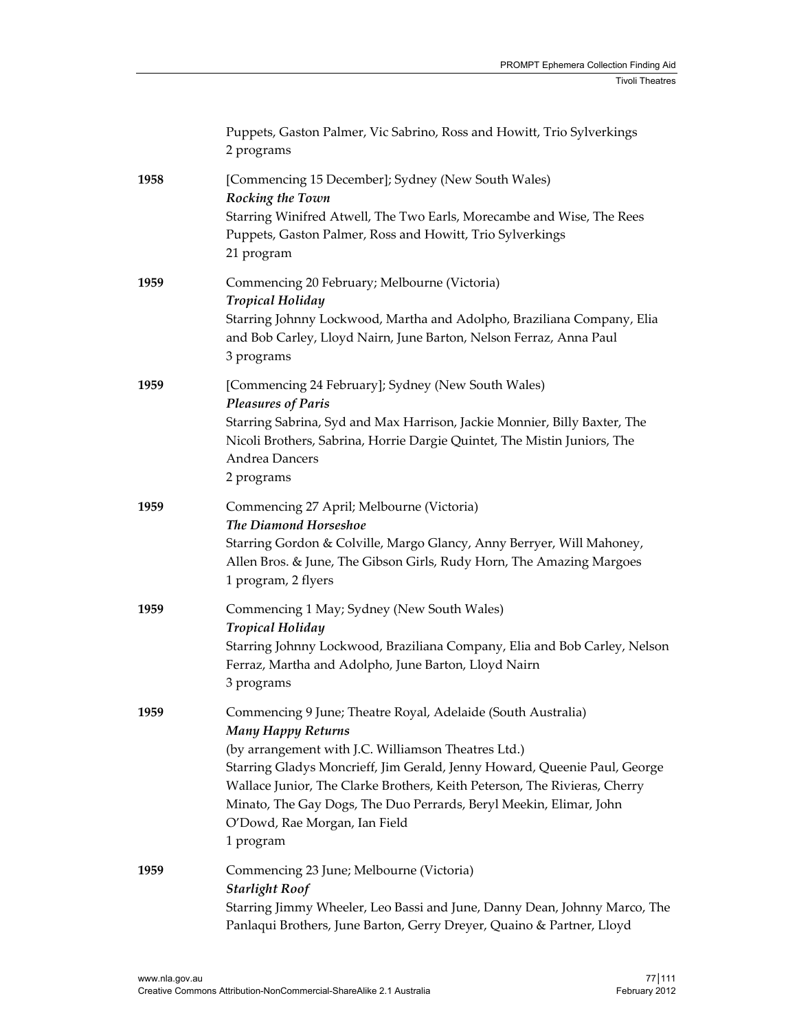| | |
|---|---|
| | Puppets, Gaston Palmer, Vic Sabrino, Ross and Howitt, Trio Sylverkings<br>2 programs |
| **1958** | [Commencing 15 December]; Sydney (New South Wales)<br>***Rocking the Town***<br>Starring Winifred Atwell, The Two Earls, Morecambe and Wise, The Rees Puppets, Gaston Palmer, Ross and Howitt, Trio Sylverkings<br>21 program |
| **1959** | Commencing 20 February; Melbourne (Victoria)<br>***Tropical Holiday***<br>Starring Johnny Lockwood, Martha and Adolpho, Braziliana Company, Elia and Bob Carley, Lloyd Nairn, June Barton, Nelson Ferraz, Anna Paul<br>3 programs |
| **1959** | [Commencing 24 February]; Sydney (New South Wales)<br>***Pleasures of Paris***<br>Starring Sabrina, Syd and Max Harrison, Jackie Monnier, Billy Baxter, The Nicoli Brothers, Sabrina, Horrie Dargie Quintet, The Mistin Juniors, The Andrea Dancers<br>2 programs |
| **1959** | Commencing 27 April; Melbourne (Victoria)<br>***The Diamond Horseshoe***<br>Starring Gordon & Colville, Margo Glancy, Anny Berryer, Will Mahoney, Allen Bros. & June, The Gibson Girls, Rudy Horn, The Amazing Margoes<br>1 program, 2 flyers |
| **1959** | Commencing 1 May; Sydney (New South Wales)<br>***Tropical Holiday***<br>Starring Johnny Lockwood, Braziliana Company, Elia and Bob Carley, Nelson Ferraz, Martha and Adolpho, June Barton, Lloyd Nairn<br>3 programs |
| **1959** | Commencing 9 June; Theatre Royal, Adelaide (South Australia)<br>***Many Happy Returns***<br>(by arrangement with J.C. Williamson Theatres Ltd.)<br>Starring Gladys Moncrieff, Jim Gerald, Jenny Howard, Queenie Paul, George Wallace Junior, The Clarke Brothers, Keith Peterson, The Rivieras, Cherry Minato, The Gay Dogs, The Duo Perrards, Beryl Meekin, Elimar, John O'Dowd, Rae Morgan, Ian Field<br>1 program |
| **1959** | Commencing 23 June; Melbourne (Victoria)<br>***Starlight Roof***<br>Starring Jimmy Wheeler, Leo Bassi and June, Danny Dean, Johnny Marco, The Panlaqui Brothers, June Barton, Gerry Dreyer, Quaino & Partner, Lloyd |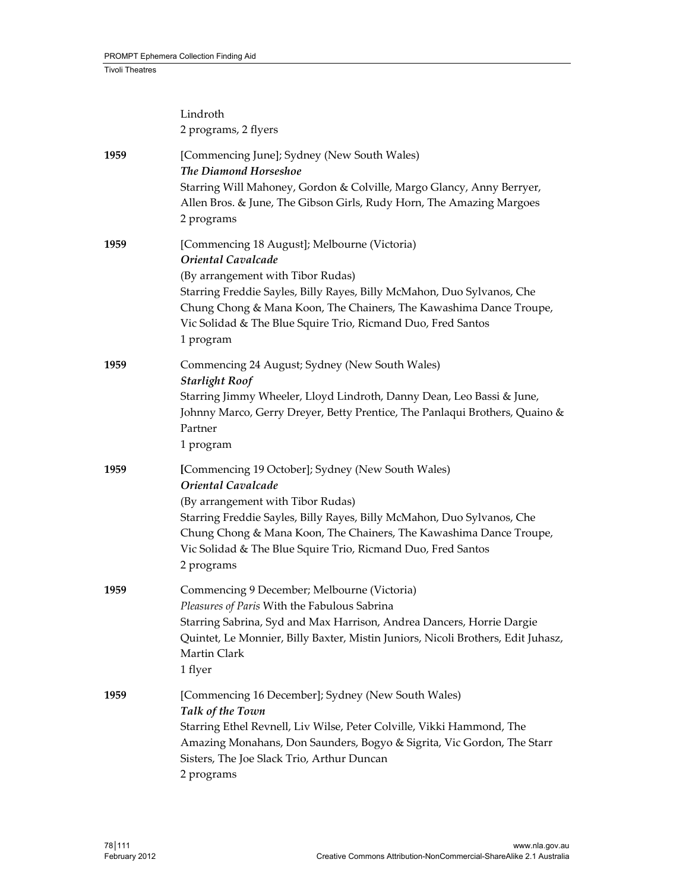Lindroth
2 programs, 2 flyers

**1959** [Commencing June]; Sydney (New South Wales)
***The Diamond Horseshoe***
Starring Will Mahoney, Gordon & Colville, Margo Glancy, Anny Berryer, Allen Bros. & June, The Gibson Girls, Rudy Horn, The Amazing Margoes
2 programs

**1959** [Commencing 18 August]; Melbourne (Victoria)
***Oriental Cavalcade***
(By arrangement with Tibor Rudas)
Starring Freddie Sayles, Billy Rayes, Billy McMahon, Duo Sylvanos, Che Chung Chong & Mana Koon, The Chainers, The Kawashima Dance Troupe, Vic Solidad & The Blue Squire Trio, Ricmand Duo, Fred Santos
1 program

**1959** Commencing 24 August; Sydney (New South Wales)
***Starlight Roof***
Starring Jimmy Wheeler, Lloyd Lindroth, Danny Dean, Leo Bassi & June, Johnny Marco, Gerry Dreyer, Betty Prentice, The Panlaqui Brothers, Quaino & Partner
1 program

**1959** [Commencing 19 October]; Sydney (New South Wales)
***Oriental Cavalcade***
(By arrangement with Tibor Rudas)
Starring Freddie Sayles, Billy Rayes, Billy McMahon, Duo Sylvanos, Che Chung Chong & Mana Koon, The Chainers, The Kawashima Dance Troupe, Vic Solidad & The Blue Squire Trio, Ricmand Duo, Fred Santos
2 programs

**1959** Commencing 9 December; Melbourne (Victoria)
*Pleasures of Paris* With the Fabulous Sabrina
Starring Sabrina, Syd and Max Harrison, Andrea Dancers, Horrie Dargie Quintet, Le Monnier, Billy Baxter, Mistin Juniors, Nicoli Brothers, Edit Juhasz, Martin Clark
1 flyer

**1959** [Commencing 16 December]; Sydney (New South Wales)
***Talk of the Town***
Starring Ethel Revnell, Liv Wilse, Peter Colville, Vikki Hammond, The Amazing Monahans, Don Saunders, Bogyo & Sigrita, Vic Gordon, The Starr Sisters, The Joe Slack Trio, Arthur Duncan
2 programs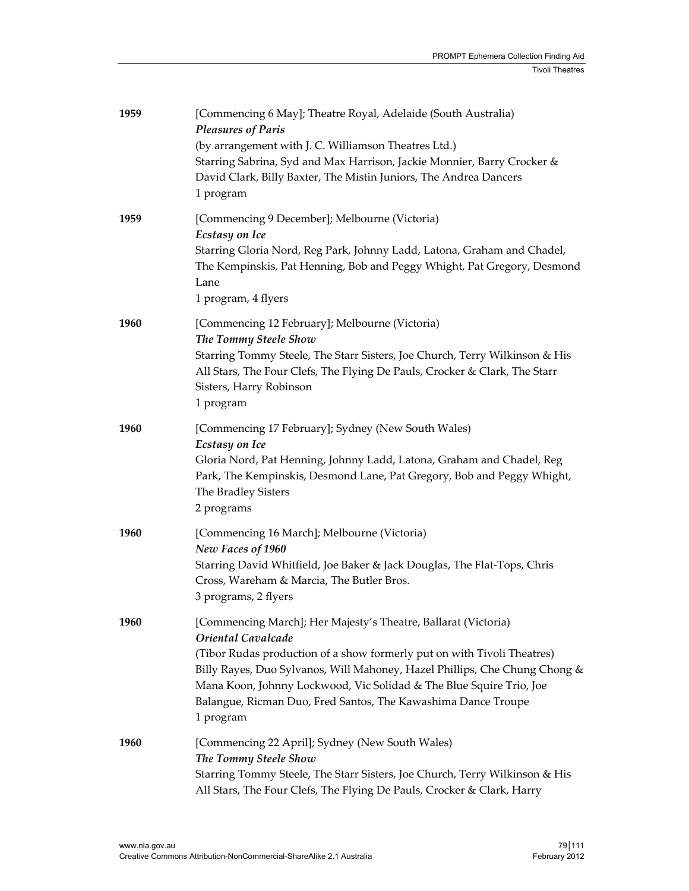**1959** [Commencing 6 May]; Theatre Royal, Adelaide (South Australia)
***Pleasures of Paris***
(by arrangement with J. C. Williamson Theatres Ltd.)
Starring Sabrina, Syd and Max Harrison, Jackie Monnier, Barry Crocker & David Clark, Billy Baxter, The Mistin Juniors, The Andrea Dancers
1 program

**1959** [Commencing 9 December]; Melbourne (Victoria)
***Ecstasy on Ice***
Starring Gloria Nord, Reg Park, Johnny Ladd, Latona, Graham and Chadel, The Kempinskis, Pat Henning, Bob and Peggy Whight, Pat Gregory, Desmond Lane
1 program, 4 flyers

**1960** [Commencing 12 February]; Melbourne (Victoria)
***The Tommy Steele Show***
Starring Tommy Steele, The Starr Sisters, Joe Church, Terry Wilkinson & His All Stars, The Four Clefs, The Flying De Pauls, Crocker & Clark, The Starr Sisters, Harry Robinson
1 program

**1960** [Commencing 17 February]; Sydney (New South Wales)
***Ecstasy on Ice***
Gloria Nord, Pat Henning, Johnny Ladd, Latona, Graham and Chadel, Reg Park, The Kempinskis, Desmond Lane, Pat Gregory, Bob and Peggy Whight, The Bradley Sisters
2 programs

**1960** [Commencing 16 March]; Melbourne (Victoria)
***New Faces of 1960***
Starring David Whitfield, Joe Baker & Jack Douglas, The Flat-Tops, Chris Cross, Wareham & Marcia, The Butler Bros.
3 programs, 2 flyers

**1960** [Commencing March]; Her Majesty's Theatre, Ballarat (Victoria)
***Oriental Cavalcade***
(Tibor Rudas production of a show formerly put on with Tivoli Theatres)
Billy Rayes, Duo Sylvanos, Will Mahoney, Hazel Phillips, Che Chung Chong & Mana Koon, Johnny Lockwood, Vic Solidad & The Blue Squire Trio, Joe Balangue, Ricman Duo, Fred Santos, The Kawashima Dance Troupe
1 program

**1960** [Commencing 22 April]; Sydney (New South Wales)
***The Tommy Steele Show***
Starring Tommy Steele, The Starr Sisters, Joe Church, Terry Wilkinson & His All Stars, The Four Clefs, The Flying De Pauls, Crocker & Clark, Harry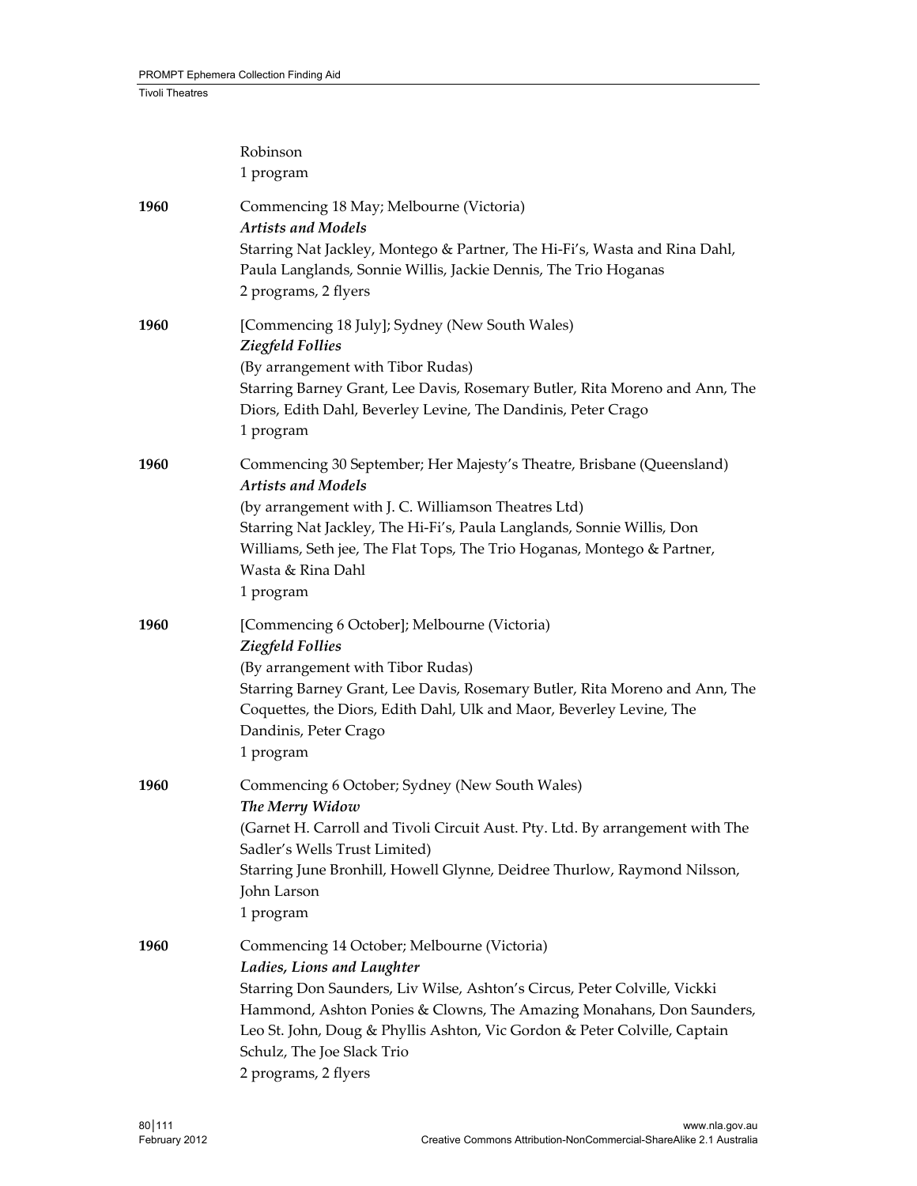Robinson
1 program

**1960** Commencing 18 May; Melbourne (Victoria)
***Artists and Models***
Starring Nat Jackley, Montego & Partner, The Hi-Fi's, Wasta and Rina Dahl, Paula Langlands, Sonnie Willis, Jackie Dennis, The Trio Hoganas
2 programs, 2 flyers

**1960** [Commencing 18 July]; Sydney (New South Wales)
***Ziegfeld Follies***
(By arrangement with Tibor Rudas)
Starring Barney Grant, Lee Davis, Rosemary Butler, Rita Moreno and Ann, The Diors, Edith Dahl, Beverley Levine, The Dandinis, Peter Crago
1 program

**1960** Commencing 30 September; Her Majesty's Theatre, Brisbane (Queensland)
***Artists and Models***
(by arrangement with J. C. Williamson Theatres Ltd)
Starring Nat Jackley, The Hi-Fi's, Paula Langlands, Sonnie Willis, Don Williams, Seth jee, The Flat Tops, The Trio Hoganas, Montego & Partner, Wasta & Rina Dahl
1 program

**1960** [Commencing 6 October]; Melbourne (Victoria)
***Ziegfeld Follies***
(By arrangement with Tibor Rudas)
Starring Barney Grant, Lee Davis, Rosemary Butler, Rita Moreno and Ann, The Coquettes, the Diors, Edith Dahl, Ulk and Maor, Beverley Levine, The Dandinis, Peter Crago
1 program

**1960** Commencing 6 October; Sydney (New South Wales)
***The Merry Widow***
(Garnet H. Carroll and Tivoli Circuit Aust. Pty. Ltd. By arrangement with The Sadler's Wells Trust Limited)
Starring June Bronhill, Howell Glynne, Deidree Thurlow, Raymond Nilsson, John Larson
1 program

**1960** Commencing 14 October; Melbourne (Victoria)
***Ladies, Lions and Laughter***
Starring Don Saunders, Liv Wilse, Ashton's Circus, Peter Colville, Vickki Hammond, Ashton Ponies & Clowns, The Amazing Monahans, Don Saunders, Leo St. John, Doug & Phyllis Ashton, Vic Gordon & Peter Colville, Captain Schulz, The Joe Slack Trio
2 programs, 2 flyers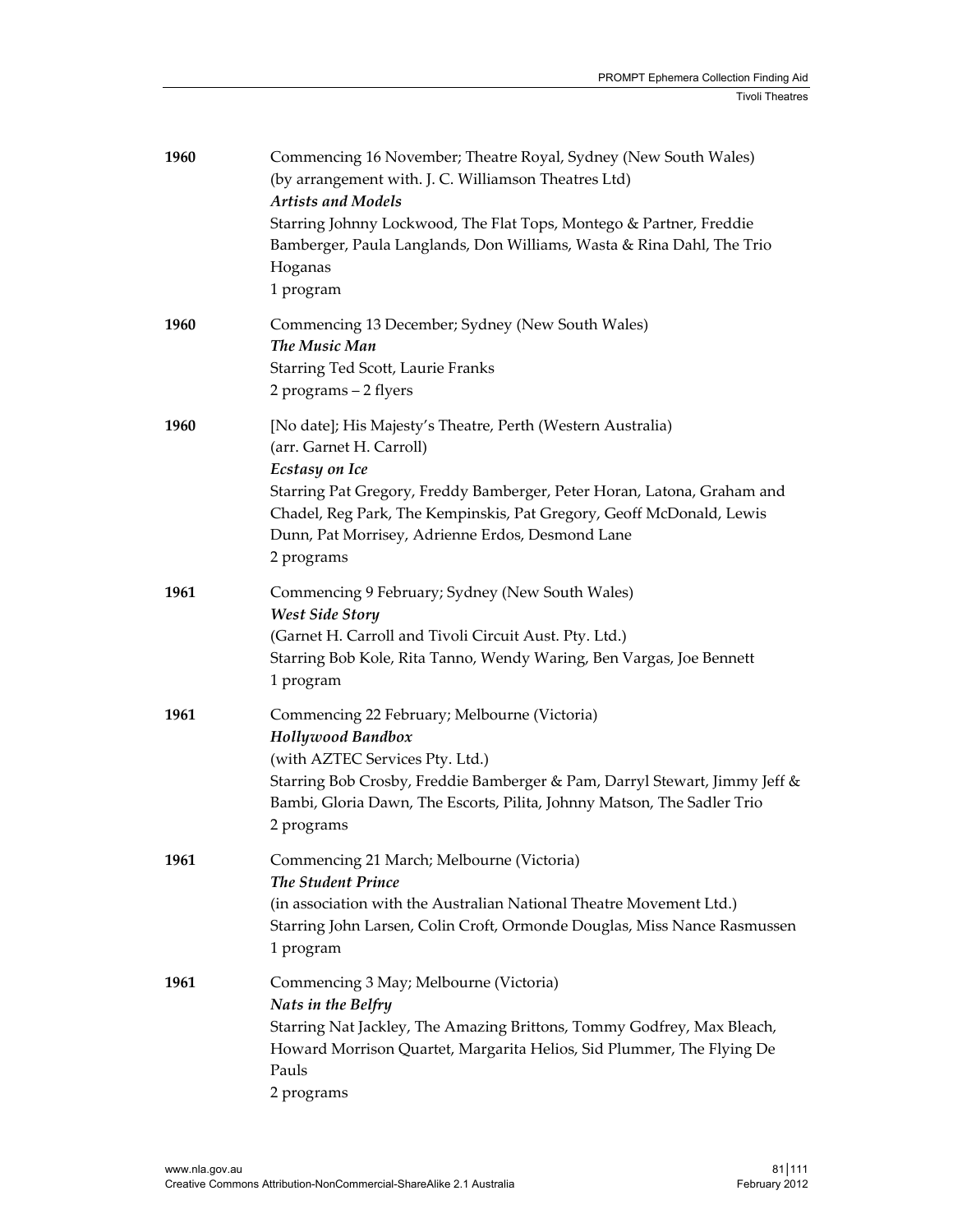**1960**

Commencing 16 November; Theatre Royal, Sydney (New South Wales)
(by arrangement with. J. C. Williamson Theatres Ltd)
***Artists and Models***
Starring Johnny Lockwood, The Flat Tops, Montego & Partner, Freddie Bamberger, Paula Langlands, Don Williams, Wasta & Rina Dahl, The Trio Hoganas
1 program

**1960**

Commencing 13 December; Sydney (New South Wales)
***The Music Man***
Starring Ted Scott, Laurie Franks
2 programs – 2 flyers

**1960**

[No date]; His Majesty's Theatre, Perth (Western Australia)
(arr. Garnet H. Carroll)
***Ecstasy on Ice***
Starring Pat Gregory, Freddy Bamberger, Peter Horan, Latona, Graham and Chadel, Reg Park, The Kempinskis, Pat Gregory, Geoff McDonald, Lewis Dunn, Pat Morrisey, Adrienne Erdos, Desmond Lane
2 programs

**1961**

Commencing 9 February; Sydney (New South Wales)
***West Side Story***
(Garnet H. Carroll and Tivoli Circuit Aust. Pty. Ltd.)
Starring Bob Kole, Rita Tanno, Wendy Waring, Ben Vargas, Joe Bennett
1 program

**1961**

Commencing 22 February; Melbourne (Victoria)
***Hollywood Bandbox***
(with AZTEC Services Pty. Ltd.)
Starring Bob Crosby, Freddie Bamberger & Pam, Darryl Stewart, Jimmy Jeff & Bambi, Gloria Dawn, The Escorts, Pilita, Johnny Matson, The Sadler Trio
2 programs

**1961**

Commencing 21 March; Melbourne (Victoria)
***The Student Prince***
(in association with the Australian National Theatre Movement Ltd.)
Starring John Larsen, Colin Croft, Ormonde Douglas, Miss Nance Rasmussen
1 program

**1961**

Commencing 3 May; Melbourne (Victoria)
***Nats in the Belfry***
Starring Nat Jackley, The Amazing Brittons, Tommy Godfrey, Max Bleach, Howard Morrison Quartet, Margarita Helios, Sid Plummer, The Flying De Pauls
2 programs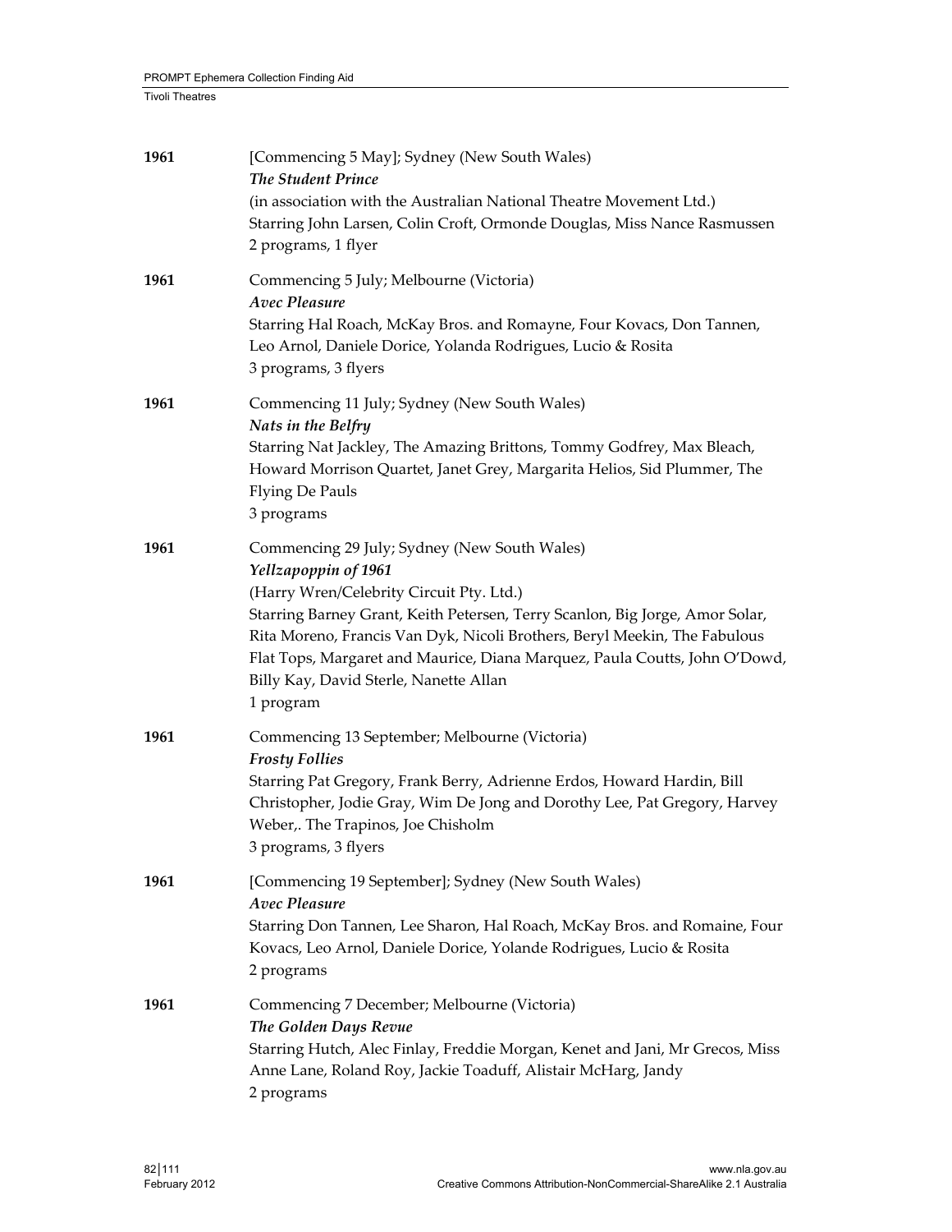**1961** [Commencing 5 May]; Sydney (New South Wales)
***The Student Prince***
(in association with the Australian National Theatre Movement Ltd.)
Starring John Larsen, Colin Croft, Ormonde Douglas, Miss Nance Rasmussen
2 programs, 1 flyer

**1961** Commencing 5 July; Melbourne (Victoria)
***Avec Pleasure***
Starring Hal Roach, McKay Bros. and Romayne, Four Kovacs, Don Tannen, Leo Arnol, Daniele Dorice, Yolanda Rodrigues, Lucio & Rosita
3 programs, 3 flyers

**1961** Commencing 11 July; Sydney (New South Wales)
***Nats in the Belfry***
Starring Nat Jackley, The Amazing Brittons, Tommy Godfrey, Max Bleach, Howard Morrison Quartet, Janet Grey, Margarita Helios, Sid Plummer, The Flying De Pauls
3 programs

**1961** Commencing 29 July; Sydney (New South Wales)
***Yellzapoppin of 1961***
(Harry Wren/Celebrity Circuit Pty. Ltd.)
Starring Barney Grant, Keith Petersen, Terry Scanlon, Big Jorge, Amor Solar, Rita Moreno, Francis Van Dyk, Nicoli Brothers, Beryl Meekin, The Fabulous Flat Tops, Margaret and Maurice, Diana Marquez, Paula Coutts, John O'Dowd, Billy Kay, David Sterle, Nanette Allan
1 program

**1961** Commencing 13 September; Melbourne (Victoria)
***Frosty Follies***
Starring Pat Gregory, Frank Berry, Adrienne Erdos, Howard Hardin, Bill Christopher, Jodie Gray, Wim De Jong and Dorothy Lee, Pat Gregory, Harvey Weber,. The Trapinos, Joe Chisholm
3 programs, 3 flyers

**1961** [Commencing 19 September]; Sydney (New South Wales)
***Avec Pleasure***
Starring Don Tannen, Lee Sharon, Hal Roach, McKay Bros. and Romaine, Four Kovacs, Leo Arnol, Daniele Dorice, Yolande Rodrigues, Lucio & Rosita
2 programs

**1961** Commencing 7 December; Melbourne (Victoria)
***The Golden Days Revue***
Starring Hutch, Alec Finlay, Freddie Morgan, Kenet and Jani, Mr Grecos, Miss Anne Lane, Roland Roy, Jackie Toaduff, Alistair McHarg, Jandy
2 programs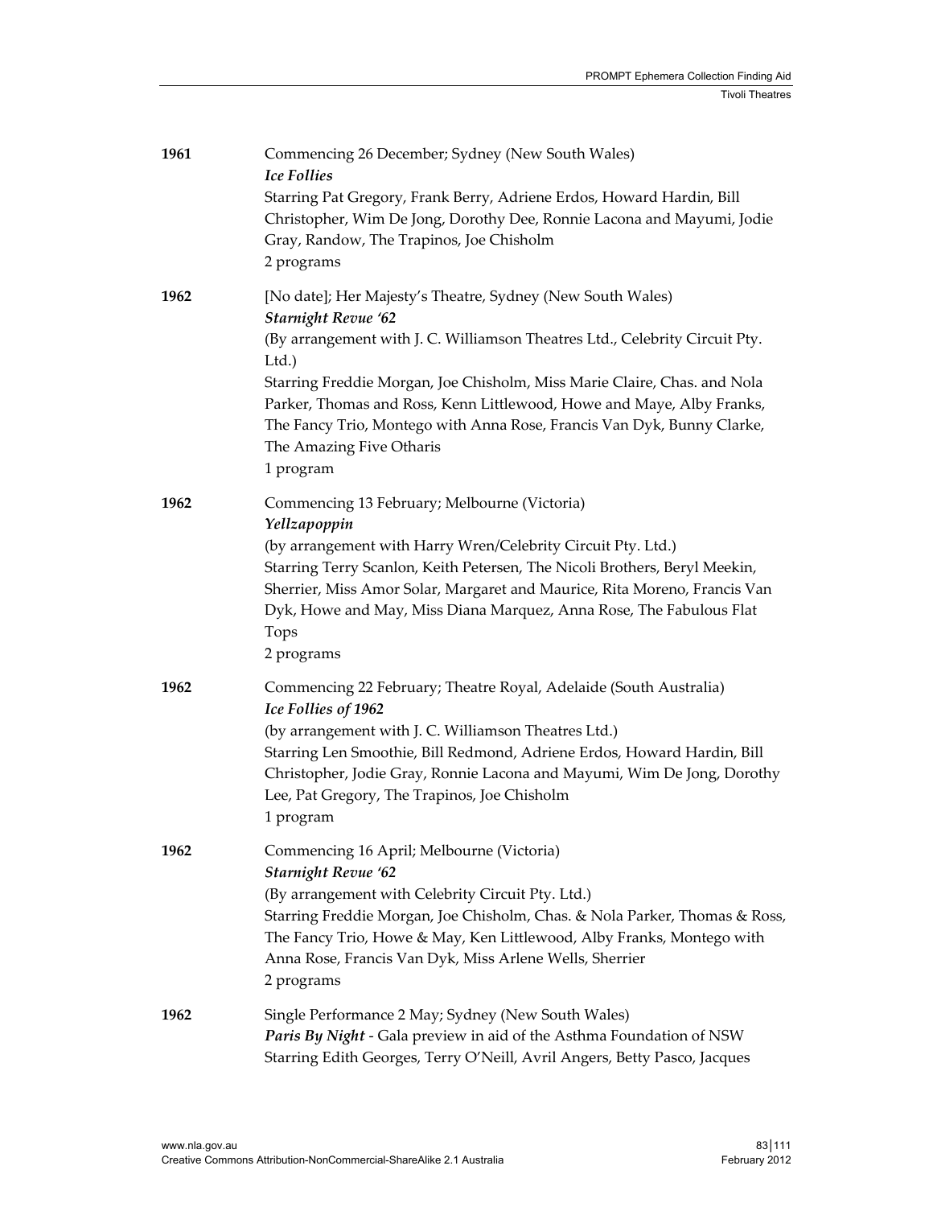**1961** Commencing 26 December; Sydney (New South Wales)
***Ice Follies***
Starring Pat Gregory, Frank Berry, Adriene Erdos, Howard Hardin, Bill Christopher, Wim De Jong, Dorothy Dee, Ronnie Lacona and Mayumi, Jodie Gray, Randow, The Trapinos, Joe Chisholm
2 programs

**1962** [No date]; Her Majesty's Theatre, Sydney (New South Wales)
***Starnight Revue '62***
(By arrangement with J. C. Williamson Theatres Ltd., Celebrity Circuit Pty. Ltd.)
Starring Freddie Morgan, Joe Chisholm, Miss Marie Claire, Chas. and Nola Parker, Thomas and Ross, Kenn Littlewood, Howe and Maye, Alby Franks, The Fancy Trio, Montego with Anna Rose, Francis Van Dyk, Bunny Clarke, The Amazing Five Otharis
1 program

**1962** Commencing 13 February; Melbourne (Victoria)
***Yellzapoppin***
(by arrangement with Harry Wren/Celebrity Circuit Pty. Ltd.)
Starring Terry Scanlon, Keith Petersen, The Nicoli Brothers, Beryl Meekin, Sherrier, Miss Amor Solar, Margaret and Maurice, Rita Moreno, Francis Van Dyk, Howe and May, Miss Diana Marquez, Anna Rose, The Fabulous Flat Tops
2 programs

**1962** Commencing 22 February; Theatre Royal, Adelaide (South Australia)
***Ice Follies of 1962***
(by arrangement with J. C. Williamson Theatres Ltd.)
Starring Len Smoothie, Bill Redmond, Adriene Erdos, Howard Hardin, Bill Christopher, Jodie Gray, Ronnie Lacona and Mayumi, Wim De Jong, Dorothy Lee, Pat Gregory, The Trapinos, Joe Chisholm
1 program

**1962** Commencing 16 April; Melbourne (Victoria)
***Starnight Revue '62***
(By arrangement with Celebrity Circuit Pty. Ltd.)
Starring Freddie Morgan, Joe Chisholm, Chas. & Nola Parker, Thomas & Ross, The Fancy Trio, Howe & May, Ken Littlewood, Alby Franks, Montego with Anna Rose, Francis Van Dyk, Miss Arlene Wells, Sherrier
2 programs

**1962** Single Performance 2 May; Sydney (New South Wales)
***Paris By Night*** - Gala preview in aid of the Asthma Foundation of NSW
Starring Edith Georges, Terry O'Neill, Avril Angers, Betty Pasco, Jacques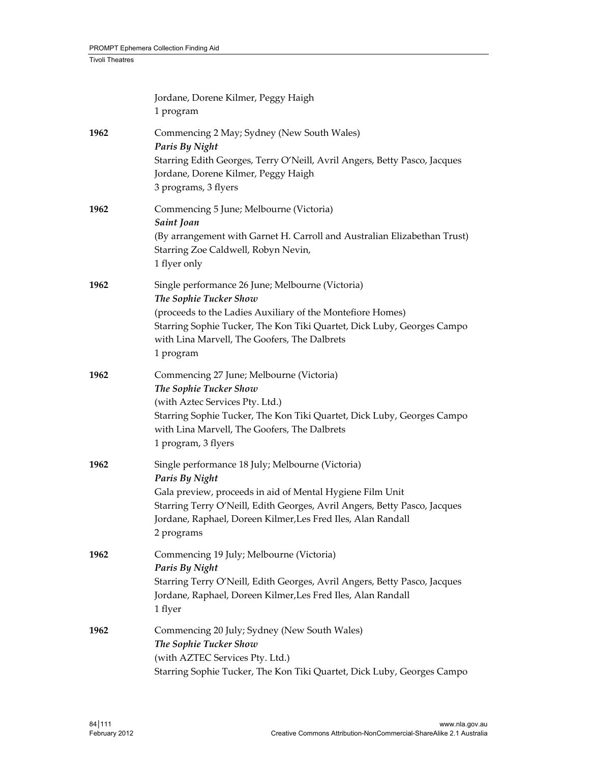| | |
|---|---|
| | Jordane, Dorene Kilmer, Peggy Haigh<br>1 program |
| **1962** | Commencing 2 May; Sydney (New South Wales)<br>***Paris By Night***<br>Starring Edith Georges, Terry O'Neill, Avril Angers, Betty Pasco, Jacques Jordane, Dorene Kilmer, Peggy Haigh<br>3 programs, 3 flyers |
| **1962** | Commencing 5 June; Melbourne (Victoria)<br>***Saint Joan***<br>(By arrangement with Garnet H. Carroll and Australian Elizabethan Trust)<br>Starring Zoe Caldwell, Robyn Nevin,<br>1 flyer only |
| **1962** | Single performance 26 June; Melbourne (Victoria)<br>***The Sophie Tucker Show***<br>(proceeds to the Ladies Auxiliary of the Montefiore Homes)<br>Starring Sophie Tucker, The Kon Tiki Quartet, Dick Luby, Georges Campo with Lina Marvell, The Goofers, The Dalbrets<br>1 program |
| **1962** | Commencing 27 June; Melbourne (Victoria)<br>***The Sophie Tucker Show***<br>(with Aztec Services Pty. Ltd.)<br>Starring Sophie Tucker, The Kon Tiki Quartet, Dick Luby, Georges Campo with Lina Marvell, The Goofers, The Dalbrets<br>1 program, 3 flyers |
| **1962** | Single performance 18 July; Melbourne (Victoria)<br>***Paris By Night***<br>Gala preview, proceeds in aid of Mental Hygiene Film Unit<br>Starring Terry O'Neill, Edith Georges, Avril Angers, Betty Pasco, Jacques Jordane, Raphael, Doreen Kilmer,Les Fred Iles, Alan Randall<br>2 programs |
| **1962** | Commencing 19 July; Melbourne (Victoria)<br>***Paris By Night***<br>Starring Terry O'Neill, Edith Georges, Avril Angers, Betty Pasco, Jacques Jordane, Raphael, Doreen Kilmer,Les Fred Iles, Alan Randall<br>1 flyer |
| **1962** | Commencing 20 July; Sydney (New South Wales)<br>***The Sophie Tucker Show***<br>(with AZTEC Services Pty. Ltd.)<br>Starring Sophie Tucker, The Kon Tiki Quartet, Dick Luby, Georges Campo |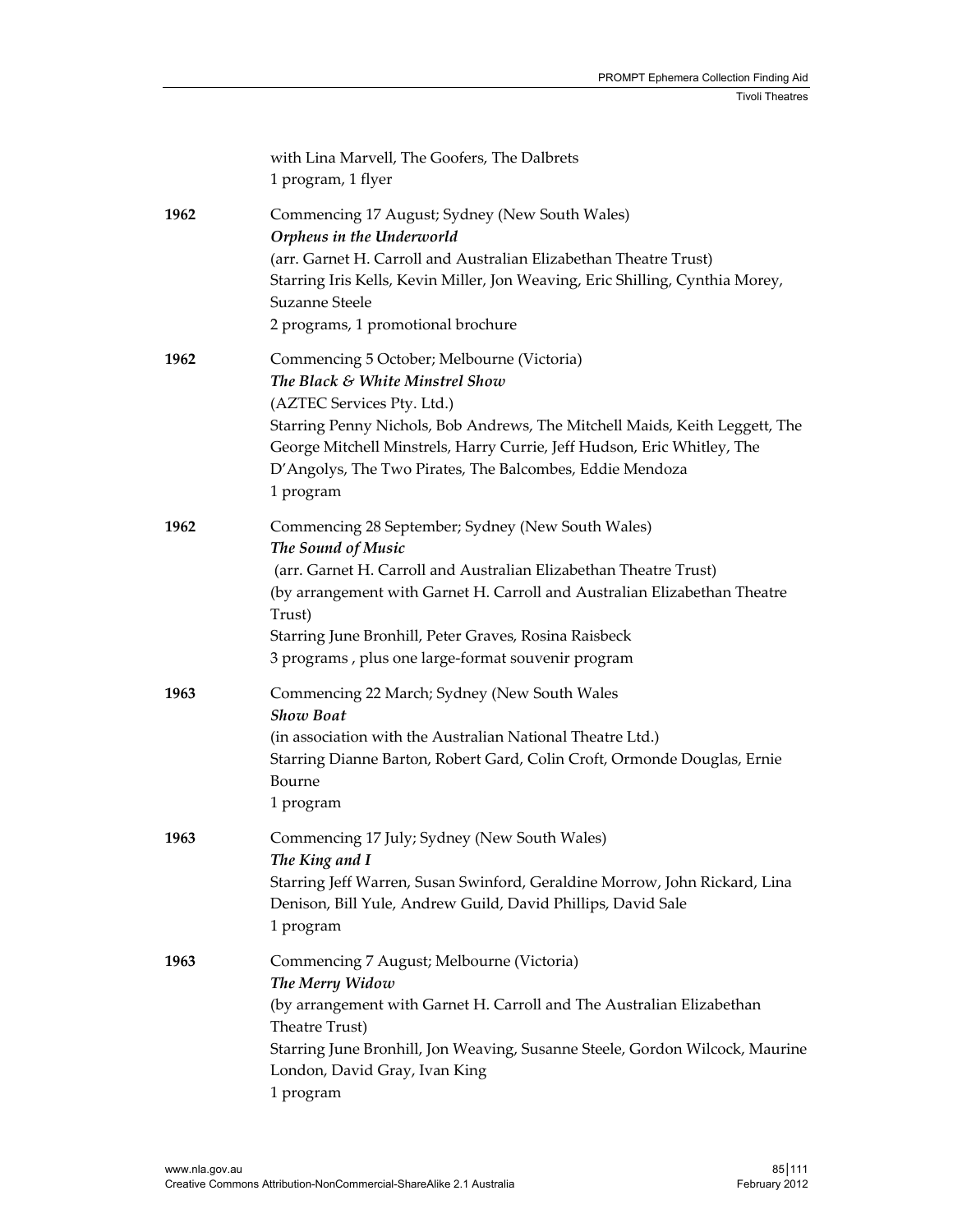with Lina Marvell, The Goofers, The Dalbrets
1 program, 1 flyer

**1962** Commencing 17 August; Sydney (New South Wales)
***Orpheus in the Underworld***
(arr. Garnet H. Carroll and Australian Elizabethan Theatre Trust)
Starring Iris Kells, Kevin Miller, Jon Weaving, Eric Shilling, Cynthia Morey, Suzanne Steele
2 programs, 1 promotional brochure

**1962** Commencing 5 October; Melbourne (Victoria)
***The Black & White Minstrel Show***
(AZTEC Services Pty. Ltd.)
Starring Penny Nichols, Bob Andrews, The Mitchell Maids, Keith Leggett, The George Mitchell Minstrels, Harry Currie, Jeff Hudson, Eric Whitley, The D'Angolys, The Two Pirates, The Balcombes, Eddie Mendoza
1 program

**1962** Commencing 28 September; Sydney (New South Wales)
***The Sound of Music***
(arr. Garnet H. Carroll and Australian Elizabethan Theatre Trust)
(by arrangement with Garnet H. Carroll and Australian Elizabethan Theatre Trust)
Starring June Bronhill, Peter Graves, Rosina Raisbeck
3 programs , plus one large-format souvenir program

**1963** Commencing 22 March; Sydney (New South Wales
***Show Boat***
(in association with the Australian National Theatre Ltd.)
Starring Dianne Barton, Robert Gard, Colin Croft, Ormonde Douglas, Ernie Bourne
1 program

**1963** Commencing 17 July; Sydney (New South Wales)
***The King and I***
Starring Jeff Warren, Susan Swinford, Geraldine Morrow, John Rickard, Lina Denison, Bill Yule, Andrew Guild, David Phillips, David Sale
1 program

**1963** Commencing 7 August; Melbourne (Victoria)
***The Merry Widow***
(by arrangement with Garnet H. Carroll and The Australian Elizabethan Theatre Trust)
Starring June Bronhill, Jon Weaving, Susanne Steele, Gordon Wilcock, Maurine London, David Gray, Ivan King
1 program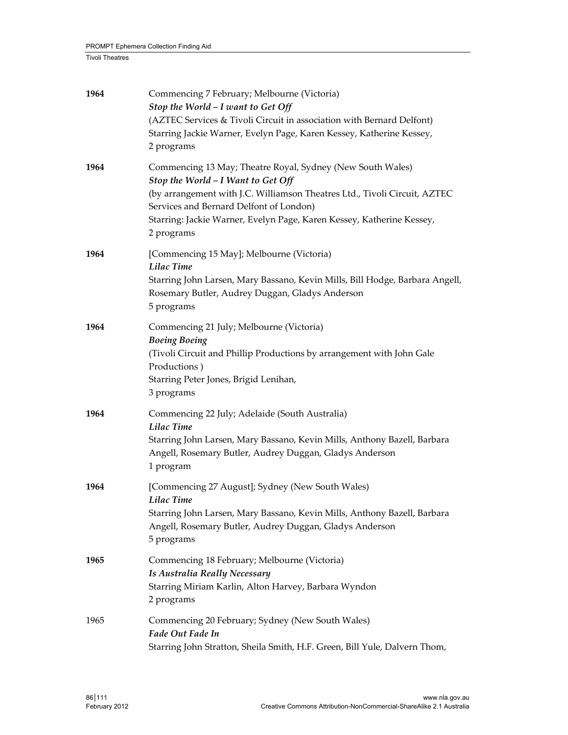**1964** Commencing 7 February; Melbourne (Victoria)
***Stop the World – I want to Get Off***
(AZTEC Services & Tivoli Circuit in association with Bernard Delfont)
Starring Jackie Warner, Evelyn Page, Karen Kessey, Katherine Kessey,
2 programs

**1964** Commencing 13 May; Theatre Royal, Sydney (New South Wales)
***Stop the World – I Want to Get Off***
(by arrangement with J.C. Williamson Theatres Ltd., Tivoli Circuit, AZTEC Services and Bernard Delfont of London)
Starring: Jackie Warner, Evelyn Page, Karen Kessey, Katherine Kessey,
2 programs

**1964** [Commencing 15 May]; Melbourne (Victoria)
***Lilac Time***
Starring John Larsen, Mary Bassano, Kevin Mills, Bill Hodge, Barbara Angell, Rosemary Butler, Audrey Duggan, Gladys Anderson
5 programs

**1964** Commencing 21 July; Melbourne (Victoria)
***Boeing Boeing***
(Tivoli Circuit and Phillip Productions by arrangement with John Gale Productions )
Starring Peter Jones, Brigid Lenihan,
3 programs

**1964** Commencing 22 July; Adelaide (South Australia)
***Lilac Time***
Starring John Larsen, Mary Bassano, Kevin Mills, Anthony Bazell, Barbara Angell, Rosemary Butler, Audrey Duggan, Gladys Anderson
1 program

**1964** [Commencing 27 August]; Sydney (New South Wales)
***Lilac Time***
Starring John Larsen, Mary Bassano, Kevin Mills, Anthony Bazell, Barbara Angell, Rosemary Butler, Audrey Duggan, Gladys Anderson
5 programs

**1965** Commencing 18 February; Melbourne (Victoria)
***Is Australia Really Necessary***
Starring Miriam Karlin, Alton Harvey, Barbara Wyndon
2 programs

1965 Commencing 20 February; Sydney (New South Wales)
***Fade Out Fade In***
Starring John Stratton, Sheila Smith, H.F. Green, Bill Yule, Dalvern Thom,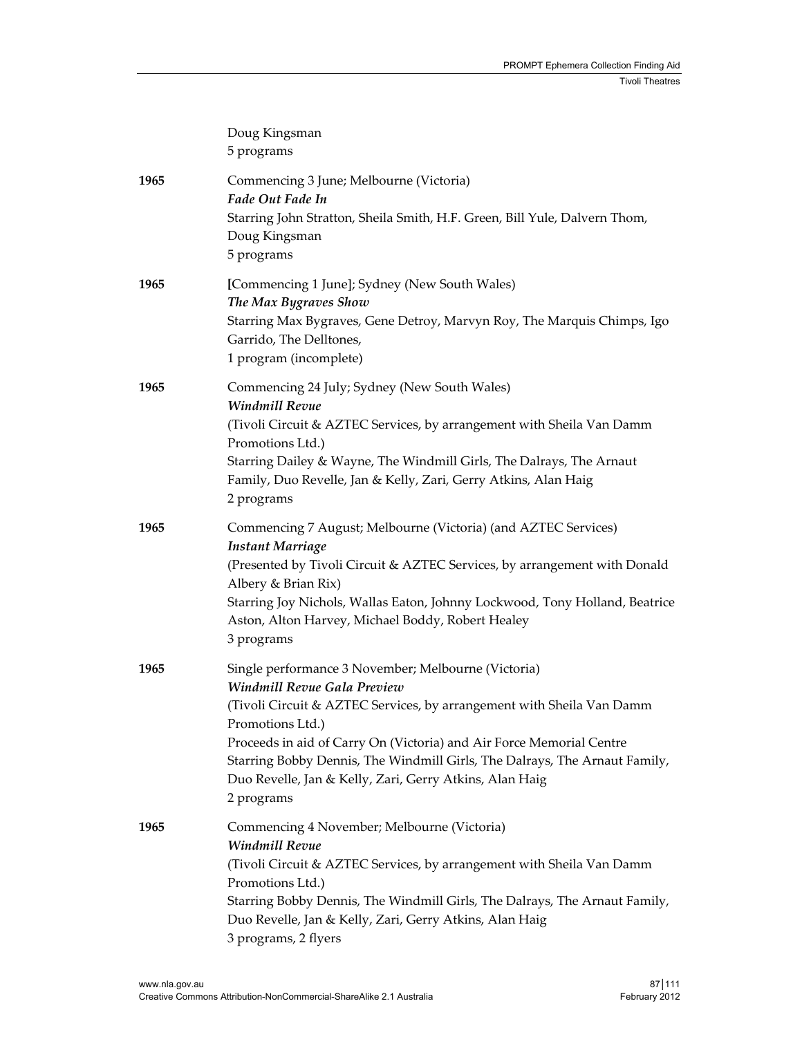Doug Kingsman
5 programs

**1965** Commencing 3 June; Melbourne (Victoria)
***Fade Out Fade In***
Starring John Stratton, Sheila Smith, H.F. Green, Bill Yule, Dalvern Thom, Doug Kingsman
5 programs

**1965** [Commencing 1 June]; Sydney (New South Wales)
***The Max Bygraves Show***
Starring Max Bygraves, Gene Detroy, Marvyn Roy, The Marquis Chimps, Igo Garrido, The Delltones,
1 program (incomplete)

**1965** Commencing 24 July; Sydney (New South Wales)
***Windmill Revue***
(Tivoli Circuit & AZTEC Services, by arrangement with Sheila Van Damm Promotions Ltd.)
Starring Dailey & Wayne, The Windmill Girls, The Dalrays, The Arnaut Family, Duo Revelle, Jan & Kelly, Zari, Gerry Atkins, Alan Haig
2 programs

**1965** Commencing 7 August; Melbourne (Victoria) (and AZTEC Services)
***Instant Marriage***
(Presented by Tivoli Circuit & AZTEC Services, by arrangement with Donald Albery & Brian Rix)
Starring Joy Nichols, Wallas Eaton, Johnny Lockwood, Tony Holland, Beatrice Aston, Alton Harvey, Michael Boddy, Robert Healey
3 programs

**1965** Single performance 3 November; Melbourne (Victoria)
***Windmill Revue Gala Preview***
(Tivoli Circuit & AZTEC Services, by arrangement with Sheila Van Damm Promotions Ltd.)
Proceeds in aid of Carry On (Victoria) and Air Force Memorial Centre
Starring Bobby Dennis, The Windmill Girls, The Dalrays, The Arnaut Family, Duo Revelle, Jan & Kelly, Zari, Gerry Atkins, Alan Haig
2 programs

**1965** Commencing 4 November; Melbourne (Victoria)
***Windmill Revue***
(Tivoli Circuit & AZTEC Services, by arrangement with Sheila Van Damm Promotions Ltd.)
Starring Bobby Dennis, The Windmill Girls, The Dalrays, The Arnaut Family, Duo Revelle, Jan & Kelly, Zari, Gerry Atkins, Alan Haig
3 programs, 2 flyers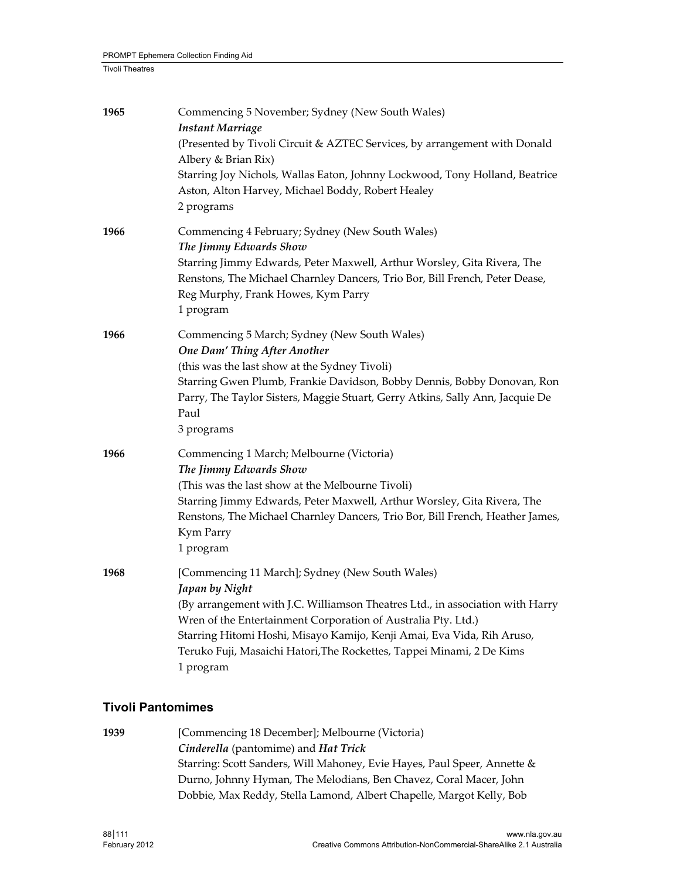**1965** Commencing 5 November; Sydney (New South Wales)
***Instant Marriage***
(Presented by Tivoli Circuit & AZTEC Services, by arrangement with Donald Albery & Brian Rix)
Starring Joy Nichols, Wallas Eaton, Johnny Lockwood, Tony Holland, Beatrice Aston, Alton Harvey, Michael Boddy, Robert Healey
2 programs

**1966** Commencing 4 February; Sydney (New South Wales)
***The Jimmy Edwards Show***
Starring Jimmy Edwards, Peter Maxwell, Arthur Worsley, Gita Rivera, The Renstons, The Michael Charnley Dancers, Trio Bor, Bill French, Peter Dease, Reg Murphy, Frank Howes, Kym Parry
1 program

**1966** Commencing 5 March; Sydney (New South Wales)
***One Dam' Thing After Another***
(this was the last show at the Sydney Tivoli)
Starring Gwen Plumb, Frankie Davidson, Bobby Dennis, Bobby Donovan, Ron Parry, The Taylor Sisters, Maggie Stuart, Gerry Atkins, Sally Ann, Jacquie De Paul
3 programs

**1966** Commencing 1 March; Melbourne (Victoria)
***The Jimmy Edwards Show***
(This was the last show at the Melbourne Tivoli)
Starring Jimmy Edwards, Peter Maxwell, Arthur Worsley, Gita Rivera, The Renstons, The Michael Charnley Dancers, Trio Bor, Bill French, Heather James, Kym Parry
1 program

**1968** [Commencing 11 March]; Sydney (New South Wales)
***Japan by Night***
(By arrangement with J.C. Williamson Theatres Ltd., in association with Harry Wren of the Entertainment Corporation of Australia Pty. Ltd.)
Starring Hitomi Hoshi, Misayo Kamijo, Kenji Amai, Eva Vida, Rih Aruso, Teruko Fuji, Masaichi Hatori,The Rockettes, Tappei Minami, 2 De Kims
1 program

## Tivoli Pantomimes

**1939** [Commencing 18 December]; Melbourne (Victoria)
***Cinderella*** (pantomime) and ***Hat Trick***
Starring: Scott Sanders, Will Mahoney, Evie Hayes, Paul Speer, Annette & Durno, Johnny Hyman, The Melodians, Ben Chavez, Coral Macer, John Dobbie, Max Reddy, Stella Lamond, Albert Chapelle, Margot Kelly, Bob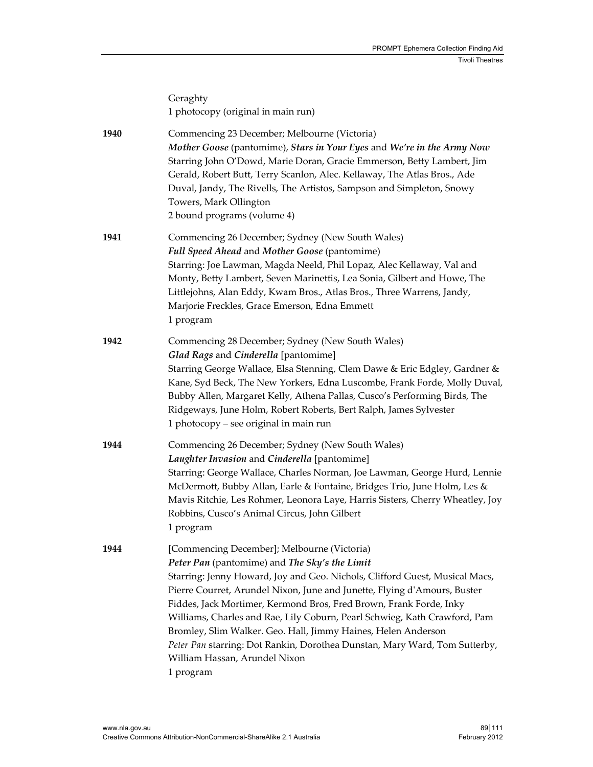Geraghty
1 photocopy (original in main run)

**1940** Commencing 23 December; Melbourne (Victoria)
***Mother Goose*** (pantomime), ***Stars in Your Eyes*** and ***We're in the Army Now***
Starring John O'Dowd, Marie Doran, Gracie Emmerson, Betty Lambert, Jim Gerald, Robert Butt, Terry Scanlon, Alec. Kellaway, The Atlas Bros., Ade Duval, Jandy, The Rivells, The Artistos, Sampson and Simpleton, Snowy Towers, Mark Ollington
2 bound programs (volume 4)

**1941** Commencing 26 December; Sydney (New South Wales)
***Full Speed Ahead*** and ***Mother Goose*** (pantomime)
Starring: Joe Lawman, Magda Neeld, Phil Lopaz, Alec Kellaway, Val and Monty, Betty Lambert, Seven Marinettis, Lea Sonia, Gilbert and Howe, The Littlejohns, Alan Eddy, Kwam Bros., Atlas Bros., Three Warrens, Jandy, Marjorie Freckles, Grace Emerson, Edna Emmett
1 program

**1942** Commencing 28 December; Sydney (New South Wales)
***Glad Rags*** and ***Cinderella*** [pantomime]
Starring George Wallace, Elsa Stenning, Clem Dawe & Eric Edgley, Gardner & Kane, Syd Beck, The New Yorkers, Edna Luscombe, Frank Forde, Molly Duval, Bubby Allen, Margaret Kelly, Athena Pallas, Cusco's Performing Birds, The Ridgeways, June Holm, Robert Roberts, Bert Ralph, James Sylvester
1 photocopy – see original in main run

**1944** Commencing 26 December; Sydney (New South Wales)
***Laughter Invasion*** and ***Cinderella*** [pantomime]
Starring: George Wallace, Charles Norman, Joe Lawman, George Hurd, Lennie McDermott, Bubby Allan, Earle & Fontaine, Bridges Trio, June Holm, Les & Mavis Ritchie, Les Rohmer, Leonora Laye, Harris Sisters, Cherry Wheatley, Joy Robbins, Cusco's Animal Circus, John Gilbert
1 program

**1944** [Commencing December]; Melbourne (Victoria)
***Peter Pan*** (pantomime) and ***The Sky's the Limit***
Starring: Jenny Howard, Joy and Geo. Nichols, Clifford Guest, Musical Macs, Pierre Courret, Arundel Nixon, June and Junette, Flying d'Amours, Buster Fiddes, Jack Mortimer, Kermond Bros, Fred Brown, Frank Forde, Inky Williams, Charles and Rae, Lily Coburn, Pearl Schwieg, Kath Crawford, Pam Bromley, Slim Walker. Geo. Hall, Jimmy Haines, Helen Anderson
*Peter Pan* starring: Dot Rankin, Dorothea Dunstan, Mary Ward, Tom Sutterby, William Hassan, Arundel Nixon
1 program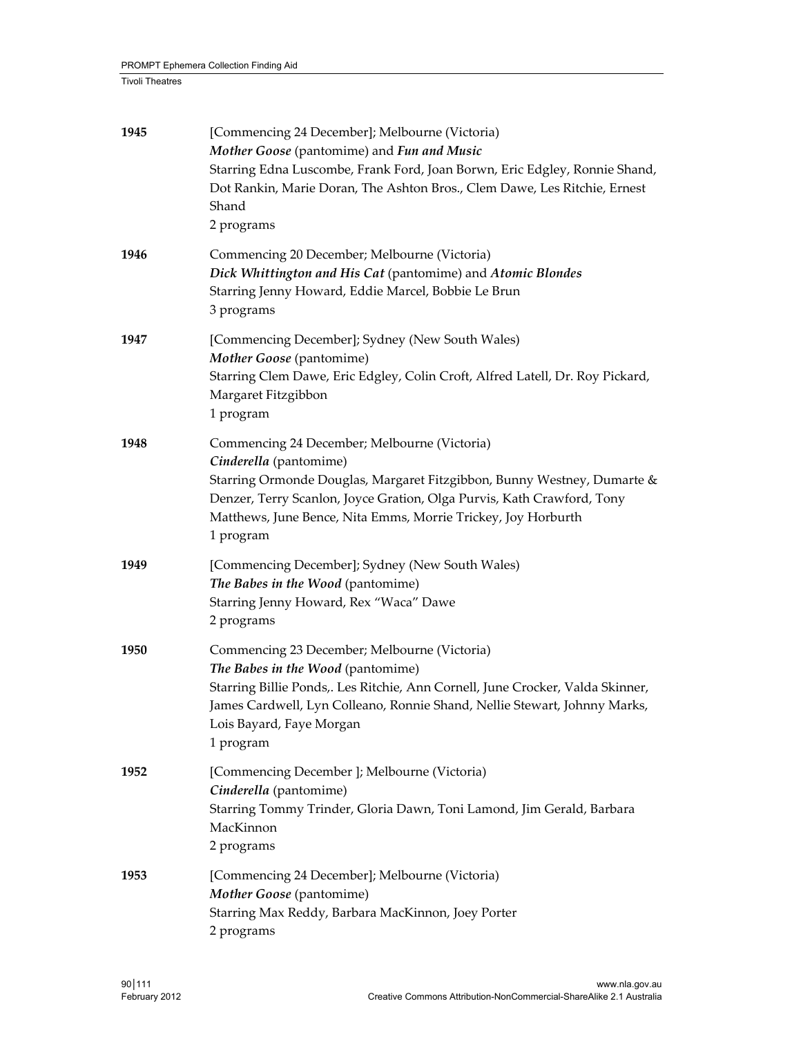**1945**

[Commencing 24 December]; Melbourne (Victoria)
***Mother Goose*** (pantomime) and ***Fun and Music***
Starring Edna Luscombe, Frank Ford, Joan Borwn, Eric Edgley, Ronnie Shand, Dot Rankin, Marie Doran, The Ashton Bros., Clem Dawe, Les Ritchie, Ernest Shand
2 programs

**1946**

Commencing 20 December; Melbourne (Victoria)
***Dick Whittington and His Cat*** (pantomime) and ***Atomic Blondes***
Starring Jenny Howard, Eddie Marcel, Bobbie Le Brun
3 programs

**1947**

[Commencing December]; Sydney (New South Wales)
***Mother Goose*** (pantomime)
Starring Clem Dawe, Eric Edgley, Colin Croft, Alfred Latell, Dr. Roy Pickard, Margaret Fitzgibbon
1 program

**1948**

Commencing 24 December; Melbourne (Victoria)
***Cinderella*** (pantomime)
Starring Ormonde Douglas, Margaret Fitzgibbon, Bunny Westney, Dumarte & Denzer, Terry Scanlon, Joyce Gration, Olga Purvis, Kath Crawford, Tony Matthews, June Bence, Nita Emms, Morrie Trickey, Joy Horburth
1 program

**1949**

[Commencing December]; Sydney (New South Wales)
***The Babes in the Wood*** (pantomime)
Starring Jenny Howard, Rex "Waca" Dawe
2 programs

**1950**

Commencing 23 December; Melbourne (Victoria)
***The Babes in the Wood*** (pantomime)
Starring Billie Ponds,. Les Ritchie, Ann Cornell, June Crocker, Valda Skinner, James Cardwell, Lyn Colleano, Ronnie Shand, Nellie Stewart, Johnny Marks, Lois Bayard, Faye Morgan
1 program

**1952**

[Commencing December ]; Melbourne (Victoria)
***Cinderella*** (pantomime)
Starring Tommy Trinder, Gloria Dawn, Toni Lamond, Jim Gerald, Barbara MacKinnon
2 programs

**1953**

[Commencing 24 December]; Melbourne (Victoria)
***Mother Goose*** (pantomime)
Starring Max Reddy, Barbara MacKinnon, Joey Porter
2 programs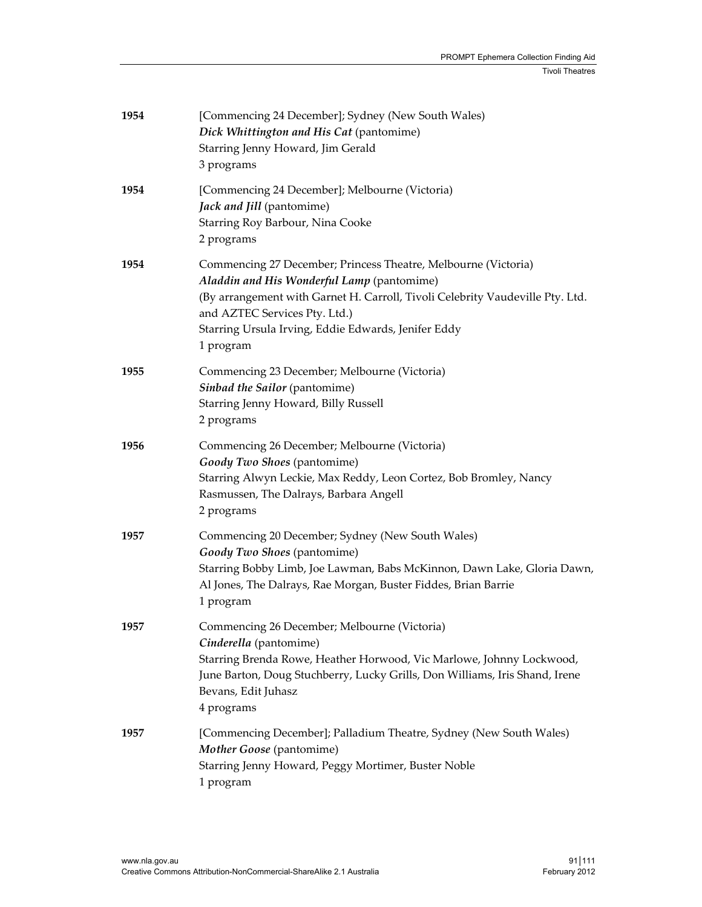**1954**

[Commencing 24 December]; Sydney (New South Wales)
***Dick Whittington and His Cat*** (pantomime)
Starring Jenny Howard, Jim Gerald
3 programs

**1954**

[Commencing 24 December]; Melbourne (Victoria)
***Jack and Jill*** (pantomime)
Starring Roy Barbour, Nina Cooke
2 programs

**1954**

Commencing 27 December; Princess Theatre, Melbourne (Victoria)
***Aladdin and His Wonderful Lamp*** (pantomime)
(By arrangement with Garnet H. Carroll, Tivoli Celebrity Vaudeville Pty. Ltd. and AZTEC Services Pty. Ltd.)
Starring Ursula Irving, Eddie Edwards, Jenifer Eddy
1 program

**1955**

Commencing 23 December; Melbourne (Victoria)
***Sinbad the Sailor*** (pantomime)
Starring Jenny Howard, Billy Russell
2 programs

**1956**

Commencing 26 December; Melbourne (Victoria)
***Goody Two Shoes*** (pantomime)
Starring Alwyn Leckie, Max Reddy, Leon Cortez, Bob Bromley, Nancy Rasmussen, The Dalrays, Barbara Angell
2 programs

**1957**

Commencing 20 December; Sydney (New South Wales)
***Goody Two Shoes*** (pantomime)
Starring Bobby Limb, Joe Lawman, Babs McKinnon, Dawn Lake, Gloria Dawn, Al Jones, The Dalrays, Rae Morgan, Buster Fiddes, Brian Barrie
1 program

**1957**

Commencing 26 December; Melbourne (Victoria)
***Cinderella*** (pantomime)
Starring Brenda Rowe, Heather Horwood, Vic Marlowe, Johnny Lockwood, June Barton, Doug Stuchberry, Lucky Grills, Don Williams, Iris Shand, Irene Bevans, Edit Juhasz
4 programs

**1957**

[Commencing December]; Palladium Theatre, Sydney (New South Wales)
***Mother Goose*** (pantomime)
Starring Jenny Howard, Peggy Mortimer, Buster Noble
1 program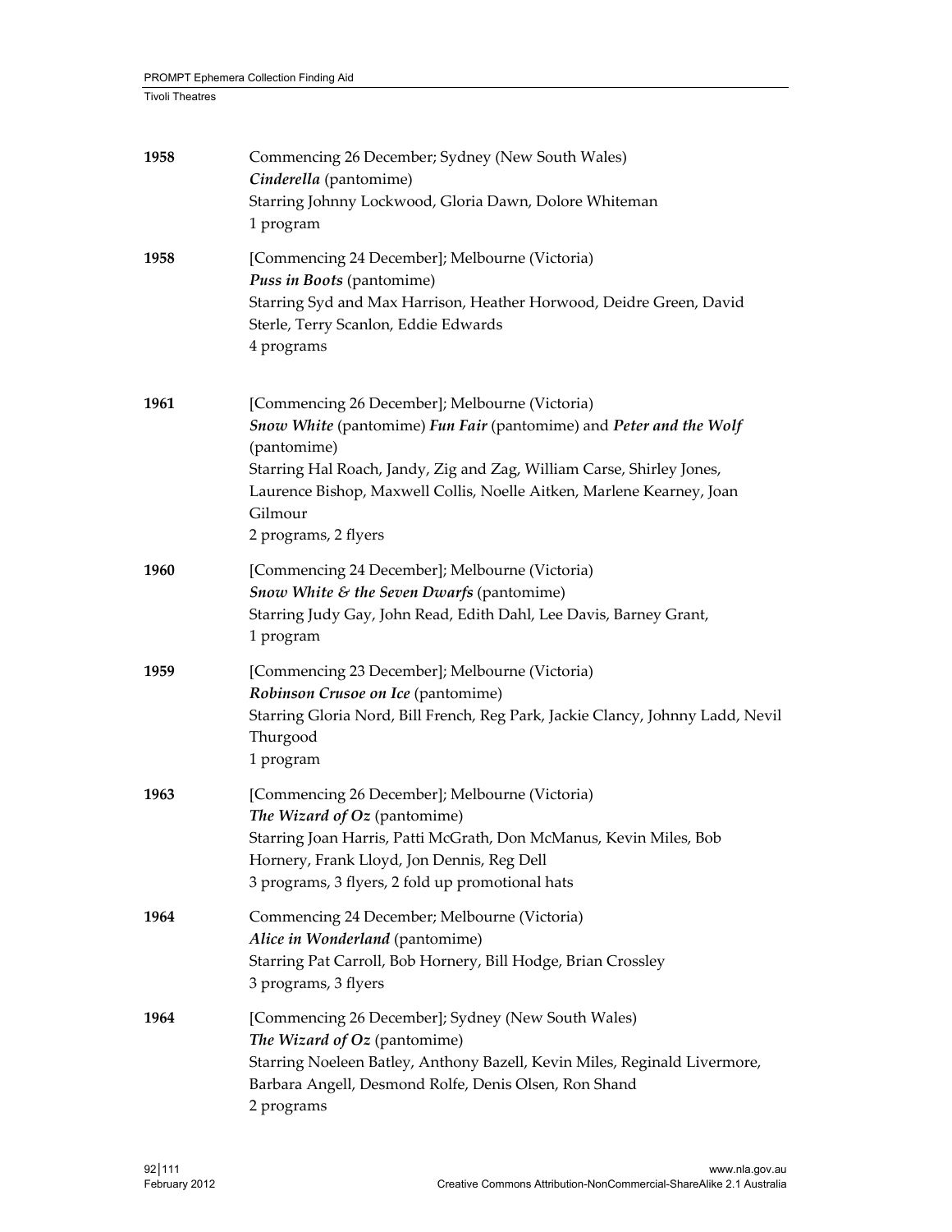| | |
|---|---|
| **1958** | Commencing 26 December; Sydney (New South Wales)<br>***Cinderella*** (pantomime)<br>Starring Johnny Lockwood, Gloria Dawn, Dolore Whiteman<br>1 program |
| **1958** | [Commencing 24 December]; Melbourne (Victoria)<br>***Puss in Boots*** (pantomime)<br>Starring Syd and Max Harrison, Heather Horwood, Deidre Green, David Sterle, Terry Scanlon, Eddie Edwards<br>4 programs |
| **1961** | [Commencing 26 December]; Melbourne (Victoria)<br>***Snow White*** (pantomime) ***Fun Fair*** (pantomime) and ***Peter and the Wolf*** (pantomime)<br>Starring Hal Roach, Jandy, Zig and Zag, William Carse, Shirley Jones, Laurence Bishop, Maxwell Collis, Noelle Aitken, Marlene Kearney, Joan Gilmour<br>2 programs, 2 flyers |
| **1960** | [Commencing 24 December]; Melbourne (Victoria)<br>***Snow White & the Seven Dwarfs*** (pantomime)<br>Starring Judy Gay, John Read, Edith Dahl, Lee Davis, Barney Grant,<br>1 program |
| **1959** | [Commencing 23 December]; Melbourne (Victoria)<br>***Robinson Crusoe on Ice*** (pantomime)<br>Starring Gloria Nord, Bill French, Reg Park, Jackie Clancy, Johnny Ladd, Nevil Thurgood<br>1 program |
| **1963** | [Commencing 26 December]; Melbourne (Victoria)<br>***The Wizard of Oz*** (pantomime)<br>Starring Joan Harris, Patti McGrath, Don McManus, Kevin Miles, Bob Hornery, Frank Lloyd, Jon Dennis, Reg Dell<br>3 programs, 3 flyers, 2 fold up promotional hats |
| **1964** | Commencing 24 December; Melbourne (Victoria)<br>***Alice in Wonderland*** (pantomime)<br>Starring Pat Carroll, Bob Hornery, Bill Hodge, Brian Crossley<br>3 programs, 3 flyers |
| **1964** | [Commencing 26 December]; Sydney (New South Wales)<br>***The Wizard of Oz*** (pantomime)<br>Starring Noeleen Batley, Anthony Bazell, Kevin Miles, Reginald Livermore, Barbara Angell, Desmond Rolfe, Denis Olsen, Ron Shand<br>2 programs |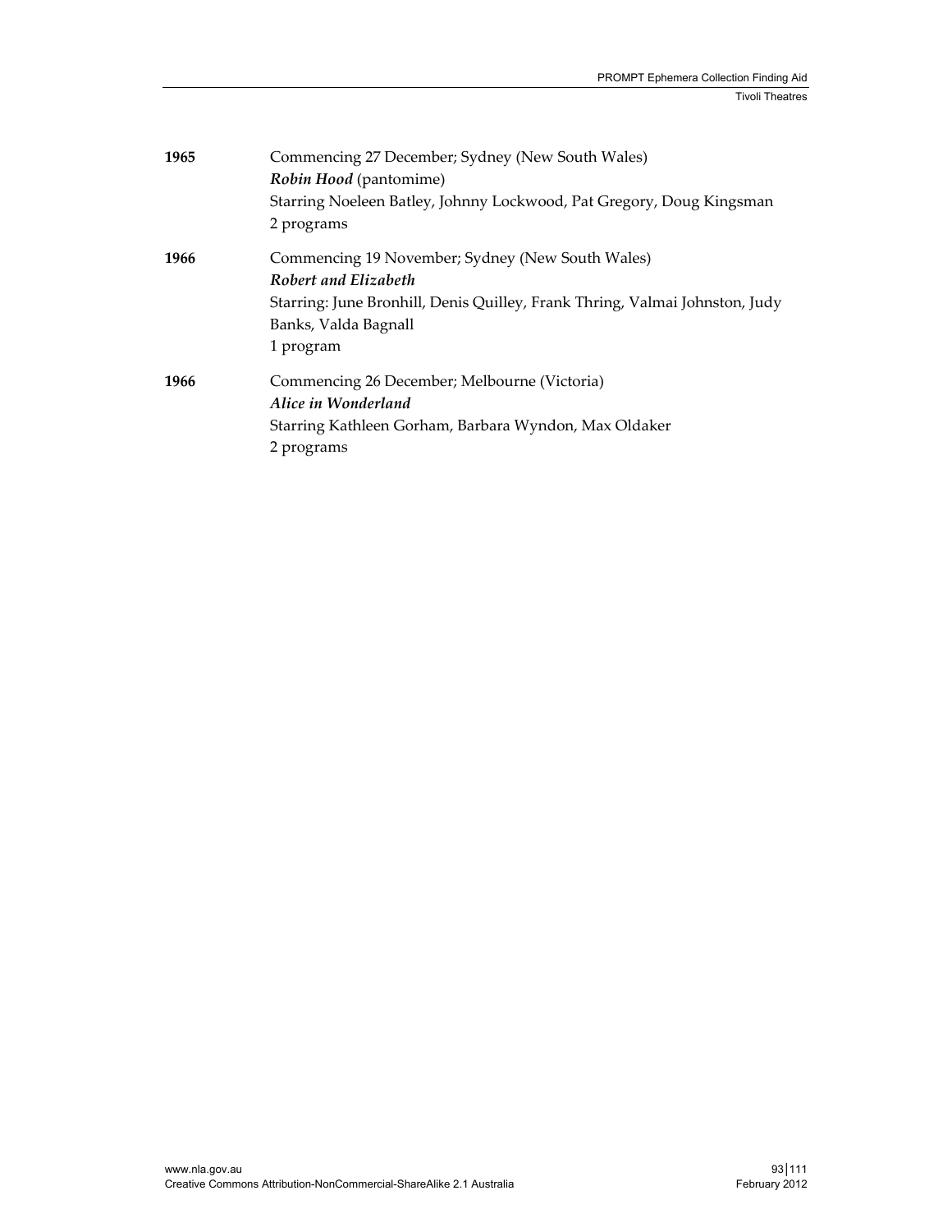**1965** Commencing 27 December; Sydney (New South Wales)
***Robin Hood*** (pantomime)
Starring Noeleen Batley, Johnny Lockwood, Pat Gregory, Doug Kingsman
2 programs

**1966** Commencing 19 November; Sydney (New South Wales)
***Robert and Elizabeth***
Starring: June Bronhill, Denis Quilley, Frank Thring, Valmai Johnston, Judy Banks, Valda Bagnall
1 program

**1966** Commencing 26 December; Melbourne (Victoria)
***Alice in Wonderland***
Starring Kathleen Gorham, Barbara Wyndon, Max Oldaker
2 programs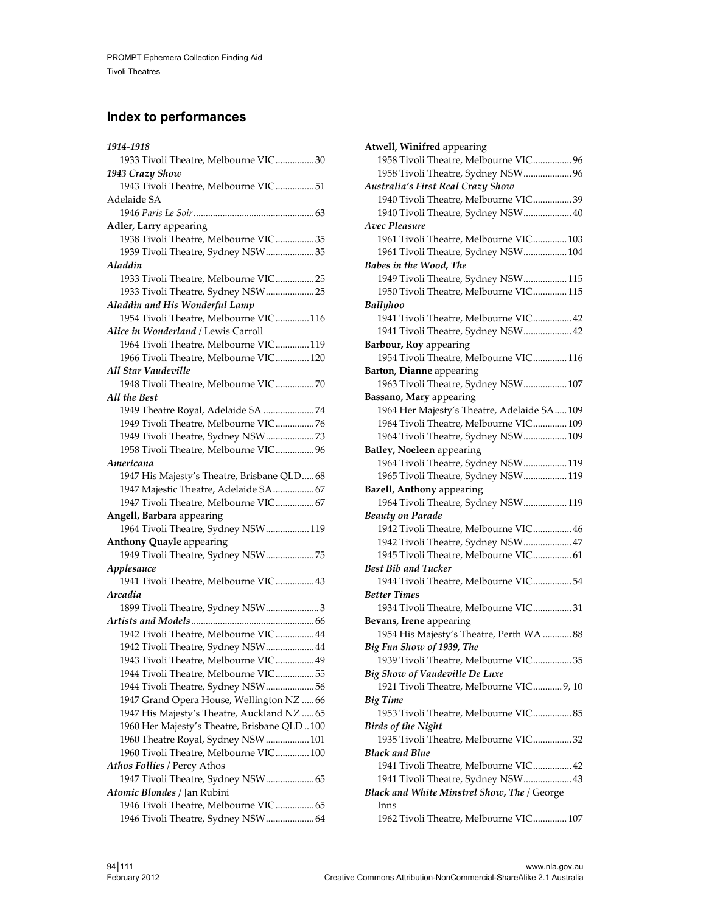## Index to performances

***1914-1918***
1933 Tivoli Theatre, Melbourne VIC................30
***1943 Crazy Show***
1943 Tivoli Theatre, Melbourne VIC................51
Adelaide SA
1946 *Paris Le Soir*.................................................63
**Adler, Larry** appearing
1938 Tivoli Theatre, Melbourne VIC................35
1939 Tivoli Theatre, Sydney NSW....................35
***Aladdin***
1933 Tivoli Theatre, Melbourne VIC................25
1933 Tivoli Theatre, Sydney NSW....................25
***Aladdin and His Wonderful Lamp***
1954 Tivoli Theatre, Melbourne VIC..............116
***Alice in Wonderland*** / Lewis Carroll
1964 Tivoli Theatre, Melbourne VIC..............119
1966 Tivoli Theatre, Melbourne VIC..............120
***All Star Vaudeville***
1948 Tivoli Theatre, Melbourne VIC................70
***All the Best***
1949 Theatre Royal, Adelaide SA .....................74
1949 Tivoli Theatre, Melbourne VIC................76
1949 Tivoli Theatre, Sydney NSW....................73
1958 Tivoli Theatre, Melbourne VIC................96
***Americana***
1947 His Majesty's Theatre, Brisbane QLD.....68
1947 Majestic Theatre, Adelaide SA.................67
1947 Tivoli Theatre, Melbourne VIC................67
**Angell, Barbara** appearing
1964 Tivoli Theatre, Sydney NSW..................119
**Anthony Quayle** appearing
1949 Tivoli Theatre, Sydney NSW....................75
***Applesauce***
1941 Tivoli Theatre, Melbourne VIC................43
***Arcadia***
1899 Tivoli Theatre, Sydney NSW......................3
***Artists and Models***..................................................66
1942 Tivoli Theatre, Melbourne VIC................44
1942 Tivoli Theatre, Sydney NSW....................44
1943 Tivoli Theatre, Melbourne VIC................49
1944 Tivoli Theatre, Melbourne VIC................55
1944 Tivoli Theatre, Sydney NSW....................56
1947 Grand Opera House, Wellington NZ .....66
1947 His Majesty's Theatre, Auckland NZ .....65
1960 Her Majesty's Theatre, Brisbane QLD..100
1960 Theatre Royal, Sydney NSW ..................101
1960 Tivoli Theatre, Melbourne VIC..............100
***Athos Follies*** / Percy Athos
1947 Tivoli Theatre, Sydney NSW....................65
***Atomic Blondes*** / Jan Rubini
1946 Tivoli Theatre, Melbourne VIC................65
1946 Tivoli Theatre, Sydney NSW....................64
**Atwell, Winifred** appearing
1958 Tivoli Theatre, Melbourne VIC................96
1958 Tivoli Theatre, Sydney NSW....................96
***Australia's First Real Crazy Show***
1940 Tivoli Theatre, Melbourne VIC................39
1940 Tivoli Theatre, Sydney NSW....................40
***Avec Pleasure***
1961 Tivoli Theatre, Melbourne VIC..............103
1961 Tivoli Theatre, Sydney NSW..................104
***Babes in the Wood, The***
1949 Tivoli Theatre, Sydney NSW..................115
1950 Tivoli Theatre, Melbourne VIC..............115
***Ballyhoo***
1941 Tivoli Theatre, Melbourne VIC................42
1941 Tivoli Theatre, Sydney NSW....................42
**Barbour, Roy** appearing
1954 Tivoli Theatre, Melbourne VIC..............116
**Barton, Dianne** appearing
1963 Tivoli Theatre, Sydney NSW..................107
**Bassano, Mary** appearing
1964 Her Majesty's Theatre, Adelaide SA.....109
1964 Tivoli Theatre, Melbourne VIC..............109
1964 Tivoli Theatre, Sydney NSW..................109
**Batley, Noeleen** appearing
1964 Tivoli Theatre, Sydney NSW..................119
1965 Tivoli Theatre, Sydney NSW..................119
**Bazell, Anthony** appearing
1964 Tivoli Theatre, Sydney NSW..................119
***Beauty on Parade***
1942 Tivoli Theatre, Melbourne VIC................46
1942 Tivoli Theatre, Sydney NSW....................47
1945 Tivoli Theatre, Melbourne VIC................61
***Best Bib and Tucker***
1944 Tivoli Theatre, Melbourne VIC................54
***Better Times***
1934 Tivoli Theatre, Melbourne VIC................31
**Bevans, Irene** appearing
1954 His Majesty's Theatre, Perth WA ............88
***Big Fun Show of 1939, The***
1939 Tivoli Theatre, Melbourne VIC................35
***Big Show of Vaudeville De Luxe***
1921 Tivoli Theatre, Melbourne VIC............9, 10
***Big Time***
1953 Tivoli Theatre, Melbourne VIC................85
***Birds of the Night***
1935 Tivoli Theatre, Melbourne VIC................32
***Black and Blue***
1941 Tivoli Theatre, Melbourne VIC................42
1941 Tivoli Theatre, Sydney NSW....................43
***Black and White Minstrel Show, The*** / George Inns
1962 Tivoli Theatre, Melbourne VIC..............107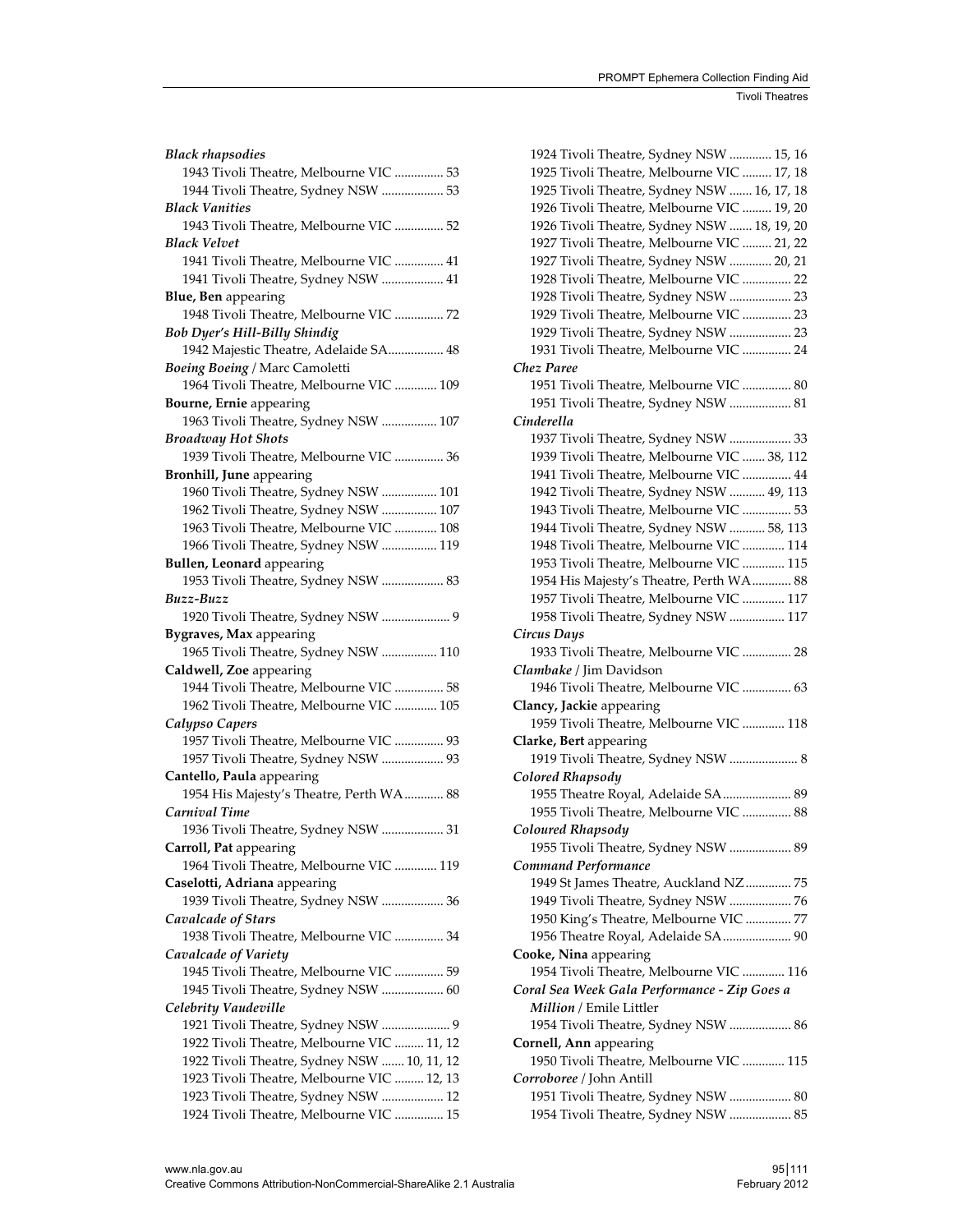***Black rhapsodies***
1943 Tivoli Theatre, Melbourne VIC ............... 53
1944 Tivoli Theatre, Sydney NSW ................... 53
***Black Vanities***
1943 Tivoli Theatre, Melbourne VIC ............... 52
***Black Velvet***
1941 Tivoli Theatre, Melbourne VIC ............... 41
1941 Tivoli Theatre, Sydney NSW ................... 41
**Blue, Ben** appearing
1948 Tivoli Theatre, Melbourne VIC ............... 72
***Bob Dyer's Hill-Billy Shindig***
1942 Majestic Theatre, Adelaide SA................. 48
***Boeing Boeing*** / Marc Camoletti
1964 Tivoli Theatre, Melbourne VIC ............. 109
**Bourne, Ernie** appearing
1963 Tivoli Theatre, Sydney NSW ................. 107
***Broadway Hot Shots***
1939 Tivoli Theatre, Melbourne VIC ............... 36
**Bronhill, June** appearing
1960 Tivoli Theatre, Sydney NSW ................. 101
1962 Tivoli Theatre, Sydney NSW ................. 107
1963 Tivoli Theatre, Melbourne VIC ............. 108
1966 Tivoli Theatre, Sydney NSW ................. 119
**Bullen, Leonard** appearing
1953 Tivoli Theatre, Sydney NSW ................... 83
***Buzz-Buzz***
1920 Tivoli Theatre, Sydney NSW ..................... 9
**Bygraves, Max** appearing
1965 Tivoli Theatre, Sydney NSW ................. 110
**Caldwell, Zoe** appearing
1944 Tivoli Theatre, Melbourne VIC ............... 58
1962 Tivoli Theatre, Melbourne VIC ............. 105
***Calypso Capers***
1957 Tivoli Theatre, Melbourne VIC ............... 93
1957 Tivoli Theatre, Sydney NSW ................... 93
**Cantello, Paula** appearing
1954 His Majesty's Theatre, Perth WA............ 88
***Carnival Time***
1936 Tivoli Theatre, Sydney NSW ................... 31
**Carroll, Pat** appearing
1964 Tivoli Theatre, Melbourne VIC ............. 119
**Caselotti, Adriana** appearing
1939 Tivoli Theatre, Sydney NSW ................... 36
***Cavalcade of Stars***
1938 Tivoli Theatre, Melbourne VIC ............... 34
***Cavalcade of Variety***
1945 Tivoli Theatre, Melbourne VIC ............... 59
1945 Tivoli Theatre, Sydney NSW ................... 60
***Celebrity Vaudeville***
1921 Tivoli Theatre, Sydney NSW ..................... 9
1922 Tivoli Theatre, Melbourne VIC ......... 11, 12
1922 Tivoli Theatre, Sydney NSW ....... 10, 11, 12
1923 Tivoli Theatre, Melbourne VIC ......... 12, 13
1923 Tivoli Theatre, Sydney NSW ................... 12
1924 Tivoli Theatre, Melbourne VIC ............... 15
1924 Tivoli Theatre, Sydney NSW ............. 15, 16
1925 Tivoli Theatre, Melbourne VIC ......... 17, 18
1925 Tivoli Theatre, Sydney NSW ....... 16, 17, 18
1926 Tivoli Theatre, Melbourne VIC ......... 19, 20
1926 Tivoli Theatre, Sydney NSW ....... 18, 19, 20
1927 Tivoli Theatre, Melbourne VIC ......... 21, 22
1927 Tivoli Theatre, Sydney NSW ............. 20, 21
1928 Tivoli Theatre, Melbourne VIC ............... 22
1928 Tivoli Theatre, Sydney NSW ................... 23
1929 Tivoli Theatre, Melbourne VIC ............... 23
1929 Tivoli Theatre, Sydney NSW ................... 23
1931 Tivoli Theatre, Melbourne VIC ............... 24
***Chez Paree***
1951 Tivoli Theatre, Melbourne VIC ............... 80
1951 Tivoli Theatre, Sydney NSW ................... 81
***Cinderella***
1937 Tivoli Theatre, Sydney NSW ................... 33
1939 Tivoli Theatre, Melbourne VIC ....... 38, 112
1941 Tivoli Theatre, Melbourne VIC ............... 44
1942 Tivoli Theatre, Sydney NSW ........... 49, 113
1943 Tivoli Theatre, Melbourne VIC ............... 53
1944 Tivoli Theatre, Sydney NSW ........... 58, 113
1948 Tivoli Theatre, Melbourne VIC ............. 114
1953 Tivoli Theatre, Melbourne VIC ............. 115
1954 His Majesty's Theatre, Perth WA............ 88
1957 Tivoli Theatre, Melbourne VIC ............. 117
1958 Tivoli Theatre, Sydney NSW ................. 117
***Circus Days***
1933 Tivoli Theatre, Melbourne VIC ............... 28
***Clambake*** / Jim Davidson
1946 Tivoli Theatre, Melbourne VIC ............... 63
**Clancy, Jackie** appearing
1959 Tivoli Theatre, Melbourne VIC ............. 118
**Clarke, Bert** appearing
1919 Tivoli Theatre, Sydney NSW ..................... 8
***Colored Rhapsody***
1955 Theatre Royal, Adelaide SA..................... 89
1955 Tivoli Theatre, Melbourne VIC ............... 88
***Coloured Rhapsody***
1955 Tivoli Theatre, Sydney NSW ................... 89
***Command Performance***
1949 St James Theatre, Auckland NZ.............. 75
1949 Tivoli Theatre, Sydney NSW ................... 76
1950 King's Theatre, Melbourne VIC .............. 77
1956 Theatre Royal, Adelaide SA..................... 90
**Cooke, Nina** appearing
1954 Tivoli Theatre, Melbourne VIC ............. 116
***Coral Sea Week Gala Performance - Zip Goes a Million*** / Emile Littler
1954 Tivoli Theatre, Sydney NSW ................... 86
**Cornell, Ann** appearing
1950 Tivoli Theatre, Melbourne VIC ............. 115
***Corroboree*** / John Antill
1951 Tivoli Theatre, Sydney NSW ................... 80
1954 Tivoli Theatre, Sydney NSW ................... 85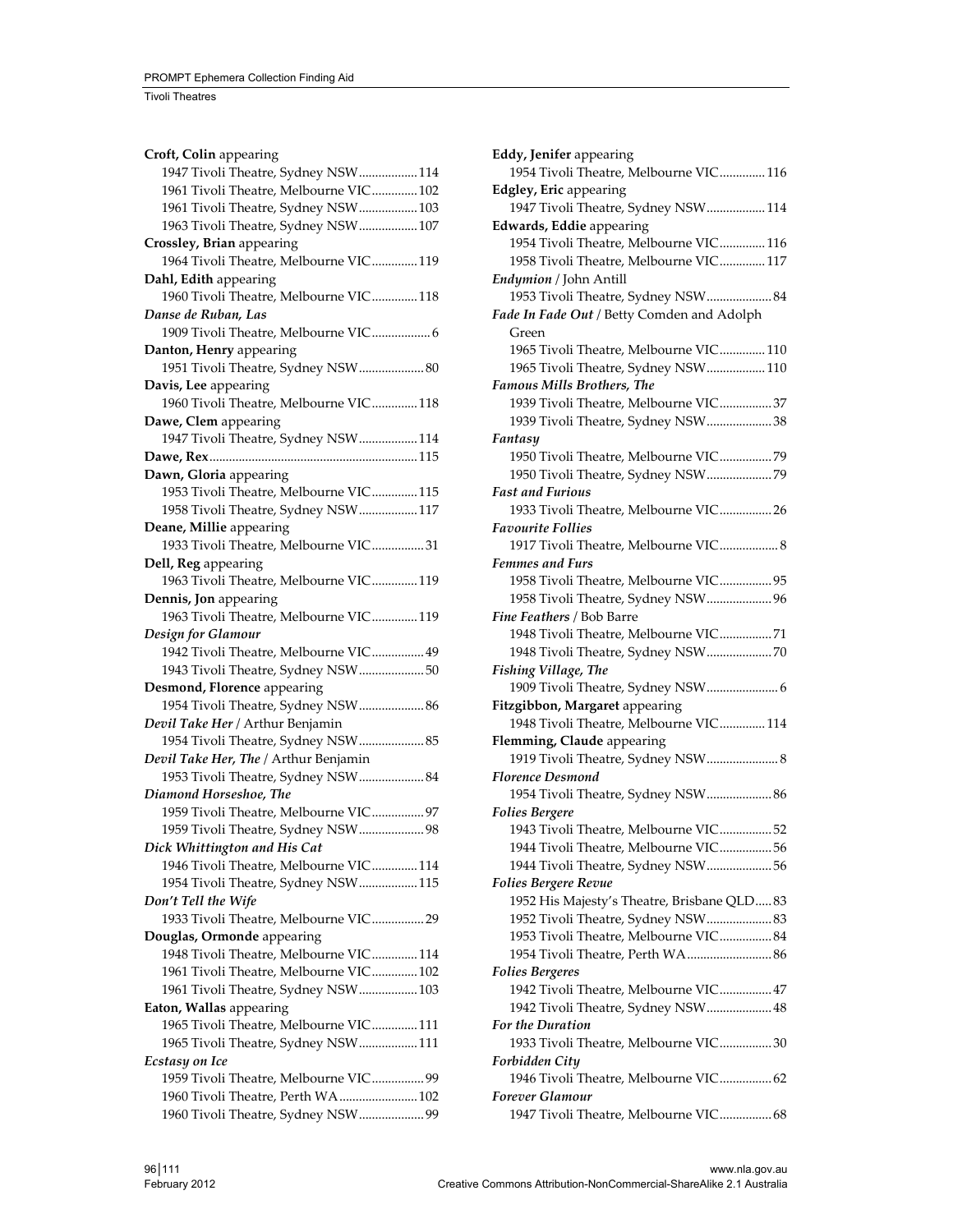**Croft, Colin** appearing
1947 Tivoli Theatre, Sydney NSW .................. 114
1961 Tivoli Theatre, Melbourne VIC .............. 102
1961 Tivoli Theatre, Sydney NSW .................. 103
1963 Tivoli Theatre, Sydney NSW .................. 107

**Crossley, Brian** appearing
1964 Tivoli Theatre, Melbourne VIC .............. 119

**Dahl, Edith** appearing
1960 Tivoli Theatre, Melbourne VIC .............. 118

***Danse de Ruban, Las***
1909 Tivoli Theatre, Melbourne VIC .................. 6

**Danton, Henry** appearing
1951 Tivoli Theatre, Sydney NSW .................... 80

**Davis, Lee** appearing
1960 Tivoli Theatre, Melbourne VIC .............. 118

**Dawe, Clem** appearing
1947 Tivoli Theatre, Sydney NSW .................. 114

**Dawe, Rex** ............................................................... 115

**Dawn, Gloria** appearing
1953 Tivoli Theatre, Melbourne VIC .............. 115
1958 Tivoli Theatre, Sydney NSW .................. 117

**Deane, Millie** appearing
1933 Tivoli Theatre, Melbourne VIC ................ 31

**Dell, Reg** appearing
1963 Tivoli Theatre, Melbourne VIC .............. 119

**Dennis, Jon** appearing
1963 Tivoli Theatre, Melbourne VIC .............. 119

***Design for Glamour***
1942 Tivoli Theatre, Melbourne VIC ................ 49
1943 Tivoli Theatre, Sydney NSW .................... 50

**Desmond, Florence** appearing
1954 Tivoli Theatre, Sydney NSW .................... 86

***Devil Take Her*** / Arthur Benjamin
1954 Tivoli Theatre, Sydney NSW .................... 85

***Devil Take Her, The*** / Arthur Benjamin
1953 Tivoli Theatre, Sydney NSW .................... 84

***Diamond Horseshoe, The***
1959 Tivoli Theatre, Melbourne VIC ................ 97
1959 Tivoli Theatre, Sydney NSW .................... 98

***Dick Whittington and His Cat***
1946 Tivoli Theatre, Melbourne VIC .............. 114
1954 Tivoli Theatre, Sydney NSW .................. 115

***Don't Tell the Wife***
1933 Tivoli Theatre, Melbourne VIC ................ 29

**Douglas, Ormonde** appearing
1948 Tivoli Theatre, Melbourne VIC .............. 114
1961 Tivoli Theatre, Melbourne VIC .............. 102
1961 Tivoli Theatre, Sydney NSW .................. 103

**Eaton, Wallas** appearing
1965 Tivoli Theatre, Melbourne VIC .............. 111
1965 Tivoli Theatre, Sydney NSW .................. 111

***Ecstasy on Ice***
1959 Tivoli Theatre, Melbourne VIC ................ 99
1960 Tivoli Theatre, Perth WA ........................ 102
1960 Tivoli Theatre, Sydney NSW .................... 99

**Eddy, Jenifer** appearing
1954 Tivoli Theatre, Melbourne VIC .............. 116

**Edgley, Eric** appearing
1947 Tivoli Theatre, Sydney NSW .................. 114

**Edwards, Eddie** appearing
1954 Tivoli Theatre, Melbourne VIC .............. 116
1958 Tivoli Theatre, Melbourne VIC .............. 117

***Endymion*** / John Antill
1953 Tivoli Theatre, Sydney NSW .................... 84

***Fade In Fade Out*** / Betty Comden and Adolph Green
1965 Tivoli Theatre, Melbourne VIC .............. 110
1965 Tivoli Theatre, Sydney NSW .................. 110

***Famous Mills Brothers, The***
1939 Tivoli Theatre, Melbourne VIC ................ 37
1939 Tivoli Theatre, Sydney NSW .................... 38

***Fantasy***
1950 Tivoli Theatre, Melbourne VIC ................ 79
1950 Tivoli Theatre, Sydney NSW .................... 79

***Fast and Furious***
1933 Tivoli Theatre, Melbourne VIC ................ 26

***Favourite Follies***
1917 Tivoli Theatre, Melbourne VIC .................. 8

***Femmes and Furs***
1958 Tivoli Theatre, Melbourne VIC ................ 95
1958 Tivoli Theatre, Sydney NSW .................... 96

***Fine Feathers*** / Bob Barre
1948 Tivoli Theatre, Melbourne VIC ................ 71
1948 Tivoli Theatre, Sydney NSW .................... 70

***Fishing Village, The***
1909 Tivoli Theatre, Sydney NSW ...................... 6

**Fitzgibbon, Margaret** appearing
1948 Tivoli Theatre, Melbourne VIC .............. 114

**Flemming, Claude** appearing
1919 Tivoli Theatre, Sydney NSW ...................... 8

***Florence Desmond***
1954 Tivoli Theatre, Sydney NSW .................... 86

***Folies Bergere***
1943 Tivoli Theatre, Melbourne VIC ................ 52
1944 Tivoli Theatre, Melbourne VIC ................ 56
1944 Tivoli Theatre, Sydney NSW .................... 56

***Folies Bergere Revue***
1952 His Majesty's Theatre, Brisbane QLD ..... 83
1952 Tivoli Theatre, Sydney NSW .................... 83
1953 Tivoli Theatre, Melbourne VIC ................ 84
1954 Tivoli Theatre, Perth WA .......................... 86

***Folies Bergeres***
1942 Tivoli Theatre, Melbourne VIC ................ 47
1942 Tivoli Theatre, Sydney NSW .................... 48

***For the Duration***
1933 Tivoli Theatre, Melbourne VIC ................ 30

***Forbidden City***
1946 Tivoli Theatre, Melbourne VIC ................ 62

***Forever Glamour***
1947 Tivoli Theatre, Melbourne VIC ................ 68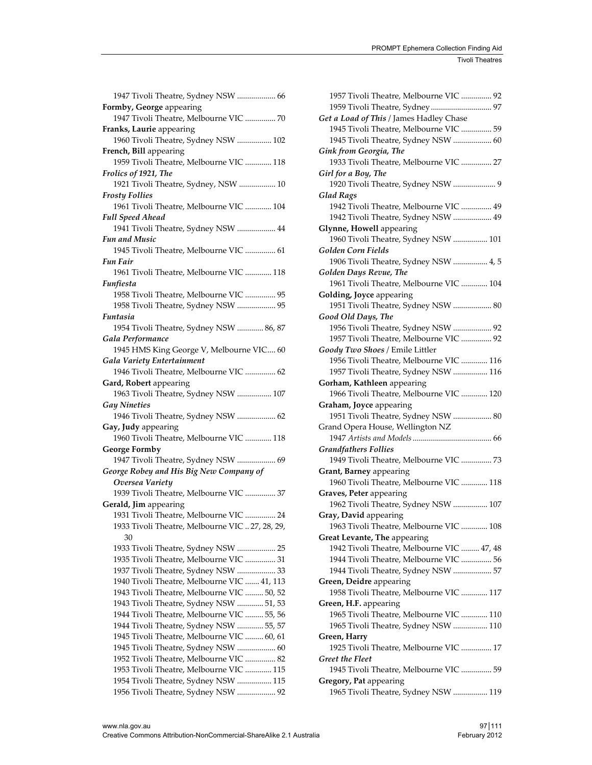1947 Tivoli Theatre, Sydney NSW ................... 66

**Formby, George** appearing

1947 Tivoli Theatre, Melbourne VIC ............... 70

**Franks, Laurie** appearing

1960 Tivoli Theatre, Sydney NSW ................. 102

**French, Bill** appearing

1959 Tivoli Theatre, Melbourne VIC ............. 118

***Frolics of 1921, The***

1921 Tivoli Theatre, Sydney, NSW .................. 10

***Frosty Follies***

1961 Tivoli Theatre, Melbourne VIC ............. 104

***Full Speed Ahead***

1941 Tivoli Theatre, Sydney NSW ................... 44

***Fun and Music***

1945 Tivoli Theatre, Melbourne VIC ............... 61

***Fun Fair***

1961 Tivoli Theatre, Melbourne VIC ............. 118

***Funfiesta***

1958 Tivoli Theatre, Melbourne VIC ............... 95

1958 Tivoli Theatre, Sydney NSW ................... 95

***Funtasia***

1954 Tivoli Theatre, Sydney NSW ............. 86, 87

***Gala Performance***

1945 HMS King George V, Melbourne VIC.... 60

***Gala Variety Entertainment***

1946 Tivoli Theatre, Melbourne VIC ............... 62

**Gard, Robert** appearing

1963 Tivoli Theatre, Sydney NSW ................. 107

***Gay Nineties***

1946 Tivoli Theatre, Sydney NSW ................... 62

**Gay, Judy** appearing

1960 Tivoli Theatre, Melbourne VIC ............. 118

**George Formby**

1947 Tivoli Theatre, Sydney NSW ................... 69

***George Robey and His Big New Company of Oversea Variety***

1939 Tivoli Theatre, Melbourne VIC ............... 37

**Gerald, Jim** appearing

1931 Tivoli Theatre, Melbourne VIC ............... 24

1933 Tivoli Theatre, Melbourne VIC .. 27, 28, 29, 30

1933 Tivoli Theatre, Sydney NSW ................... 25

1935 Tivoli Theatre, Melbourne VIC ............... 31

1937 Tivoli Theatre, Sydney NSW ................... 33

1940 Tivoli Theatre, Melbourne VIC ....... 41, 113

1943 Tivoli Theatre, Melbourne VIC ......... 50, 52

1943 Tivoli Theatre, Sydney NSW ............. 51, 53

1944 Tivoli Theatre, Melbourne VIC ......... 55, 56

1944 Tivoli Theatre, Sydney NSW ............. 55, 57

1945 Tivoli Theatre, Melbourne VIC ......... 60, 61

1945 Tivoli Theatre, Sydney NSW ................... 60

1952 Tivoli Theatre, Melbourne VIC ............... 82

1953 Tivoli Theatre, Melbourne VIC ............. 115

1954 Tivoli Theatre, Sydney NSW ................. 115

1956 Tivoli Theatre, Sydney NSW ................... 92

1957 Tivoli Theatre, Melbourne VIC ............... 92

1959 Tivoli Theatre, Sydney ............................. 97

***Get a Load of This*** / James Hadley Chase

1945 Tivoli Theatre, Melbourne VIC ............... 59

1945 Tivoli Theatre, Sydney NSW ................... 60

***Gink from Georgia, The***

1933 Tivoli Theatre, Melbourne VIC ............... 27

***Girl for a Boy, The***

1920 Tivoli Theatre, Sydney NSW ..................... 9

***Glad Rags***

1942 Tivoli Theatre, Melbourne VIC ............... 49

1942 Tivoli Theatre, Sydney NSW ................... 49

**Glynne, Howell** appearing

1960 Tivoli Theatre, Sydney NSW ................. 101

***Golden Corn Fields***

1906 Tivoli Theatre, Sydney NSW ................. 4, 5

***Golden Days Revue, The***

1961 Tivoli Theatre, Melbourne VIC ............. 104

**Golding, Joyce** appearing

1951 Tivoli Theatre, Sydney NSW ................... 80

***Good Old Days, The***

1956 Tivoli Theatre, Sydney NSW ................... 92

1957 Tivoli Theatre, Melbourne VIC ............... 92

***Goody Two Shoes*** / Emile Littler

1956 Tivoli Theatre, Melbourne VIC ............. 116

1957 Tivoli Theatre, Sydney NSW ................. 116

**Gorham, Kathleen** appearing

1966 Tivoli Theatre, Melbourne VIC ............. 120

**Graham, Joyce** appearing

1951 Tivoli Theatre, Sydney NSW ................... 80

Grand Opera House, Wellington NZ

1947 *Artists and Models* ....................................... 66

***Grandfathers Follies***

1949 Tivoli Theatre, Melbourne VIC ............... 73

**Grant, Barney** appearing

1960 Tivoli Theatre, Melbourne VIC ............. 118

**Graves, Peter** appearing

1962 Tivoli Theatre, Sydney NSW ................. 107

**Gray, David** appearing

1963 Tivoli Theatre, Melbourne VIC ............. 108

**Great Levante, The** appearing

1942 Tivoli Theatre, Melbourne VIC ......... 47, 48

1944 Tivoli Theatre, Melbourne VIC ............... 56

1944 Tivoli Theatre, Sydney NSW ................... 57

**Green, Deidre** appearing

1958 Tivoli Theatre, Melbourne VIC ............. 117

**Green, H.F.** appearing

1965 Tivoli Theatre, Melbourne VIC ............. 110

1965 Tivoli Theatre, Sydney NSW ................. 110

**Green, Harry**

1925 Tivoli Theatre, Melbourne VIC ............... 17

***Greet the Fleet***

1945 Tivoli Theatre, Melbourne VIC ............... 59

**Gregory, Pat** appearing

1965 Tivoli Theatre, Sydney NSW ................. 119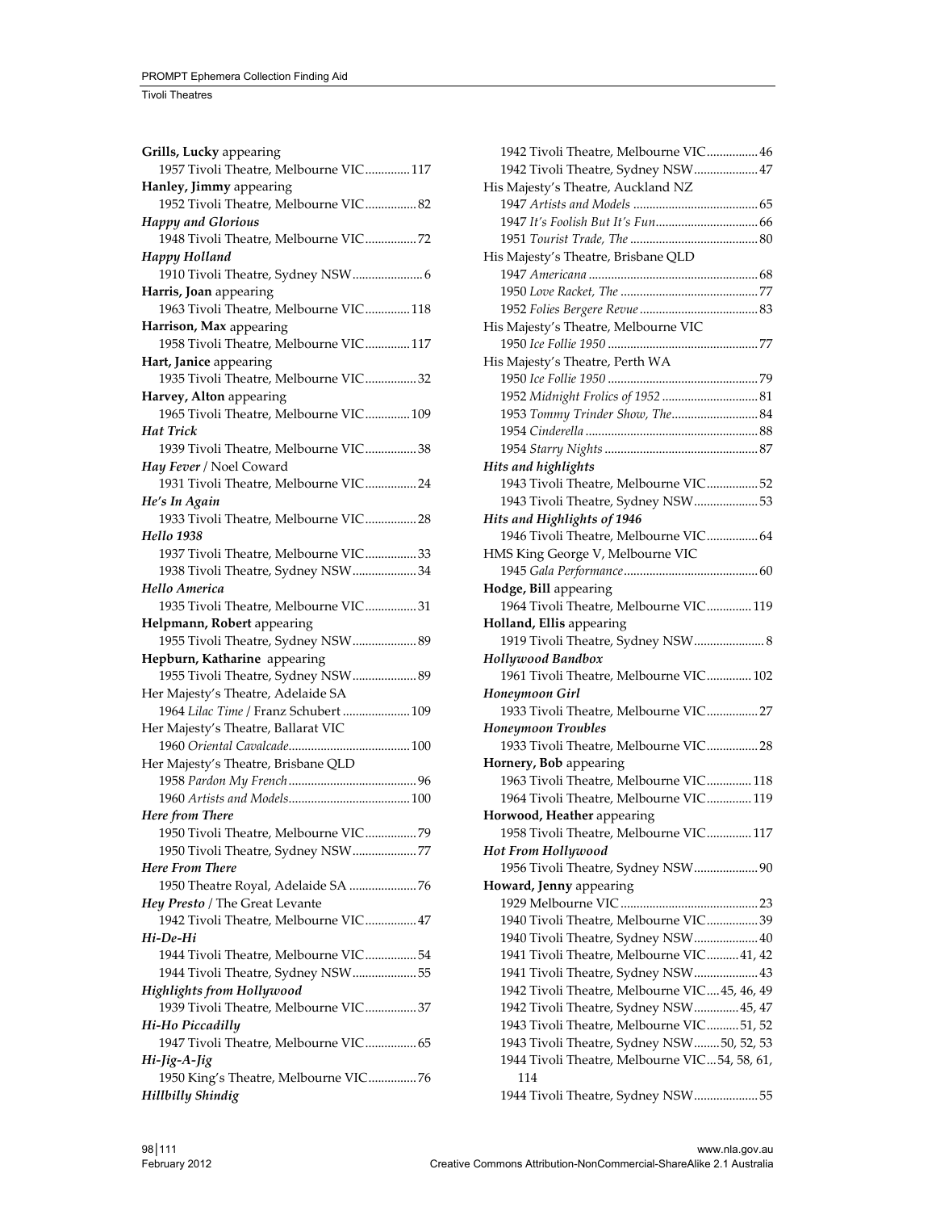**Grills, Lucky** appearing
1957 Tivoli Theatre, Melbourne VIC..............117
**Hanley, Jimmy** appearing
1952 Tivoli Theatre, Melbourne VIC................82
***Happy and Glorious***
1948 Tivoli Theatre, Melbourne VIC................72
***Happy Holland***
1910 Tivoli Theatre, Sydney NSW......................6
**Harris, Joan** appearing
1963 Tivoli Theatre, Melbourne VIC..............118
**Harrison, Max** appearing
1958 Tivoli Theatre, Melbourne VIC..............117
**Hart, Janice** appearing
1935 Tivoli Theatre, Melbourne VIC................32
**Harvey, Alton** appearing
1965 Tivoli Theatre, Melbourne VIC..............109
***Hat Trick***
1939 Tivoli Theatre, Melbourne VIC................38
***Hay Fever*** / Noel Coward
1931 Tivoli Theatre, Melbourne VIC................24
***He's In Again***
1933 Tivoli Theatre, Melbourne VIC................28
***Hello 1938***
1937 Tivoli Theatre, Melbourne VIC................33
1938 Tivoli Theatre, Sydney NSW....................34
***Hello America***
1935 Tivoli Theatre, Melbourne VIC................31
**Helpmann, Robert** appearing
1955 Tivoli Theatre, Sydney NSW....................89
**Hepburn, Katharine** appearing
1955 Tivoli Theatre, Sydney NSW....................89
Her Majesty's Theatre, Adelaide SA
1964 *Lilac Time* / Franz Schubert .....................109
Her Majesty's Theatre, Ballarat VIC
1960 *Oriental Cavalcade*......................................100
Her Majesty's Theatre, Brisbane QLD
1958 *Pardon My French*........................................96
1960 *Artists and Models*......................................100
***Here from There***
1950 Tivoli Theatre, Melbourne VIC................79
1950 Tivoli Theatre, Sydney NSW....................77
***Here From There***
1950 Theatre Royal, Adelaide SA .....................76
***Hey Presto*** / The Great Levante
1942 Tivoli Theatre, Melbourne VIC................47
***Hi-De-Hi***
1944 Tivoli Theatre, Melbourne VIC................54
1944 Tivoli Theatre, Sydney NSW....................55
***Highlights from Hollywood***
1939 Tivoli Theatre, Melbourne VIC................37
***Hi-Ho Piccadilly***
1947 Tivoli Theatre, Melbourne VIC................65
***Hi-Jig-A-Jig***
1950 King's Theatre, Melbourne VIC...............76
***Hillbilly Shindig***
1942 Tivoli Theatre, Melbourne VIC................46
1942 Tivoli Theatre, Sydney NSW....................47
His Majesty's Theatre, Auckland NZ
1947 *Artists and Models* .......................................65
1947 *It's Foolish But It's Fun*................................66
1951 *Tourist Trade, The* ........................................80
His Majesty's Theatre, Brisbane QLD
1947 *Americana* .....................................................68
1950 *Love Racket, The* ...........................................77
1952 *Folies Bergere Revue* .....................................83
His Majesty's Theatre, Melbourne VIC
1950 *Ice Follie 1950* ...............................................77
His Majesty's Theatre, Perth WA
1950 *Ice Follie 1950* ...............................................79
1952 *Midnight Frolics of 1952* ..............................81
1953 *Tommy Trinder Show, The*...........................84
1954 *Cinderella* ......................................................88
1954 *Starry Nights* ................................................87
***Hits and highlights***
1943 Tivoli Theatre, Melbourne VIC................52
1943 Tivoli Theatre, Sydney NSW....................53
***Hits and Highlights of 1946***
1946 Tivoli Theatre, Melbourne VIC................64
HMS King George V, Melbourne VIC
1945 *Gala Performance*..........................................60
**Hodge, Bill** appearing
1964 Tivoli Theatre, Melbourne VIC..............119
**Holland, Ellis** appearing
1919 Tivoli Theatre, Sydney NSW......................8
***Hollywood Bandbox***
1961 Tivoli Theatre, Melbourne VIC..............102
***Honeymoon Girl***
1933 Tivoli Theatre, Melbourne VIC................27
***Honeymoon Troubles***
1933 Tivoli Theatre, Melbourne VIC................28
**Hornery, Bob** appearing
1963 Tivoli Theatre, Melbourne VIC..............118
1964 Tivoli Theatre, Melbourne VIC..............119
**Horwood, Heather** appearing
1958 Tivoli Theatre, Melbourne VIC..............117
***Hot From Hollywood***
1956 Tivoli Theatre, Sydney NSW....................90
**Howard, Jenny** appearing
1929 Melbourne VIC...........................................23
1940 Tivoli Theatre, Melbourne VIC................39
1940 Tivoli Theatre, Sydney NSW....................40
1941 Tivoli Theatre, Melbourne VIC..........41, 42
1941 Tivoli Theatre, Sydney NSW....................43
1942 Tivoli Theatre, Melbourne VIC....45, 46, 49
1942 Tivoli Theatre, Sydney NSW..............45, 47
1943 Tivoli Theatre, Melbourne VIC..........51, 52
1943 Tivoli Theatre, Sydney NSW........50, 52, 53
1944 Tivoli Theatre, Melbourne VIC...54, 58, 61, 114
1944 Tivoli Theatre, Sydney NSW....................55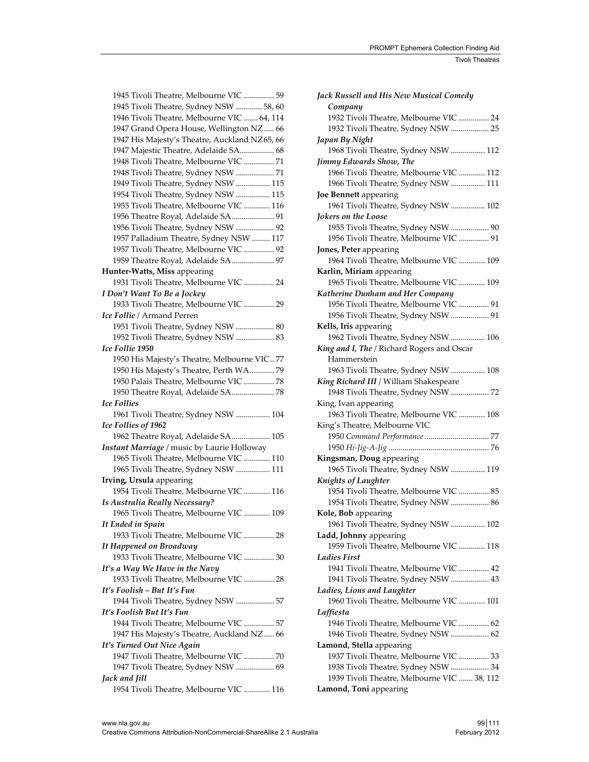1945 Tivoli Theatre, Melbourne VIC ............... 59
1945 Tivoli Theatre, Sydney NSW ............. 58, 60
1946 Tivoli Theatre, Melbourne VIC ....... 64, 114
1947 Grand Opera House, Wellington NZ..... 66
1947 His Majesty's Theatre, Auckland NZ65, 66
1947 Majestic Theatre, Adelaide SA................. 68
1948 Tivoli Theatre, Melbourne VIC ............... 71
1948 Tivoli Theatre, Sydney NSW ................... 71
1949 Tivoli Theatre, Sydney NSW ................. 115
1954 Tivoli Theatre, Sydney NSW ................. 115
1955 Tivoli Theatre, Melbourne VIC ............. 116
1956 Theatre Royal, Adelaide SA..................... 91
1956 Tivoli Theatre, Sydney NSW ................... 92
1957 Palladium Theatre, Sydney NSW ......... 117
1957 Tivoli Theatre, Melbourne VIC ............... 92
1959 Theatre Royal, Adelaide SA..................... 97

**Hunter-Watts, Miss** appearing
1931 Tivoli Theatre, Melbourne VIC ............... 24

***I Don't Want To Be a Jockey***
1933 Tivoli Theatre, Melbourne VIC ............... 29

***Ice Follie*** / Armand Perren
1951 Tivoli Theatre, Sydney NSW ................... 80
1952 Tivoli Theatre, Sydney NSW ................... 83

***Ice Follie 1950***
1950 His Majesty's Theatre, Melbourne VIC.. 77
1950 His Majesty's Theatre, Perth WA............ 79
1950 Palais Theatre, Melbourne VIC ............... 78
1950 Theatre Royal, Adelaide SA..................... 78

***Ice Follies***
1961 Tivoli Theatre, Sydney NSW ................. 104

***Ice Follies of 1962***
1962 Theatre Royal, Adelaide SA................... 105

***Instant Marriage*** / music by Laurie Holloway
1965 Tivoli Theatre, Melbourne VIC ............. 110
1965 Tivoli Theatre, Sydney NSW ................. 111

**Irving, Ursula** appearing
1954 Tivoli Theatre, Melbourne VIC ............. 116

***Is Australia Really Necessary?***
1965 Tivoli Theatre, Melbourne VIC ............. 109

***It Ended in Spain***
1933 Tivoli Theatre, Melbourne VIC ............... 28

***It Happened on Broadway***
1933 Tivoli Theatre, Melbourne VIC ............... 30

***It's a Way We Have in the Navy***
1933 Tivoli Theatre, Melbourne VIC ............... 28

***It's Foolish – But It's Fun***
1944 Tivoli Theatre, Sydney NSW ................... 57

***It's Foolish But It's Fun***
1944 Tivoli Theatre, Melbourne VIC ............... 57
1947 His Majesty's Theatre, Auckland NZ..... 66

***It's Turned Out Nice Again***
1947 Tivoli Theatre, Melbourne VIC ............... 70
1947 Tivoli Theatre, Sydney NSW ................... 69

***Jack and Jill***
1954 Tivoli Theatre, Melbourne VIC ............. 116

***Jack Russell and His New Musical Comedy Company***
1932 Tivoli Theatre, Melbourne VIC ............... 24
1932 Tivoli Theatre, Sydney NSW ................... 25

***Japan By Night***
1968 Tivoli Theatre, Sydney NSW ................. 112

***Jimmy Edwards Show, The***
1966 Tivoli Theatre, Melbourne VIC ............. 112
1966 Tivoli Theatre, Sydney NSW ................. 111

**Joe Bennett** appearing
1961 Tivoli Theatre, Sydney NSW ................. 102

***Jokers on the Loose***
1955 Tivoli Theatre, Sydney NSW ................... 90
1956 Tivoli Theatre, Melbourne VIC ............... 91

**Jones, Peter** appearing
1964 Tivoli Theatre, Melbourne VIC ............. 109

**Karlin, Miriam** appearing
1965 Tivoli Theatre, Melbourne VIC ............. 109

***Katherine Dunham and Her Company***
1956 Tivoli Theatre, Melbourne VIC ............... 91
1956 Tivoli Theatre, Sydney NSW ................... 91

**Kells, Iris** appearing
1962 Tivoli Theatre, Sydney NSW ................. 106

***King and I, The*** / Richard Rogers and Oscar Hammerstein
1963 Tivoli Theatre, Sydney NSW ................. 108

***King Richard III*** / William Shakespeare
1948 Tivoli Theatre, Sydney NSW ................... 72

King, Ivan appearing
1963 Tivoli Theatre, Melbourne VIC ............. 108

King's Theatre, Melbourne VIC
1950 *Command Performance* ................................ 77
1950 *Hi-Jig-A-Jig* ................................................. 76

**Kingsman, Doug** appearing
1965 Tivoli Theatre, Sydney NSW ................. 119

***Knights of Laughter***
1954 Tivoli Theatre, Melbourne VIC ............... 85
1954 Tivoli Theatre, Sydney NSW ................... 86

**Kole, Bob** appearing
1961 Tivoli Theatre, Sydney NSW ................. 102

**Ladd, Johnny** appearing
1959 Tivoli Theatre, Melbourne VIC ............. 118

***Ladies First***
1941 Tivoli Theatre, Melbourne VIC ............... 42
1941 Tivoli Theatre, Sydney NSW ................... 43

***Ladies, Lions and Laughter***
1960 Tivoli Theatre, Melbourne VIC ............. 101

***Laffiesta***
1946 Tivoli Theatre, Melbourne VIC ............... 62
1946 Tivoli Theatre, Sydney NSW ................... 62

**Lamond, Stella** appearing
1937 Tivoli Theatre, Melbourne VIC ............... 33
1938 Tivoli Theatre, Sydney NSW ................... 34
1939 Tivoli Theatre, Melbourne VIC ....... 38, 112

**Lamond, Toni** appearing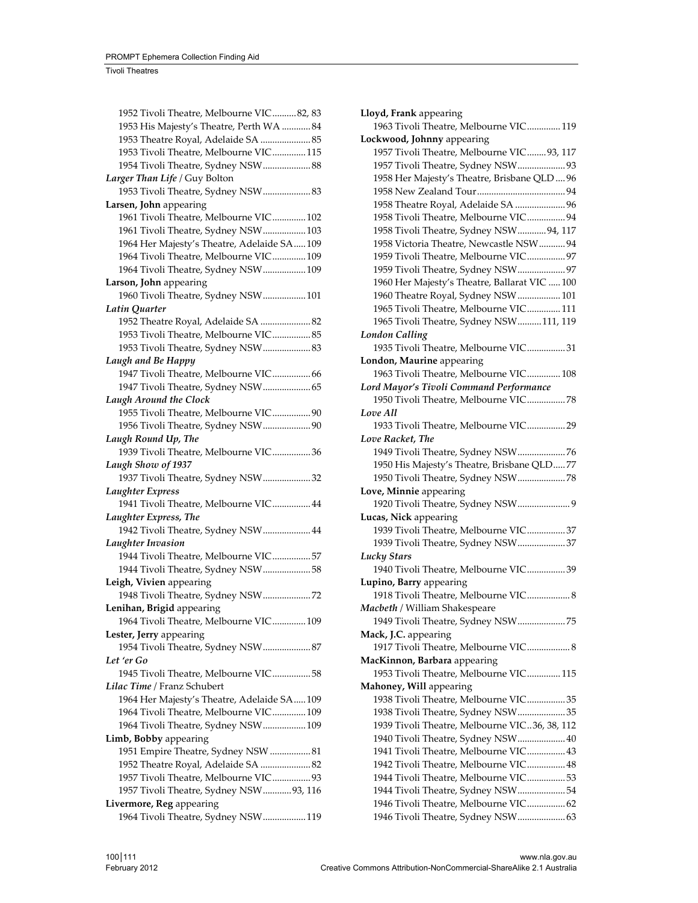1952 Tivoli Theatre, Melbourne VIC..........82, 83
1953 His Majesty's Theatre, Perth WA ............84
1953 Theatre Royal, Adelaide SA .....................85
1953 Tivoli Theatre, Melbourne VIC..............115
1954 Tivoli Theatre, Sydney NSW....................88

***Larger Than Life*** / Guy Bolton
1953 Tivoli Theatre, Sydney NSW....................83

**Larsen, John** appearing
1961 Tivoli Theatre, Melbourne VIC..............102
1961 Tivoli Theatre, Sydney NSW..................103
1964 Her Majesty's Theatre, Adelaide SA.....109
1964 Tivoli Theatre, Melbourne VIC..............109
1964 Tivoli Theatre, Sydney NSW..................109

**Larson, John** appearing
1960 Tivoli Theatre, Sydney NSW..................101

***Latin Quarter***
1952 Theatre Royal, Adelaide SA .....................82
1953 Tivoli Theatre, Melbourne VIC................85
1953 Tivoli Theatre, Sydney NSW....................83

***Laugh and Be Happy***
1947 Tivoli Theatre, Melbourne VIC................66
1947 Tivoli Theatre, Sydney NSW....................65

***Laugh Around the Clock***
1955 Tivoli Theatre, Melbourne VIC................90
1956 Tivoli Theatre, Sydney NSW....................90

***Laugh Round Up, The***
1939 Tivoli Theatre, Melbourne VIC................36

***Laugh Show of 1937***
1937 Tivoli Theatre, Sydney NSW....................32

***Laughter Express***
1941 Tivoli Theatre, Melbourne VIC................44

***Laughter Express, The***
1942 Tivoli Theatre, Sydney NSW....................44

***Laughter Invasion***
1944 Tivoli Theatre, Melbourne VIC................57
1944 Tivoli Theatre, Sydney NSW....................58

**Leigh, Vivien** appearing
1948 Tivoli Theatre, Sydney NSW....................72

**Lenihan, Brigid** appearing
1964 Tivoli Theatre, Melbourne VIC..............109

**Lester, Jerry** appearing
1954 Tivoli Theatre, Sydney NSW....................87

***Let 'er Go***
1945 Tivoli Theatre, Melbourne VIC................58

***Lilac Time*** / Franz Schubert
1964 Her Majesty's Theatre, Adelaide SA.....109
1964 Tivoli Theatre, Melbourne VIC..............109
1964 Tivoli Theatre, Sydney NSW..................109

**Limb, Bobby** appearing
1951 Empire Theatre, Sydney NSW .................81
1952 Theatre Royal, Adelaide SA .....................82
1957 Tivoli Theatre, Melbourne VIC................93
1957 Tivoli Theatre, Sydney NSW............93, 116

**Livermore, Reg** appearing
1964 Tivoli Theatre, Sydney NSW..................119

**Lloyd, Frank** appearing
1963 Tivoli Theatre, Melbourne VIC..............119

**Lockwood, Johnny** appearing
1957 Tivoli Theatre, Melbourne VIC........93, 117
1957 Tivoli Theatre, Sydney NSW....................93
1958 Her Majesty's Theatre, Brisbane QLD....96
1958 New Zealand Tour.....................................94
1958 Theatre Royal, Adelaide SA .....................96
1958 Tivoli Theatre, Melbourne VIC................94
1958 Tivoli Theatre, Sydney NSW............94, 117
1958 Victoria Theatre, Newcastle NSW...........94
1959 Tivoli Theatre, Melbourne VIC................97
1959 Tivoli Theatre, Sydney NSW....................97
1960 Her Majesty's Theatre, Ballarat VIC .....100
1960 Theatre Royal, Sydney NSW..................101
1965 Tivoli Theatre, Melbourne VIC..............111
1965 Tivoli Theatre, Sydney NSW..........111, 119

***London Calling***
1935 Tivoli Theatre, Melbourne VIC................31

**London, Maurine** appearing
1963 Tivoli Theatre, Melbourne VIC..............108

***Lord Mayor's Tivoli Command Performance***
1950 Tivoli Theatre, Melbourne VIC................78

***Love All***
1933 Tivoli Theatre, Melbourne VIC................29

***Love Racket, The***
1949 Tivoli Theatre, Sydney NSW....................76
1950 His Majesty's Theatre, Brisbane QLD.....77
1950 Tivoli Theatre, Sydney NSW....................78

**Love, Minnie** appearing
1920 Tivoli Theatre, Sydney NSW......................9

**Lucas, Nick** appearing
1939 Tivoli Theatre, Melbourne VIC................37
1939 Tivoli Theatre, Sydney NSW....................37

***Lucky Stars***
1940 Tivoli Theatre, Melbourne VIC................39

**Lupino, Barry** appearing
1918 Tivoli Theatre, Melbourne VIC..................8

***Macbeth*** / William Shakespeare
1949 Tivoli Theatre, Sydney NSW....................75

**Mack, J.C.** appearing
1917 Tivoli Theatre, Melbourne VIC..................8

**MacKinnon, Barbara** appearing
1953 Tivoli Theatre, Melbourne VIC..............115

**Mahoney, Will** appearing
1938 Tivoli Theatre, Melbourne VIC................35
1938 Tivoli Theatre, Sydney NSW....................35
1939 Tivoli Theatre, Melbourne VIC..36, 38, 112
1940 Tivoli Theatre, Sydney NSW....................40
1941 Tivoli Theatre, Melbourne VIC................43
1942 Tivoli Theatre, Melbourne VIC................48
1944 Tivoli Theatre, Melbourne VIC................53
1944 Tivoli Theatre, Sydney NSW....................54
1946 Tivoli Theatre, Melbourne VIC................62
1946 Tivoli Theatre, Sydney NSW....................63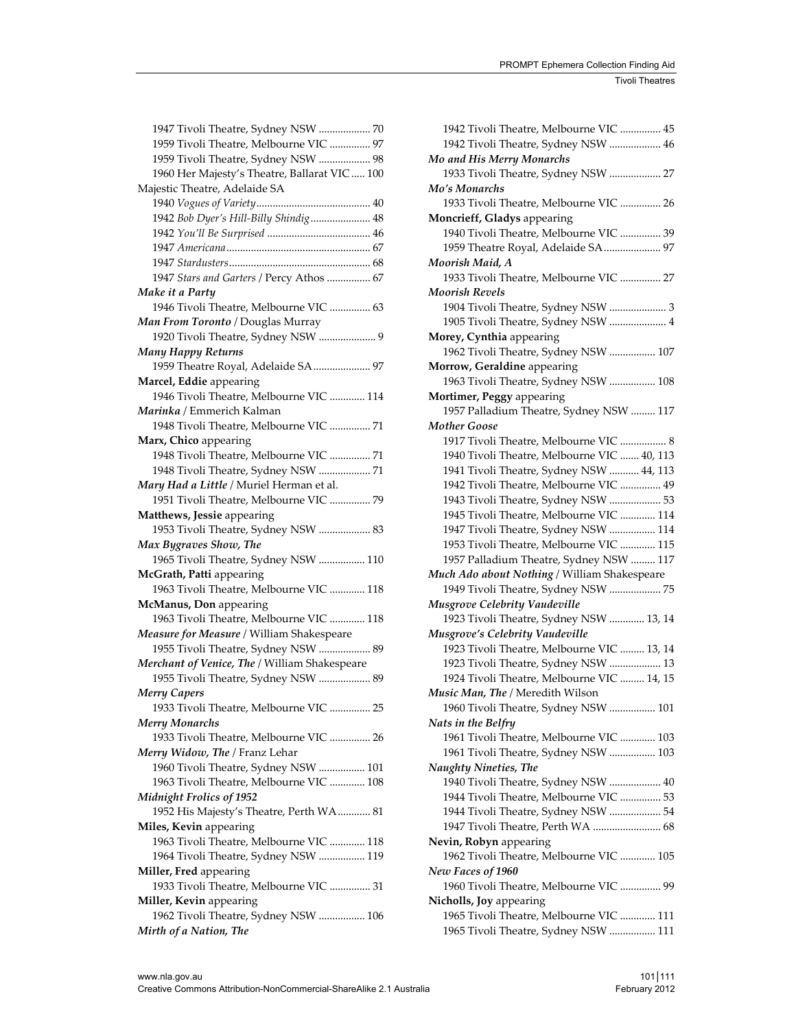1947 Tivoli Theatre, Sydney NSW ................... 70
1959 Tivoli Theatre, Melbourne VIC ............... 97
1959 Tivoli Theatre, Sydney NSW ................... 98
1960 Her Majesty's Theatre, Ballarat VIC ..... 100

Majestic Theatre, Adelaide SA
1940 *Vogues of Variety* ........................................ 40
1942 *Bob Dyer's Hill-Billy Shindig* ...................... 48
1942 *You'll Be Surprised* ..................................... 46
1947 *Americana* .................................................... 67
1947 *Stardusters* .................................................. 68
1947 *Stars and Garters* / Percy Athos ................ 67

***Make it a Party***
1946 Tivoli Theatre, Melbourne VIC ............... 63

***Man From Toronto*** / Douglas Murray
1920 Tivoli Theatre, Sydney NSW ..................... 9

***Many Happy Returns***
1959 Theatre Royal, Adelaide SA ..................... 97

**Marcel, Eddie** appearing
1946 Tivoli Theatre, Melbourne VIC ............. 114

***Marinka*** / Emmerich Kalman
1948 Tivoli Theatre, Melbourne VIC ............... 71

**Marx, Chico** appearing
1948 Tivoli Theatre, Melbourne VIC ............... 71
1948 Tivoli Theatre, Sydney NSW ................... 71

***Mary Had a Little*** / Muriel Herman et al.
1951 Tivoli Theatre, Melbourne VIC ............... 79

**Matthews, Jessie** appearing
1953 Tivoli Theatre, Sydney NSW ................... 83

***Max Bygraves Show, The***
1965 Tivoli Theatre, Sydney NSW ................. 110

**McGrath, Patti** appearing
1963 Tivoli Theatre, Melbourne VIC ............. 118

**McManus, Don** appearing
1963 Tivoli Theatre, Melbourne VIC ............. 118

***Measure for Measure*** / William Shakespeare
1955 Tivoli Theatre, Sydney NSW ................... 89

***Merchant of Venice, The*** / William Shakespeare
1955 Tivoli Theatre, Sydney NSW ................... 89

***Merry Capers***
1933 Tivoli Theatre, Melbourne VIC ............... 25

***Merry Monarchs***
1933 Tivoli Theatre, Melbourne VIC ............... 26

***Merry Widow, The*** / Franz Lehar
1960 Tivoli Theatre, Sydney NSW ................. 101
1963 Tivoli Theatre, Melbourne VIC ............. 108

***Midnight Frolics of 1952***
1952 His Majesty's Theatre, Perth WA ............ 81

**Miles, Kevin** appearing
1963 Tivoli Theatre, Melbourne VIC ............. 118
1964 Tivoli Theatre, Sydney NSW ................. 119

**Miller, Fred** appearing
1933 Tivoli Theatre, Melbourne VIC ............... 31

**Miller, Kevin** appearing
1962 Tivoli Theatre, Sydney NSW ................. 106

***Mirth of a Nation, The***
1942 Tivoli Theatre, Melbourne VIC ............... 45
1942 Tivoli Theatre, Sydney NSW ................... 46

***Mo and His Merry Monarchs***
1933 Tivoli Theatre, Sydney NSW ................... 27

***Mo's Monarchs***
1933 Tivoli Theatre, Melbourne VIC ............... 26

**Moncrieff, Gladys** appearing
1940 Tivoli Theatre, Melbourne VIC ............... 39
1959 Theatre Royal, Adelaide SA ..................... 97

***Moorish Maid, A***
1933 Tivoli Theatre, Melbourne VIC ............... 27

***Moorish Revels***
1904 Tivoli Theatre, Sydney NSW ..................... 3
1905 Tivoli Theatre, Sydney NSW ..................... 4

**Morey, Cynthia** appearing
1962 Tivoli Theatre, Sydney NSW ................. 107

**Morrow, Geraldine** appearing
1963 Tivoli Theatre, Sydney NSW ................. 108

**Mortimer, Peggy** appearing
1957 Palladium Theatre, Sydney NSW ......... 117

***Mother Goose***
1917 Tivoli Theatre, Melbourne VIC ................. 8
1940 Tivoli Theatre, Melbourne VIC ....... 40, 113
1941 Tivoli Theatre, Sydney NSW ........... 44, 113
1942 Tivoli Theatre, Melbourne VIC ............... 49
1943 Tivoli Theatre, Sydney NSW ................... 53
1945 Tivoli Theatre, Melbourne VIC ............. 114
1947 Tivoli Theatre, Sydney NSW ................. 114
1953 Tivoli Theatre, Melbourne VIC ............. 115
1957 Palladium Theatre, Sydney NSW ......... 117

***Much Ado about Nothing*** / William Shakespeare
1949 Tivoli Theatre, Sydney NSW ................... 75

***Musgrove Celebrity Vaudeville***
1923 Tivoli Theatre, Sydney NSW ............. 13, 14

***Musgrove's Celebrity Vaudeville***
1923 Tivoli Theatre, Melbourne VIC ......... 13, 14
1923 Tivoli Theatre, Sydney NSW ................... 13
1924 Tivoli Theatre, Melbourne VIC ......... 14, 15

***Music Man, The*** / Meredith Wilson
1960 Tivoli Theatre, Sydney NSW ................. 101

***Nats in the Belfry***
1961 Tivoli Theatre, Melbourne VIC ............. 103
1961 Tivoli Theatre, Sydney NSW ................. 103

***Naughty Nineties, The***
1940 Tivoli Theatre, Sydney NSW ................... 40
1944 Tivoli Theatre, Melbourne VIC ............... 53
1944 Tivoli Theatre, Sydney NSW ................... 54
1947 Tivoli Theatre, Perth WA ......................... 68

**Nevin, Robyn** appearing
1962 Tivoli Theatre, Melbourne VIC ............. 105

***New Faces of 1960***
1960 Tivoli Theatre, Melbourne VIC ............... 99

**Nicholls, Joy** appearing
1965 Tivoli Theatre, Melbourne VIC ............. 111
1965 Tivoli Theatre, Sydney NSW ................. 111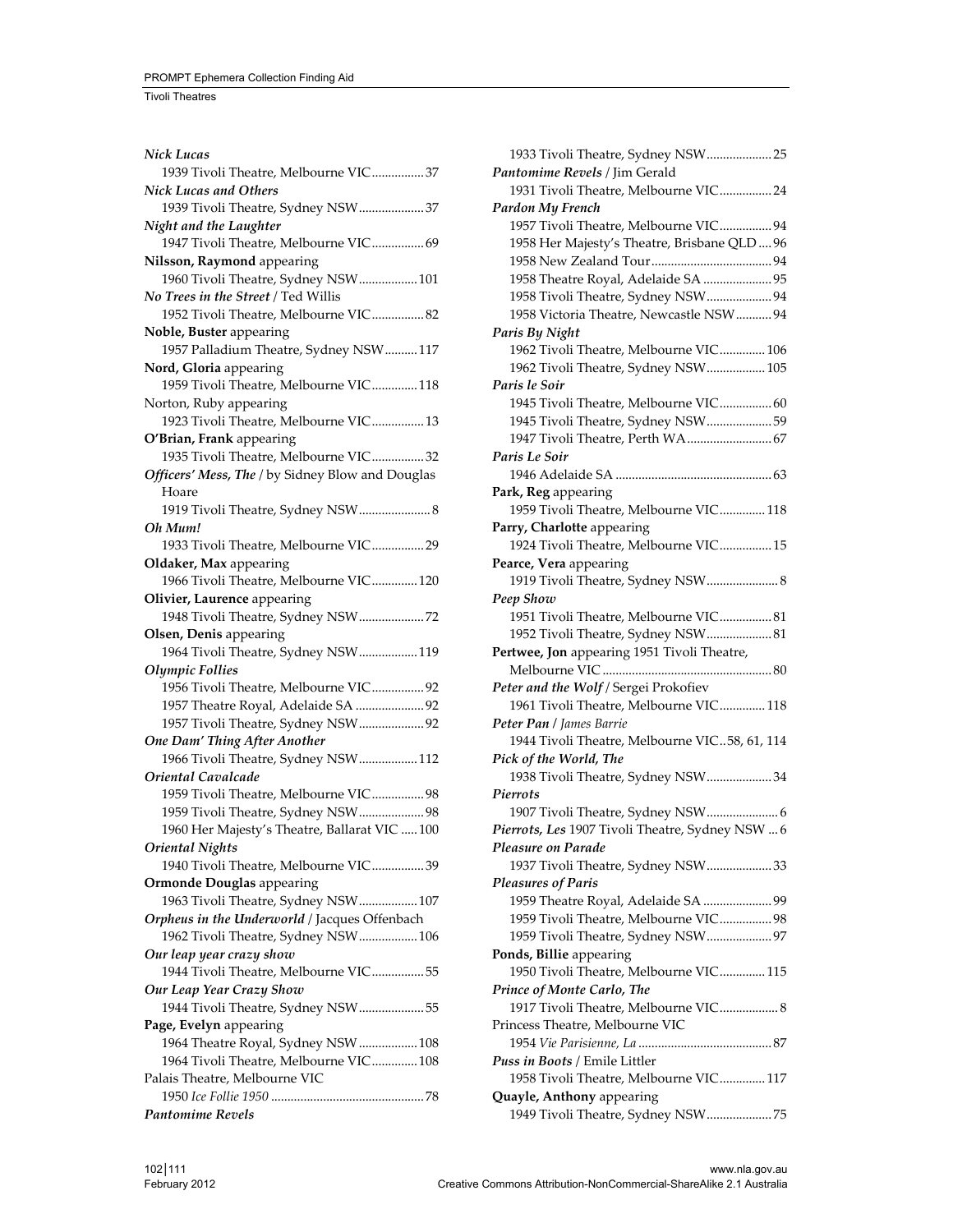***Nick Lucas***
1939 Tivoli Theatre, Melbourne VIC................37
***Nick Lucas and Others***
1939 Tivoli Theatre, Sydney NSW....................37
***Night and the Laughter***
1947 Tivoli Theatre, Melbourne VIC................69
**Nilsson, Raymond** appearing
1960 Tivoli Theatre, Sydney NSW..................101
***No Trees in the Street*** / Ted Willis
1952 Tivoli Theatre, Melbourne VIC................82
**Noble, Buster** appearing
1957 Palladium Theatre, Sydney NSW..........117
**Nord, Gloria** appearing
1959 Tivoli Theatre, Melbourne VIC.............118
Norton, Ruby appearing
1923 Tivoli Theatre, Melbourne VIC................13
**O'Brian, Frank** appearing
1935 Tivoli Theatre, Melbourne VIC................32
***Officers' Mess, The*** / by Sidney Blow and Douglas Hoare
1919 Tivoli Theatre, Sydney NSW......................8
***Oh Mum!***
1933 Tivoli Theatre, Melbourne VIC................29
**Oldaker, Max** appearing
1966 Tivoli Theatre, Melbourne VIC.............120
**Olivier, Laurence** appearing
1948 Tivoli Theatre, Sydney NSW....................72
**Olsen, Denis** appearing
1964 Tivoli Theatre, Sydney NSW..................119
***Olympic Follies***
1956 Tivoli Theatre, Melbourne VIC................92
1957 Theatre Royal, Adelaide SA .....................92
1957 Tivoli Theatre, Sydney NSW....................92
***One Dam' Thing After Another***
1966 Tivoli Theatre, Sydney NSW..................112
***Oriental Cavalcade***
1959 Tivoli Theatre, Melbourne VIC................98
1959 Tivoli Theatre, Sydney NSW....................98
1960 Her Majesty's Theatre, Ballarat VIC .....100
***Oriental Nights***
1940 Tivoli Theatre, Melbourne VIC................39
**Ormonde Douglas** appearing
1963 Tivoli Theatre, Sydney NSW..................107
***Orpheus in the Underworld*** / Jacques Offenbach
1962 Tivoli Theatre, Sydney NSW..................106
***Our leap year crazy show***
1944 Tivoli Theatre, Melbourne VIC................55
***Our Leap Year Crazy Show***
1944 Tivoli Theatre, Sydney NSW....................55
**Page, Evelyn** appearing
1964 Theatre Royal, Sydney NSW ..................108
1964 Tivoli Theatre, Melbourne VIC..............108
Palais Theatre, Melbourne VIC
1950 *Ice Follie 1950* ..............................................78
***Pantomime Revels***
1933 Tivoli Theatre, Sydney NSW....................25
***Pantomime Revels*** / Jim Gerald
1931 Tivoli Theatre, Melbourne VIC................24
***Pardon My French***
1957 Tivoli Theatre, Melbourne VIC................94
1958 Her Majesty's Theatre, Brisbane QLD....96
1958 New Zealand Tour.....................................94
1958 Theatre Royal, Adelaide SA .....................95
1958 Tivoli Theatre, Sydney NSW....................94
1958 Victoria Theatre, Newcastle NSW...........94
***Paris By Night***
1962 Tivoli Theatre, Melbourne VIC..............106
1962 Tivoli Theatre, Sydney NSW..................105
***Paris le Soir***
1945 Tivoli Theatre, Melbourne VIC................60
1945 Tivoli Theatre, Sydney NSW....................59
1947 Tivoli Theatre, Perth WA..........................67
***Paris Le Soir***
1946 Adelaide SA ................................................63
**Park, Reg** appearing
1959 Tivoli Theatre, Melbourne VIC..............118
**Parry, Charlotte** appearing
1924 Tivoli Theatre, Melbourne VIC................15
**Pearce, Vera** appearing
1919 Tivoli Theatre, Sydney NSW......................8
***Peep Show***
1951 Tivoli Theatre, Melbourne VIC................81
1952 Tivoli Theatre, Sydney NSW....................81
**Pertwee, Jon** appearing 1951 Tivoli Theatre, Melbourne VIC ....................................................80
***Peter and the Wolf*** / Sergei Prokofiev
1961 Tivoli Theatre, Melbourne VIC..............118
***Peter Pan*** / *James Barrie*
1944 Tivoli Theatre, Melbourne VIC..58, 61, 114
***Pick of the World, The***
1938 Tivoli Theatre, Sydney NSW....................34
***Pierrots***
1907 Tivoli Theatre, Sydney NSW......................6
***Pierrots, Les*** 1907 Tivoli Theatre, Sydney NSW ...6
***Pleasure on Parade***
1937 Tivoli Theatre, Sydney NSW....................33
***Pleasures of Paris***
1959 Theatre Royal, Adelaide SA .....................99
1959 Tivoli Theatre, Melbourne VIC................98
1959 Tivoli Theatre, Sydney NSW....................97
**Ponds, Billie** appearing
1950 Tivoli Theatre, Melbourne VIC..............115
***Prince of Monte Carlo, The***
1917 Tivoli Theatre, Melbourne VIC..................8
Princess Theatre, Melbourne VIC
1954 *Vie Parisienne, La* .........................................87
***Puss in Boots*** / Emile Littler
1958 Tivoli Theatre, Melbourne VIC..............117
**Quayle, Anthony** appearing
1949 Tivoli Theatre, Sydney NSW....................75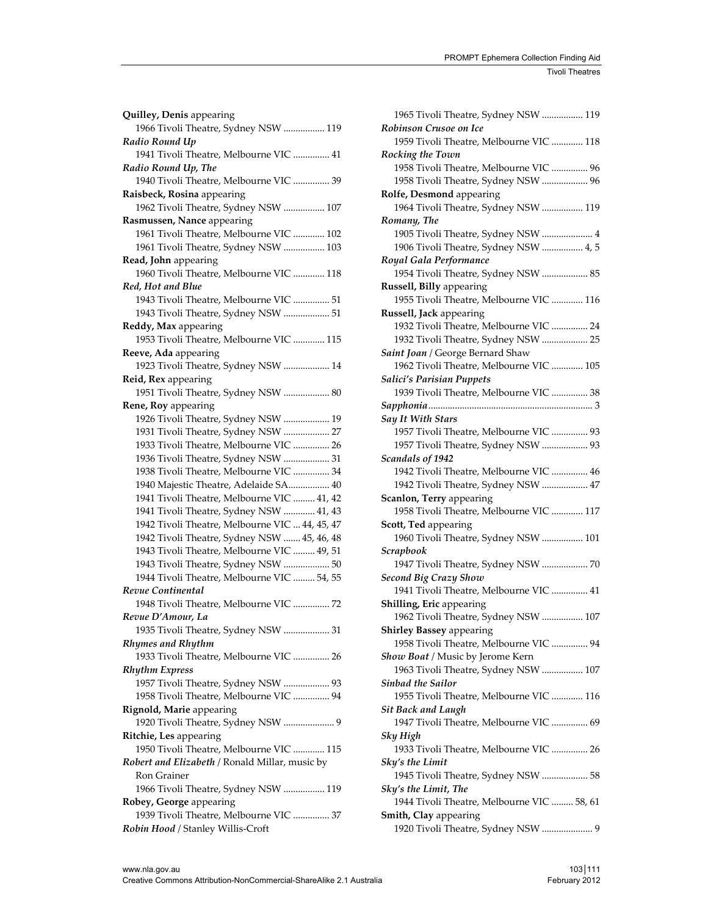**Quilley, Denis** appearing
1966 Tivoli Theatre, Sydney NSW ................. 119

***Radio Round Up***
1941 Tivoli Theatre, Melbourne VIC ............... 41

***Radio Round Up, The***
1940 Tivoli Theatre, Melbourne VIC ............... 39

**Raisbeck, Rosina** appearing
1962 Tivoli Theatre, Sydney NSW ................. 107

**Rasmussen, Nance** appearing
1961 Tivoli Theatre, Melbourne VIC ............. 102
1961 Tivoli Theatre, Sydney NSW ................. 103

**Read, John** appearing
1960 Tivoli Theatre, Melbourne VIC ............. 118

***Red, Hot and Blue***
1943 Tivoli Theatre, Melbourne VIC ............... 51
1943 Tivoli Theatre, Sydney NSW ................... 51

**Reddy, Max** appearing
1953 Tivoli Theatre, Melbourne VIC ............. 115

**Reeve, Ada** appearing
1923 Tivoli Theatre, Sydney NSW ................... 14

**Reid, Rex** appearing
1951 Tivoli Theatre, Sydney NSW ................... 80

**Rene, Roy** appearing
1926 Tivoli Theatre, Sydney NSW ................... 19
1931 Tivoli Theatre, Sydney NSW ................... 27
1933 Tivoli Theatre, Melbourne VIC ............... 26
1936 Tivoli Theatre, Sydney NSW ................... 31
1938 Tivoli Theatre, Melbourne VIC ............... 34
1940 Majestic Theatre, Adelaide SA................. 40
1941 Tivoli Theatre, Melbourne VIC ......... 41, 42
1941 Tivoli Theatre, Sydney NSW ............. 41, 43
1942 Tivoli Theatre, Melbourne VIC ... 44, 45, 47
1942 Tivoli Theatre, Sydney NSW ....... 45, 46, 48
1943 Tivoli Theatre, Melbourne VIC ......... 49, 51
1943 Tivoli Theatre, Sydney NSW ................... 50
1944 Tivoli Theatre, Melbourne VIC ......... 54, 55

***Revue Continental***
1948 Tivoli Theatre, Melbourne VIC ............... 72

***Revue D'Amour, La***
1935 Tivoli Theatre, Sydney NSW ................... 31

***Rhymes and Rhythm***
1933 Tivoli Theatre, Melbourne VIC ............... 26

***Rhythm Express***
1957 Tivoli Theatre, Sydney NSW ................... 93
1958 Tivoli Theatre, Melbourne VIC ............... 94

**Rignold, Marie** appearing
1920 Tivoli Theatre, Sydney NSW ..................... 9

**Ritchie, Les** appearing
1950 Tivoli Theatre, Melbourne VIC ............. 115

***Robert and Elizabeth*** / Ronald Millar, music by Ron Grainer
1966 Tivoli Theatre, Sydney NSW ................. 119

**Robey, George** appearing
1939 Tivoli Theatre, Melbourne VIC ............... 37

***Robin Hood*** / Stanley Willis-Croft
1965 Tivoli Theatre, Sydney NSW ................. 119

***Robinson Crusoe on Ice***
1959 Tivoli Theatre, Melbourne VIC ............. 118

***Rocking the Town***
1958 Tivoli Theatre, Melbourne VIC ............... 96
1958 Tivoli Theatre, Sydney NSW ................... 96

**Rolfe, Desmond** appearing
1964 Tivoli Theatre, Sydney NSW ................. 119

***Romany, The***
1905 Tivoli Theatre, Sydney NSW ..................... 4
1906 Tivoli Theatre, Sydney NSW ................. 4, 5

***Royal Gala Performance***
1954 Tivoli Theatre, Sydney NSW ................... 85

**Russell, Billy** appearing
1955 Tivoli Theatre, Melbourne VIC ............. 116

**Russell, Jack** appearing
1932 Tivoli Theatre, Melbourne VIC ............... 24
1932 Tivoli Theatre, Sydney NSW ................... 25

***Saint Joan*** / George Bernard Shaw
1962 Tivoli Theatre, Melbourne VIC ............. 105

***Salici's Parisian Puppets***
1939 Tivoli Theatre, Melbourne VIC ............... 38

***Sapphonia***................................................................... 3

***Say It With Stars***
1957 Tivoli Theatre, Melbourne VIC ............... 93
1957 Tivoli Theatre, Sydney NSW ................... 93

***Scandals of 1942***
1942 Tivoli Theatre, Melbourne VIC ............... 46
1942 Tivoli Theatre, Sydney NSW ................... 47

**Scanlon, Terry** appearing
1958 Tivoli Theatre, Melbourne VIC ............. 117

**Scott, Ted** appearing
1960 Tivoli Theatre, Sydney NSW ................. 101

***Scrapbook***
1947 Tivoli Theatre, Sydney NSW ................... 70

***Second Big Crazy Show***
1941 Tivoli Theatre, Melbourne VIC ............... 41

**Shilling, Eric** appearing
1962 Tivoli Theatre, Sydney NSW ................. 107

**Shirley Bassey** appearing
1958 Tivoli Theatre, Melbourne VIC ............... 94

***Show Boat*** / Music by Jerome Kern
1963 Tivoli Theatre, Sydney NSW ................. 107

***Sinbad the Sailor***
1955 Tivoli Theatre, Melbourne VIC ............. 116

***Sit Back and Laugh***
1947 Tivoli Theatre, Melbourne VIC ............... 69

***Sky High***
1933 Tivoli Theatre, Melbourne VIC ............... 26

***Sky's the Limit***
1945 Tivoli Theatre, Sydney NSW ................... 58

***Sky's the Limit, The***
1944 Tivoli Theatre, Melbourne VIC ......... 58, 61

**Smith, Clay** appearing
1920 Tivoli Theatre, Sydney NSW ..................... 9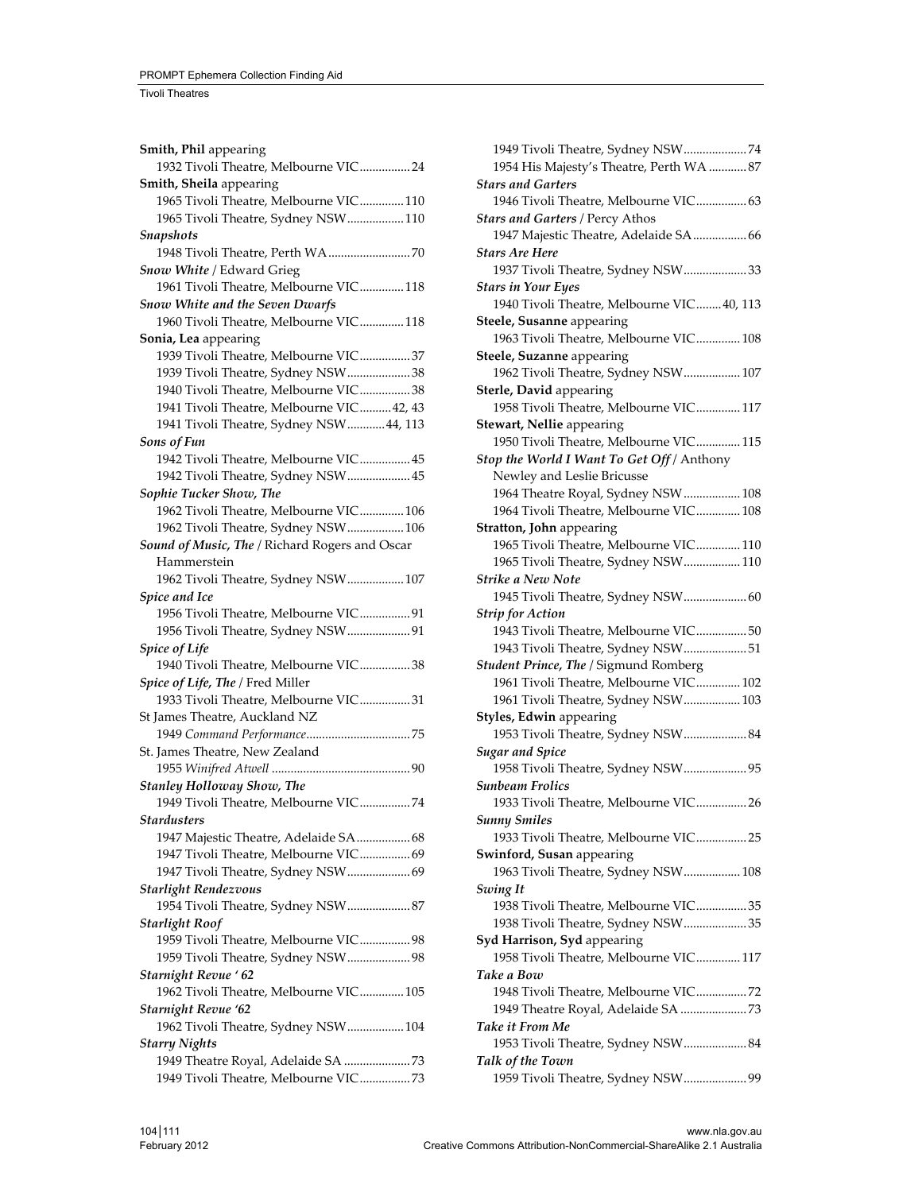**Smith, Phil** appearing
1932 Tivoli Theatre, Melbourne VIC ................ 24
**Smith, Sheila** appearing
1965 Tivoli Theatre, Melbourne VIC .............. 110
1965 Tivoli Theatre, Sydney NSW .................. 110
***Snapshots***
1948 Tivoli Theatre, Perth WA .......................... 70
***Snow White*** / Edward Grieg
1961 Tivoli Theatre, Melbourne VIC .............. 118
***Snow White and the Seven Dwarfs***
1960 Tivoli Theatre, Melbourne VIC .............. 118
**Sonia, Lea** appearing
1939 Tivoli Theatre, Melbourne VIC ................ 37
1939 Tivoli Theatre, Sydney NSW .................... 38
1940 Tivoli Theatre, Melbourne VIC ................ 38
1941 Tivoli Theatre, Melbourne VIC .......... 42, 43
1941 Tivoli Theatre, Sydney NSW ............ 44, 113
***Sons of Fun***
1942 Tivoli Theatre, Melbourne VIC ................ 45
1942 Tivoli Theatre, Sydney NSW .................... 45
***Sophie Tucker Show, The***
1962 Tivoli Theatre, Melbourne VIC .............. 106
1962 Tivoli Theatre, Sydney NSW .................. 106
***Sound of Music, The*** / Richard Rogers and Oscar Hammerstein
1962 Tivoli Theatre, Sydney NSW .................. 107
***Spice and Ice***
1956 Tivoli Theatre, Melbourne VIC ................ 91
1956 Tivoli Theatre, Sydney NSW .................... 91
***Spice of Life***
1940 Tivoli Theatre, Melbourne VIC ................ 38
***Spice of Life, The*** / Fred Miller
1933 Tivoli Theatre, Melbourne VIC ................ 31
St James Theatre, Auckland NZ
1949 *Command Performance* ................................ 75
St. James Theatre, New Zealand
1955 *Winifred Atwell* ........................................... 90
***Stanley Holloway Show, The***
1949 Tivoli Theatre, Melbourne VIC ................ 74
***Stardusters***
1947 Majestic Theatre, Adelaide SA ................. 68
1947 Tivoli Theatre, Melbourne VIC ................ 69
1947 Tivoli Theatre, Sydney NSW .................... 69
***Starlight Rendezvous***
1954 Tivoli Theatre, Sydney NSW .................... 87
***Starlight Roof***
1959 Tivoli Theatre, Melbourne VIC ................ 98
1959 Tivoli Theatre, Sydney NSW .................... 98
***Starnight Revue ' 62***
1962 Tivoli Theatre, Melbourne VIC .............. 105
***Starnight Revue '62***
1962 Tivoli Theatre, Sydney NSW .................. 104
***Starry Nights***
1949 Theatre Royal, Adelaide SA ..................... 73
1949 Tivoli Theatre, Melbourne VIC ................ 73
1949 Tivoli Theatre, Sydney NSW .................... 74
1954 His Majesty's Theatre, Perth WA ............ 87
***Stars and Garters***
1946 Tivoli Theatre, Melbourne VIC ................ 63
***Stars and Garters*** / Percy Athos
1947 Majestic Theatre, Adelaide SA ................. 66
***Stars Are Here***
1937 Tivoli Theatre, Sydney NSW .................... 33
***Stars in Your Eyes***
1940 Tivoli Theatre, Melbourne VIC ........ 40, 113
**Steele, Susanne** appearing
1963 Tivoli Theatre, Melbourne VIC .............. 108
**Steele, Suzanne** appearing
1962 Tivoli Theatre, Sydney NSW .................. 107
**Sterle, David** appearing
1958 Tivoli Theatre, Melbourne VIC .............. 117
**Stewart, Nellie** appearing
1950 Tivoli Theatre, Melbourne VIC .............. 115
***Stop the World I Want To Get Off*** / Anthony Newley and Leslie Bricusse
1964 Theatre Royal, Sydney NSW .................. 108
1964 Tivoli Theatre, Melbourne VIC .............. 108
**Stratton, John** appearing
1965 Tivoli Theatre, Melbourne VIC .............. 110
1965 Tivoli Theatre, Sydney NSW .................. 110
***Strike a New Note***
1945 Tivoli Theatre, Sydney NSW .................... 60
***Strip for Action***
1943 Tivoli Theatre, Melbourne VIC ................ 50
1943 Tivoli Theatre, Sydney NSW .................... 51
***Student Prince, The*** / Sigmund Romberg
1961 Tivoli Theatre, Melbourne VIC .............. 102
1961 Tivoli Theatre, Sydney NSW .................. 103
**Styles, Edwin** appearing
1953 Tivoli Theatre, Sydney NSW .................... 84
***Sugar and Spice***
1958 Tivoli Theatre, Sydney NSW .................... 95
***Sunbeam Frolics***
1933 Tivoli Theatre, Melbourne VIC ................ 26
***Sunny Smiles***
1933 Tivoli Theatre, Melbourne VIC ................ 25
**Swinford, Susan** appearing
1963 Tivoli Theatre, Sydney NSW .................. 108
***Swing It***
1938 Tivoli Theatre, Melbourne VIC ................ 35
1938 Tivoli Theatre, Sydney NSW .................... 35
**Syd Harrison, Syd** appearing
1958 Tivoli Theatre, Melbourne VIC .............. 117
***Take a Bow***
1948 Tivoli Theatre, Melbourne VIC ................ 72
1949 Theatre Royal, Adelaide SA ..................... 73
***Take it From Me***
1953 Tivoli Theatre, Sydney NSW .................... 84
***Talk of the Town***
1959 Tivoli Theatre, Sydney NSW .................... 99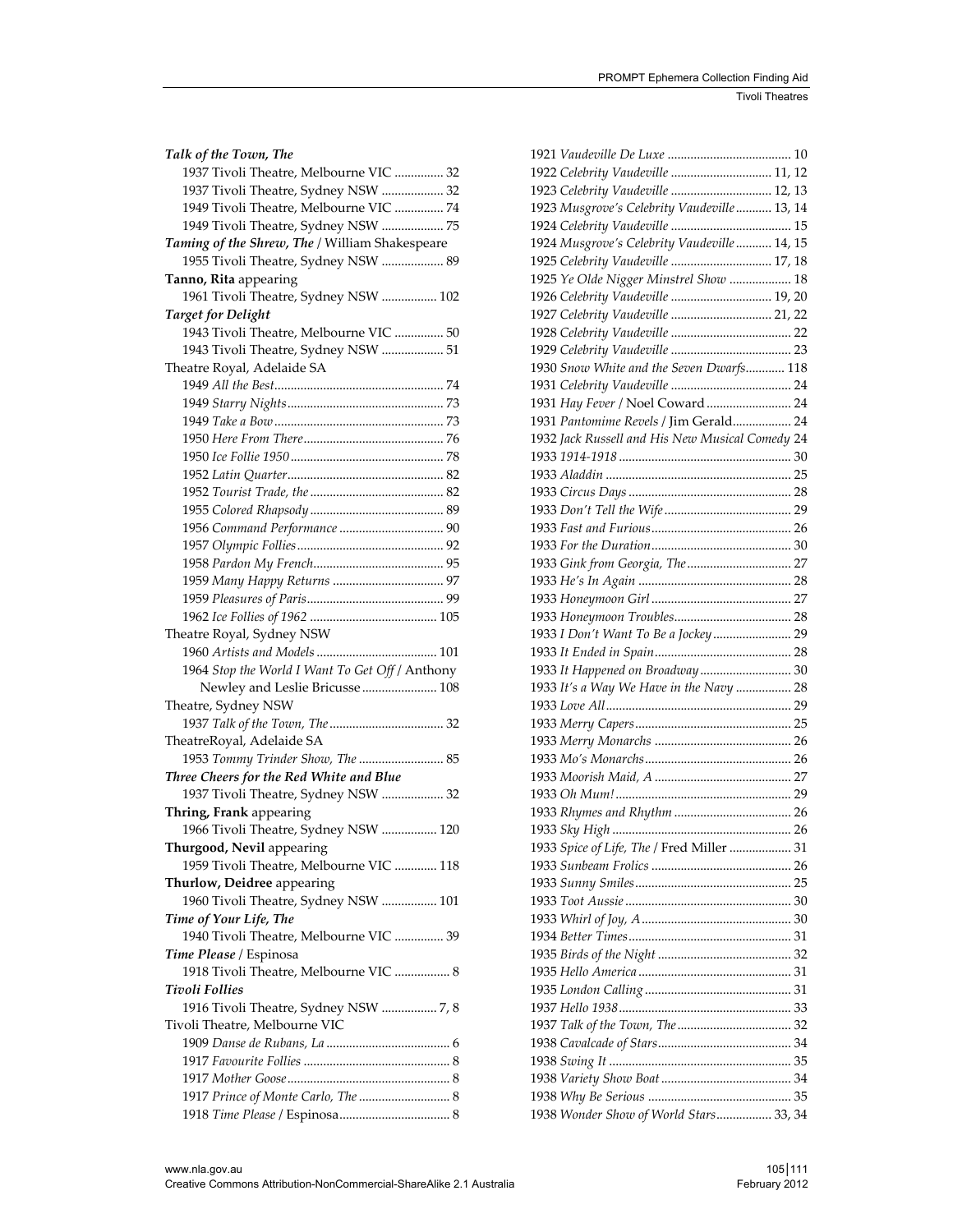***Talk of the Town, The***
- 1937 Tivoli Theatre, Melbourne VIC ............... 32
- 1937 Tivoli Theatre, Sydney NSW ................... 32
- 1949 Tivoli Theatre, Melbourne VIC ............... 74
- 1949 Tivoli Theatre, Sydney NSW ................... 75

***Taming of the Shrew, The*** / William Shakespeare
- 1955 Tivoli Theatre, Sydney NSW ................... 89

**Tanno, Rita** appearing
- 1961 Tivoli Theatre, Sydney NSW ................. 102

***Target for Delight***
- 1943 Tivoli Theatre, Melbourne VIC ............... 50
- 1943 Tivoli Theatre, Sydney NSW ................... 51

Theatre Royal, Adelaide SA
- 1949 *All the Best*.................................................... 74
- 1949 *Starry Nights*................................................ 73
- 1949 *Take a Bow*.................................................... 73
- 1950 *Here From There*........................................... 76
- 1950 *Ice Follie 1950*............................................... 78
- 1952 *Latin Quarter*................................................ 82
- 1952 *Tourist Trade, the* ......................................... 82
- 1955 *Colored Rhapsody* ......................................... 89
- 1956 *Command Performance* ................................ 90
- 1957 *Olympic Follies*............................................. 92
- 1958 *Pardon My French*........................................ 95
- 1959 *Many Happy Returns* .................................. 97
- 1959 *Pleasures of Paris*.......................................... 99
- 1962 *Ice Follies of 1962* ....................................... 105

Theatre Royal, Sydney NSW
- 1960 *Artists and Models* ..................................... 101
- 1964 *Stop the World I Want To Get Off* / Anthony Newley and Leslie Bricusse ....................... 108

Theatre, Sydney NSW
- 1937 *Talk of the Town, The* ................................... 32

TheatreRoyal, Adelaide SA
- 1953 *Tommy Trinder Show, The* .......................... 85

***Three Cheers for the Red White and Blue***
- 1937 Tivoli Theatre, Sydney NSW ................... 32

**Thring, Frank** appearing
- 1966 Tivoli Theatre, Sydney NSW ................. 120

**Thurgood, Nevil** appearing
- 1959 Tivoli Theatre, Melbourne VIC ............. 118

**Thurlow, Deidree** appearing
- 1960 Tivoli Theatre, Sydney NSW ................. 101

***Time of Your Life, The***
- 1940 Tivoli Theatre, Melbourne VIC ............... 39

***Time Please*** / Espinosa
- 1918 Tivoli Theatre, Melbourne VIC ................. 8

***Tivoli Follies***
- 1916 Tivoli Theatre, Sydney NSW ................. 7, 8

Tivoli Theatre, Melbourne VIC
- 1909 *Danse de Rubans, La* ...................................... 6
- 1917 *Favourite Follies* ............................................. 8
- 1917 *Mother Goose*.................................................. 8
- 1917 *Prince of Monte Carlo, The* ............................ 8
- 1918 *Time Please* / Espinosa.................................. 8
- 1921 *Vaudeville De Luxe* ...................................... 10
- 1922 *Celebrity Vaudeville* ............................... 11, 12
- 1923 *Celebrity Vaudeville* ............................... 12, 13
- 1923 *Musgrove's Celebrity Vaudeville*........... 13, 14
- 1924 *Celebrity Vaudeville* ..................................... 15
- 1924 *Musgrove's Celebrity Vaudeville*........... 14, 15
- 1925 *Celebrity Vaudeville* ............................... 17, 18
- 1925 *Ye Olde Nigger Minstrel Show* ................... 18
- 1926 *Celebrity Vaudeville* ............................... 19, 20
- 1927 *Celebrity Vaudeville* ............................... 21, 22
- 1928 *Celebrity Vaudeville* ..................................... 22
- 1929 *Celebrity Vaudeville* ..................................... 23
- 1930 *Snow White and the Seven Dwarfs*............ 118
- 1931 *Celebrity Vaudeville* ..................................... 24
- 1931 *Hay Fever* / Noel Coward .......................... 24
- 1931 *Pantomime Revels* / Jim Gerald.................. 24
- 1932 *Jack Russell and His New Musical Comedy* 24
- 1933 *1914-1918* ..................................................... 30
- 1933 *Aladdin* ......................................................... 25
- 1933 *Circus Days* .................................................. 28
- 1933 *Don't Tell the Wife*....................................... 29
- 1933 *Fast and Furious*........................................... 26
- 1933 *For the Duration*........................................... 30
- 1933 *Gink from Georgia, The*................................ 27
- 1933 *He's In Again* ............................................... 28
- 1933 *Honeymoon Girl* ........................................... 27
- 1933 *Honeymoon Troubles*.................................... 28
- 1933 *I Don't Want To Be a Jockey*........................ 29
- 1933 *It Ended in Spain*.......................................... 28
- 1933 *It Happened on Broadway*............................ 30
- 1933 *It's a Way We Have in the Navy* ................. 28
- 1933 *Love All*......................................................... 29
- 1933 *Merry Capers*................................................ 25
- 1933 *Merry Monarchs* .......................................... 26
- 1933 *Mo's Monarchs*............................................. 26
- 1933 *Moorish Maid, A* .......................................... 27
- 1933 *Oh Mum!*...................................................... 29
- 1933 *Rhymes and Rhythm* .................................... 26
- 1933 *Sky High* ....................................................... 26
- 1933 *Spice of Life, The* / Fred Miller ................... 31
- 1933 *Sunbeam Frolics* ........................................... 26
- 1933 *Sunny Smiles*................................................ 25
- 1933 *Toot Aussie*................................................... 30
- 1933 *Whirl of Joy, A*.............................................. 30
- 1934 *Better Times*.................................................. 31
- 1935 *Birds of the Night* ......................................... 32
- 1935 *Hello America* ............................................... 31
- 1935 *London Calling* ............................................. 31
- 1937 *Hello 1938*..................................................... 33
- 1937 *Talk of the Town, The*................................... 32
- 1938 *Cavalcade of Stars*......................................... 34
- 1938 *Swing It* ........................................................ 35
- 1938 *Variety Show Boat* ........................................ 34
- 1938 *Why Be Serious* ............................................ 35
- 1938 *Wonder Show of World Stars*................. 33, 34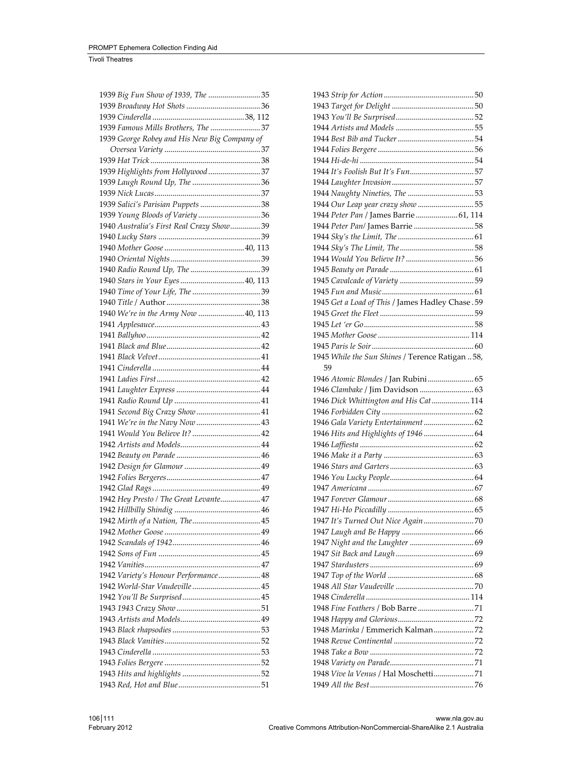1939 *Big Fun Show of 1939, The* ..........................35
1939 *Broadway Hot Shots* ....................................36
1939 *Cinderella* ............................................38, 112
1939 *Famous Mills Brothers, The* .........................37
1939 *George Robey and His New Big Company of Oversea Variety* ...............................................37
1939 *Hat Trick* ......................................................38
1939 *Highlights from Hollywood* ..........................37
1939 *Laugh Round Up, The* .................................36
1939 *Nick Lucas*....................................................37
1939 *Salici's Parisian Puppets* .............................38
1939 *Young Bloods of Variety* ..............................36
1940 *Australia's First Real Crazy Show*...............39
1940 *Lucky Stars* ..................................................39
1940 *Mother Goose* .......................................40, 113
1940 *Oriental Nights*.............................................39
1940 *Radio Round Up, The* ..................................39
1940 *Stars in Your Eyes* ...............................40, 113
1940 *Time of Your Life, The* .................................39
1940 *Title* / Author..............................................38
1940 *We're in the Army Now* ......................40, 113
1941 *Applesauce*....................................................43
1941 *Ballyhoo*........................................................42
1941 *Black and Blue*..............................................42
1941 *Black Velvet*..................................................41
1941 *Cinderella* .....................................................44
1941 *Ladies First*...................................................42
1941 *Laughter Express* ..........................................44
1941 *Radio Round Up* ...........................................41
1941 *Second Big Crazy Show* ...............................41
1941 *We're in the Navy Now* ...............................43
1941 *Would You Believe It?* .................................42
1942 *Artists and Models*.......................................44
1942 *Beauty on Parade* .........................................46
1942 *Design for Glamour* .....................................49
1942 *Folies Bergeres*..............................................47
1942 *Glad Rags*.....................................................49
1942 *Hey Presto / The Great Levante*....................47
1942 *Hillbilly Shindig* ...........................................46
1942 *Mirth of a Nation, The*.................................45
1942 *Mother Goose* ...............................................49
1942 *Scandals of 1942*...........................................46
1942 *Sons of Fun* ..................................................45
1942 *Vanities*.........................................................47
1942 *Variety's Honour Performance*.....................48
1942 *World-Star Vaudeville* .................................45
1942 *You'll Be Surprised*......................................45
1943 *1943 Crazy Show* .........................................51
1943 *Artists and Models*.......................................49
1943 *Black rhapsodies* ...........................................53
1943 *Black Vanities*...............................................52
1943 *Cinderella* .....................................................53
1943 *Folies Bergere* ...............................................52
1943 *Hits and highlights* ......................................52
1943 *Red, Hot and Blue*........................................51
1943 *Strip for Action* ............................................50
1943 *Target for Delight* ........................................50
1943 *You'll Be Surprised*.......................................52
1944 *Artists and Models* .......................................55
1944 *Best Bib and Tucker* ......................................54
1944 *Folies Bergere* ...............................................56
1944 *Hi-de-hi* ........................................................54
1944 *It's Foolish But It's Fun*................................57
1944 *Laughter Invasion* .........................................57
1944 *Naughty Nineties, The* .................................53
1944 *Our Leap year crazy show* ............................55
1944 *Peter Pan* / James Barrie .....................61, 114
1944 *Peter Pan*/ James Barrie ..............................58
1944 *Sky's the Limit, The* ......................................61
1944 *Sky's The Limit, The* .....................................58
1944 *Would You Believe It?* ..................................56
1945 *Beauty on Parade* ..........................................61
1945 *Cavalcade of Variety* .....................................59
1945 *Fun and Music*..............................................61
1945 *Get a Load of This* / James Hadley Chase .59
1945 *Greet the Fleet* ...............................................59
1945 *Let 'er Go*.......................................................58
1945 *Mother Goose* ............................................. 114
1945 *Paris le Soir* ...................................................60
1945 *While the Sun Shines* / Terence Ratigan ..58, 59
1946 *Atomic Blondes* / Jan Rubini.......................65
1946 *Clambake* / Jim Davidson ...........................63
1946 *Dick Whittington and His Cat*...................114
1946 *Forbidden City* ..............................................62
1946 *Gala Variety Entertainment* .........................62
1946 *Hits and Highlights of 1946* .........................64
1946 *Laffiesta* .........................................................62
1946 *Make it a Party* .............................................63
1946 *Stars and Garters*..........................................63
1946 *You Lucky People*..........................................64
1947 *Americana* .....................................................67
1947 *Forever Glamour*...........................................68
1947 *Hi-Ho Piccadilly* ...........................................65
1947 *It's Turned Out Nice Again*.........................70
1947 *Laugh and Be Happy* ....................................66
1947 *Night and the Laughter* ................................69
1947 *Sit Back and Laugh*.......................................69
1947 *Stardusters*....................................................69
1947 *Top of the World* ...........................................68
1948 *All Star Vaudeville* .......................................70
1948 *Cinderella* ................................................... 114
1948 *Fine Feathers* / Bob Barre ............................71
1948 *Happy and Glorious*......................................72
1948 *Marinka* / Emmerich Kalman....................72
1948 *Revue Continental* ........................................72
1948 *Take a Bow* ....................................................72
1948 *Variety on Parade*..........................................71
1948 *Vive la Venus* / Hal Moschetti....................71
1949 *All the Best*....................................................76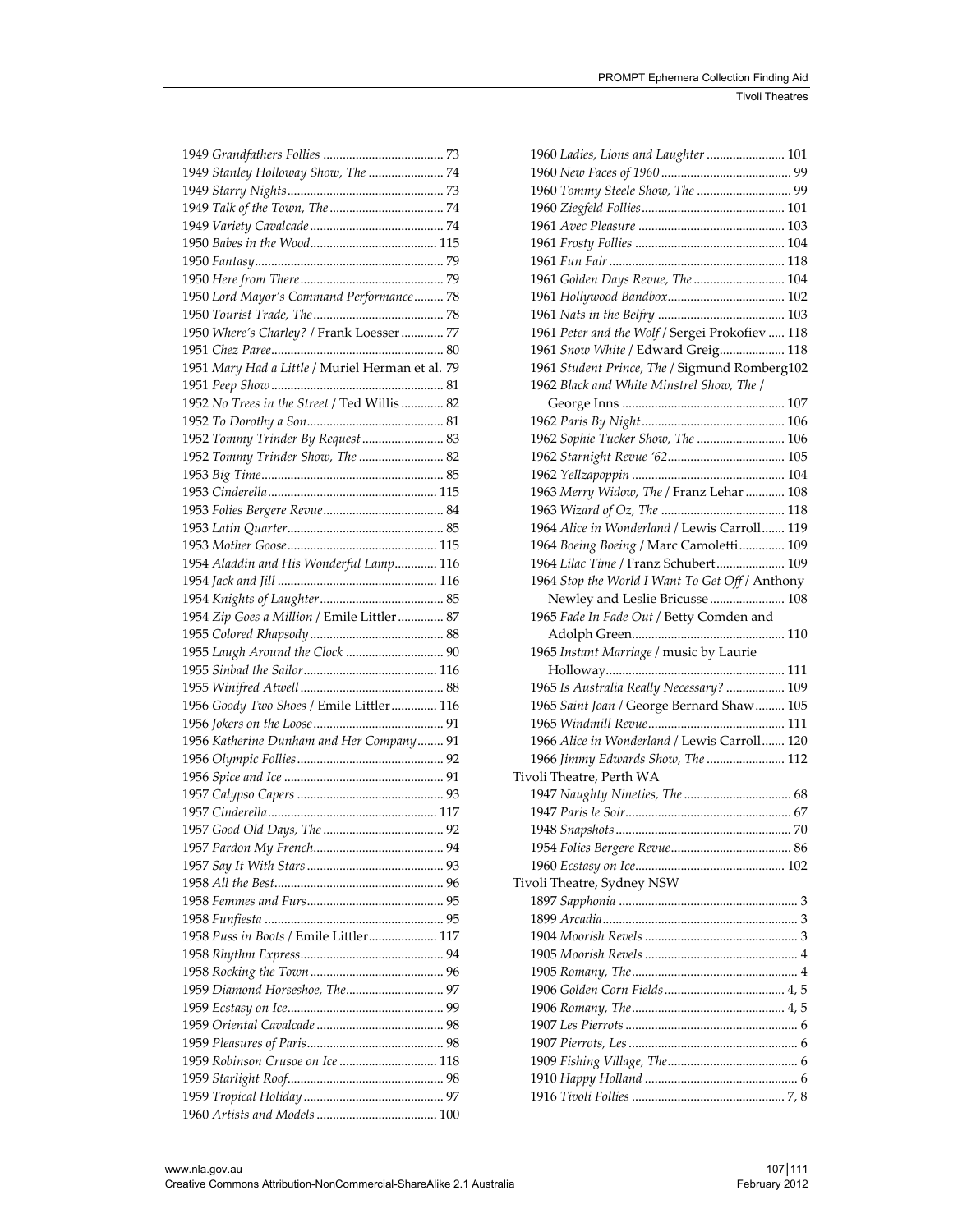1949 *Grandfathers Follies* ..................................... 73
1949 *Stanley Holloway Show, The* ....................... 74
1949 *Starry Nights* ................................................ 73
1949 *Talk of the Town, The* ................................... 74
1949 *Variety Cavalcade* ......................................... 74
1950 *Babes in the Wood* ....................................... 115
1950 *Fantasy* ......................................................... 79
1950 *Here from There* ............................................ 79
1950 *Lord Mayor's Command Performance* .......... 78
1950 *Tourist Trade, The* ........................................ 78
1950 *Where's Charley?* / Frank Loesser ............. 77
1951 *Chez Paree* ..................................................... 80
1951 *Mary Had a Little* / Muriel Herman et al. 79
1951 *Peep Show* ..................................................... 81
1952 *No Trees in the Street* / Ted Willis ............. 82
1952 *To Dorothy a Son* .......................................... 81
1952 *Tommy Trinder By Request* ......................... 83
1952 *Tommy Trinder Show, The* .......................... 82
1953 *Big Time* ........................................................ 85
1953 *Cinderella* .................................................... 115
1953 *Folies Bergere Revue* ..................................... 84
1953 *Latin Quarter* ................................................ 85
1953 *Mother Goose* .............................................. 115
1954 *Aladdin and His Wonderful Lamp* ............. 116
1954 *Jack and Jill* ................................................. 116
1954 *Knights of Laughter* ...................................... 85
1954 *Zip Goes a Million* / Emile Littler .............. 87
1955 *Colored Rhapsody* ......................................... 88
1955 *Laugh Around the Clock* .............................. 90
1955 *Sinbad the Sailor* ......................................... 116
1955 *Winifred Atwell* ............................................ 88
1956 *Goody Two Shoes* / Emile Littler .............. 116
1956 *Jokers on the Loose* ........................................ 91
1956 *Katherine Dunham and Her Company* ........ 91
1956 *Olympic Follies* ............................................. 92
1956 *Spice and Ice* ................................................. 91
1957 *Calypso Capers* ............................................. 93
1957 *Cinderella* .................................................... 117
1957 *Good Old Days, The* ..................................... 92
1957 *Pardon My French* ......................................... 94
1957 *Say It With Stars* .......................................... 93
1958 *All the Best* .................................................... 96
1958 *Femmes and Furs* .......................................... 95
1958 *Funfiesta* ....................................................... 95
1958 *Puss in Boots* / Emile Littler ..................... 117
1958 *Rhythm Express* ............................................ 94
1958 *Rocking the Town* ......................................... 96
1959 *Diamond Horseshoe, The* .............................. 97
1959 *Ecstasy on Ice* ................................................ 99
1959 *Oriental Cavalcade* ....................................... 98
1959 *Pleasures of Paris* .......................................... 98
1959 *Robinson Crusoe on Ice* .............................. 118
1959 *Starlight Roof* ................................................ 98
1959 *Tropical Holiday* ........................................... 97
1960 *Artists and Models* ..................................... 100
1960 *Ladies, Lions and Laughter* ........................ 101
1960 *New Faces of 1960* ........................................ 99
1960 *Tommy Steele Show, The* ............................. 99
1960 *Ziegfeld Follies* ............................................ 101
1961 *Avec Pleasure* ............................................. 103
1961 *Frosty Follies* .............................................. 104
1961 *Fun Fair* ...................................................... 118
1961 *Golden Days Revue, The* ............................ 104
1961 *Hollywood Bandbox* .................................... 102
1961 *Nats in the Belfry* ....................................... 103
1961 *Peter and the Wolf* / Sergei Prokofiev ..... 118
1961 *Snow White* / Edward Greig ..................... 118
1961 *Student Prince, The* / Sigmund Romberg102
1962 *Black and White Minstrel Show, The* / George Inns ................................................. 107
1962 *Paris By Night* ............................................ 106
1962 *Sophie Tucker Show, The* ........................... 106
1962 *Starnight Revue '62* .................................... 105
1962 *Yellzapoppin* ............................................... 104
1963 *Merry Widow, The* / Franz Lehar ............ 108
1963 *Wizard of Oz, The* ...................................... 118
1964 *Alice in Wonderland* / Lewis Carroll ....... 119
1964 *Boeing Boeing* / Marc Camoletti .............. 109
1964 *Lilac Time* / Franz Schubert ..................... 109
1964 *Stop the World I Want To Get Off* / Anthony Newley and Leslie Bricusse ....................... 108
1965 *Fade In Fade Out* / Betty Comden and Adolph Green .............................................. 110
1965 *Instant Marriage* / music by Laurie Holloway ...................................................... 111
1965 *Is Australia Really Necessary?* .................. 109
1965 *Saint Joan* / George Bernard Shaw ......... 105
1965 *Windmill Revue* .......................................... 111
1966 *Alice in Wonderland* / Lewis Carroll ....... 120
1966 *Jimmy Edwards Show, The* ........................ 112

Tivoli Theatre, Perth WA

1947 *Naughty Nineties, The* ................................. 68
1947 *Paris le Soir* .................................................. 67
1948 *Snapshots* ...................................................... 70
1954 *Folies Bergere Revue* ..................................... 86
1960 *Ecstasy on Ice* .............................................. 102

Tivoli Theatre, Sydney NSW

1897 *Sapphonia* ....................................................... 3
1899 *Arcadia* ........................................................... 3
1904 *Moorish Revels* ............................................... 3
1905 *Moorish Revels* ............................................... 4
1905 *Romany, The* ................................................... 4
1906 *Golden Corn Fields* ....................................... 4, 5
1906 *Romany, The* ................................................ 4, 5
1907 *Les Pierrots* .................................................... 6
1907 *Pierrots, Les* .................................................... 6
1909 *Fishing Village, The* ........................................ 6
1910 *Happy Holland* ............................................... 6
1916 *Tivoli Follies* ............................................... 7, 8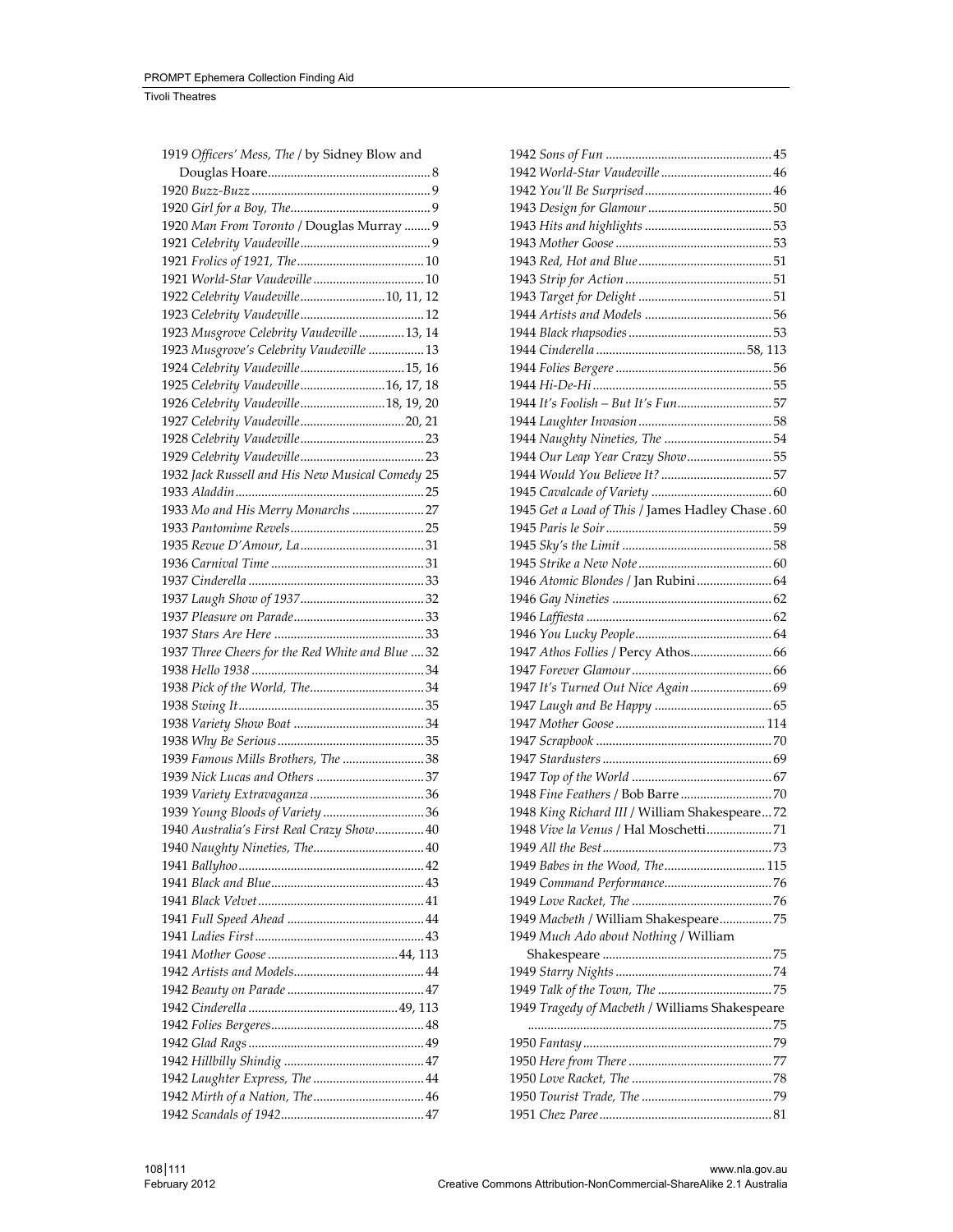1919 *Officers' Mess, The* / by Sidney Blow and Douglas Hoare ........ 8
1920 *Buzz-Buzz* ........ 9
1920 *Girl for a Boy, The* ........ 9
1920 *Man From Toronto* / Douglas Murray ........ 9
1921 *Celebrity Vaudeville* ........ 9
1921 *Frolics of 1921, The* ........ 10
1921 *World-Star Vaudeville* ........ 10
1922 *Celebrity Vaudeville* ........ 10, 11, 12
1923 *Celebrity Vaudeville* ........ 12
1923 *Musgrove Celebrity Vaudeville* ........ 13, 14
1923 *Musgrove's Celebrity Vaudeville* ........ 13
1924 *Celebrity Vaudeville* ........ 15, 16
1925 *Celebrity Vaudeville* ........ 16, 17, 18
1926 *Celebrity Vaudeville* ........ 18, 19, 20
1927 *Celebrity Vaudeville* ........ 20, 21
1928 *Celebrity Vaudeville* ........ 23
1929 *Celebrity Vaudeville* ........ 23
1932 *Jack Russell and His New Musical Comedy* 25
1933 *Aladdin* ........ 25
1933 *Mo and His Merry Monarchs* ........ 27
1933 *Pantomime Revels* ........ 25
1935 *Revue D'Amour, La* ........ 31
1936 *Carnival Time* ........ 31
1937 *Cinderella* ........ 33
1937 *Laugh Show of 1937* ........ 32
1937 *Pleasure on Parade* ........ 33
1937 *Stars Are Here* ........ 33
1937 *Three Cheers for the Red White and Blue* ........ 32
1938 *Hello 1938* ........ 34
1938 *Pick of the World, The* ........ 34
1938 *Swing It* ........ 35
1938 *Variety Show Boat* ........ 34
1938 *Why Be Serious* ........ 35
1939 *Famous Mills Brothers, The* ........ 38
1939 *Nick Lucas and Others* ........ 37
1939 *Variety Extravaganza* ........ 36
1939 *Young Bloods of Variety* ........ 36
1940 *Australia's First Real Crazy Show* ........ 40
1940 *Naughty Nineties, The* ........ 40
1941 *Ballyhoo* ........ 42
1941 *Black and Blue* ........ 43
1941 *Black Velvet* ........ 41
1941 *Full Speed Ahead* ........ 44
1941 *Ladies First* ........ 43
1941 *Mother Goose* ........ 44, 113
1942 *Artists and Models* ........ 44
1942 *Beauty on Parade* ........ 47
1942 *Cinderella* ........ 49, 113
1942 *Folies Bergeres* ........ 48
1942 *Glad Rags* ........ 49
1942 *Hillbilly Shindig* ........ 47
1942 *Laughter Express, The* ........ 44
1942 *Mirth of a Nation, The* ........ 46
1942 *Scandals of 1942* ........ 47
1942 *Sons of Fun* ........ 45
1942 *World-Star Vaudeville* ........ 46
1942 *You'll Be Surprised* ........ 46
1943 *Design for Glamour* ........ 50
1943 *Hits and highlights* ........ 53
1943 *Mother Goose* ........ 53
1943 *Red, Hot and Blue* ........ 51
1943 *Strip for Action* ........ 51
1943 *Target for Delight* ........ 51
1944 *Artists and Models* ........ 56
1944 *Black rhapsodies* ........ 53
1944 *Cinderella* ........ 58, 113
1944 *Folies Bergere* ........ 56
1944 *Hi-De-Hi* ........ 55
1944 *It's Foolish – But It's Fun* ........ 57
1944 *Laughter Invasion* ........ 58
1944 *Naughty Nineties, The* ........ 54
1944 *Our Leap Year Crazy Show* ........ 55
1944 *Would You Believe It?* ........ 57
1945 *Cavalcade of Variety* ........ 60
1945 *Get a Load of This* / James Hadley Chase ........ 60
1945 *Paris le Soir* ........ 59
1945 *Sky's the Limit* ........ 58
1945 *Strike a New Note* ........ 60
1946 *Atomic Blondes* / Jan Rubini ........ 64
1946 *Gay Nineties* ........ 62
1946 *Laffiesta* ........ 62
1946 *You Lucky People* ........ 64
1947 *Athos Follies* / Percy Athos ........ 66
1947 *Forever Glamour* ........ 66
1947 *It's Turned Out Nice Again* ........ 69
1947 *Laugh and Be Happy* ........ 65
1947 *Mother Goose* ........ 114
1947 *Scrapbook* ........ 70
1947 *Stardusters* ........ 69
1947 *Top of the World* ........ 67
1948 *Fine Feathers* / Bob Barre ........ 70
1948 *King Richard III* / William Shakespeare ........ 72
1948 *Vive la Venus* / Hal Moschetti ........ 71
1949 *All the Best* ........ 73
1949 *Babes in the Wood, The* ........ 115
1949 *Command Performance* ........ 76
1949 *Love Racket, The* ........ 76
1949 *Macbeth* / William Shakespeare ........ 75
1949 *Much Ado about Nothing* / William Shakespeare ........ 75
1949 *Starry Nights* ........ 74
1949 *Talk of the Town, The* ........ 75
1949 *Tragedy of Macbeth* / Williams Shakespeare ........ 75
1950 *Fantasy* ........ 79
1950 *Here from There* ........ 77
1950 *Love Racket, The* ........ 78
1950 *Tourist Trade, The* ........ 79
1951 *Chez Paree* ........ 81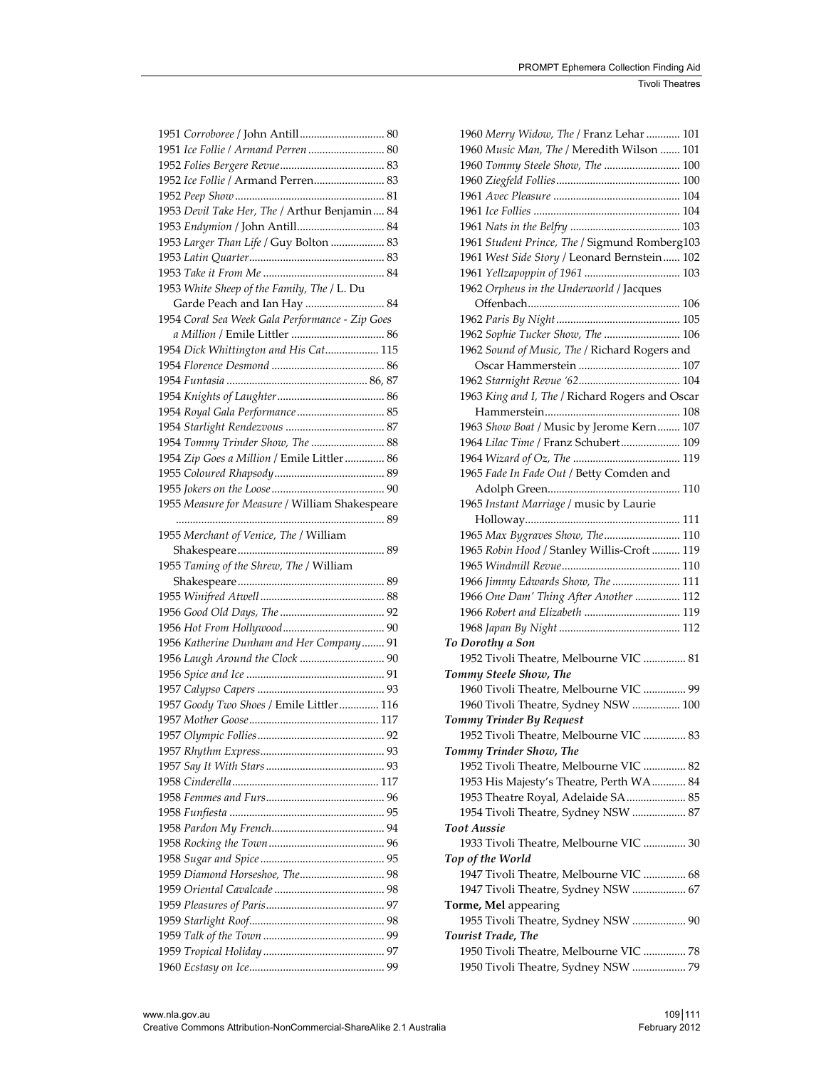1951 *Corroboree* / John Antill .............................. 80
1951 *Ice Follie / Armand Perren* .......................... 80
1952 *Folies Bergere Revue*.................................... 83
1952 *Ice Follie* / Armand Perren......................... 83
1952 *Peep Show* ..................................................... 81
1953 *Devil Take Her, The* / Arthur Benjamin .... 84
1953 *Endymion* / John Antill............................... 84
1953 *Larger Than Life* / Guy Bolton ................... 83
1953 *Latin Quarter*................................................ 83
1953 *Take it From Me* ........................................... 84
1953 *White Sheep of the Family, The* / L. Du Garde Peach and Ian Hay ............................ 84
1954 *Coral Sea Week Gala Performance - Zip Goes a Million* / Emile Littler ................................. 86
1954 *Dick Whittington and His Cat*................... 115
1954 *Florence Desmond* ........................................ 86
1954 *Funtasia* ................................................. 86, 87
1954 *Knights of Laughter*...................................... 86
1954 *Royal Gala Performance* ............................... 85
1954 *Starlight Rendezvous* ................................... 87
1954 *Tommy Trinder Show, The* .......................... 88
1954 *Zip Goes a Million* / Emile Littler .............. 86
1955 *Coloured Rhapsody*....................................... 89
1955 *Jokers on the Loose*........................................ 90
1955 *Measure for Measure* / William Shakespeare ......................................................................... 89
1955 *Merchant of Venice, The* / William Shakespeare.................................................... 89
1955 *Taming of the Shrew, The* / William Shakespeare.................................................... 89
1955 *Winifred Atwell*............................................ 88
1956 *Good Old Days, The* ..................................... 92
1956 *Hot From Hollywood*.................................... 90
1956 *Katherine Dunham and Her Company*........ 91
1956 *Laugh Around the Clock* .............................. 90
1956 *Spice and Ice* ................................................. 91
1957 *Calypso Capers* ............................................. 93
1957 *Goody Two Shoes* / Emile Littler.............. 116
1957 *Mother Goose*.............................................. 117
1957 *Olympic Follies*............................................. 92
1957 *Rhythm Express*............................................ 93
1957 *Say It With Stars* ........................................... 93
1958 *Cinderella*.................................................... 117
1958 *Femmes and Furs*.......................................... 96
1958 *Funfiesta* ....................................................... 95
1958 *Pardon My French*........................................ 94
1958 *Rocking the Town* ......................................... 96
1958 *Sugar and Spice* ............................................ 95
1959 *Diamond Horseshoe, The*.............................. 98
1959 *Oriental Cavalcade* ....................................... 98
1959 *Pleasures of Paris*.......................................... 97
1959 *Starlight Roof*................................................ 98
1959 *Talk of the Town* ........................................... 99
1959 *Tropical Holiday* ........................................... 97
1960 *Ecstasy on Ice*................................................ 99
1960 *Merry Widow, The* / Franz Lehar ............ 101
1960 *Music Man, The* / Meredith Wilson ....... 101
1960 *Tommy Steele Show, The* ........................... 100
1960 *Ziegfeld Follies*............................................ 100
1961 *Avec Pleasure* ............................................. 104
1961 *Ice Follies* .................................................... 104
1961 *Nats in the Belfry* ....................................... 103
1961 *Student Prince, The* / Sigmund Romberg103
1961 *West Side Story* / Leonard Bernstein...... 102
1961 *Yellzapoppin of 1961* .................................. 103
1962 *Orpheus in the Underworld* / Jacques Offenbach...................................................... 106
1962 *Paris By Night*............................................ 105
1962 *Sophie Tucker Show, The* ........................... 106
1962 *Sound of Music, The* / Richard Rogers and Oscar Hammerstein .................................... 107
1962 *Starnight Revue '62*.................................... 104
1963 *King and I, The* / Richard Rogers and Oscar Hammerstein................................................ 108
1963 *Show Boat* / Music by Jerome Kern........ 107
1964 *Lilac Time* / Franz Schubert..................... 109
1964 *Wizard of Oz, The* ...................................... 119
1965 *Fade In Fade Out* / Betty Comden and Adolph Green.............................................. 110
1965 *Instant Marriage* / music by Laurie Holloway...................................................... 111
1965 *Max Bygraves Show, The*........................... 110
1965 *Robin Hood* / Stanley Willis-Croft .......... 119
1965 *Windmill Revue*.......................................... 110
1966 *Jimmy Edwards Show, The* ........................ 111
1966 *One Dam' Thing After Another* ................ 112
1966 *Robert and Elizabeth* .................................. 119
1968 *Japan By Night* ........................................... 112

***To Dorothy a Son***
1952 Tivoli Theatre, Melbourne VIC ............... 81

***Tommy Steele Show, The***
1960 Tivoli Theatre, Melbourne VIC ............... 99
1960 Tivoli Theatre, Sydney NSW ................. 100

***Tommy Trinder By Request***
1952 Tivoli Theatre, Melbourne VIC ............... 83

***Tommy Trinder Show, The***
1952 Tivoli Theatre, Melbourne VIC ............... 82
1953 His Majesty's Theatre, Perth WA............ 84
1953 Theatre Royal, Adelaide SA..................... 85
1954 Tivoli Theatre, Sydney NSW ................... 87

***Toot Aussie***
1933 Tivoli Theatre, Melbourne VIC ............... 30

***Top of the World***
1947 Tivoli Theatre, Melbourne VIC ............... 68
1947 Tivoli Theatre, Sydney NSW ................... 67

**Torme, Mel** appearing
1955 Tivoli Theatre, Sydney NSW ................... 90

***Tourist Trade, The***
1950 Tivoli Theatre, Melbourne VIC ............... 78
1950 Tivoli Theatre, Sydney NSW ................... 79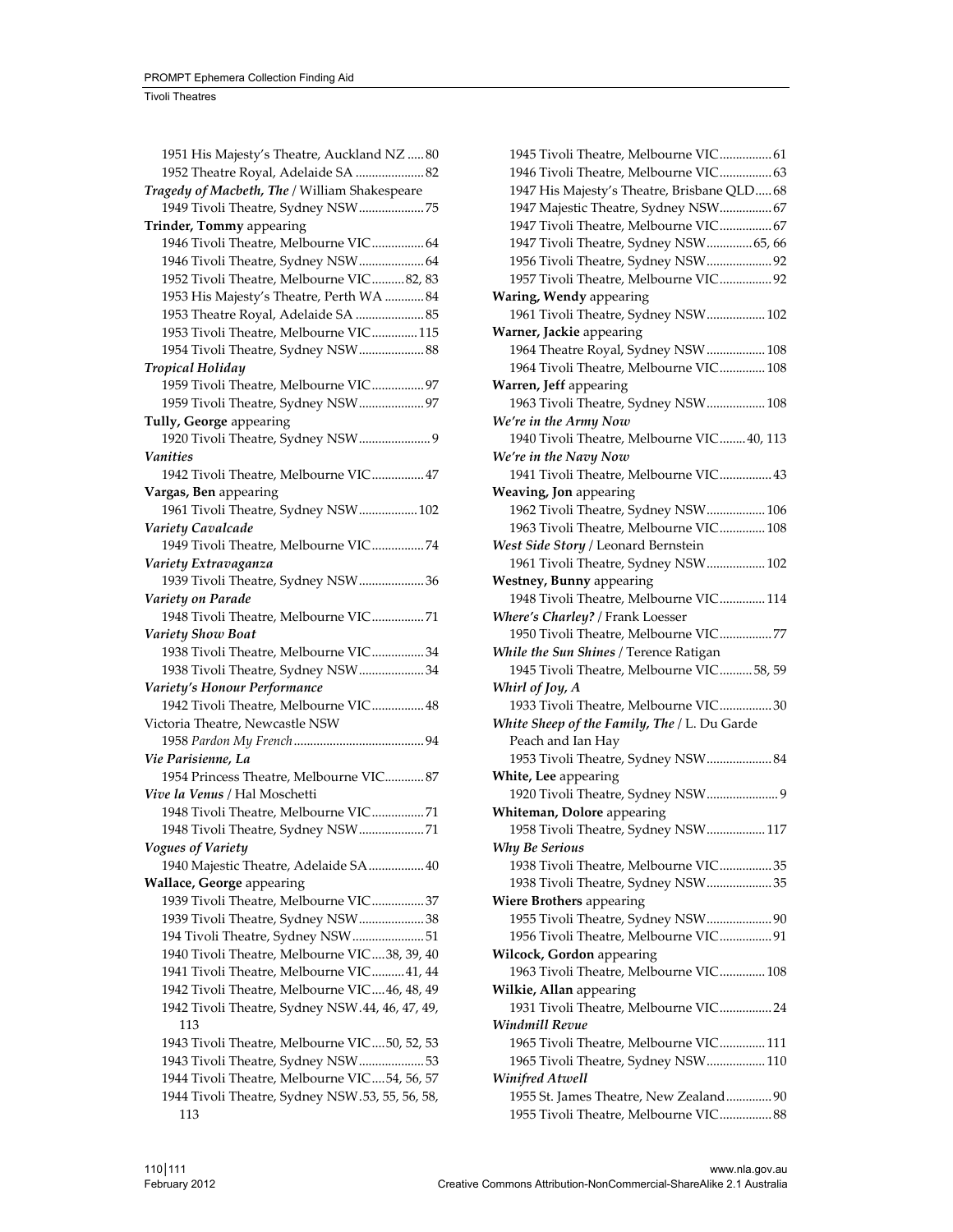1951 His Majesty's Theatre, Auckland NZ ..... 80
1952 Theatre Royal, Adelaide SA ..................... 82

***Tragedy of Macbeth, The*** / William Shakespeare
1949 Tivoli Theatre, Sydney NSW .................... 75

**Trinder, Tommy** appearing
1946 Tivoli Theatre, Melbourne VIC ................ 64
1946 Tivoli Theatre, Sydney NSW .................... 64
1952 Tivoli Theatre, Melbourne VIC .......... 82, 83
1953 His Majesty's Theatre, Perth WA ............ 84
1953 Theatre Royal, Adelaide SA ..................... 85
1953 Tivoli Theatre, Melbourne VIC .............. 115
1954 Tivoli Theatre, Sydney NSW .................... 88

***Tropical Holiday***
1959 Tivoli Theatre, Melbourne VIC ................ 97
1959 Tivoli Theatre, Sydney NSW .................... 97

**Tully, George** appearing
1920 Tivoli Theatre, Sydney NSW ...................... 9

***Vanities***
1942 Tivoli Theatre, Melbourne VIC ................ 47

**Vargas, Ben** appearing
1961 Tivoli Theatre, Sydney NSW .................. 102

***Variety Cavalcade***
1949 Tivoli Theatre, Melbourne VIC ................ 74

***Variety Extravaganza***
1939 Tivoli Theatre, Sydney NSW .................... 36

***Variety on Parade***
1948 Tivoli Theatre, Melbourne VIC ................ 71

***Variety Show Boat***
1938 Tivoli Theatre, Melbourne VIC ................ 34
1938 Tivoli Theatre, Sydney NSW .................... 34

***Variety's Honour Performance***
1942 Tivoli Theatre, Melbourne VIC ................ 48

Victoria Theatre, Newcastle NSW
1958 *Pardon My French* ........................................ 94

***Vie Parisienne, La***
1954 Princess Theatre, Melbourne VIC ............ 87

***Vive la Venus*** / Hal Moschetti
1948 Tivoli Theatre, Melbourne VIC ................ 71
1948 Tivoli Theatre, Sydney NSW .................... 71

***Vogues of Variety***
1940 Majestic Theatre, Adelaide SA ................. 40

**Wallace, George** appearing
1939 Tivoli Theatre, Melbourne VIC ................ 37
1939 Tivoli Theatre, Sydney NSW .................... 38
194 Tivoli Theatre, Sydney NSW ...................... 51
1940 Tivoli Theatre, Melbourne VIC .... 38, 39, 40
1941 Tivoli Theatre, Melbourne VIC .......... 41, 44
1942 Tivoli Theatre, Melbourne VIC .... 46, 48, 49
1942 Tivoli Theatre, Sydney NSW . 44, 46, 47, 49, 113
1943 Tivoli Theatre, Melbourne VIC .... 50, 52, 53
1943 Tivoli Theatre, Sydney NSW .................... 53
1944 Tivoli Theatre, Melbourne VIC .... 54, 56, 57
1944 Tivoli Theatre, Sydney NSW . 53, 55, 56, 58, 113
1945 Tivoli Theatre, Melbourne VIC ................ 61
1946 Tivoli Theatre, Melbourne VIC ................ 63
1947 His Majesty's Theatre, Brisbane QLD ..... 68
1947 Majestic Theatre, Sydney NSW ................ 67
1947 Tivoli Theatre, Melbourne VIC ................ 67
1947 Tivoli Theatre, Sydney NSW ............. 65, 66
1956 Tivoli Theatre, Sydney NSW .................... 92
1957 Tivoli Theatre, Melbourne VIC ................ 92

**Waring, Wendy** appearing
1961 Tivoli Theatre, Sydney NSW .................. 102

**Warner, Jackie** appearing
1964 Theatre Royal, Sydney NSW .................. 108
1964 Tivoli Theatre, Melbourne VIC .............. 108

**Warren, Jeff** appearing
1963 Tivoli Theatre, Sydney NSW .................. 108

***We're in the Army Now***
1940 Tivoli Theatre, Melbourne VIC ........ 40, 113

***We're in the Navy Now***
1941 Tivoli Theatre, Melbourne VIC ................ 43

**Weaving, Jon** appearing
1962 Tivoli Theatre, Sydney NSW .................. 106
1963 Tivoli Theatre, Melbourne VIC .............. 108

***West Side Story*** / Leonard Bernstein
1961 Tivoli Theatre, Sydney NSW .................. 102

**Westney, Bunny** appearing
1948 Tivoli Theatre, Melbourne VIC .............. 114

***Where's Charley?*** / Frank Loesser
1950 Tivoli Theatre, Melbourne VIC ................ 77

***While the Sun Shines*** / Terence Ratigan
1945 Tivoli Theatre, Melbourne VIC .......... 58, 59

***Whirl of Joy, A***
1933 Tivoli Theatre, Melbourne VIC ................ 30

***White Sheep of the Family, The*** / L. Du Garde Peach and Ian Hay
1953 Tivoli Theatre, Sydney NSW .................... 84

**White, Lee** appearing
1920 Tivoli Theatre, Sydney NSW ...................... 9

**Whiteman, Dolore** appearing
1958 Tivoli Theatre, Sydney NSW .................. 117

***Why Be Serious***
1938 Tivoli Theatre, Melbourne VIC ................ 35
1938 Tivoli Theatre, Sydney NSW .................... 35

**Wiere Brothers** appearing
1955 Tivoli Theatre, Sydney NSW .................... 90
1956 Tivoli Theatre, Melbourne VIC ................ 91

**Wilcock, Gordon** appearing
1963 Tivoli Theatre, Melbourne VIC .............. 108

**Wilkie, Allan** appearing
1931 Tivoli Theatre, Melbourne VIC ................ 24

***Windmill Revue***
1965 Tivoli Theatre, Melbourne VIC .............. 111
1965 Tivoli Theatre, Sydney NSW .................. 110

***Winifred Atwell***
1955 St. James Theatre, New Zealand .............. 90
1955 Tivoli Theatre, Melbourne VIC ................ 88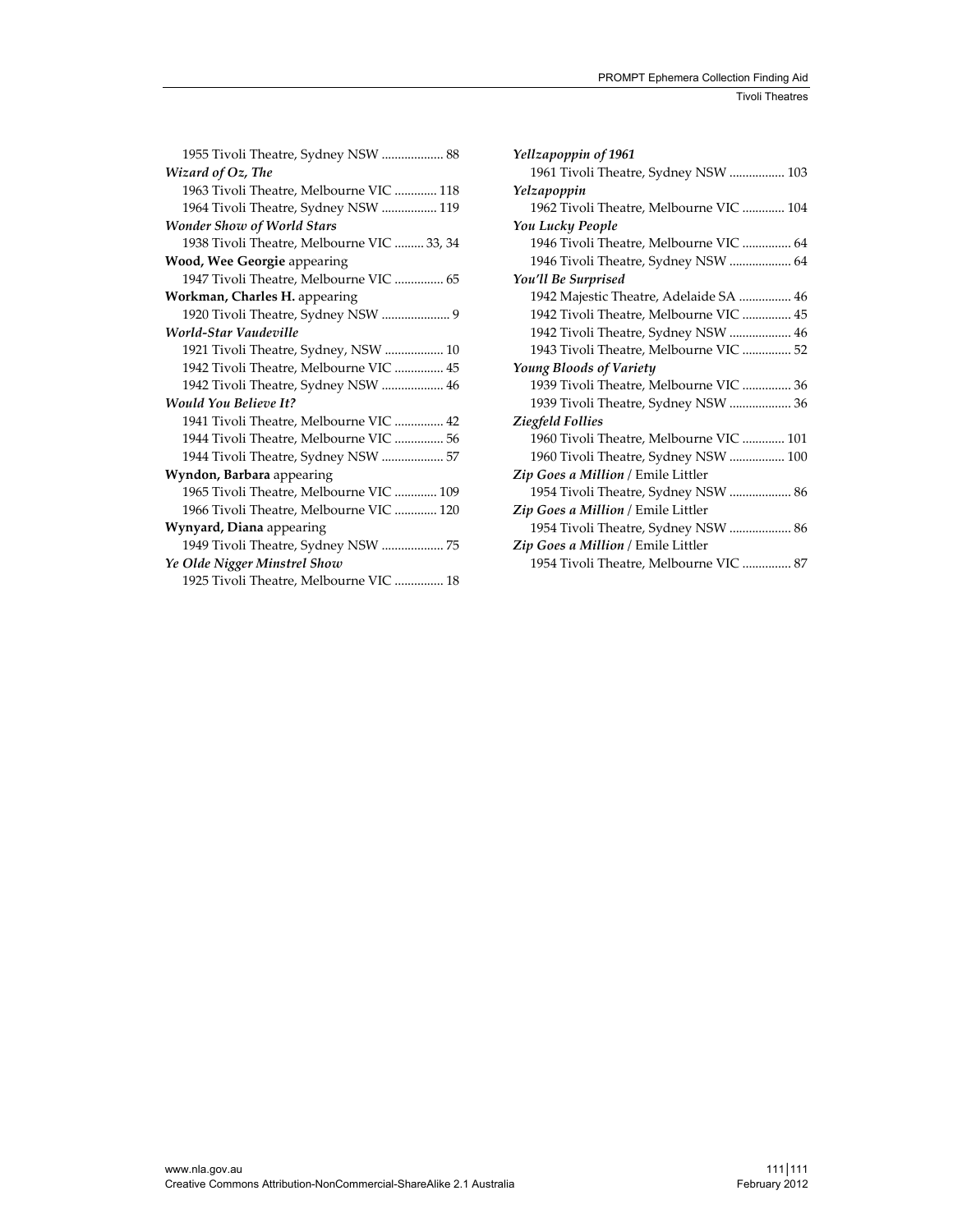1955 Tivoli Theatre, Sydney NSW ................... 88

***Wizard of Oz, The***

1963 Tivoli Theatre, Melbourne VIC ............. 118

1964 Tivoli Theatre, Sydney NSW ................. 119

***Wonder Show of World Stars***

1938 Tivoli Theatre, Melbourne VIC ......... 33, 34

**Wood, Wee Georgie** appearing

1947 Tivoli Theatre, Melbourne VIC ............... 65

**Workman, Charles H.** appearing

1920 Tivoli Theatre, Sydney NSW ..................... 9

***World-Star Vaudeville***

1921 Tivoli Theatre, Sydney, NSW .................. 10

1942 Tivoli Theatre, Melbourne VIC ............... 45

1942 Tivoli Theatre, Sydney NSW ................... 46

***Would You Believe It?***

1941 Tivoli Theatre, Melbourne VIC ............... 42

1944 Tivoli Theatre, Melbourne VIC ............... 56

1944 Tivoli Theatre, Sydney NSW ................... 57

**Wyndon, Barbara** appearing

1965 Tivoli Theatre, Melbourne VIC ............. 109

1966 Tivoli Theatre, Melbourne VIC ............. 120

**Wynyard, Diana** appearing

1949 Tivoli Theatre, Sydney NSW ................... 75

***Ye Olde Nigger Minstrel Show***

1925 Tivoli Theatre, Melbourne VIC ............... 18

***Yellzapoppin of 1961***

1961 Tivoli Theatre, Sydney NSW ................. 103

***Yelzapoppin***

1962 Tivoli Theatre, Melbourne VIC ............. 104

***You Lucky People***

1946 Tivoli Theatre, Melbourne VIC ............... 64

1946 Tivoli Theatre, Sydney NSW ................... 64

***You'll Be Surprised***

1942 Majestic Theatre, Adelaide SA ................ 46

1942 Tivoli Theatre, Melbourne VIC ............... 45

1942 Tivoli Theatre, Sydney NSW ................... 46

1943 Tivoli Theatre, Melbourne VIC ............... 52

***Young Bloods of Variety***

1939 Tivoli Theatre, Melbourne VIC ............... 36

1939 Tivoli Theatre, Sydney NSW ................... 36

***Ziegfeld Follies***

1960 Tivoli Theatre, Melbourne VIC ............. 101

1960 Tivoli Theatre, Sydney NSW ................. 100

***Zip Goes a Million*** / Emile Littler

1954 Tivoli Theatre, Sydney NSW ................... 86

***Zip Goes a Million*** / Emile Littler

1954 Tivoli Theatre, Sydney NSW ................... 86

***Zip Goes a Million*** / Emile Littler

1954 Tivoli Theatre, Melbourne VIC ............... 87